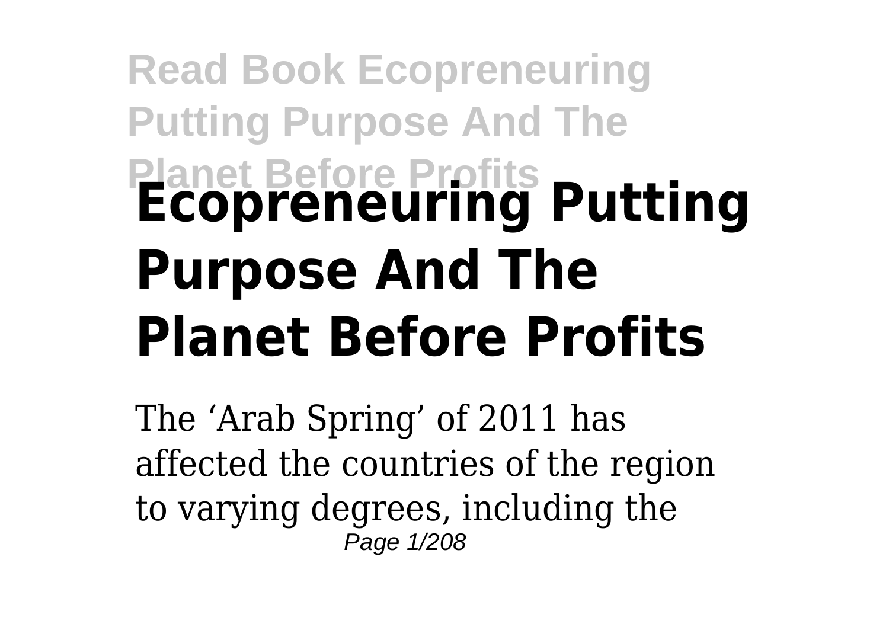# Ecopreneuring Putting Purpose And The Planet Before Profits

The 'Arab Spring' of 2011 has affected the countries of the region to varying degrees, including the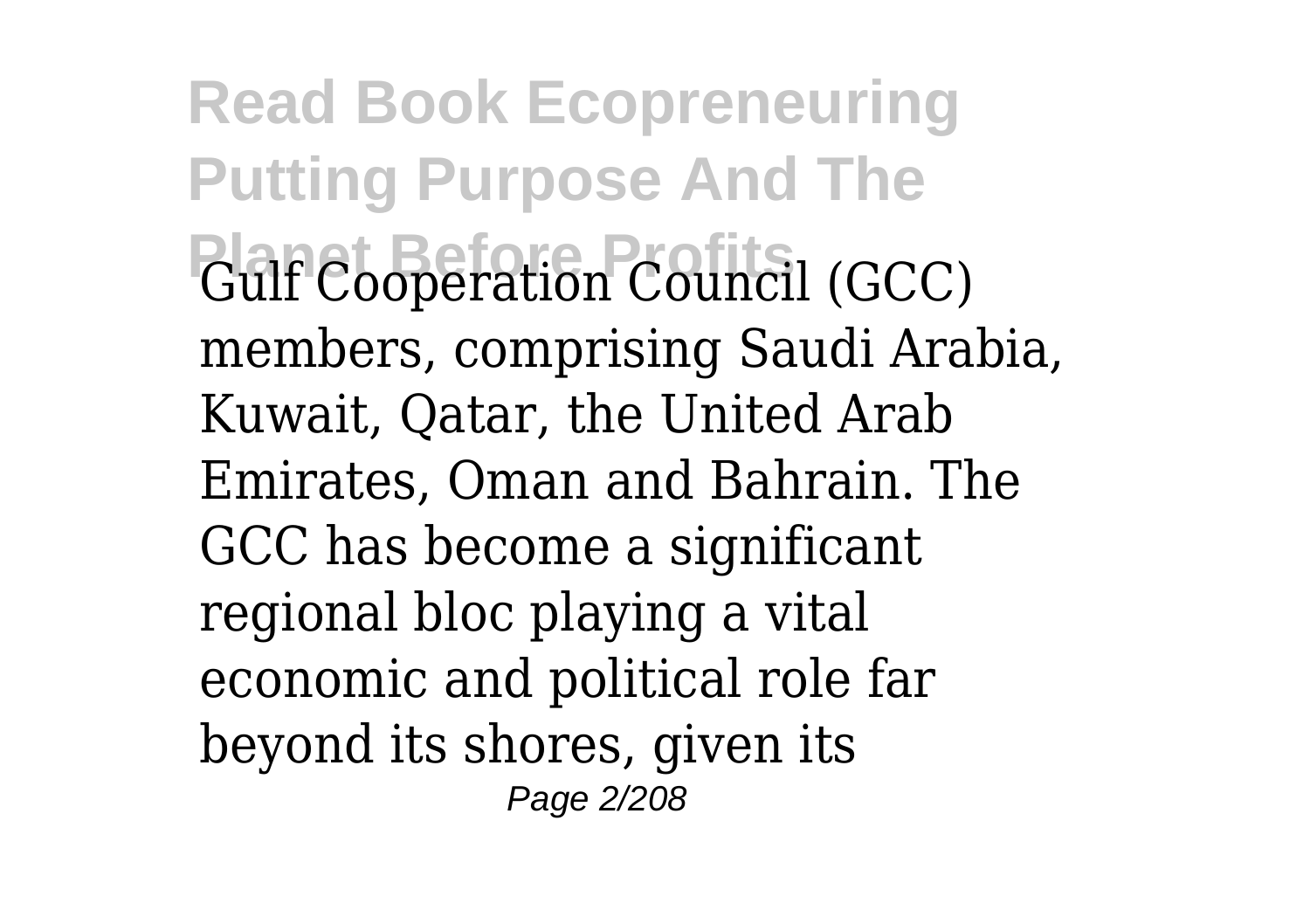Gulf Cooperation Council (GCC) members, comprising Saudi Arabia, Kuwait, Qatar, the United Arab Emirates, Oman and Bahrain. The GCC has become a significant regional bloc playing a vital economic and political role far beyond its shores, given its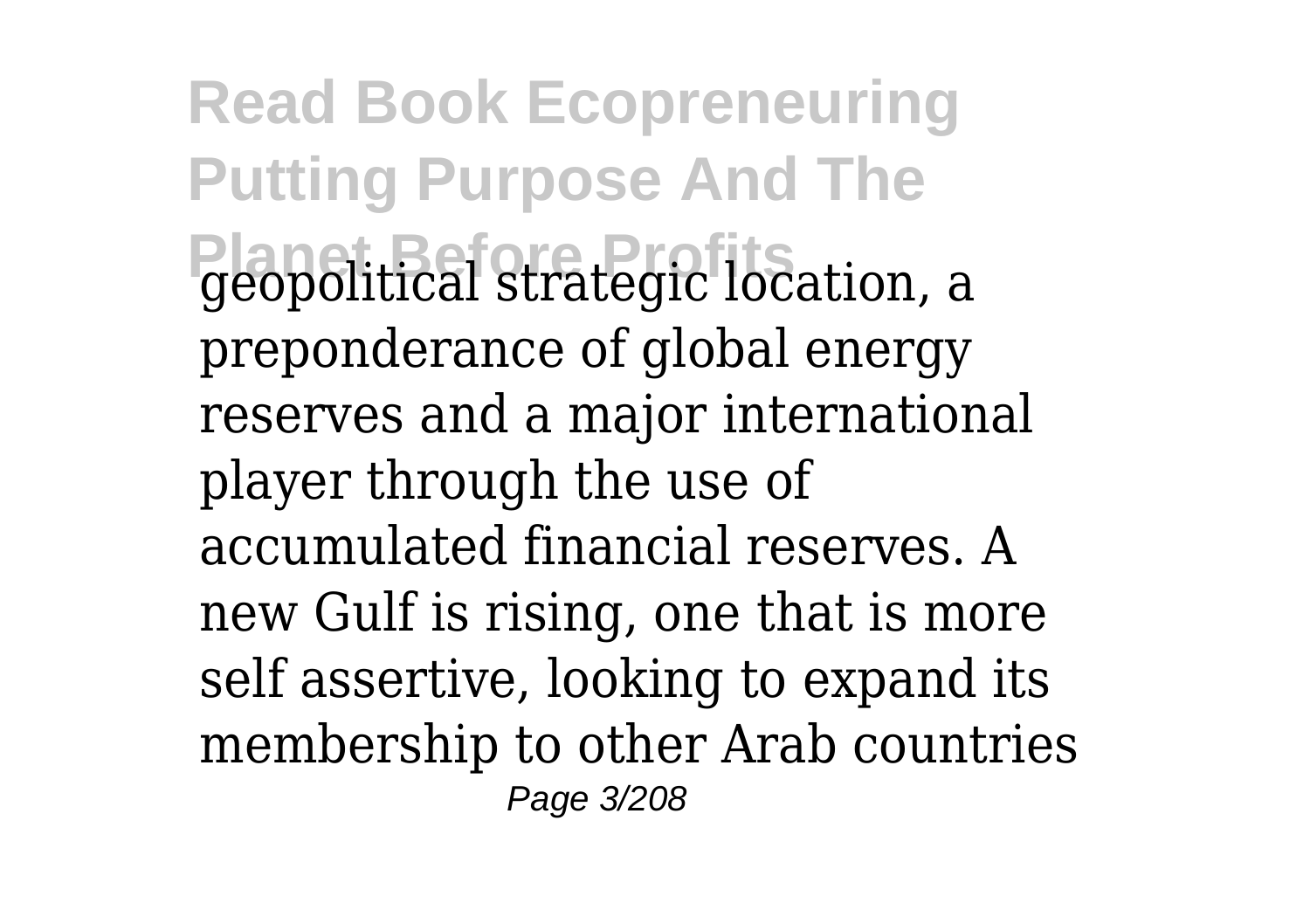geopolitical strategic location, a preponderance of global energy reserves and a major international player through the use of accumulated financial reserves. A new Gulf is rising, one that is more self assertive, looking to expand its membership to other Arab countries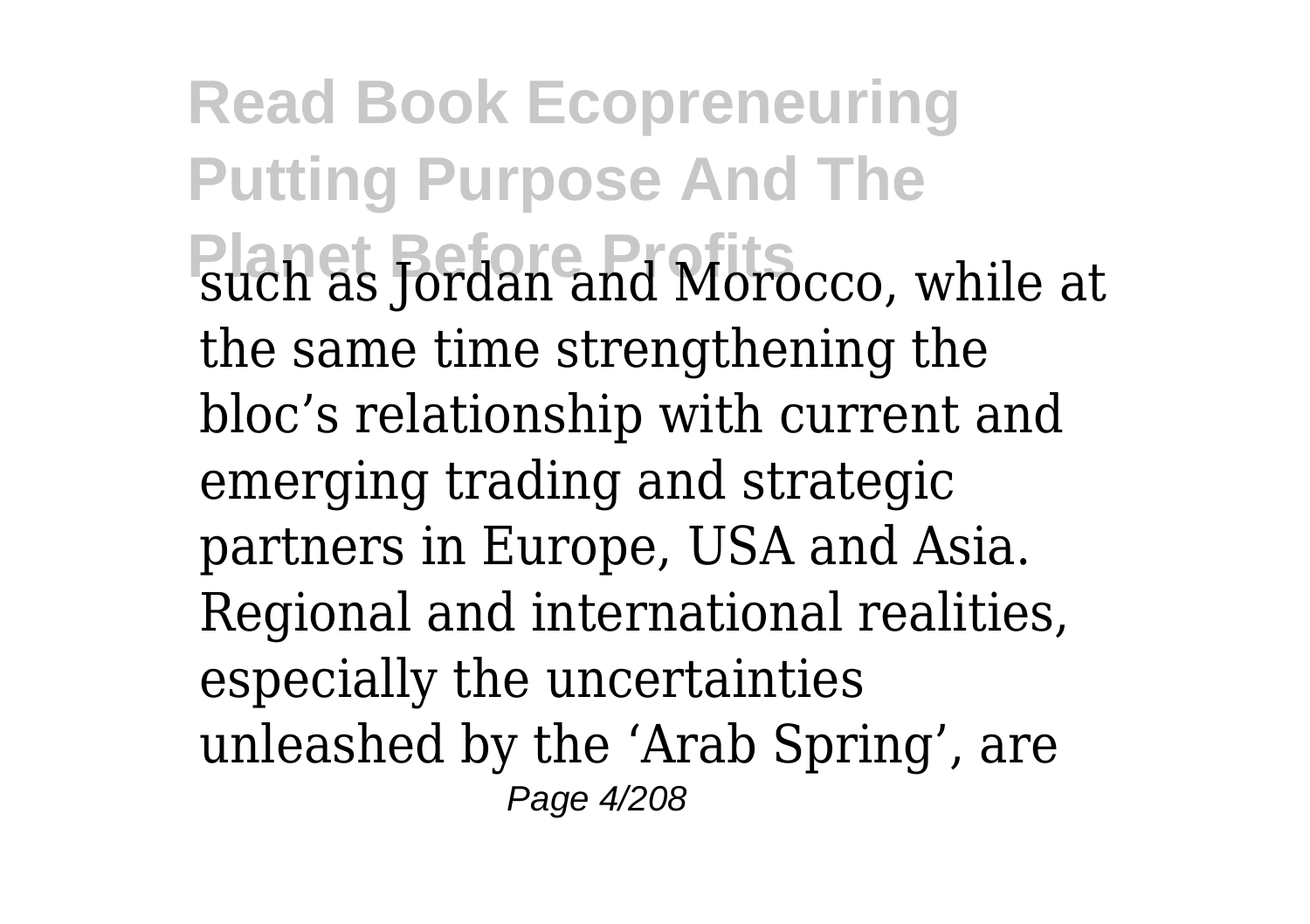such as Jordan and Morocco, while at the same time strengthening the bloc’s relationship with current and emerging trading and strategic partners in Europe, USA and Asia. Regional and international realities, especially the uncertainties unleashed by the ‘Arab Spring’, are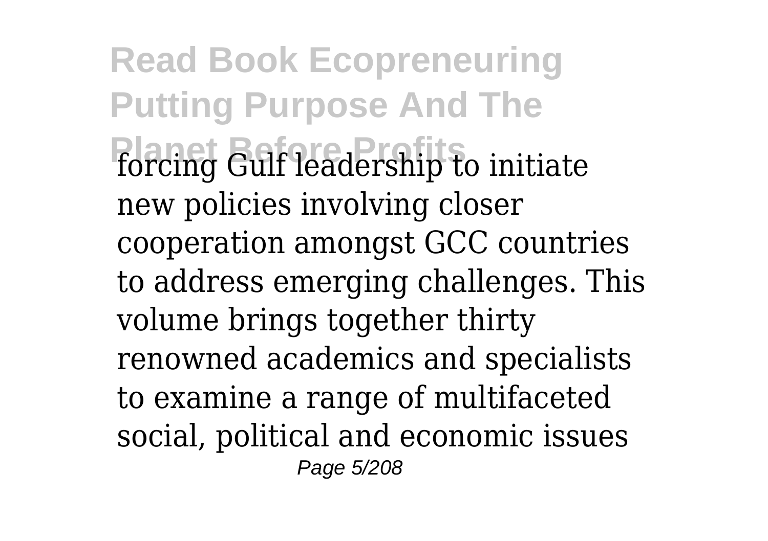forcing Gulf leadership to initiate new policies involving closer cooperation amongst GCC countries to address emerging challenges. This volume brings together thirty renowned academics and specialists to examine a range of multifaceted social, political and economic issues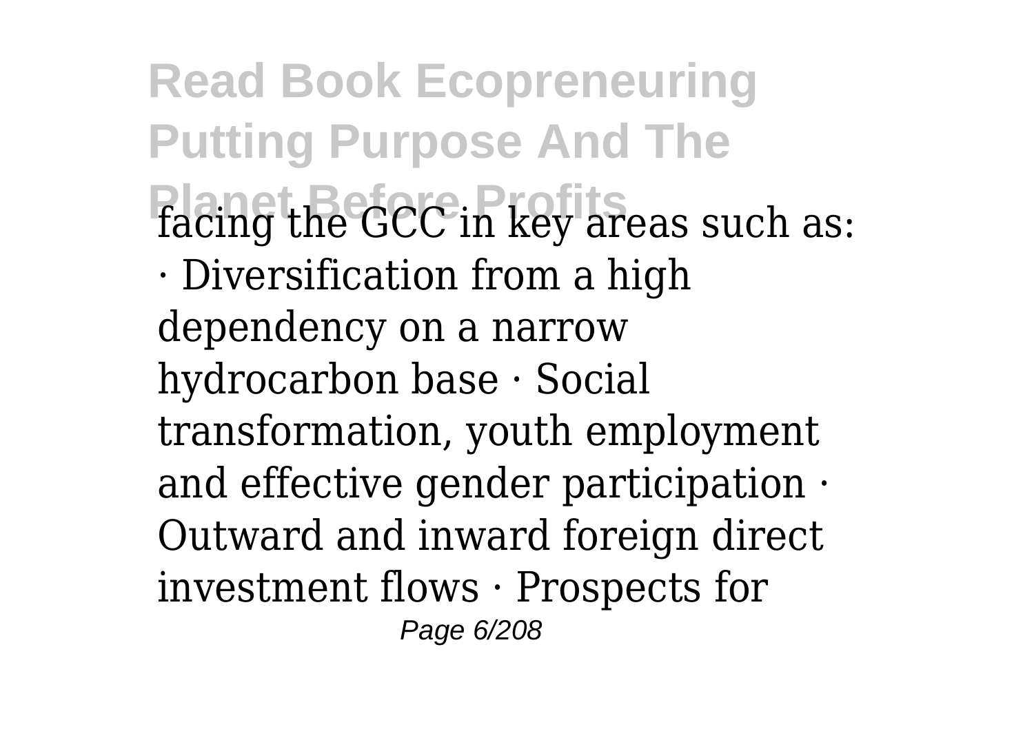facing the GCC in key areas such as:

· Diversification from a high dependency on a narrow hydrocarbon base · Social transformation, youth employment and effective gender participation · Outward and inward foreign direct investment flows · Prospects for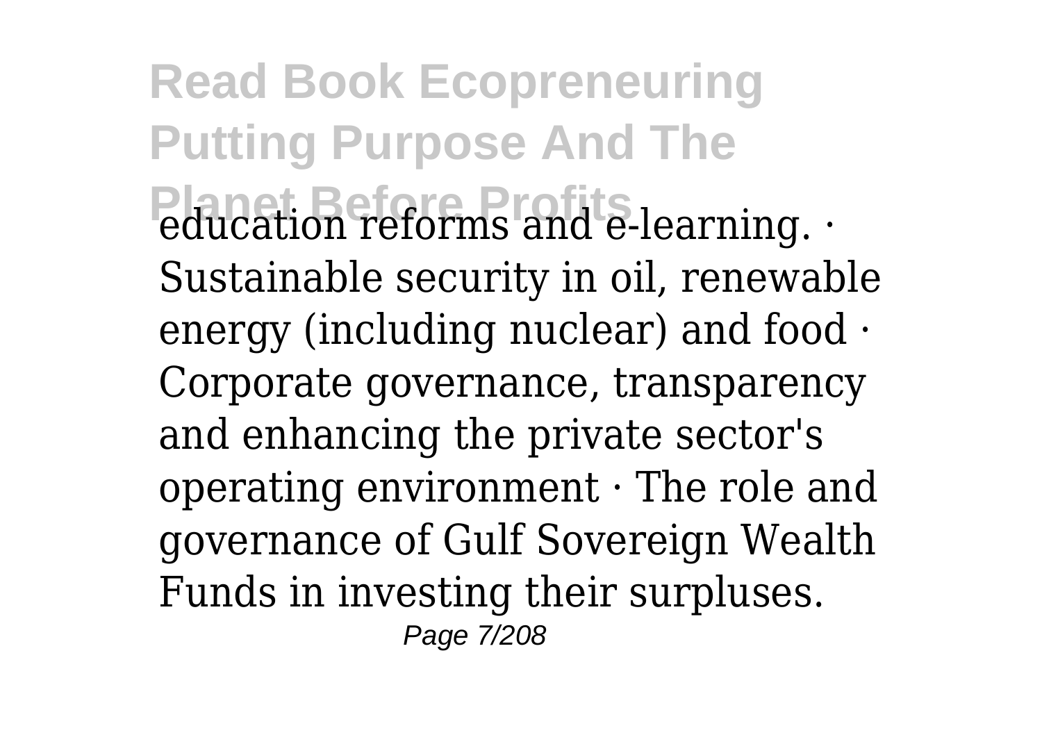education reforms and e-learning. · Sustainable security in oil, renewable energy (including nuclear) and food · Corporate governance, transparency and enhancing the private sector's operating environment · The role and governance of Gulf Sovereign Wealth Funds in investing their surpluses.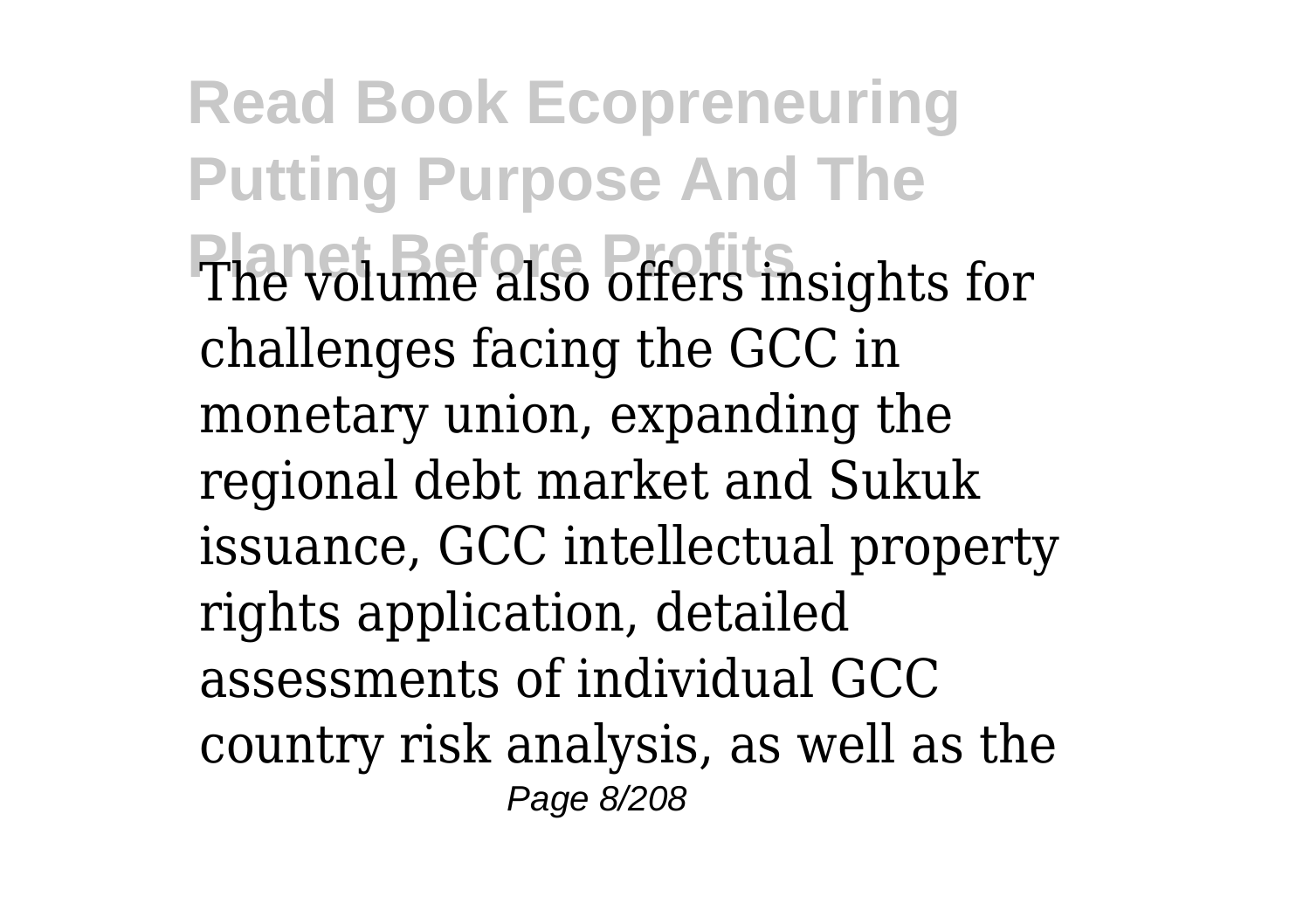The volume also offers insights for challenges facing the GCC in monetary union, expanding the regional debt market and Sukuk issuance, GCC intellectual property rights application, detailed assessments of individual GCC country risk analysis, as well as the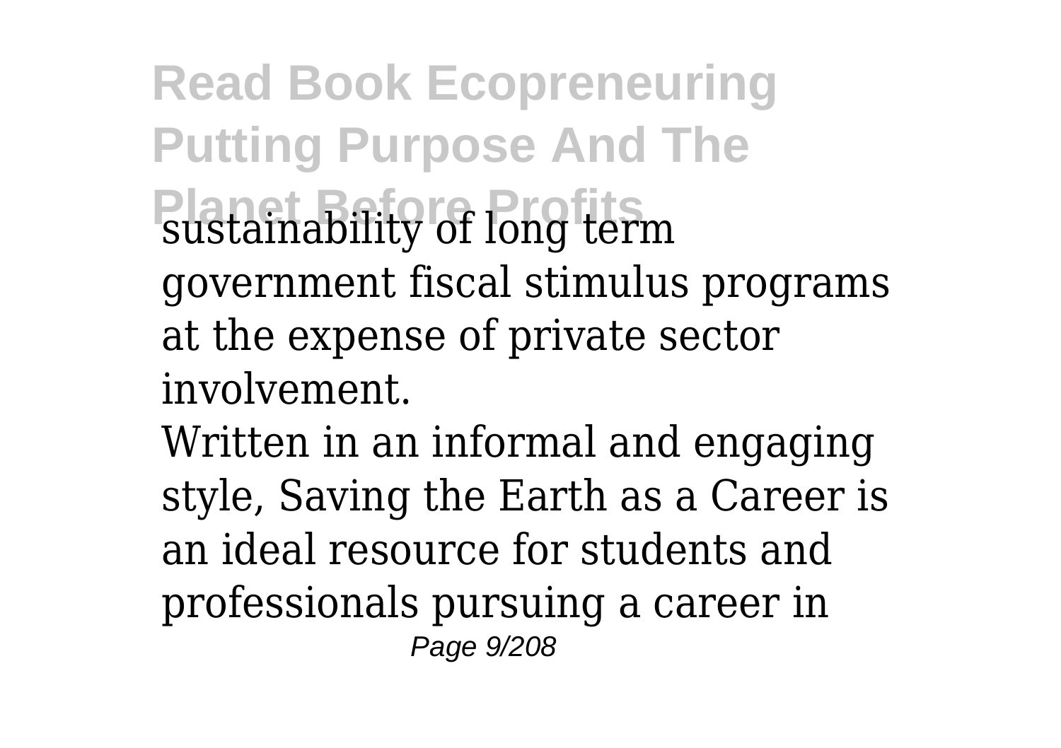sustainability of long term government fiscal stimulus programs at the expense of private sector involvement.

Written in an informal and engaging style, Saving the Earth as a Career is an ideal resource for students and professionals pursuing a career in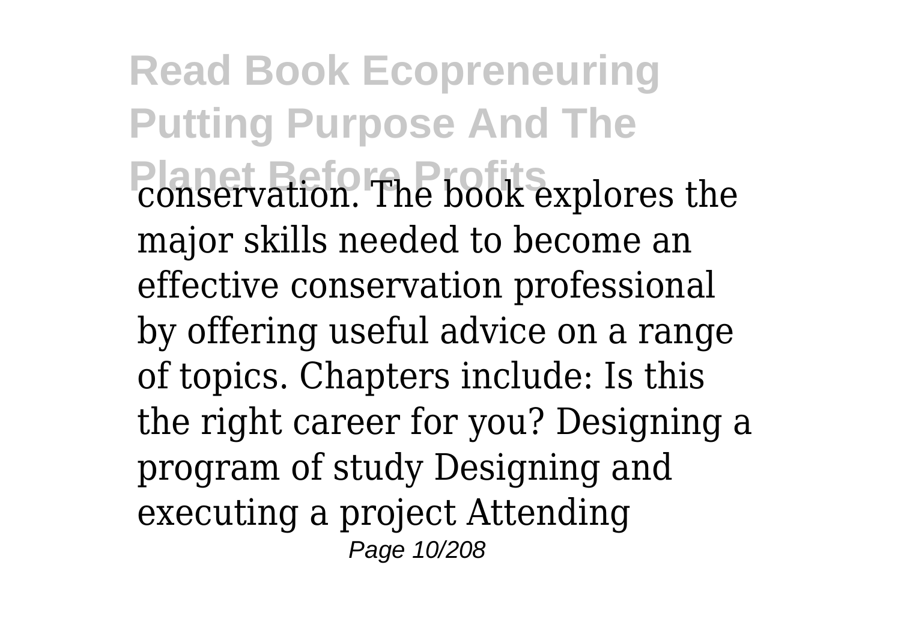conservation. The book explores the major skills needed to become an effective conservation professional by offering useful advice on a range of topics. Chapters include: Is this the right career for you? Designing a program of study Designing and executing a project Attending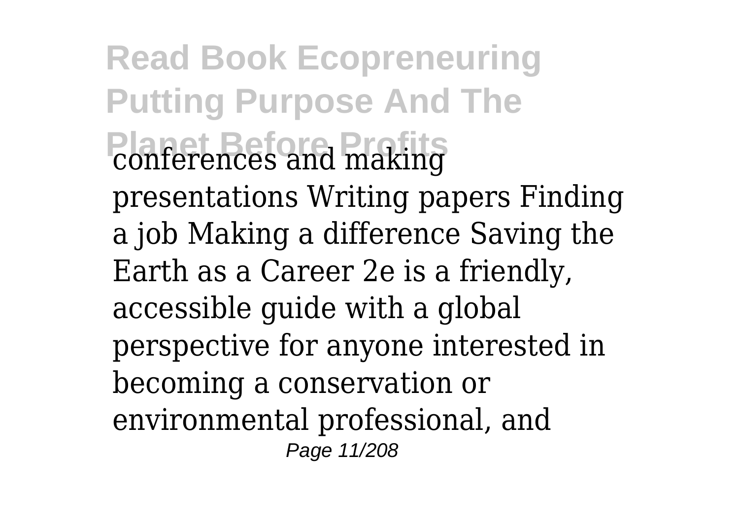conferences and making presentations Writing papers Finding a job Making a difference Saving the Earth as a Career 2e is a friendly, accessible guide with a global perspective for anyone interested in becoming a conservation or environmental professional, and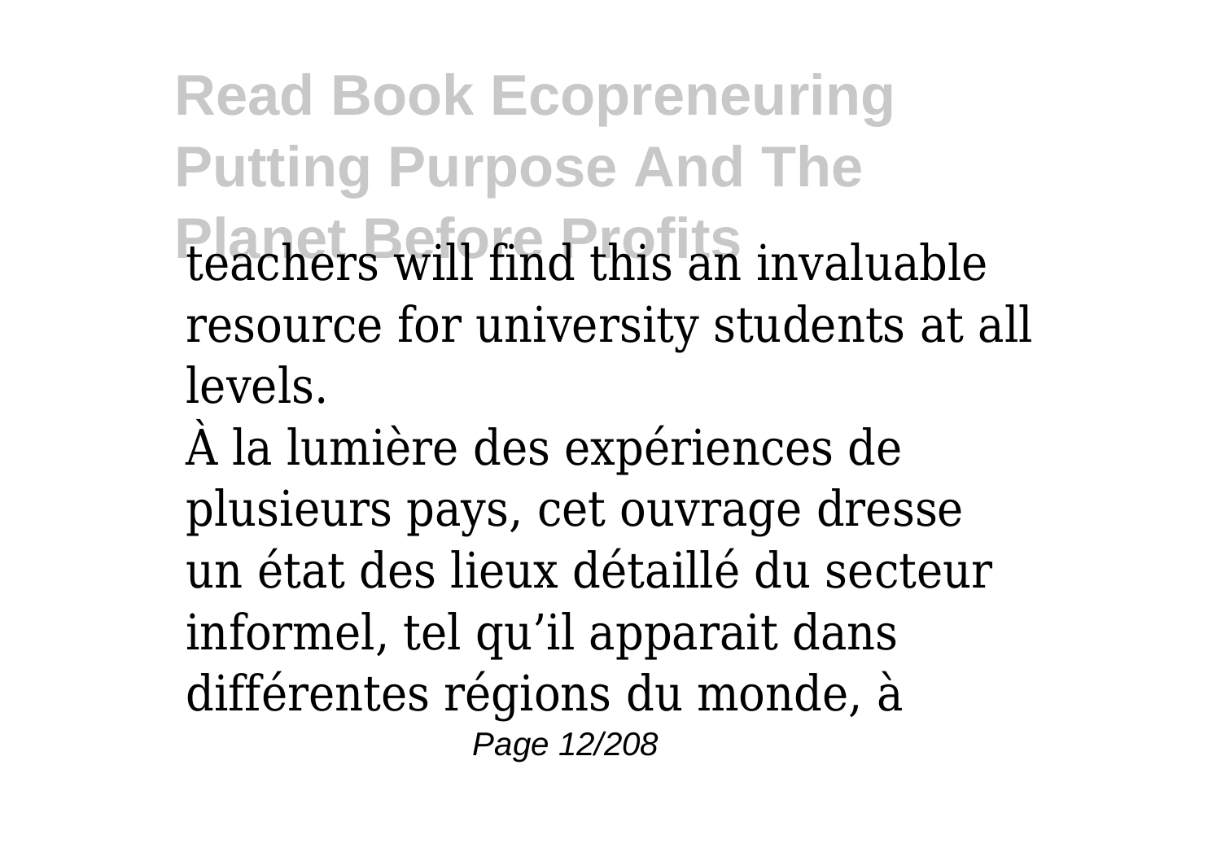teachers will find this an invaluable resource for university students at all levels.

À la lumière des expériences de plusieurs pays, cet ouvrage dresse un état des lieux détaillé du secteur informel, tel qu'il apparait dans différentes régions du monde, à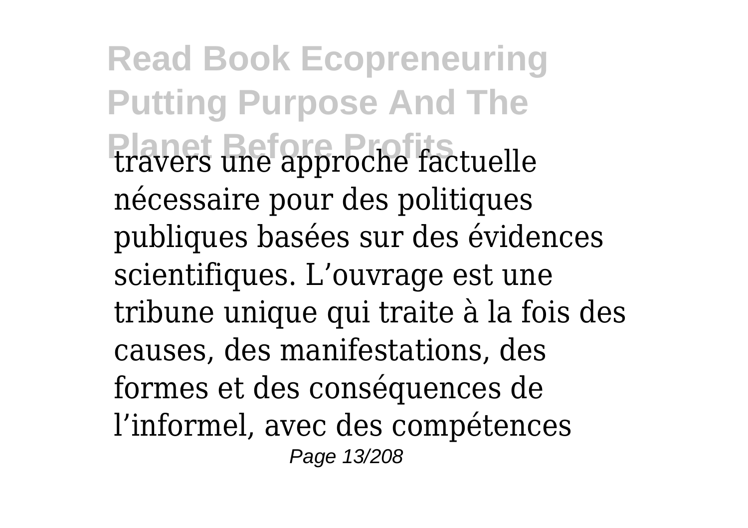travers une approche factuelle nécessaire pour des politiques publiques basées sur des évidences scientifiques. L’ouvrage est une tribune unique qui traite à la fois des causes, des manifestations, des formes et des conséquences de l’informel, avec des compétences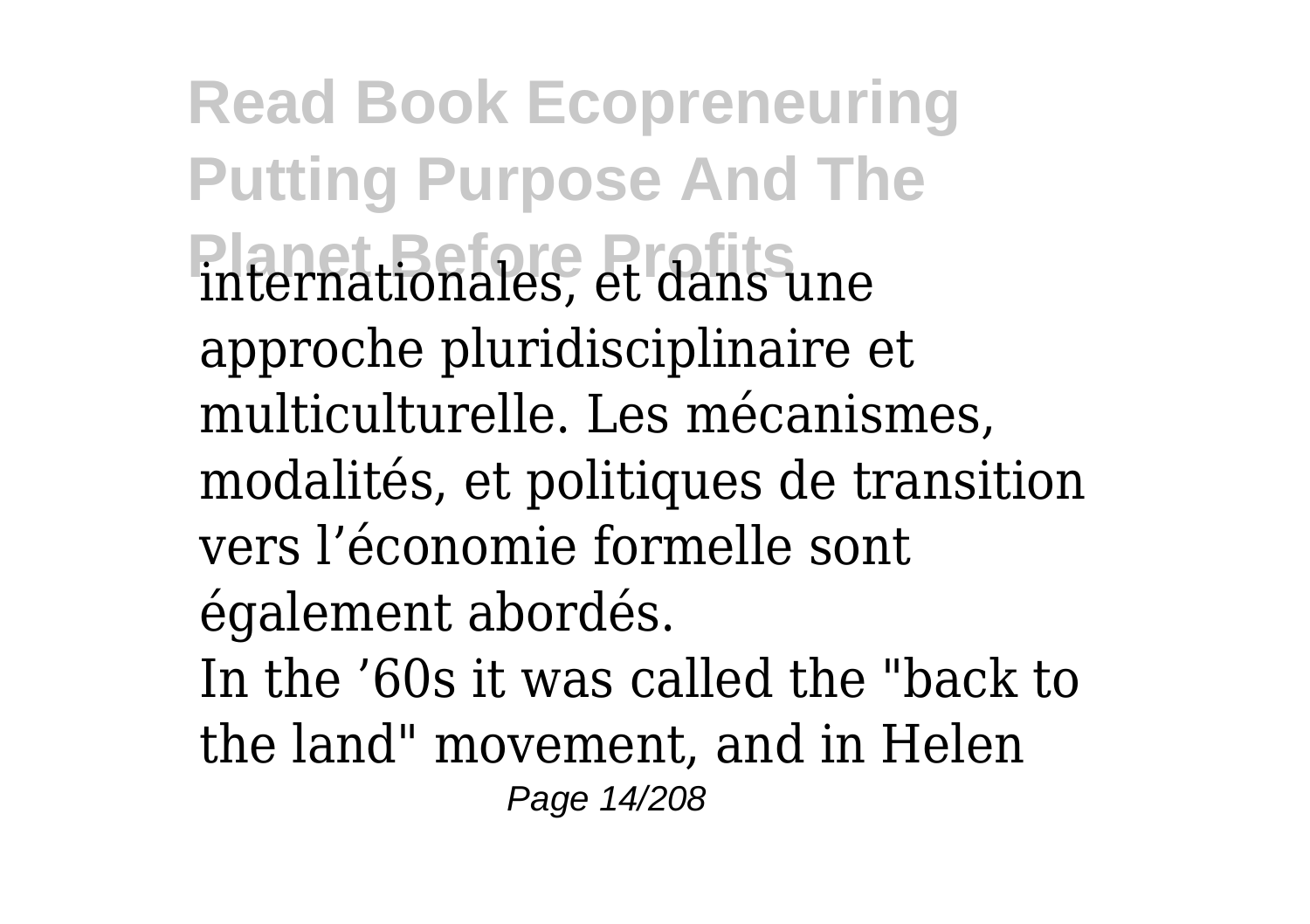internationales, et dans une approche pluridisciplinaire et multiculturelle. Les mécanismes, modalités, et politiques de transition vers l'économie formelle sont également abordés.

In the '60s it was called the "back to the land" movement, and in Helen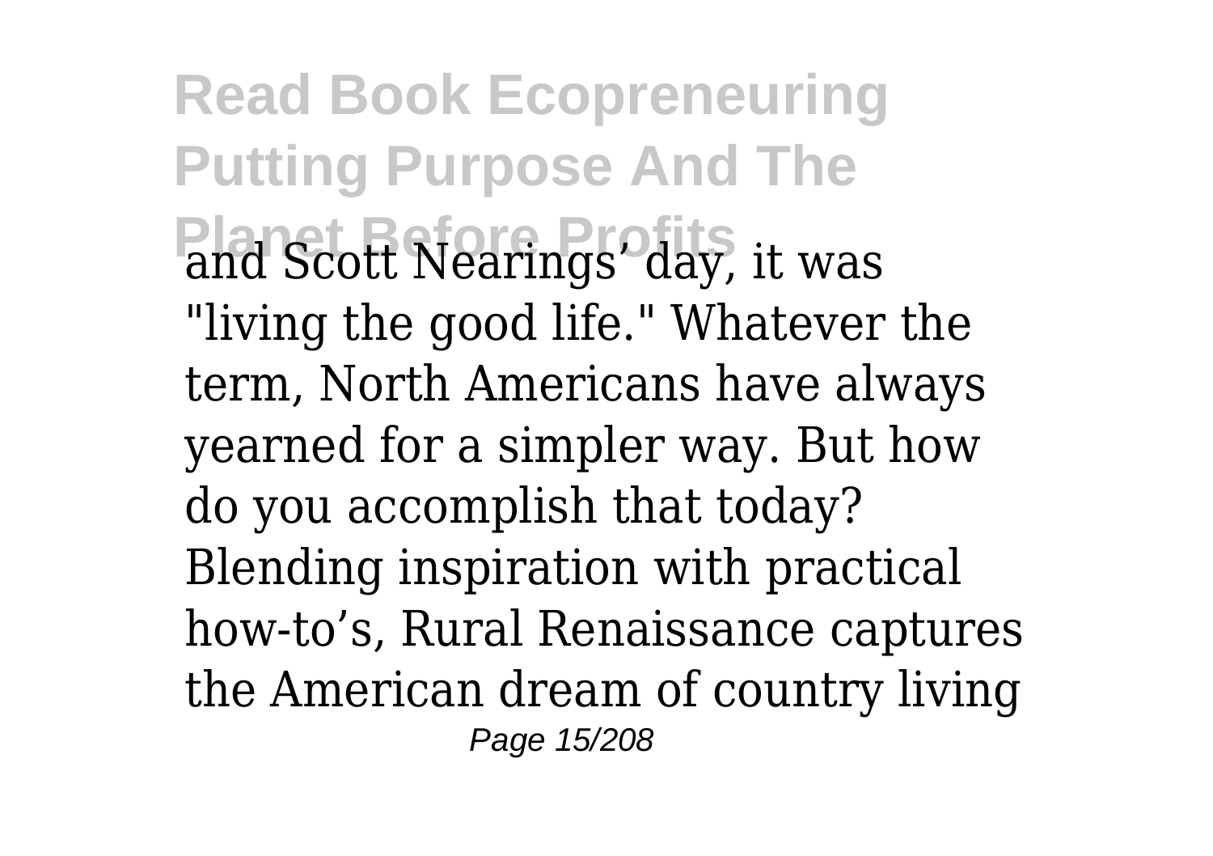and Scott Nearings' day, it was "living the good life." Whatever the term, North Americans have always yearned for a simpler way. But how do you accomplish that today? Blending inspiration with practical how-to's, Rural Renaissance captures the American dream of country living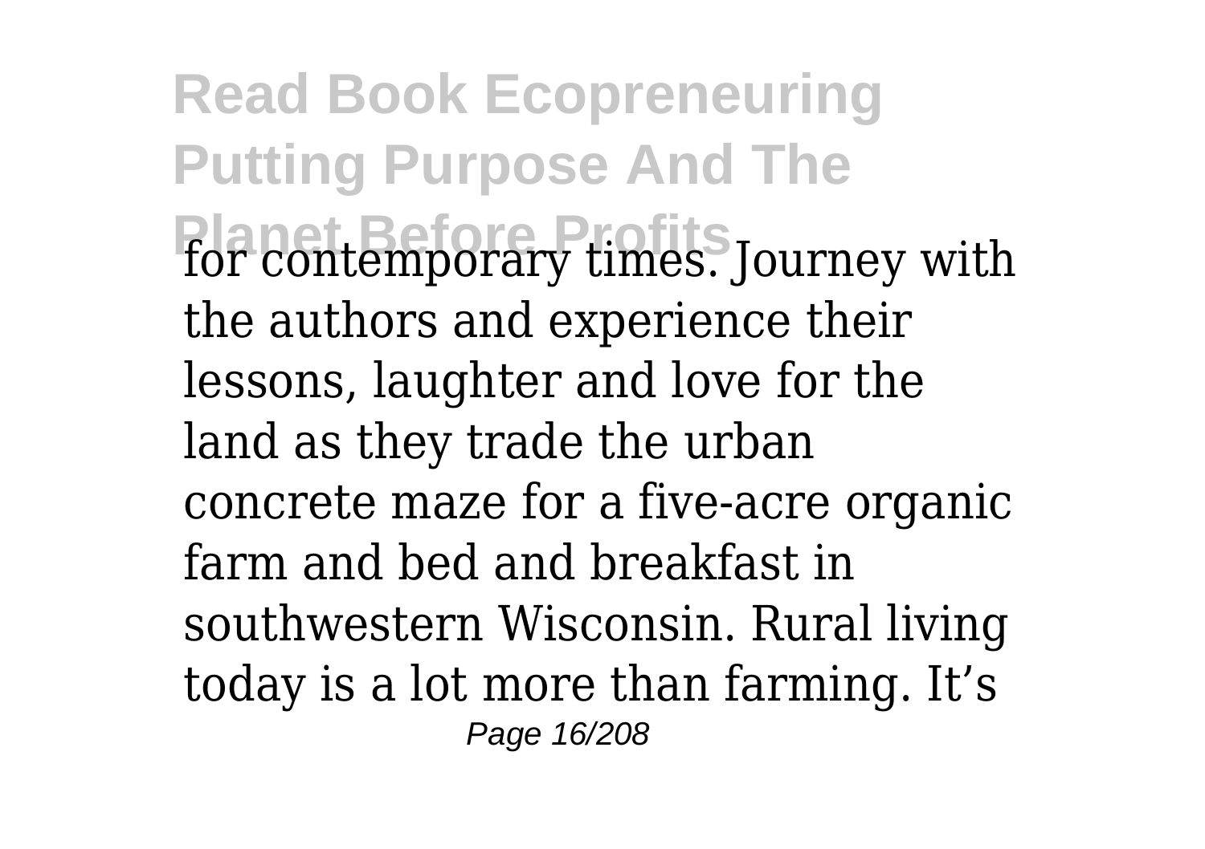for contemporary times. Journey with the authors and experience their lessons, laughter and love for the land as they trade the urban concrete maze for a five-acre organic farm and bed and breakfast in southwestern Wisconsin. Rural living today is a lot more than farming. It's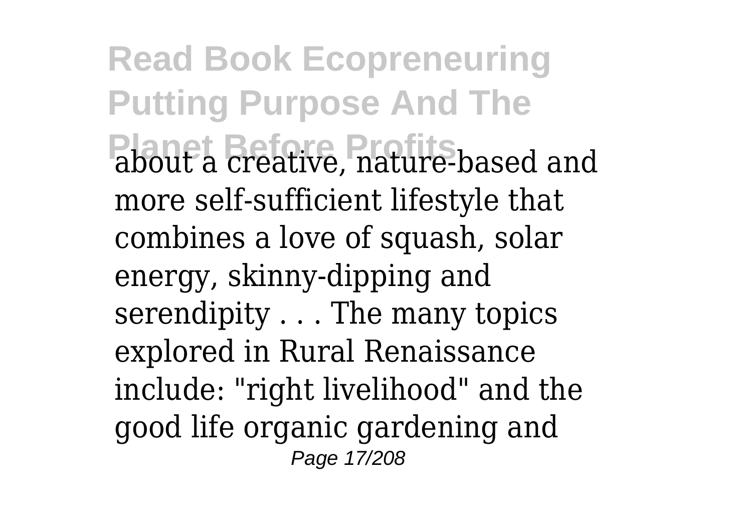about a creative, nature-based and more self-sufficient lifestyle that combines a love of squash, solar energy, skinny-dipping and serendipity . . . The many topics explored in Rural Renaissance include: "right livelihood" and the good life organic gardening and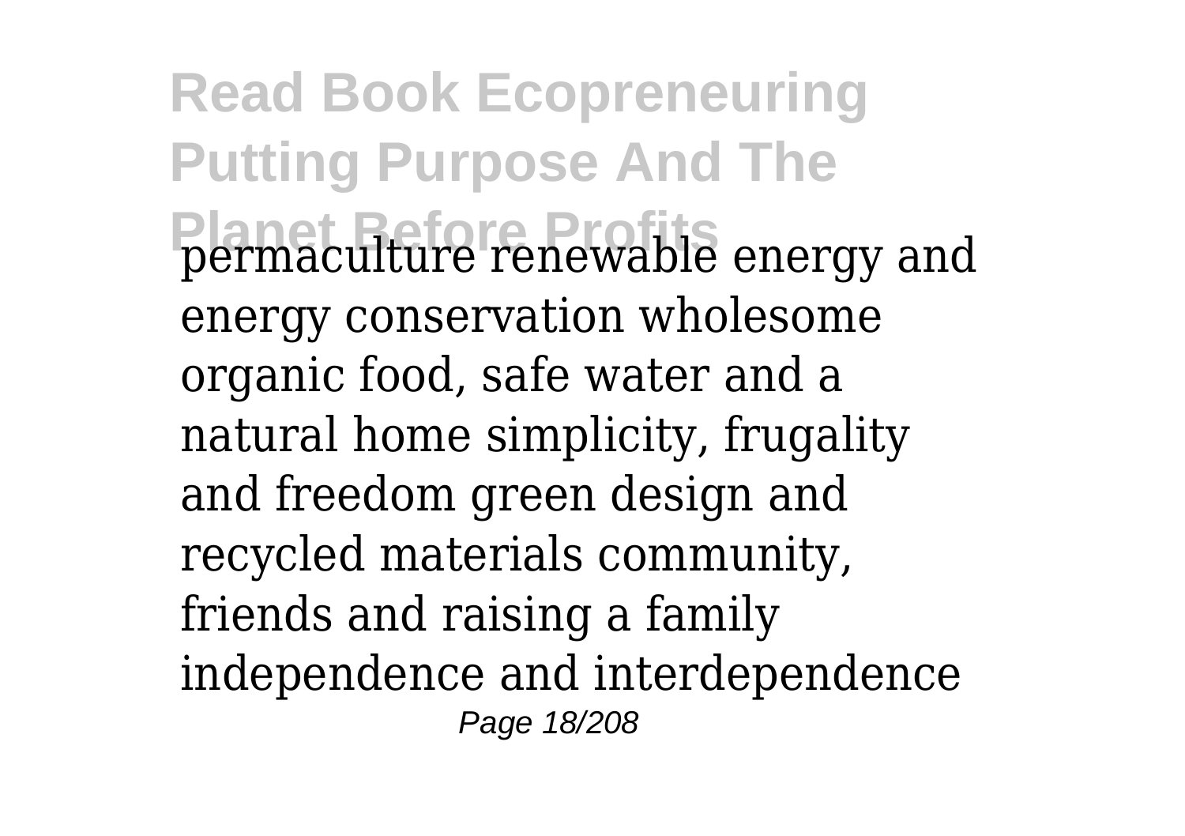permaculture renewable energy and energy conservation wholesome organic food, safe water and a natural home simplicity, frugality and freedom green design and recycled materials community, friends and raising a family independence and interdependence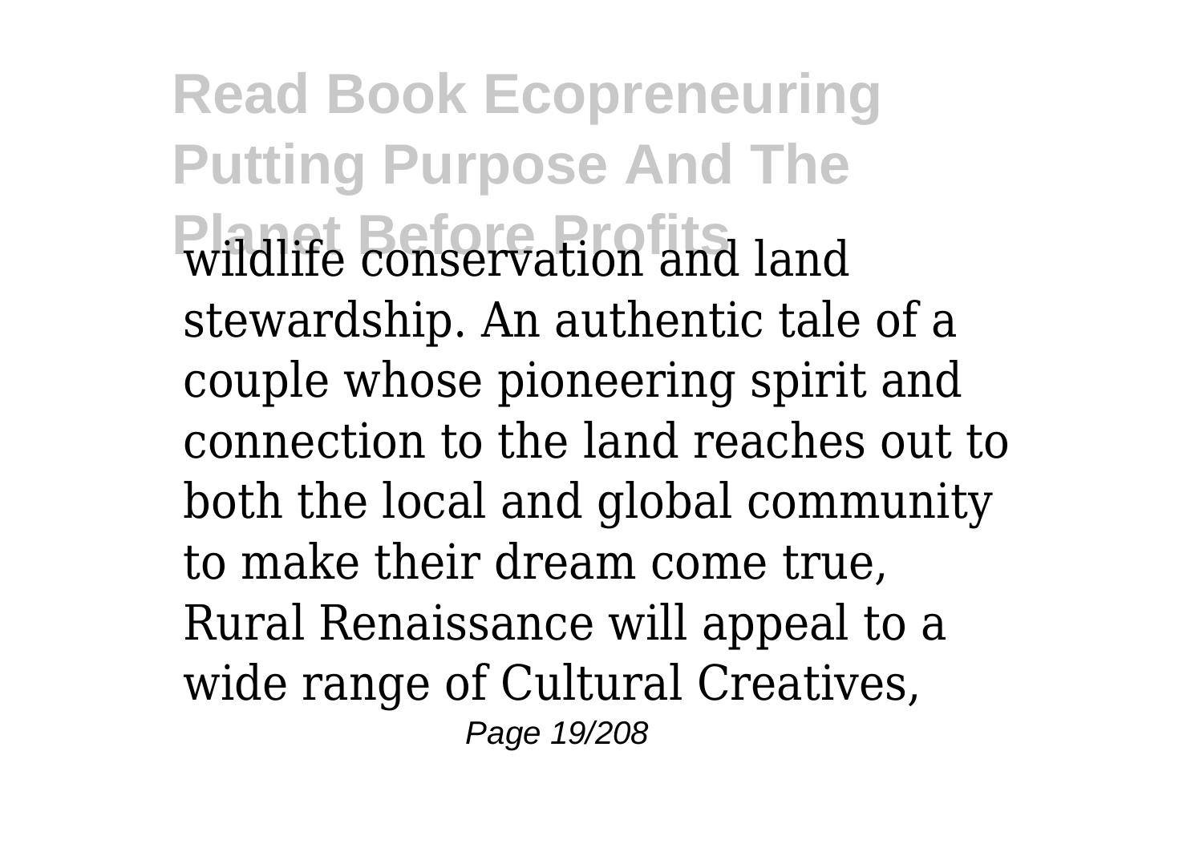wildlife conservation and land stewardship. An authentic tale of a couple whose pioneering spirit and connection to the land reaches out to both the local and global community to make their dream come true, Rural Renaissance will appeal to a wide range of Cultural Creatives,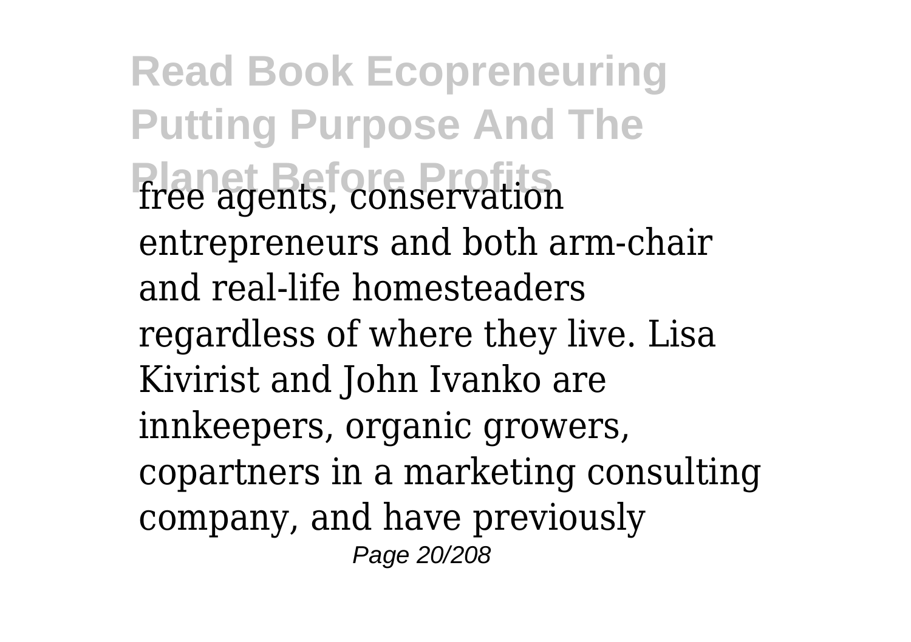free agents, conservation entrepreneurs and both arm-chair and real-life homesteaders regardless of where they live. Lisa Kivirist and John Ivanko are innkeepers, organic growers, copartners in a marketing consulting company, and have previously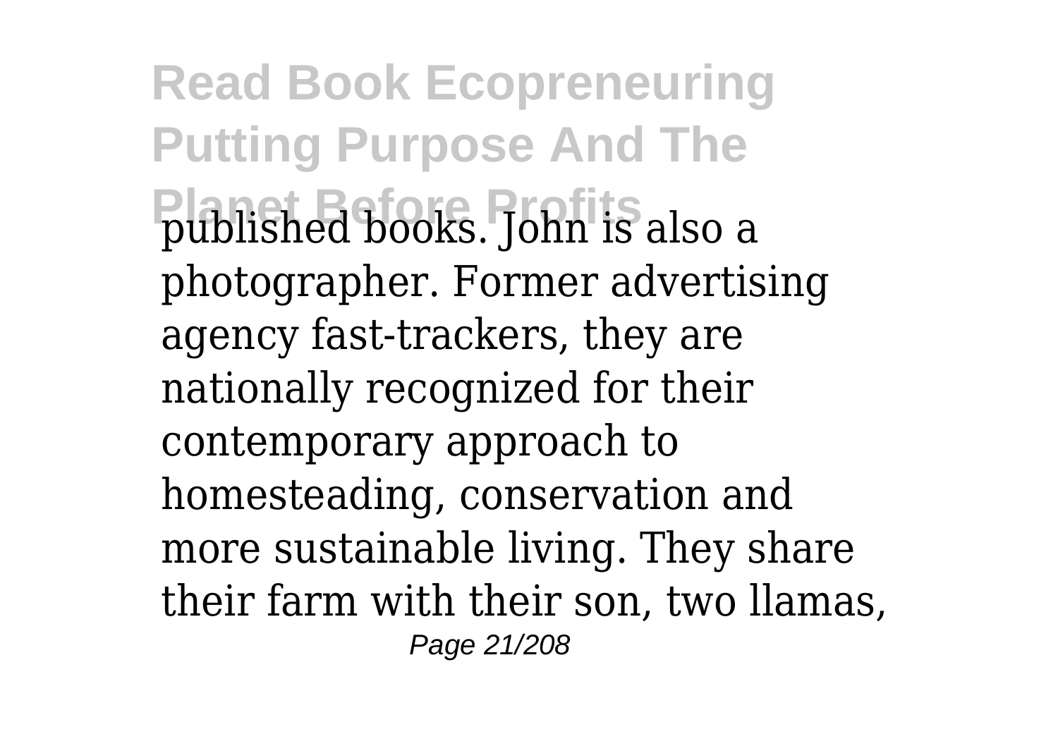published books. John is also a photographer. Former advertising agency fast-trackers, they are nationally recognized for their contemporary approach to homesteading, conservation and more sustainable living. They share their farm with their son, two llamas,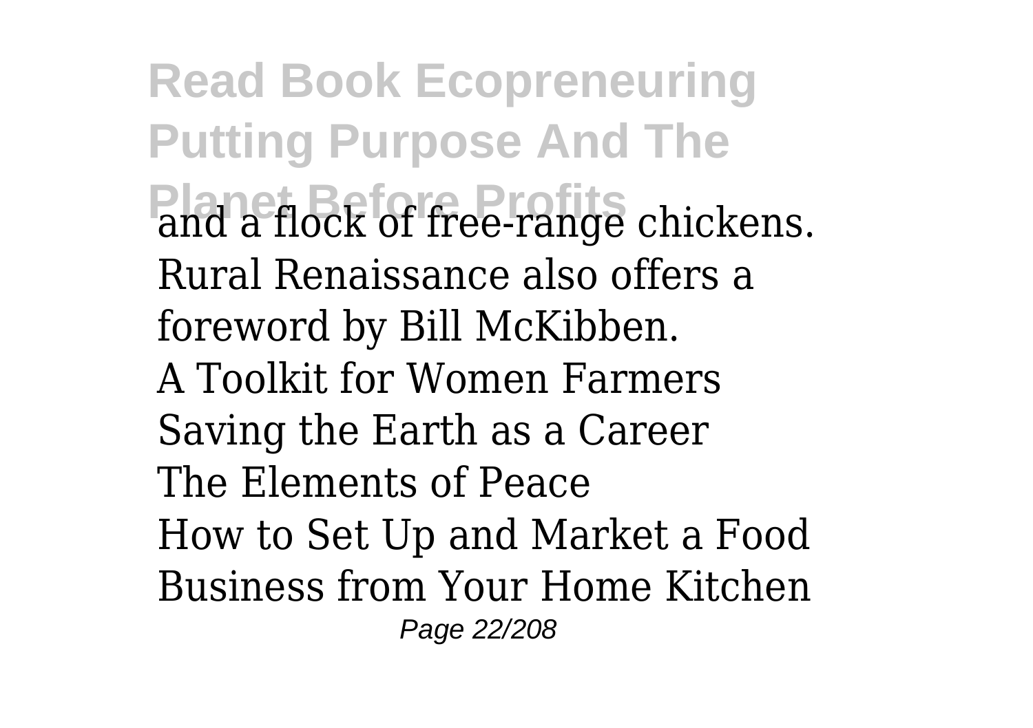and a flock of free-range chickens. Rural Renaissance also offers a foreword by Bill McKibben.

A Toolkit for Women Farmers

Saving the Earth as a Career

The Elements of Peace

How to Set Up and Market a Food Business from Your Home Kitchen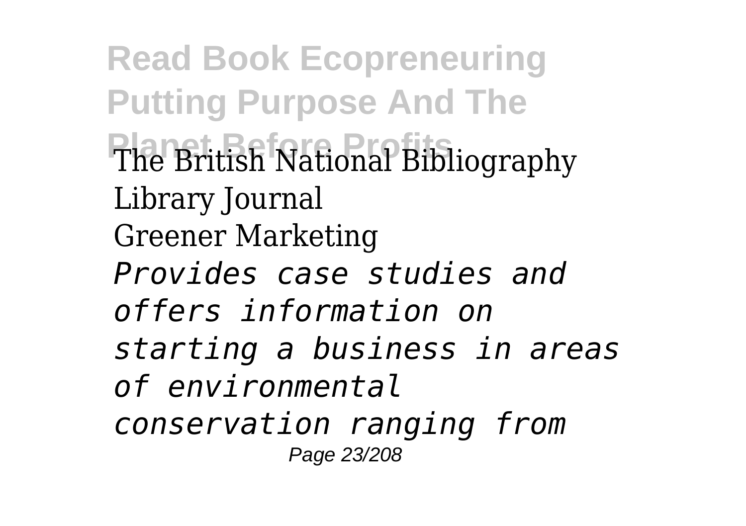The British National Bibliography
Library Journal
Greener Marketing
*Provides case studies and offers information on starting a business in areas of environmental conservation ranging from*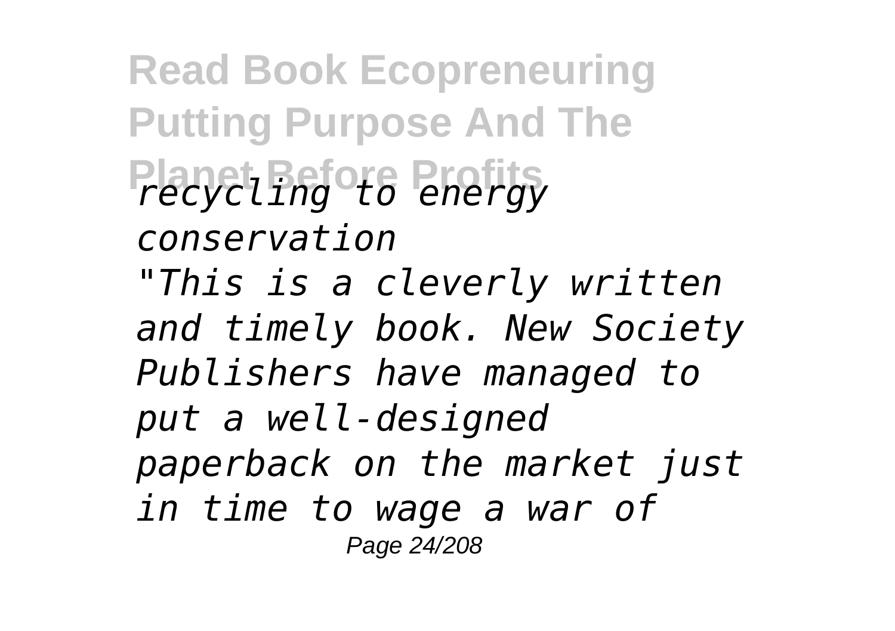*recycling to energy conservation*

*"This is a cleverly written and timely book. New Society Publishers have managed to put a well-designed paperback on the market just in time to wage a war of*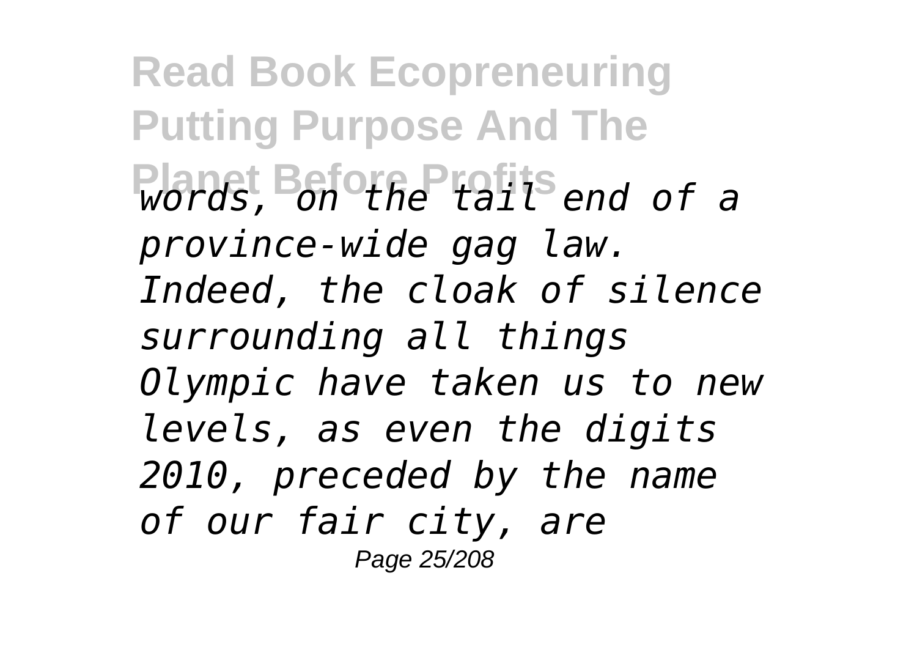*words, on the tail end of a province-wide gag law. Indeed, the cloak of silence surrounding all things Olympic have taken us to new levels, as even the digits 2010, preceded by the name of our fair city, are*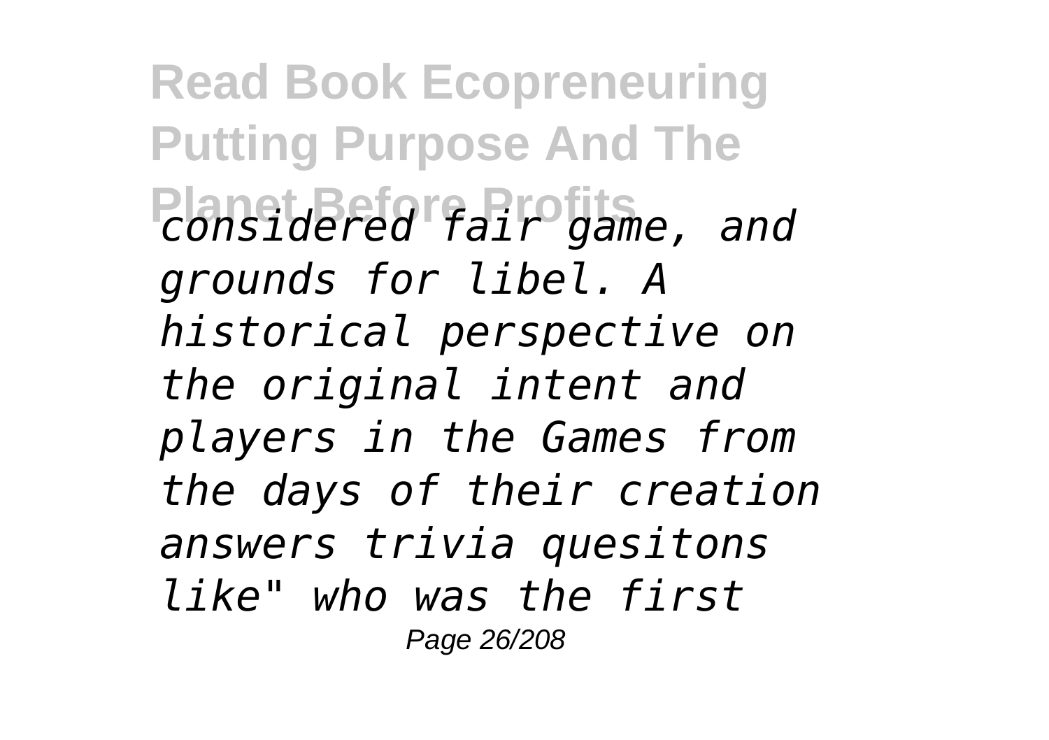*considered fair game, and grounds for libel. A historical perspective on the original intent and players in the Games from the days of their creation answers trivia quesitons like" who was the first*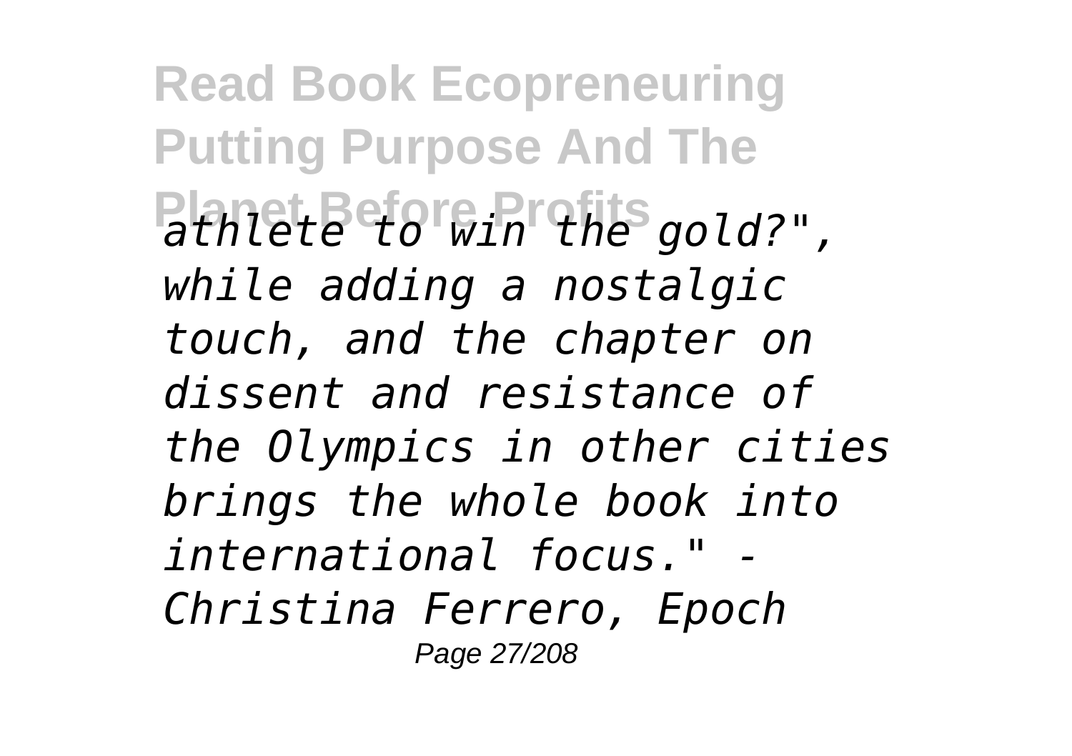*athlete to win the gold?", while adding a nostalgic touch, and the chapter on dissent and resistance of the Olympics in other cities brings the whole book into international focus." - Christina Ferrero, Epoch*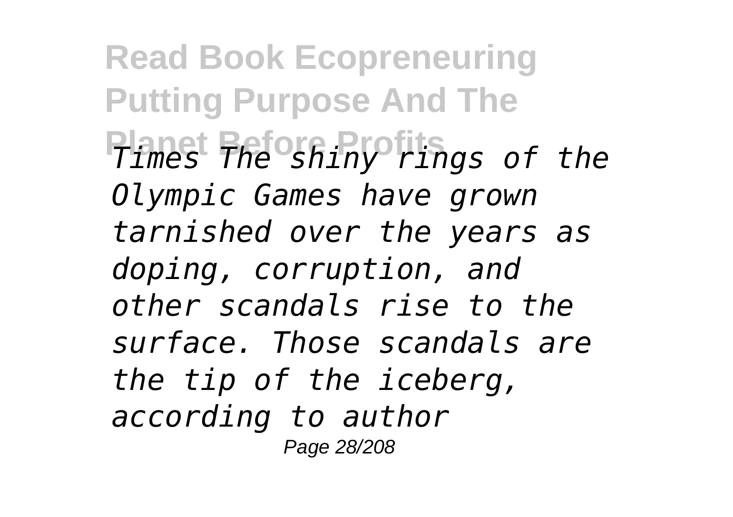*Times The shiny rings of the Olympic Games have grown tarnished over the years as doping, corruption, and other scandals rise to the surface. Those scandals are the tip of the iceberg, according to author*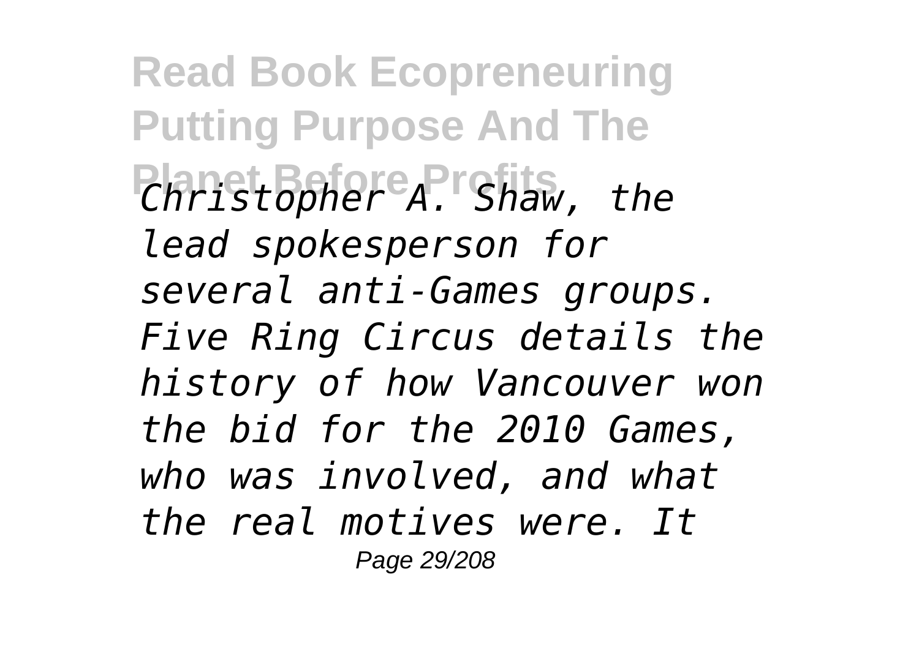*Christopher A. Shaw, the lead spokesperson for several anti-Games groups. Five Ring Circus details the history of how Vancouver won the bid for the 2010 Games, who was involved, and what the real motives were. It*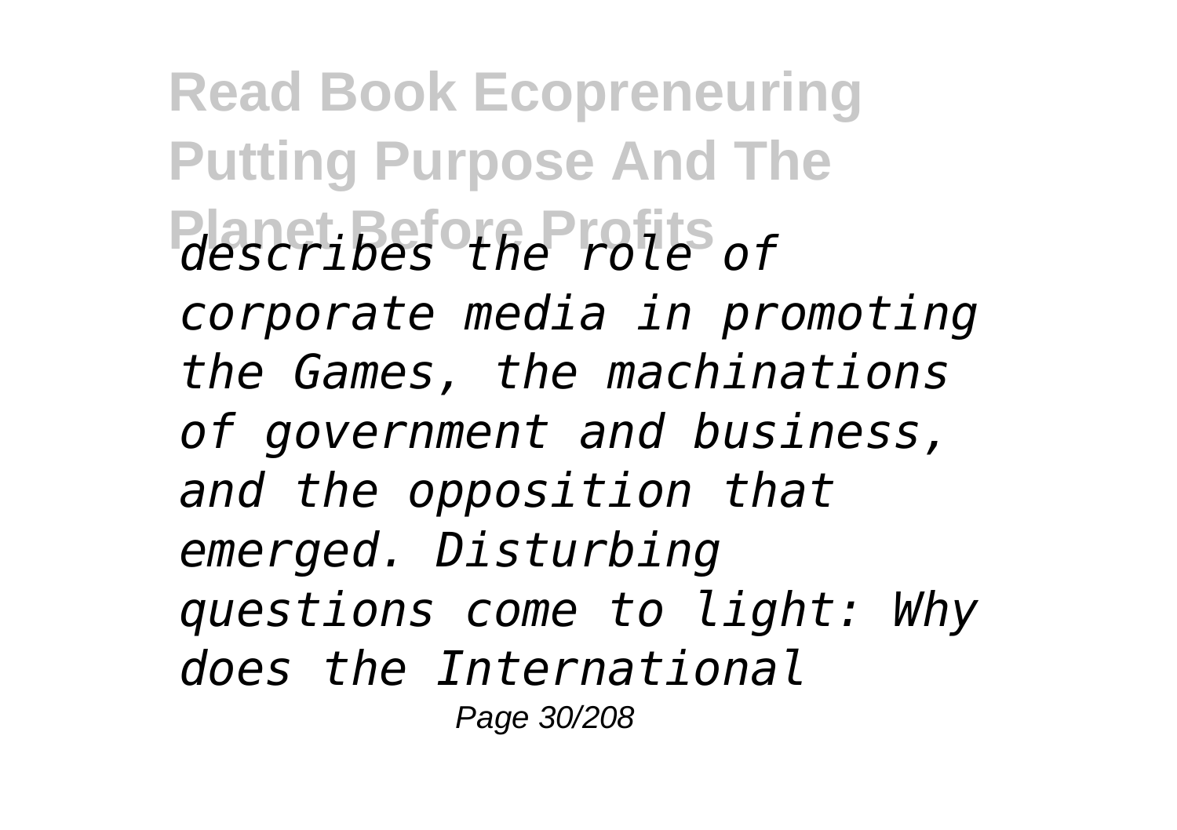*describes the role of corporate media in promoting the Games, the machinations of government and business, and the opposition that emerged. Disturbing questions come to light: Why does the International*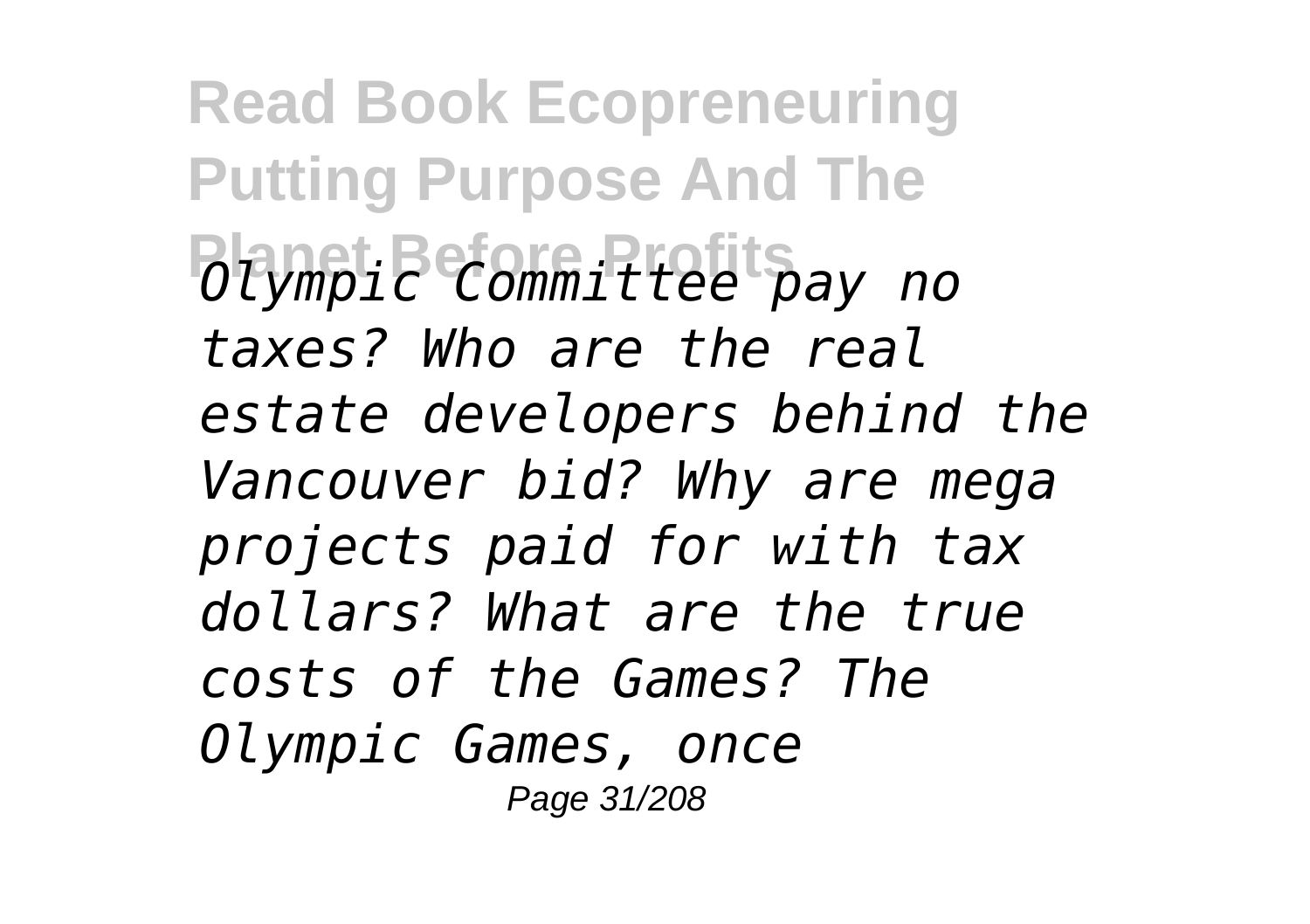*Olympic Committee pay no taxes? Who are the real estate developers behind the Vancouver bid? Why are mega projects paid for with tax dollars? What are the true costs of the Games? The Olympic Games, once*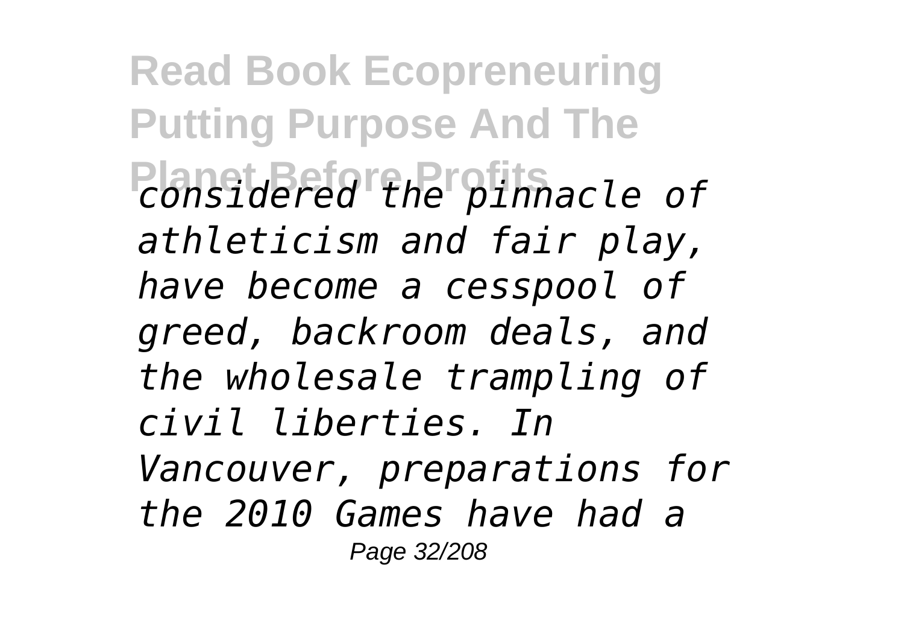*considered the pinnacle of athleticism and fair play, have become a cesspool of greed, backroom deals, and the wholesale trampling of civil liberties. In Vancouver, preparations for the 2010 Games have had a*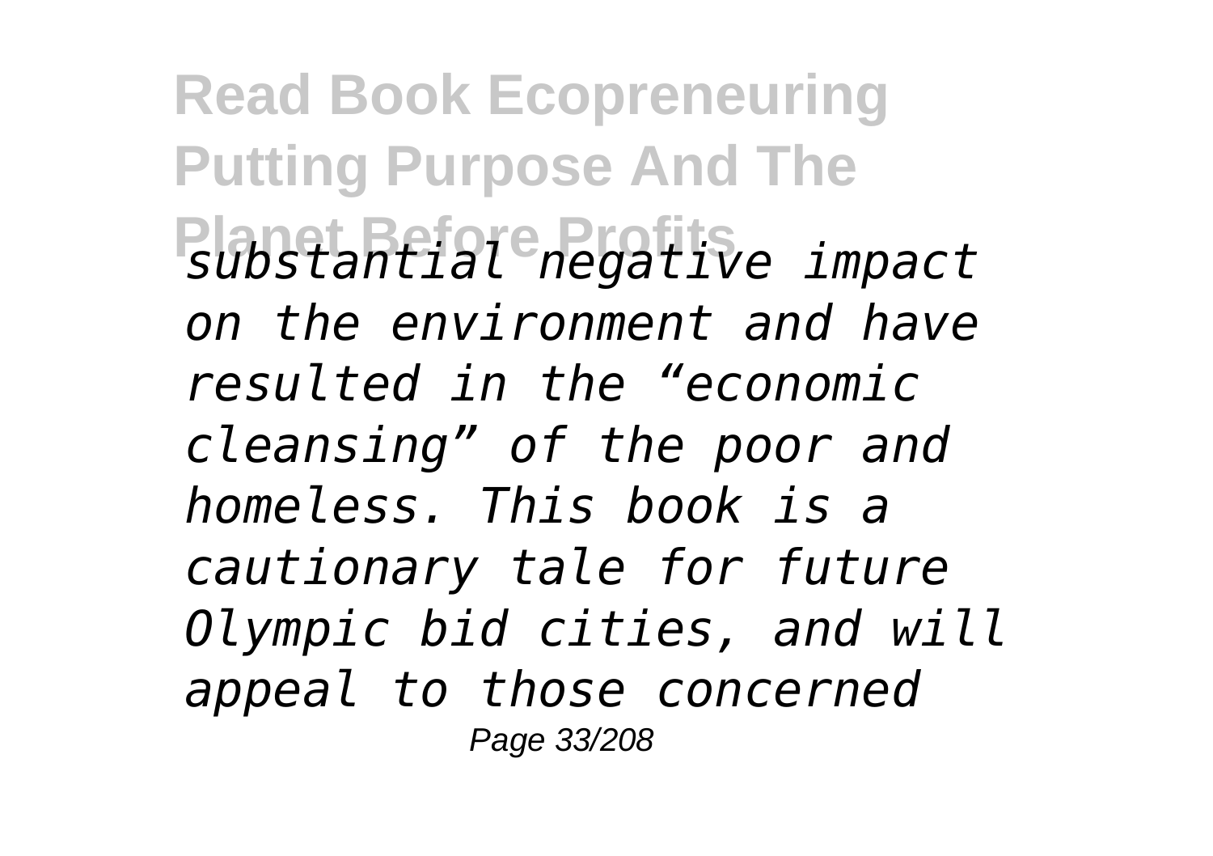*substantial negative impact on the environment and have resulted in the "economic cleansing" of the poor and homeless. This book is a cautionary tale for future Olympic bid cities, and will appeal to those concerned*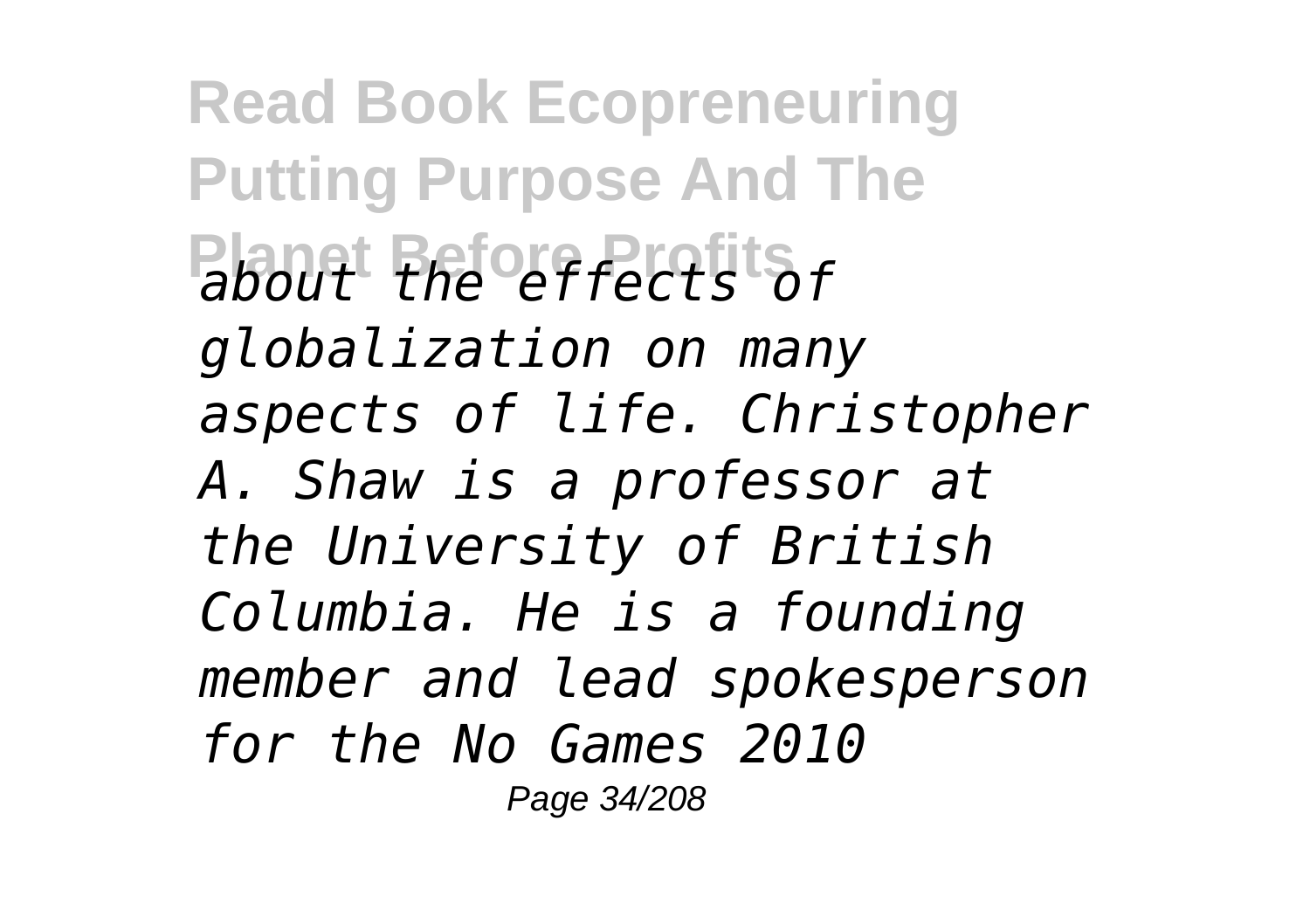*about the effects of globalization on many aspects of life. Christopher A. Shaw is a professor at the University of British Columbia. He is a founding member and lead spokesperson for the No Games 2010*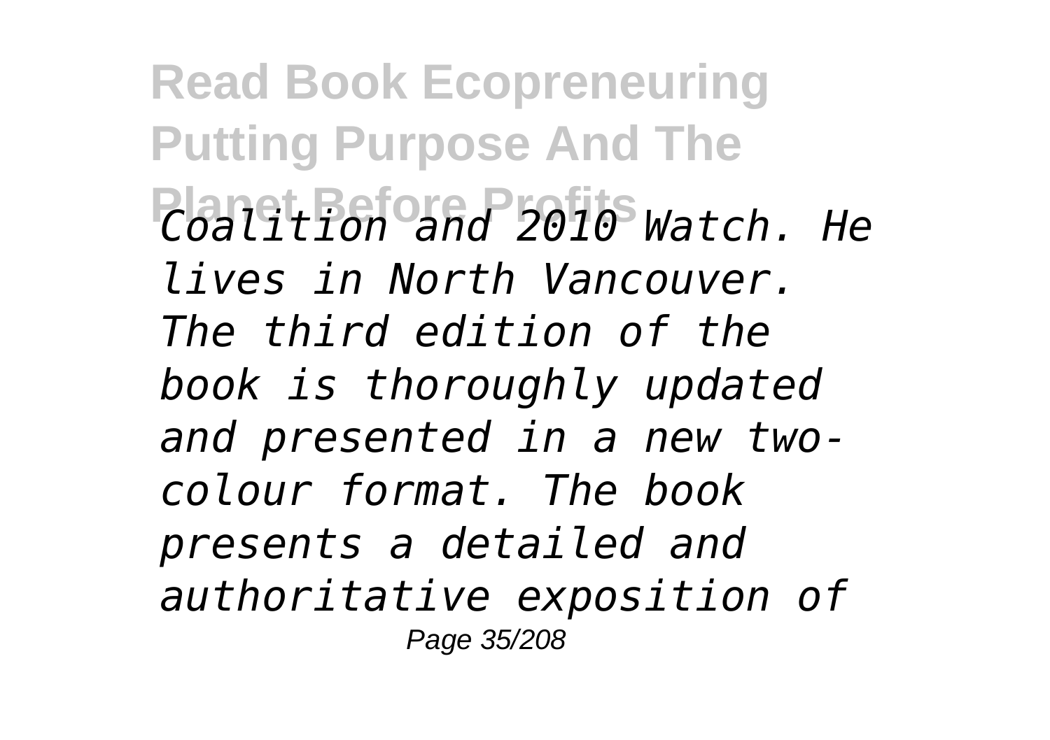*Coalition and 2010 Watch. He lives in North Vancouver. The third edition of the book is thoroughly updated and presented in a new two-colour format. The book presents a detailed and authoritative exposition of*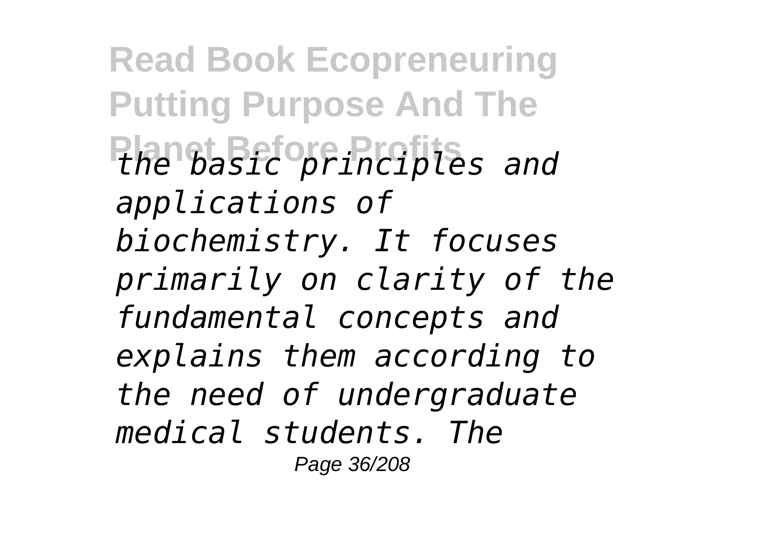*the basic principles and applications of biochemistry. It focuses primarily on clarity of the fundamental concepts and explains them according to the need of undergraduate medical students. The*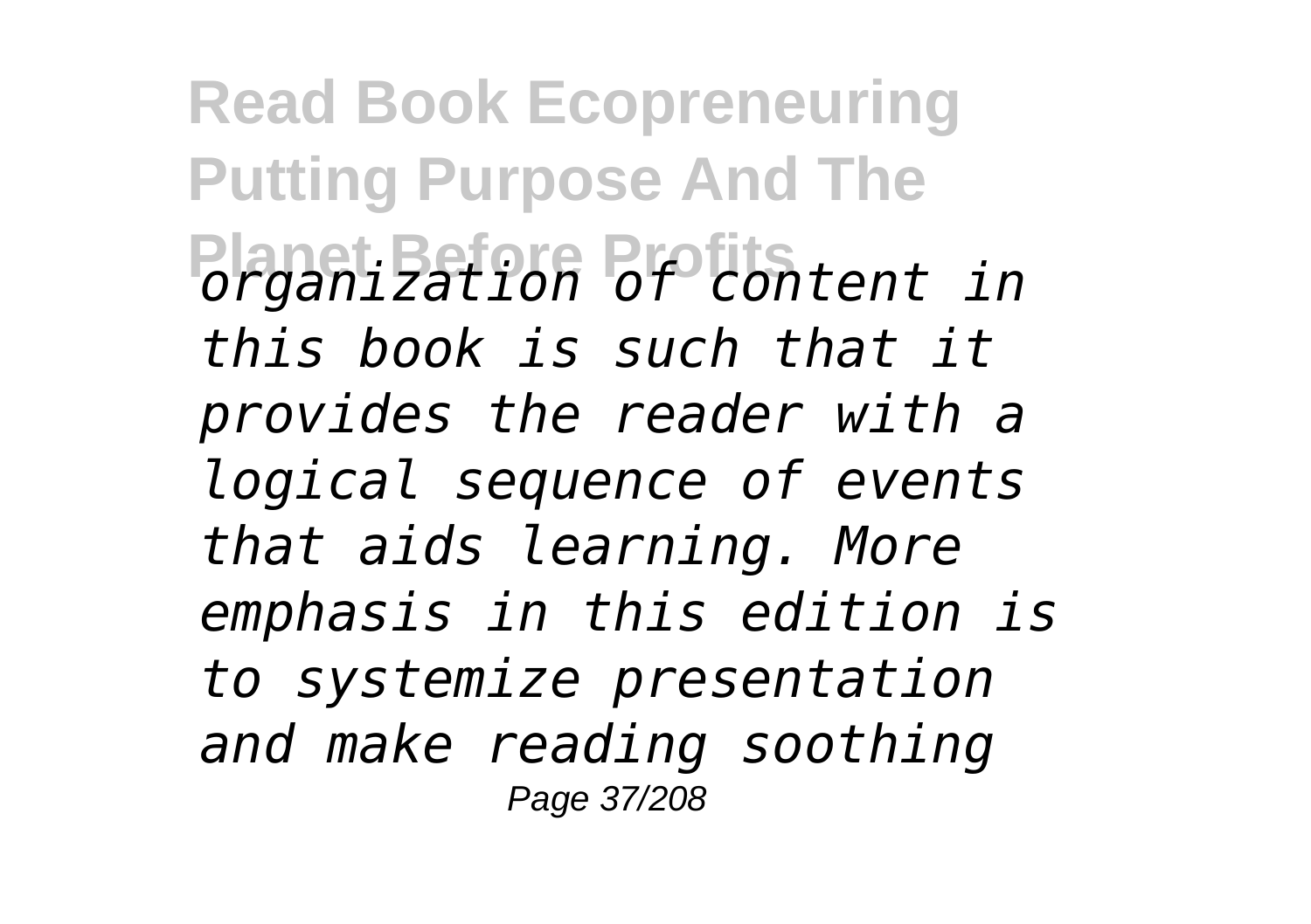*organization of content in this book is such that it provides the reader with a logical sequence of events that aids learning. More emphasis in this edition is to systemize presentation and make reading soothing*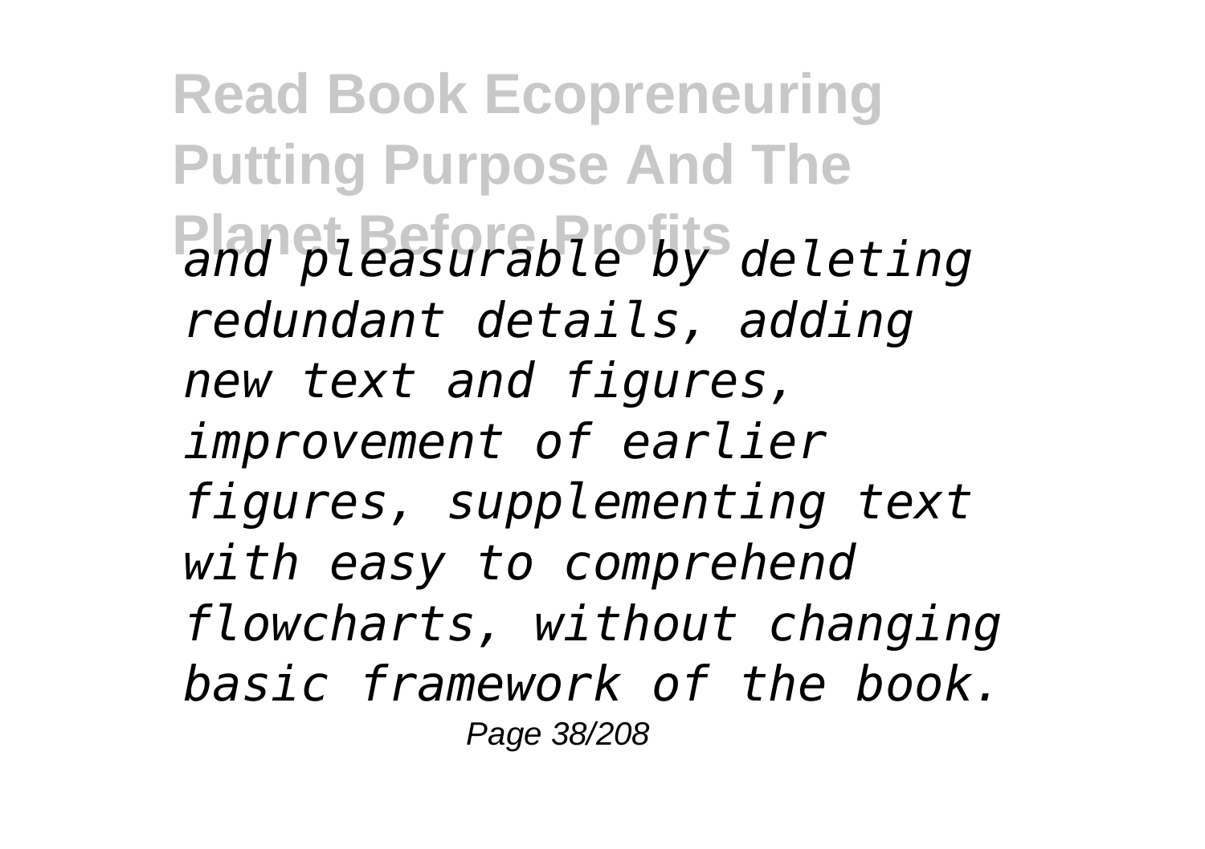*and pleasurable by deleting redundant details, adding new text and figures, improvement of earlier figures, supplementing text with easy to comprehend flowcharts, without changing basic framework of the book.*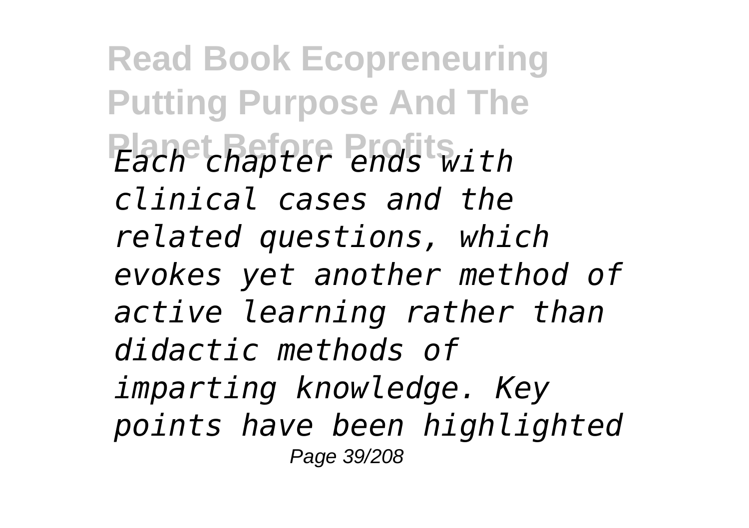*Each chapter ends with clinical cases and the related questions, which evokes yet another method of active learning rather than didactic methods of imparting knowledge. Key points have been highlighted*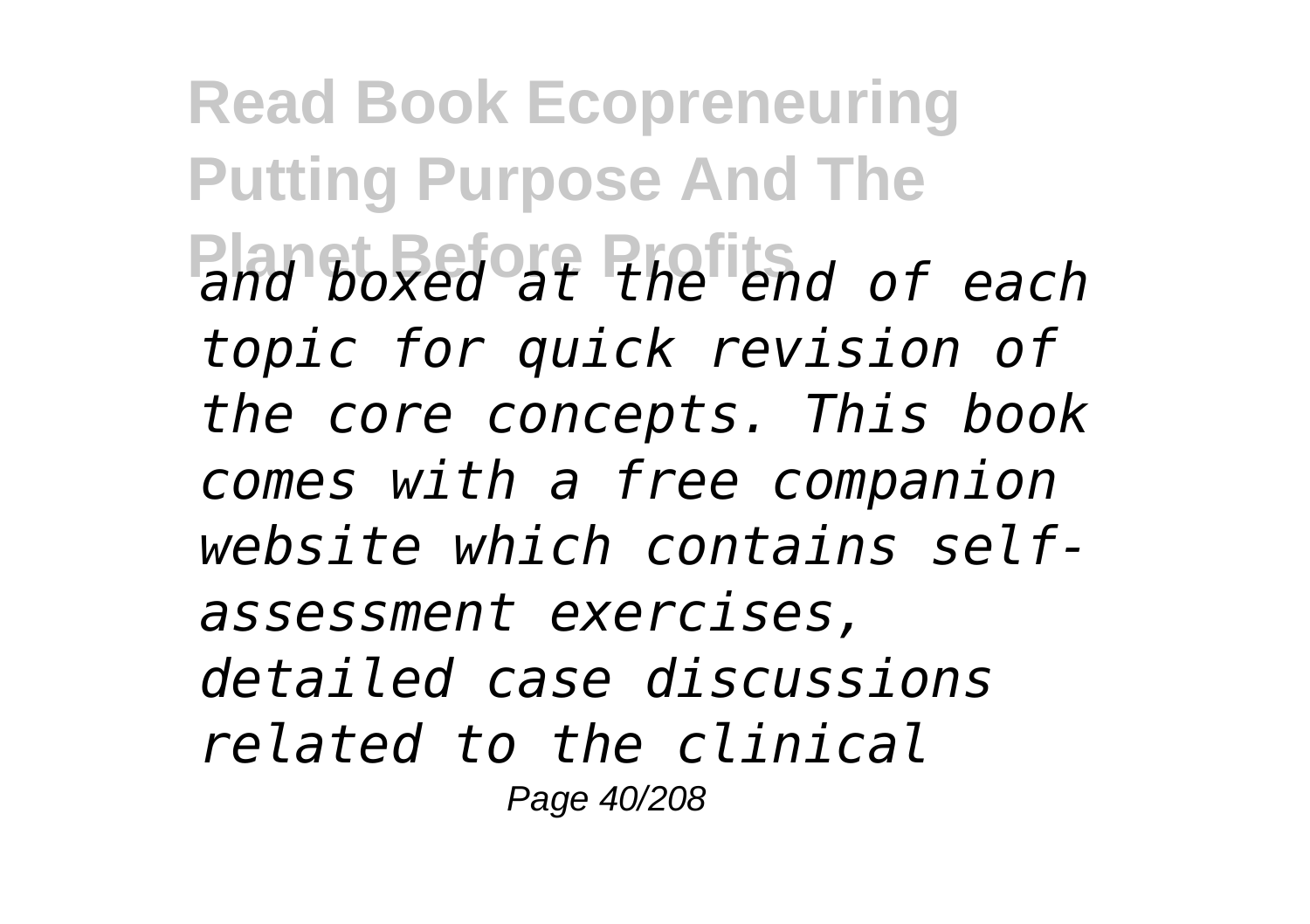*and boxed at the end of each topic for quick revision of the core concepts. This book comes with a free companion website which contains self-assessment exercises, detailed case discussions related to the clinical*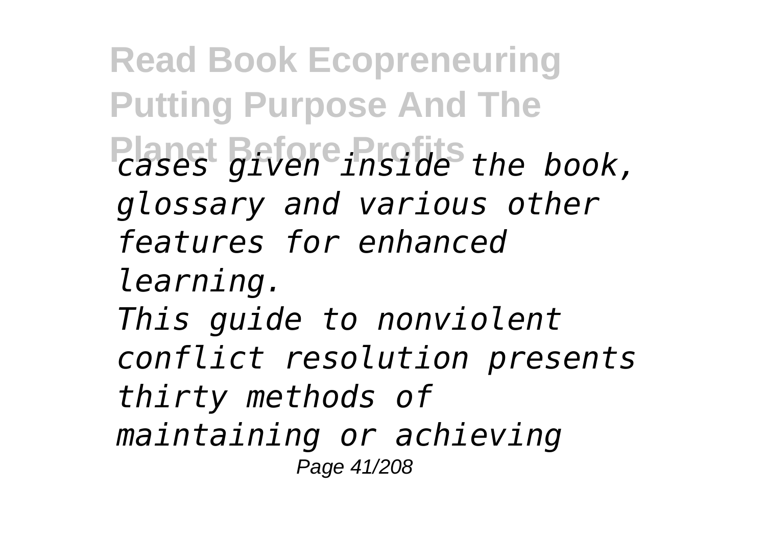*cases given inside the book, glossary and various other features for enhanced learning.*

*This guide to nonviolent conflict resolution presents thirty methods of maintaining or achieving*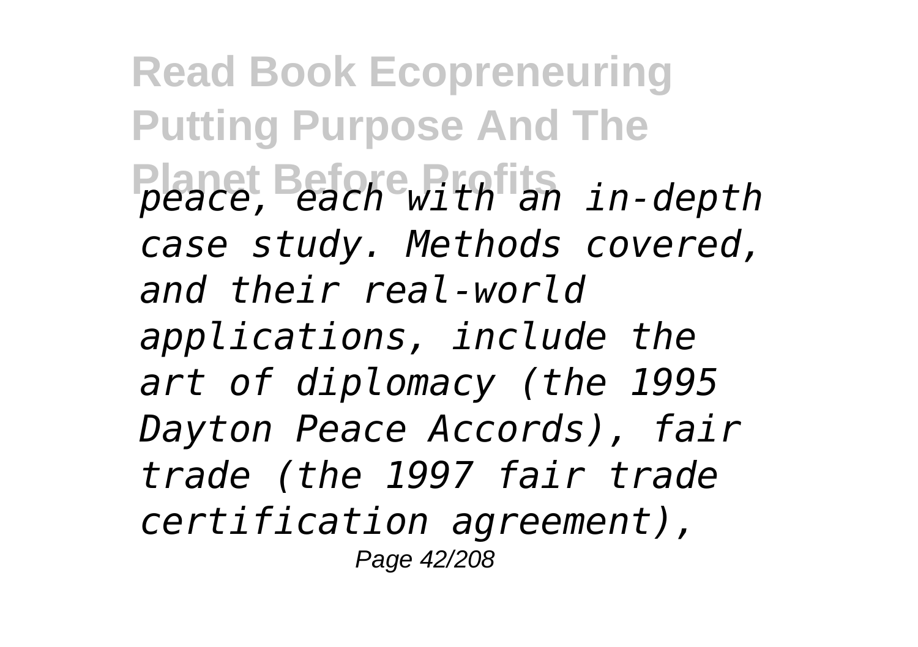*peace, each with an in-depth case study. Methods covered, and their real-world applications, include the art of diplomacy (the 1995 Dayton Peace Accords), fair trade (the 1997 fair trade certification agreement),*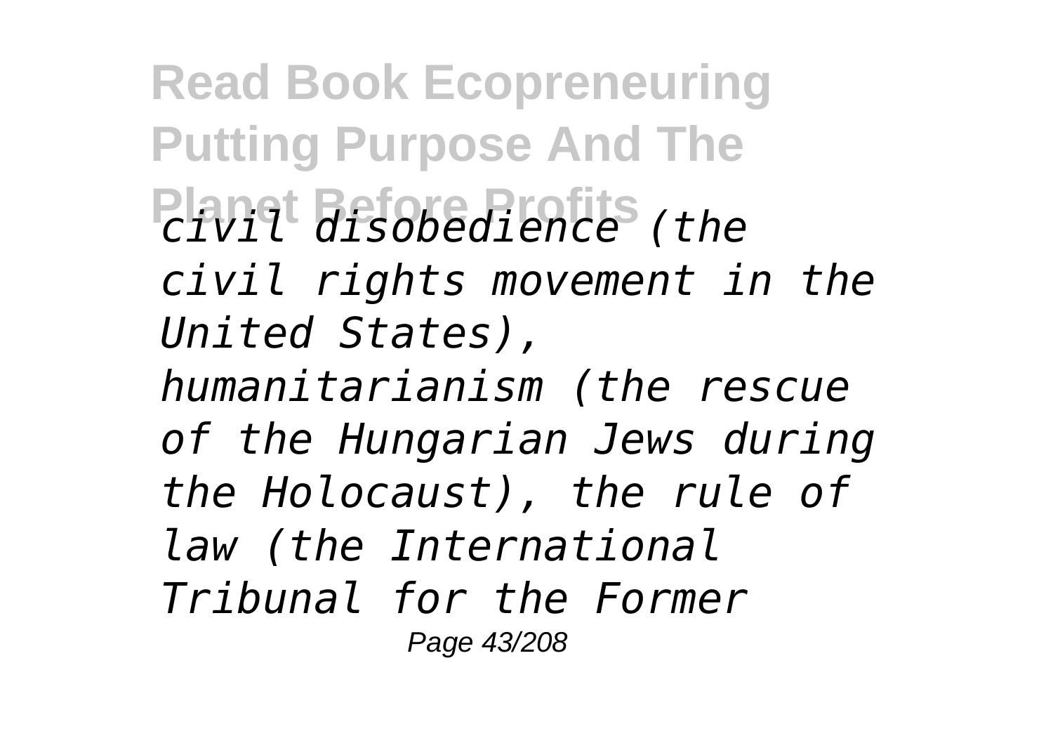*civil disobedience (the civil rights movement in the United States), humanitarianism (the rescue of the Hungarian Jews during the Holocaust), the rule of law (the International Tribunal for the Former*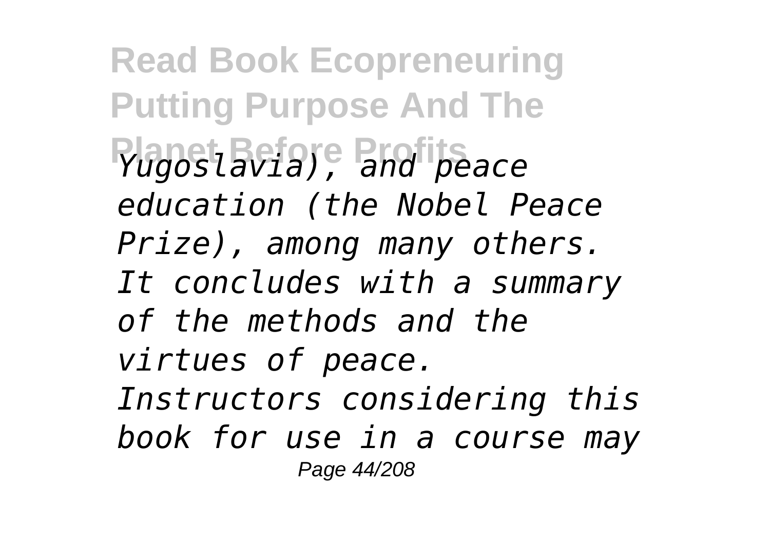*Yugoslavia), and peace education (the Nobel Peace Prize), among many others. It concludes with a summary of the methods and the virtues of peace. Instructors considering this book for use in a course may*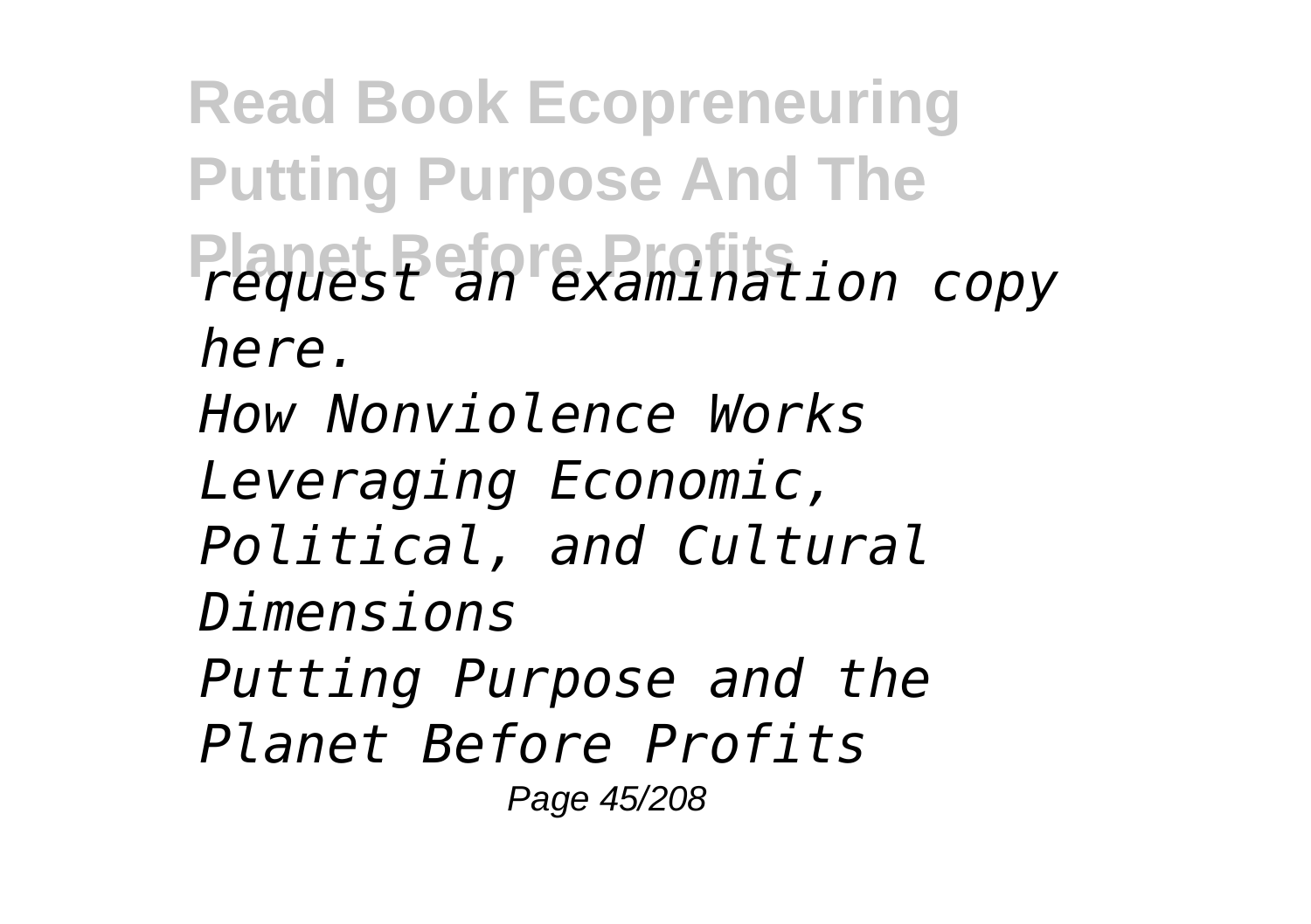*request an examination copy here.*

*How Nonviolence Works*

*Leveraging Economic, Political, and Cultural Dimensions*

*Putting Purpose and the Planet Before Profits*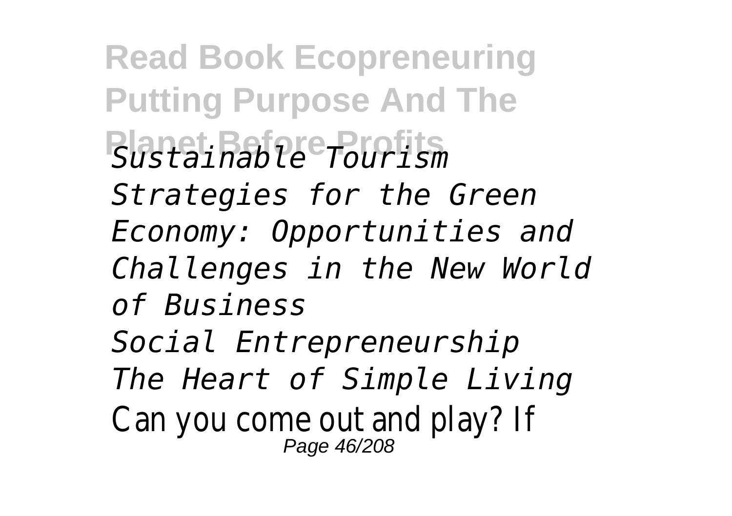*Sustainable Tourism*
*Strategies for the Green Economy: Opportunities and Challenges in the New World of Business*
*Social Entrepreneurship*
*The Heart of Simple Living*
Can you come out and play? If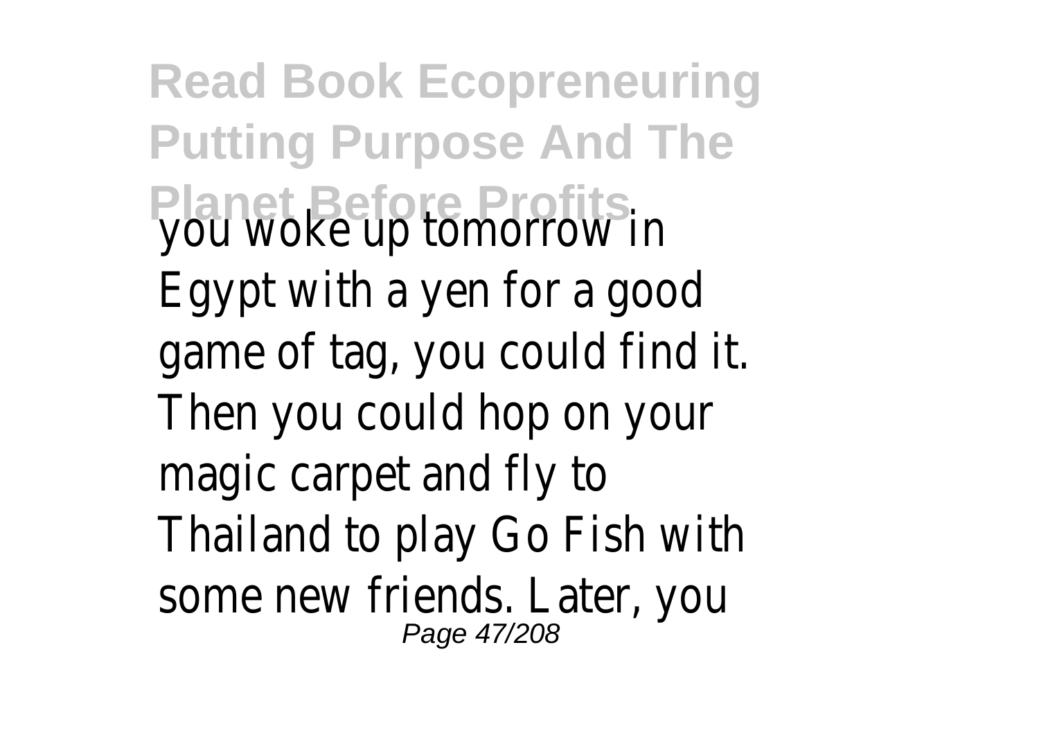you woke up tomorrow in Egypt with a yen for a good game of tag, you could find it. Then you could hop on your magic carpet and fly to Thailand to play Go Fish with some new friends. Later, you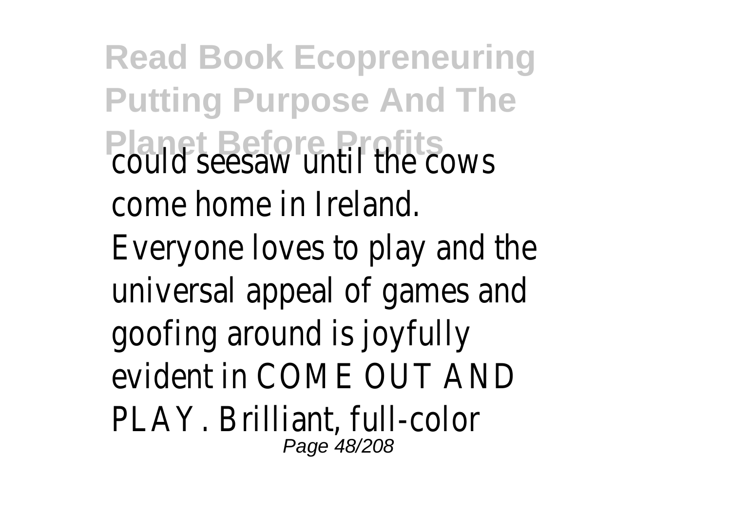could seesaw until the cows come home in Ireland.

Everyone loves to play and the universal appeal of games and goofing around is joyfully evident in COME OUT AND PLAY. Brilliant, full-color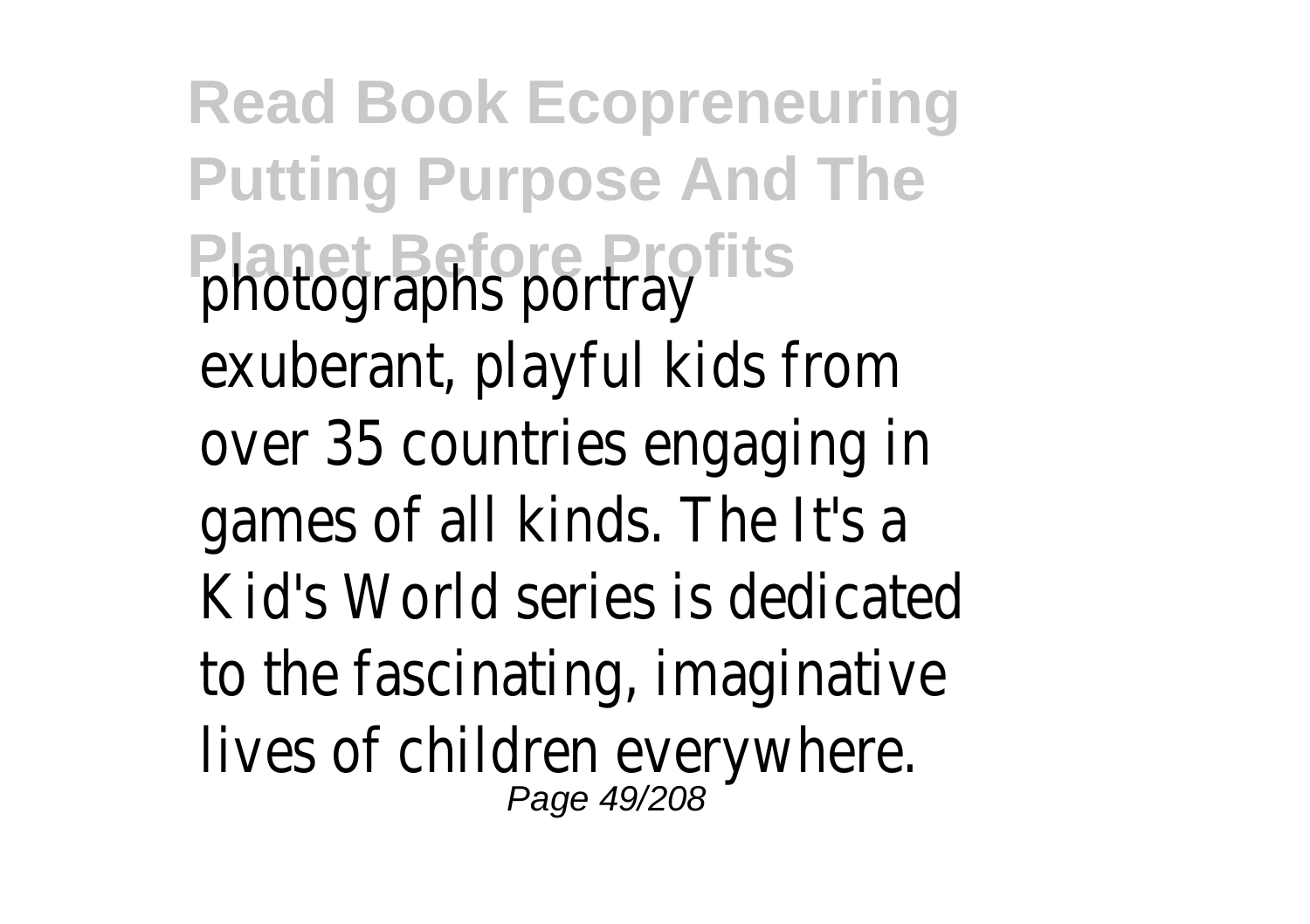photographs portray exuberant, playful kids from over 35 countries engaging in games of all kinds. The It's a Kid's World series is dedicated to the fascinating, imaginative lives of children everywhere.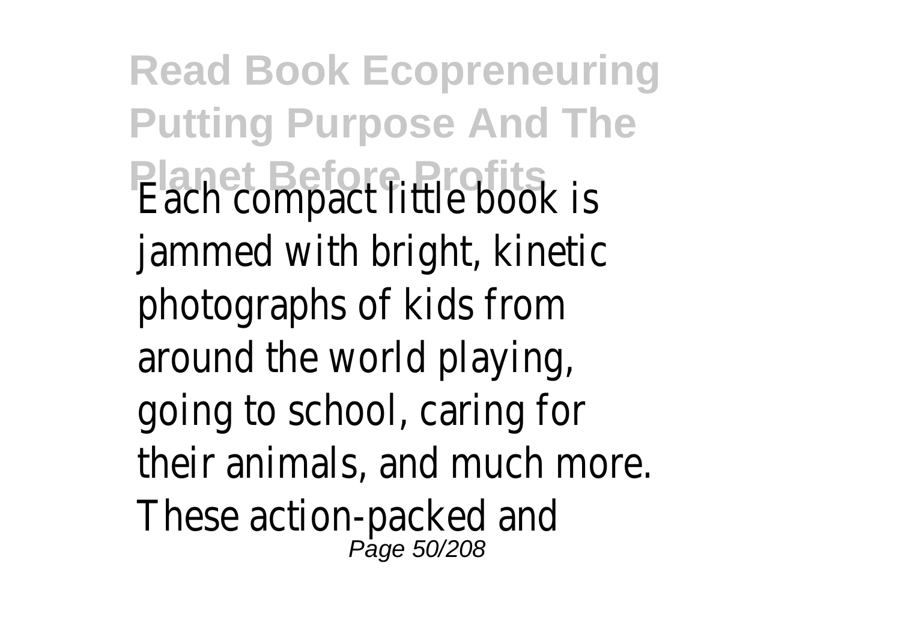Each compact little book is jammed with bright, kinetic photographs of kids from around the world playing, going to school, caring for their animals, and much more. These action-packed and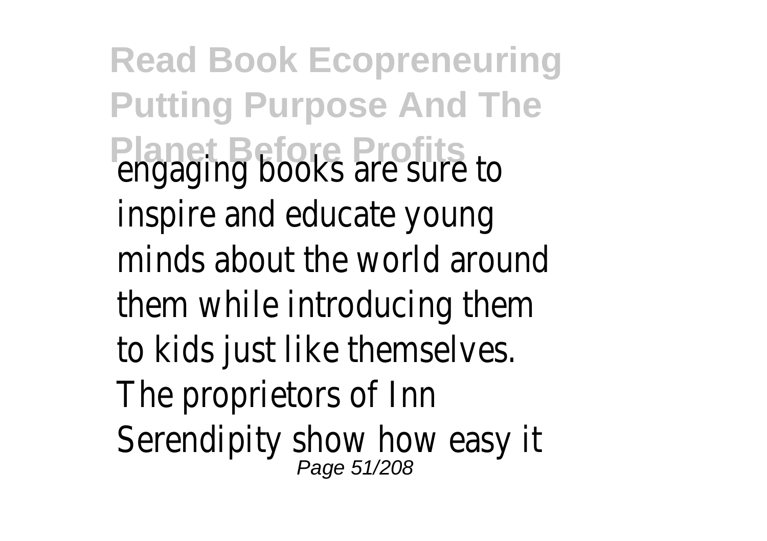engaging books are sure to inspire and educate young minds about the world around them while introducing them to kids just like themselves. The proprietors of Inn Serendipity show how easy it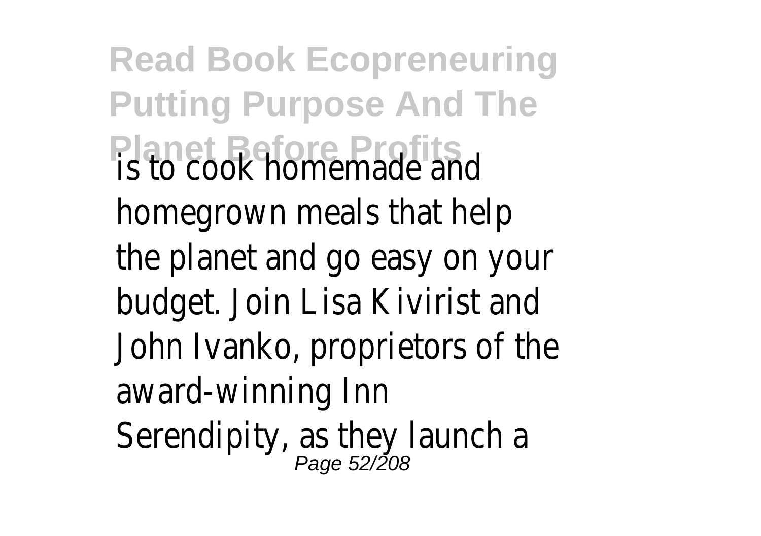is to cook homemade and homegrown meals that help the planet and go easy on your budget. Join Lisa Kivirist and John Ivanko, proprietors of the award-winning Inn Serendipity, as they launch a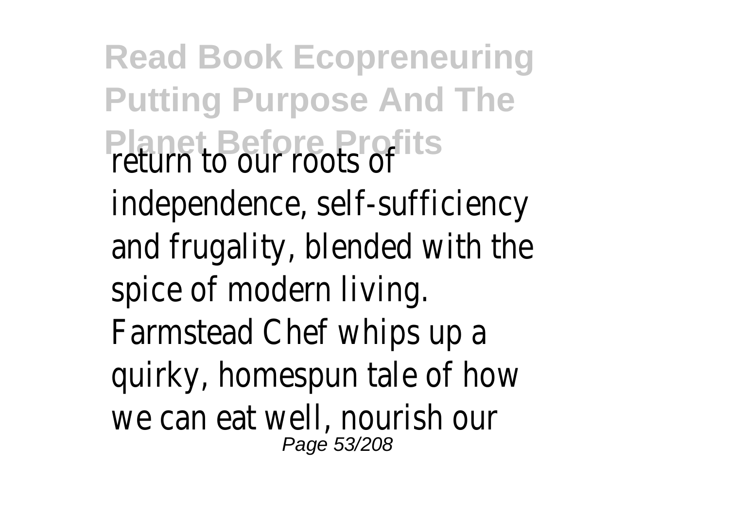return to our roots of independence, self-sufficiency and frugality, blended with the spice of modern living. Farmstead Chef whips up a quirky, homespun tale of how we can eat well, nourish our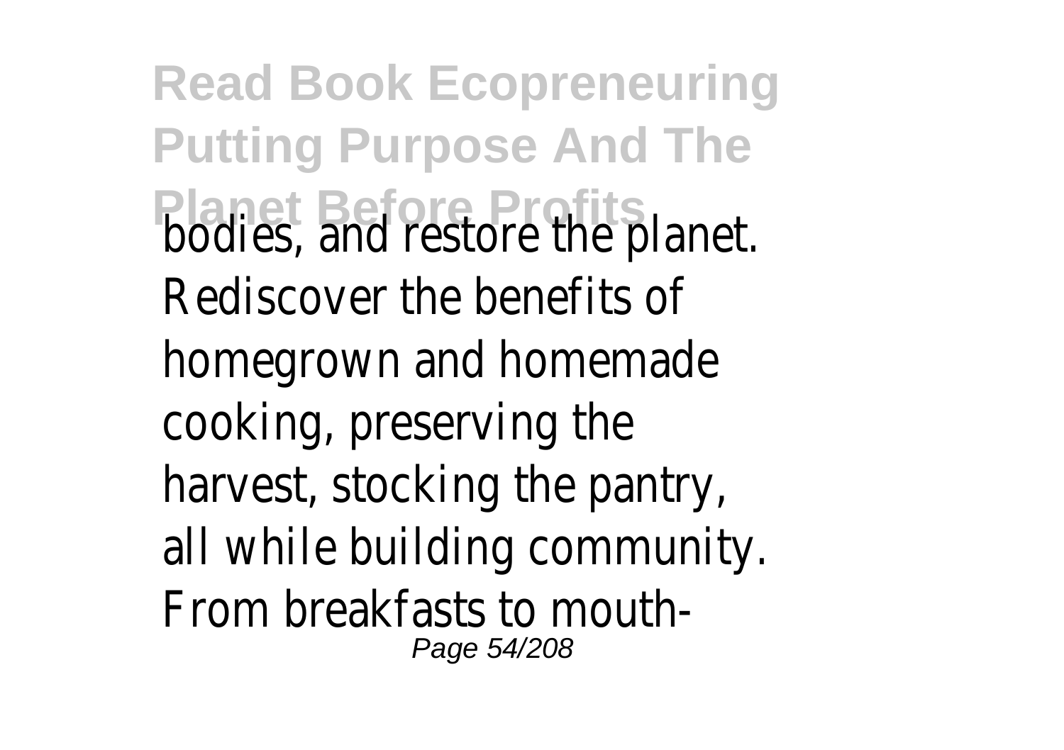bodies, and restore the planet. Rediscover the benefits of homegrown and homemade cooking, preserving the harvest, stocking the pantry, all while building community. From breakfasts to mouth-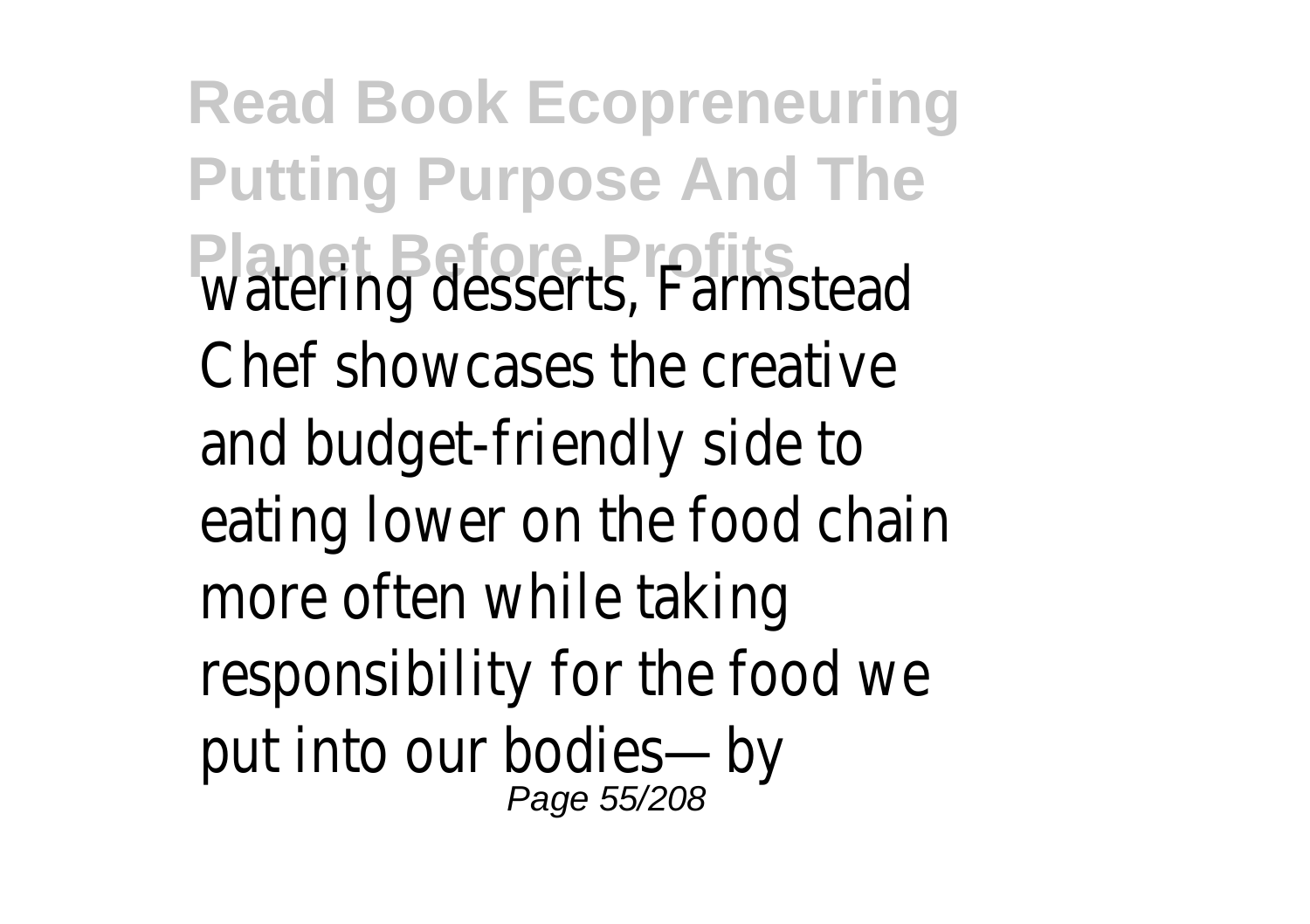watering desserts, Farmstead Chef showcases the creative and budget-friendly side to eating lower on the food chain more often while taking responsibility for the food we put into our bodies—by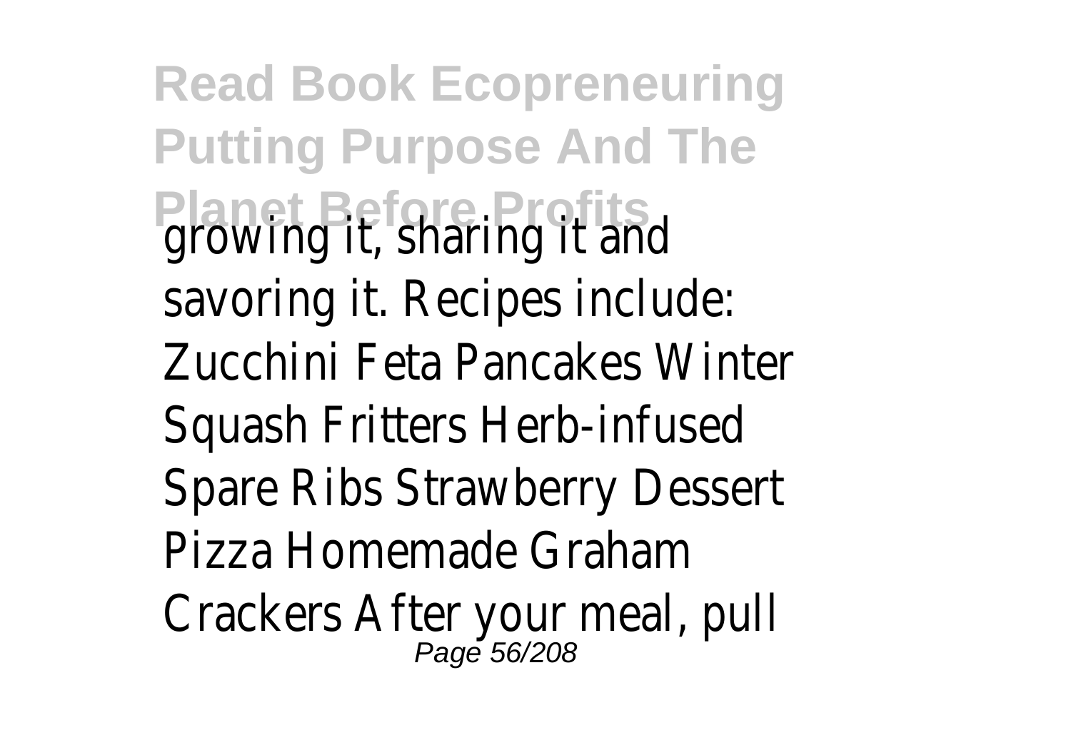growing it, sharing it and savoring it. Recipes include: Zucchini Feta Pancakes Winter Squash Fritters Herb-infused Spare Ribs Strawberry Dessert Pizza Homemade Graham Crackers After your meal, pull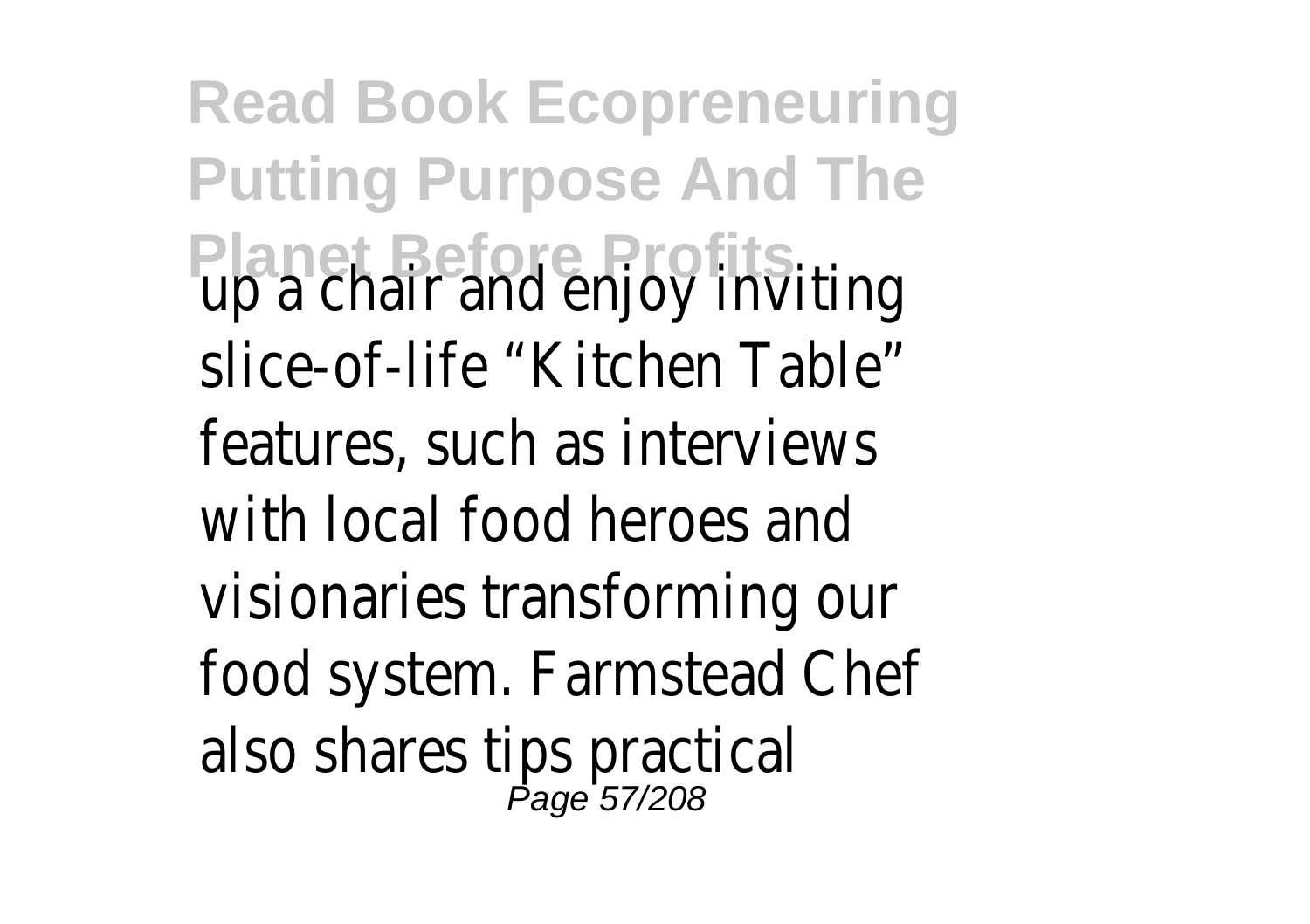up a chair and enjoy inviting slice-of-life “Kitchen Table” features, such as interviews with local food heroes and visionaries transforming our food system. Farmstead Chef also shares tips practical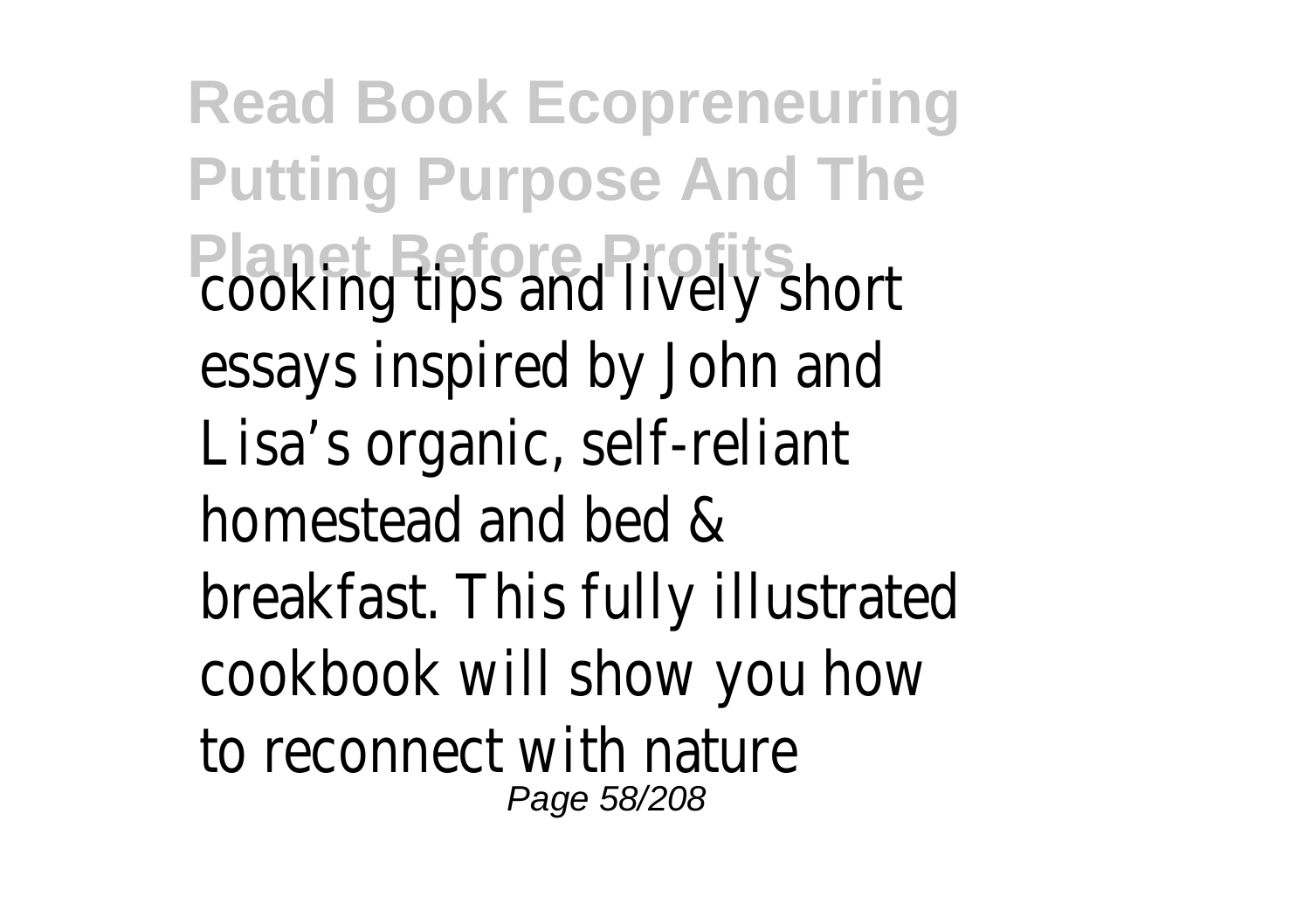cooking tips and lively short essays inspired by John and Lisa's organic, self-reliant homestead and bed & breakfast. This fully illustrated cookbook will show you how to reconnect with nature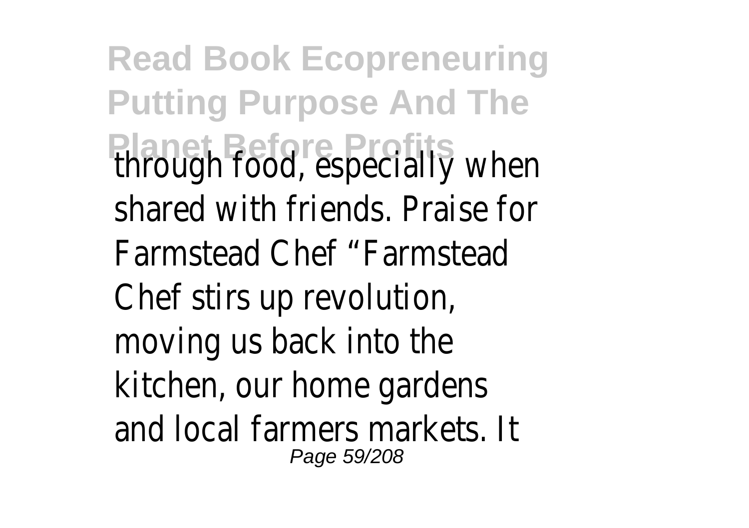through food, especially when shared with friends. Praise for Farmstead Chef "Farmstead Chef stirs up revolution, moving us back into the kitchen, our home gardens and local farmers markets. It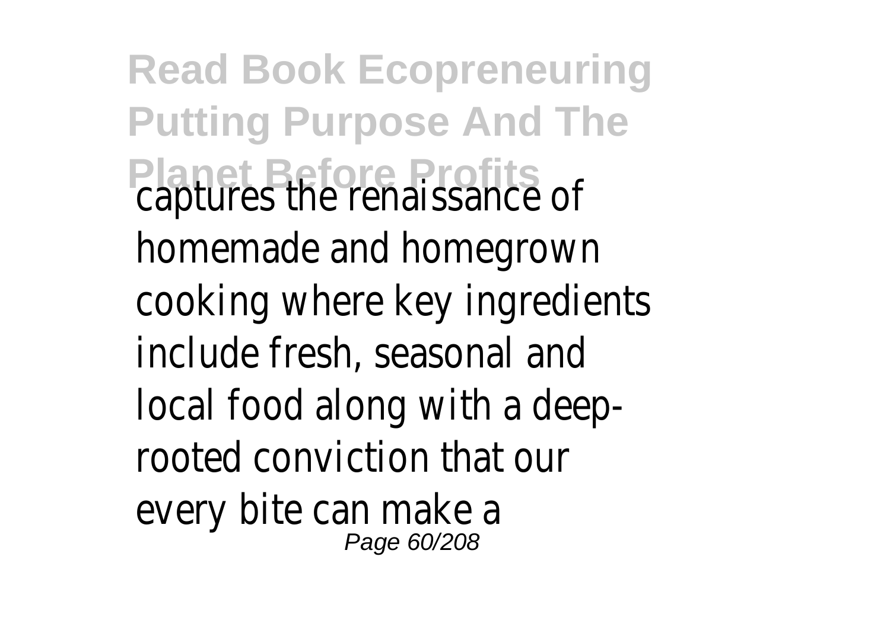captures the renaissance of homemade and homegrown cooking where key ingredients include fresh, seasonal and local food along with a deep-rooted conviction that our every bite can make a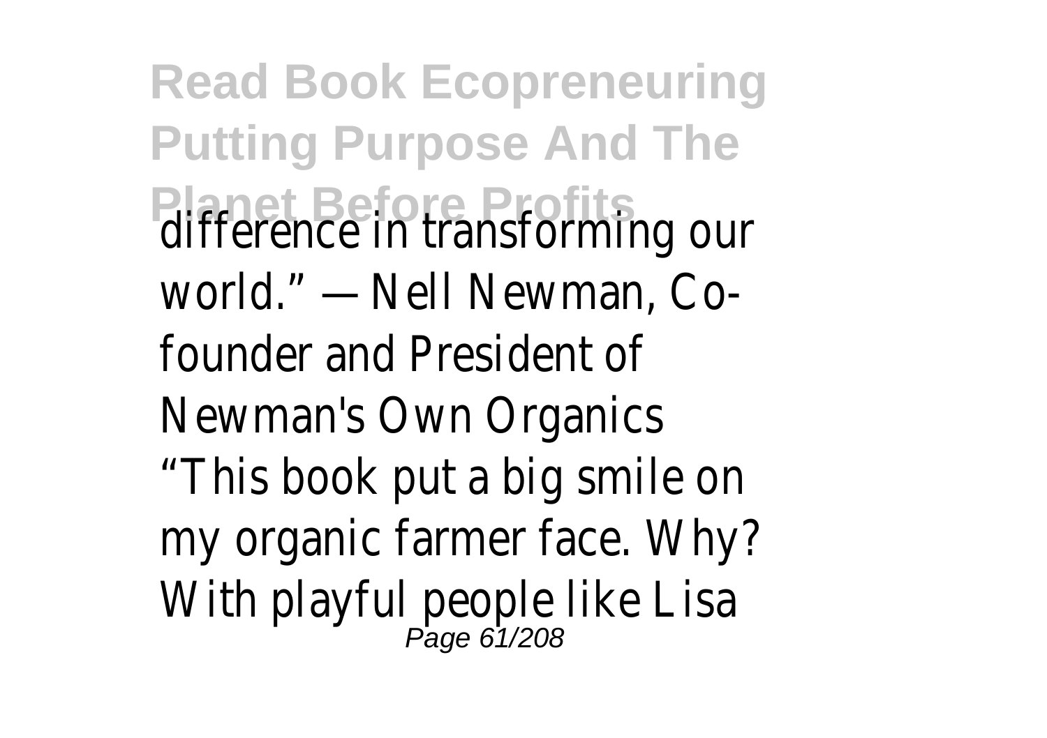difference in transforming our world." —Nell Newman, Co-founder and President of Newman's Own Organics

"This book put a big smile on my organic farmer face. Why? With playful people like Lisa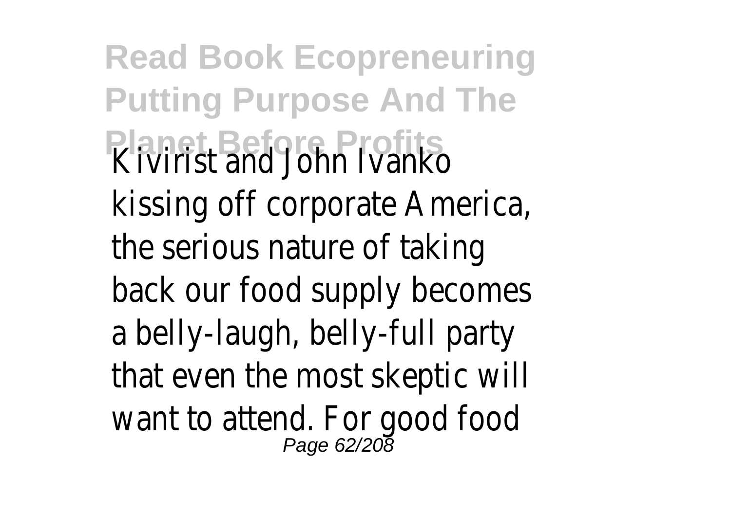Kivirist and John Ivanko kissing off corporate America, the serious nature of taking back our food supply becomes a belly-laugh, belly-full party that even the most skeptic will want to attend. For good food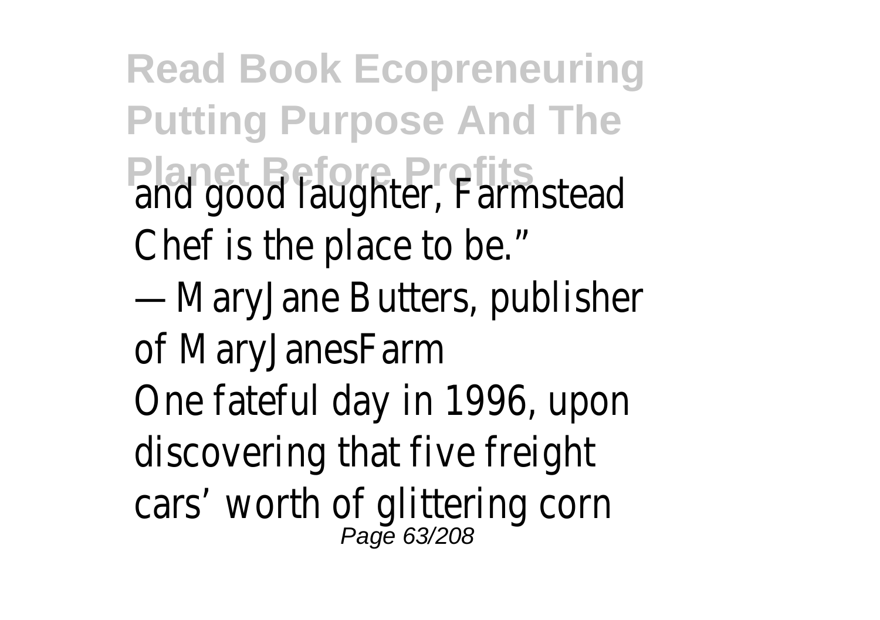and good laughter, Farmstead Chef is the place to be."

—MaryJane Butters, publisher of MaryJanesFarm

One fateful day in 1996, upon discovering that five freight cars' worth of glittering corn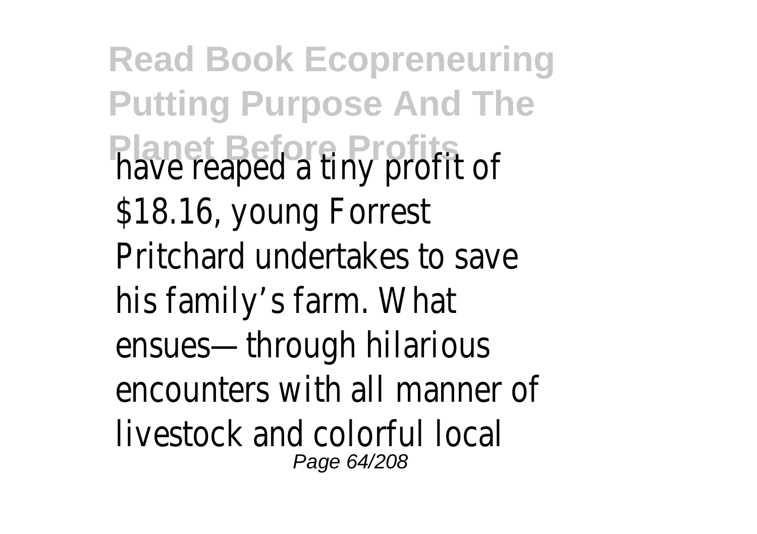have reaped a tiny profit of $18.16, young Forrest Pritchard undertakes to save his family’s farm. What ensues—through hilarious encounters with all manner of livestock and colorful local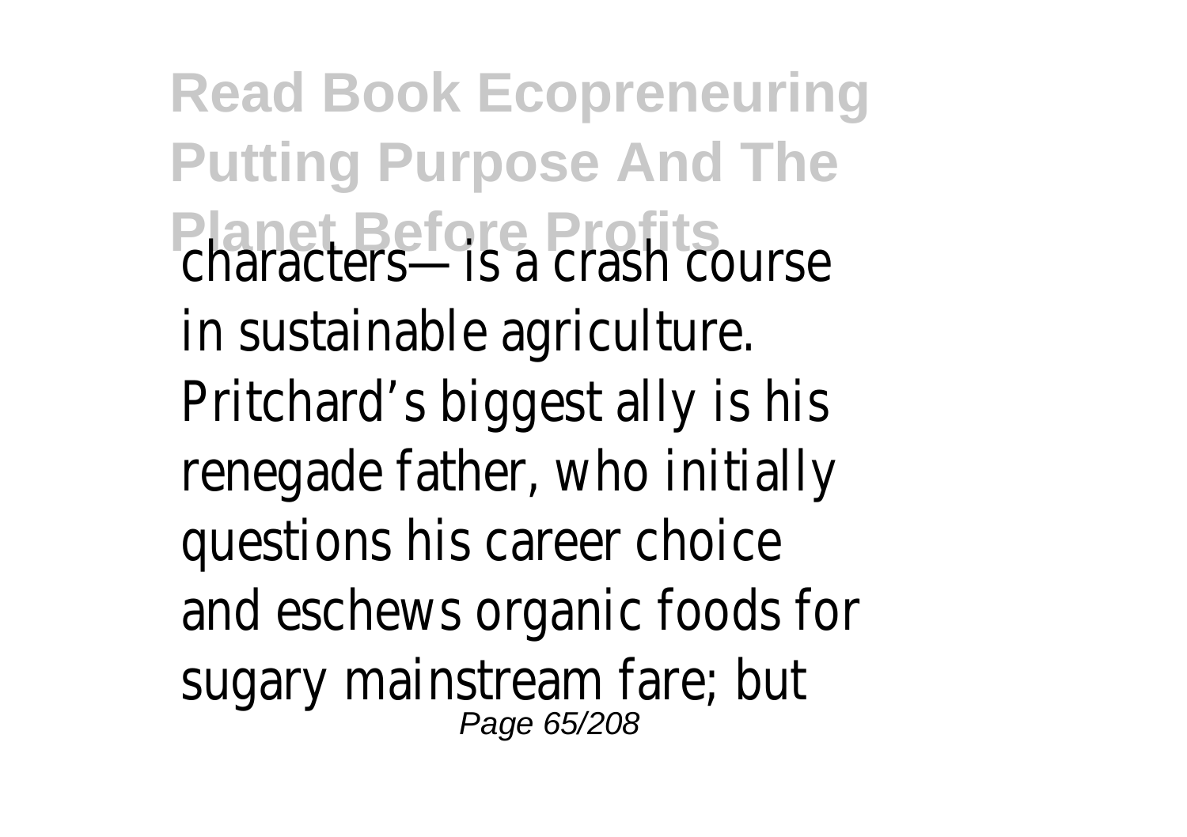characters—is a crash course in sustainable agriculture. Pritchard’s biggest ally is his renegade father, who initially questions his career choice and eschews organic foods for sugary mainstream fare; but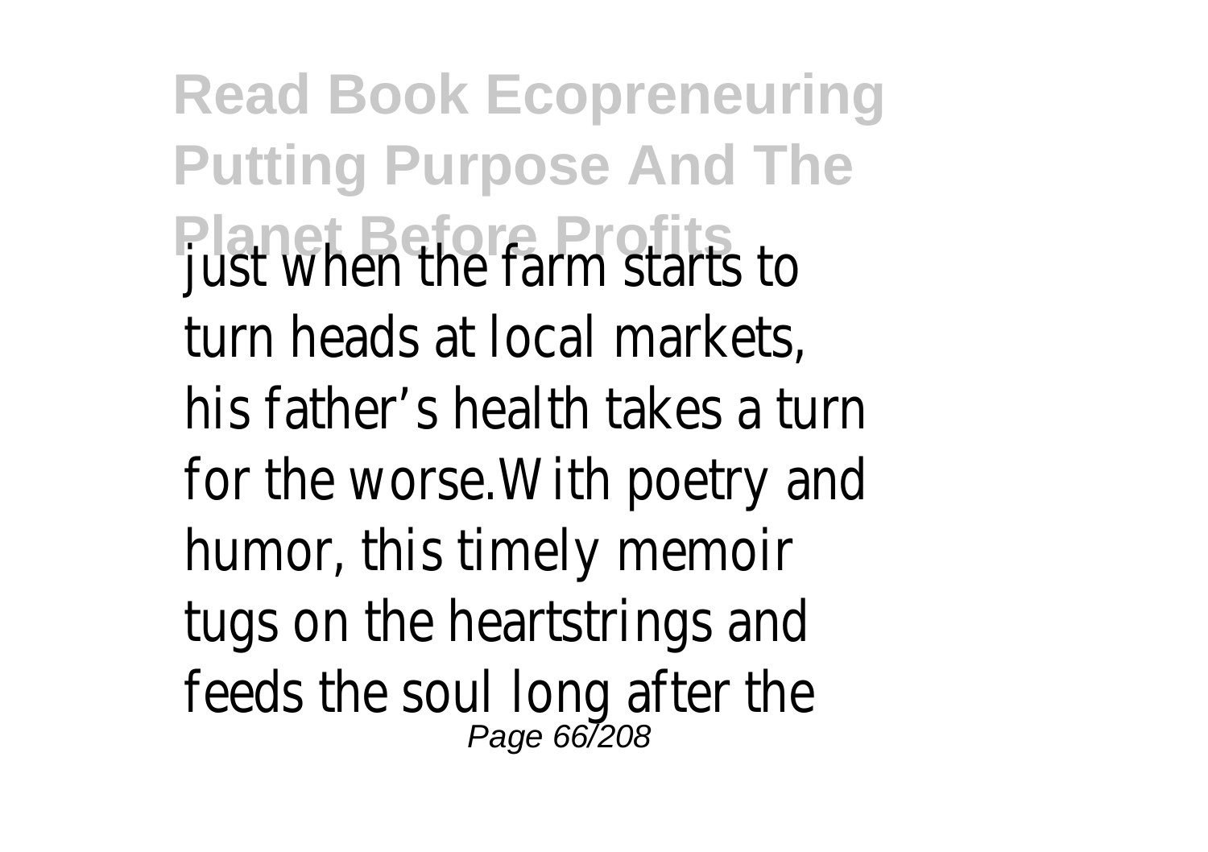just when the farm starts to turn heads at local markets, his father’s health takes a turn for the worse.With poetry and humor, this timely memoir tugs on the heartstrings and feeds the soul long after the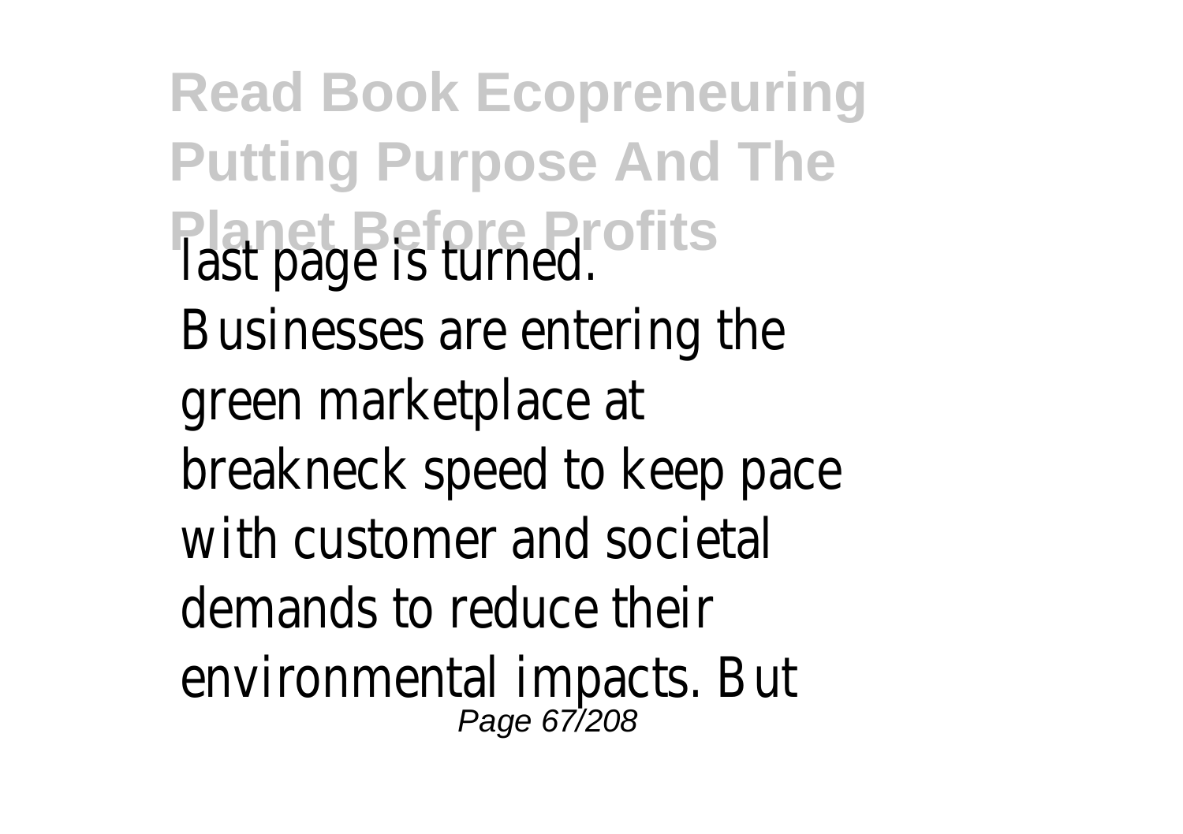last page is turned.

Businesses are entering the green marketplace at breakneck speed to keep pace with customer and societal demands to reduce their environmental impacts. But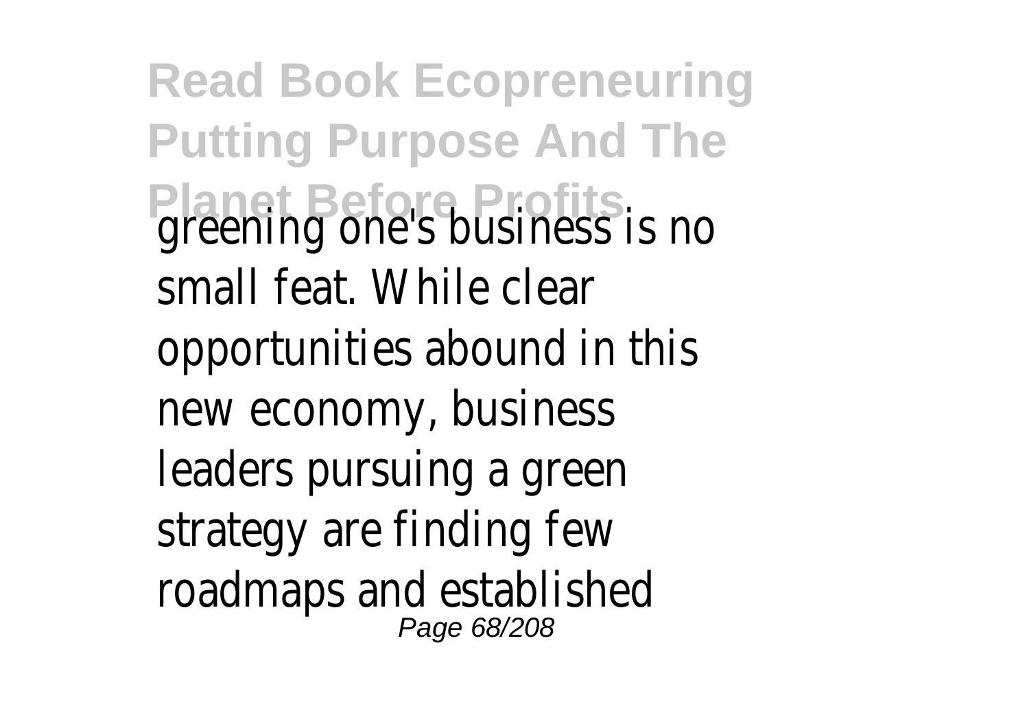greening one's business is no small feat. While clear opportunities abound in this new economy, business leaders pursuing a green strategy are finding few roadmaps and established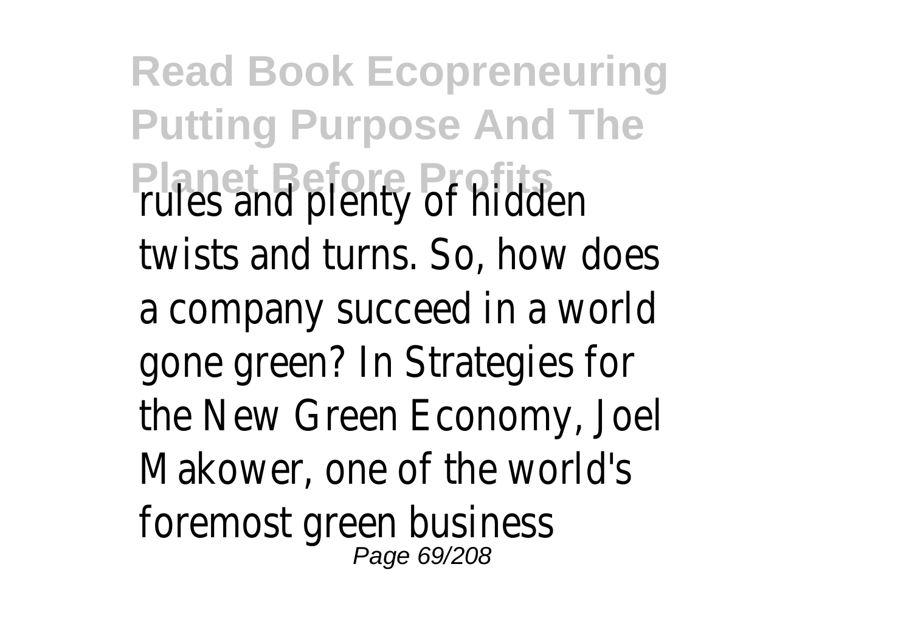rules and plenty of hidden twists and turns. So, how does a company succeed in a world gone green? In Strategies for the New Green Economy, Joel Makower, one of the world's foremost green business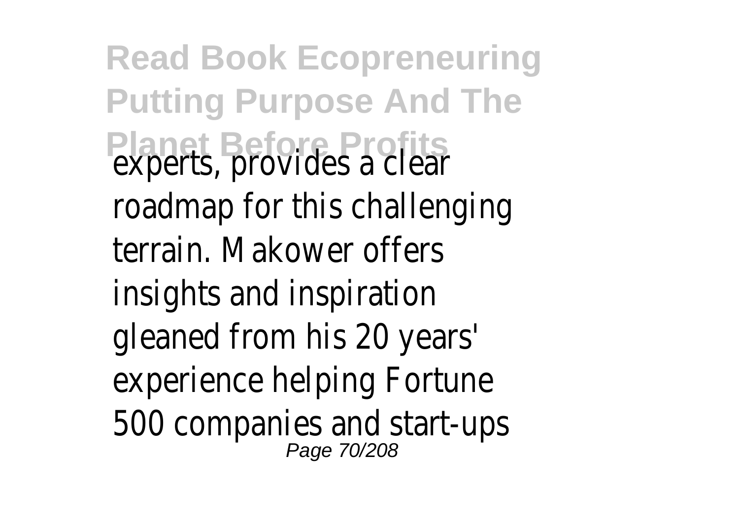experts, provides a clear roadmap for this challenging terrain. Makower offers insights and inspiration gleaned from his 20 years' experience helping Fortune 500 companies and start-ups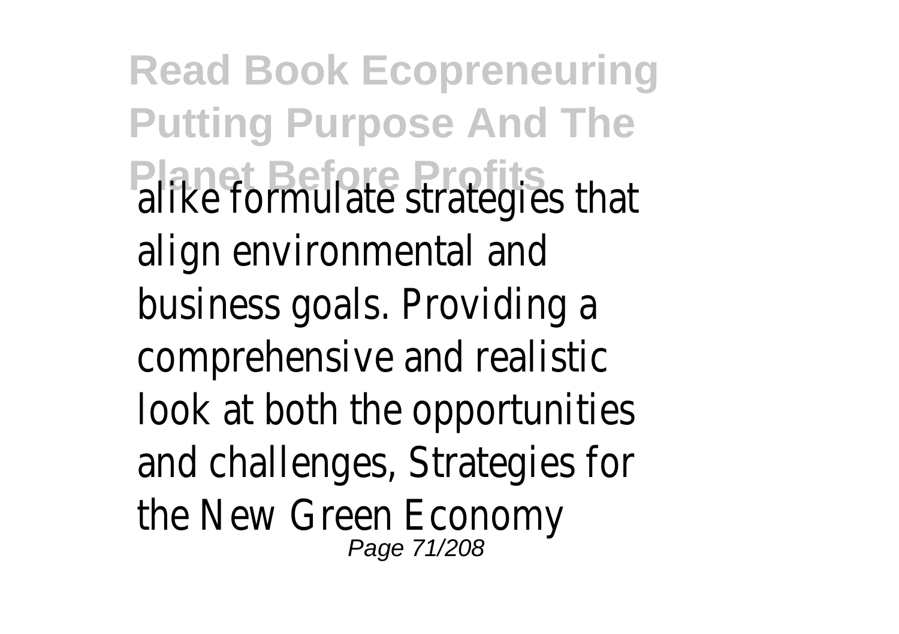alike formulate strategies that align environmental and business goals. Providing a comprehensive and realistic look at both the opportunities and challenges, Strategies for the New Green Economy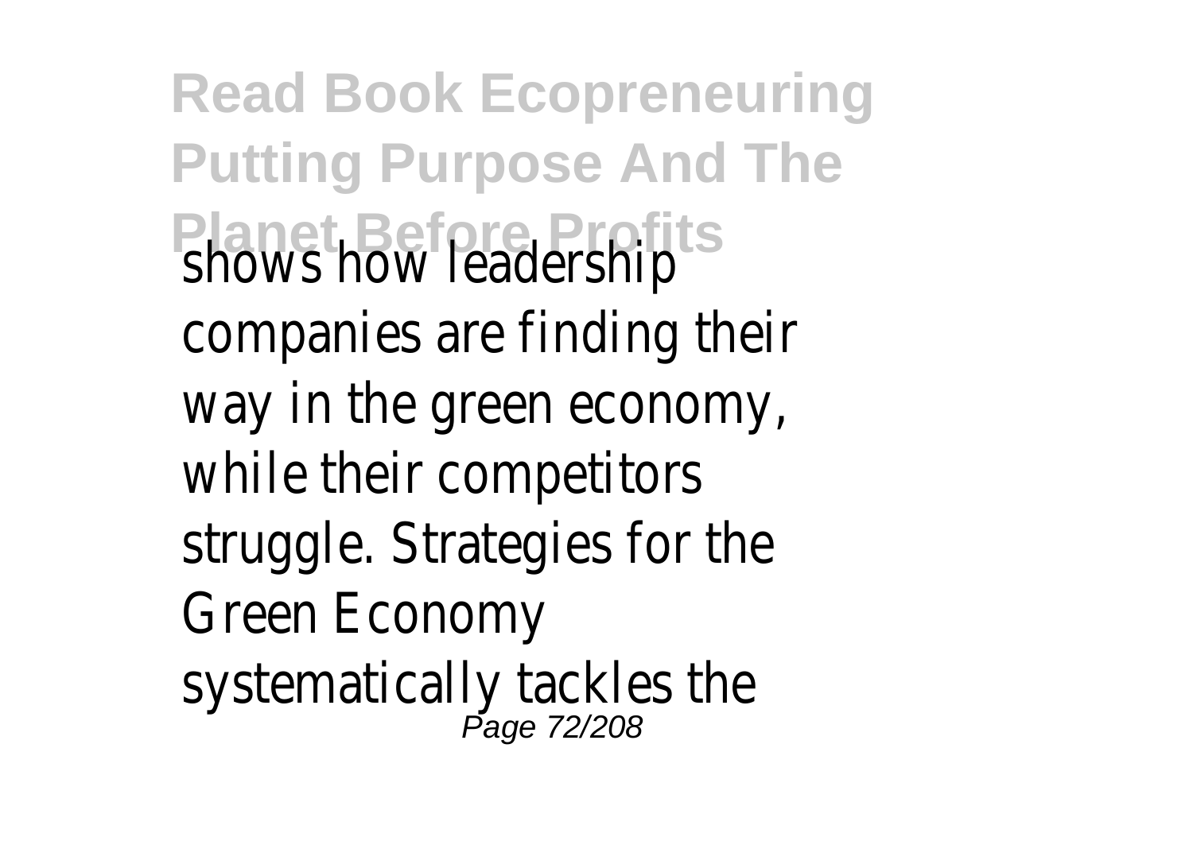shows how leadership companies are finding their way in the green economy, while their competitors struggle. Strategies for the Green Economy systematically tackles the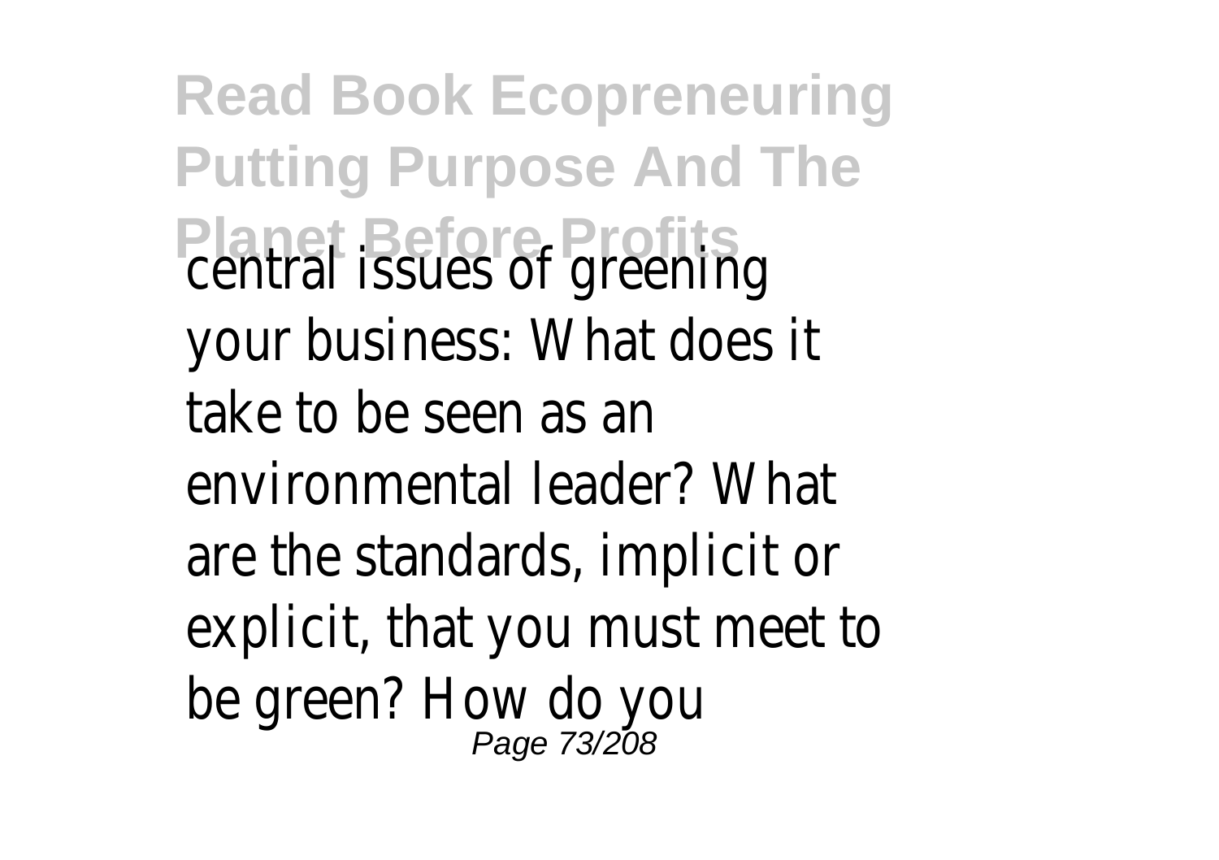central issues of greening your business: What does it take to be seen as an environmental leader? What are the standards, implicit or explicit, that you must meet to be green? How do you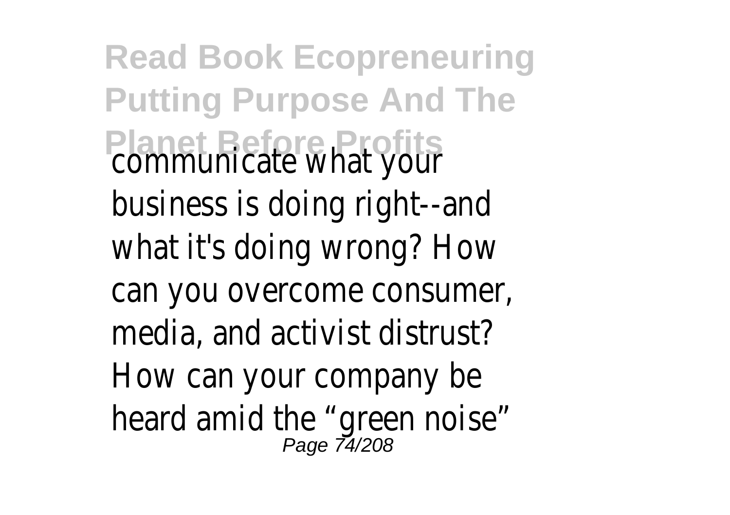communicate what your business is doing right--and what it's doing wrong? How can you overcome consumer, media, and activist distrust? How can your company be heard amid the “green noise”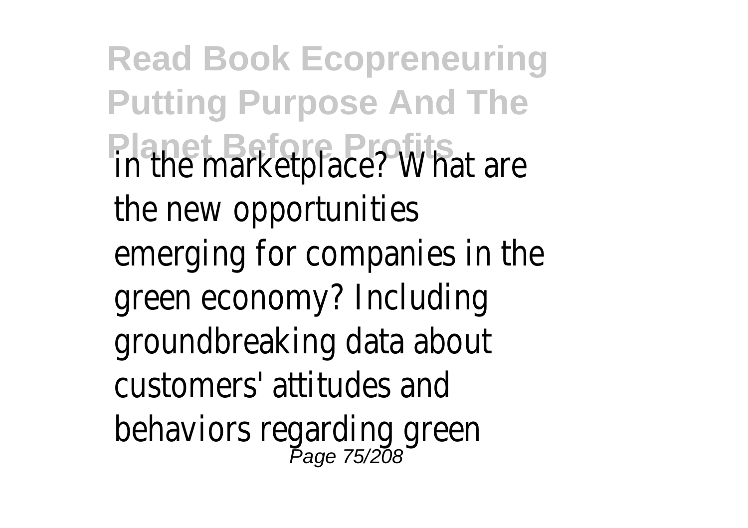in the marketplace? What are the new opportunities emerging for companies in the green economy? Including groundbreaking data about customers' attitudes and behaviors regarding green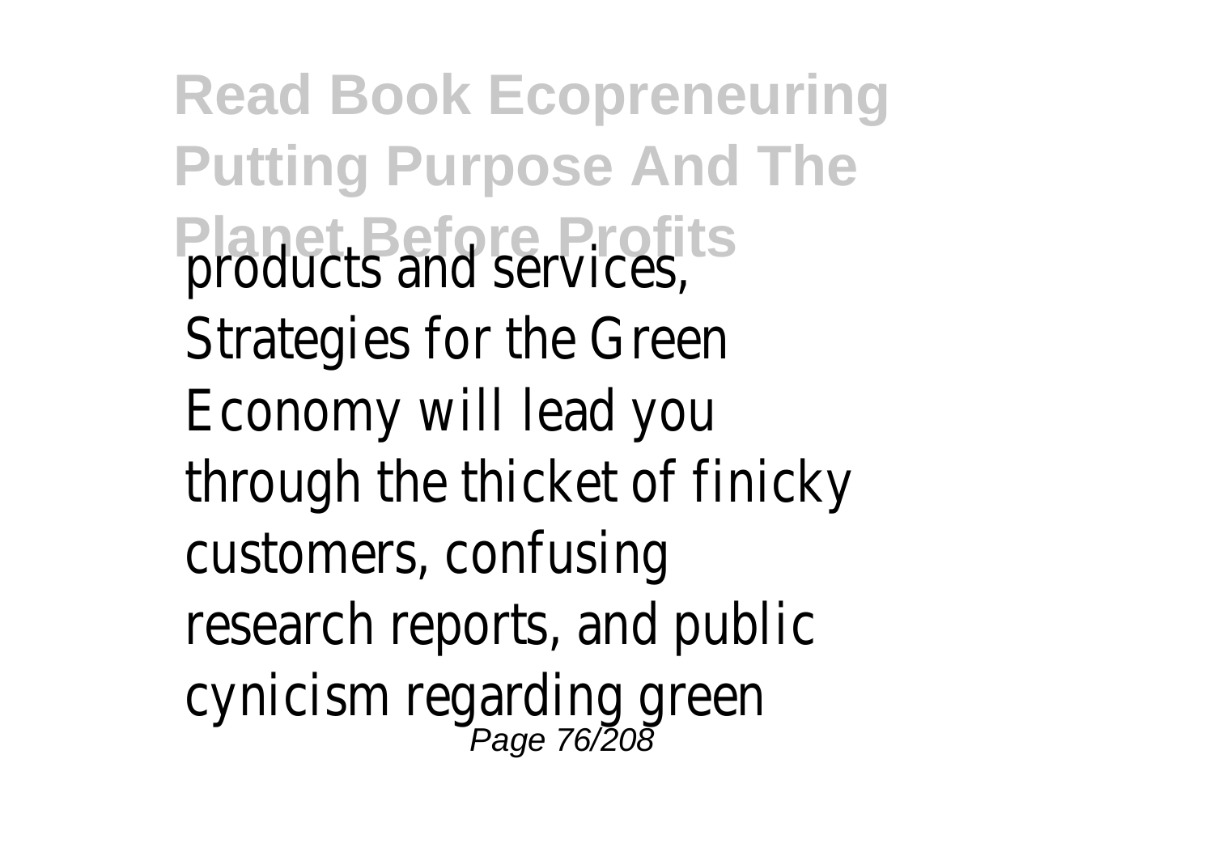products and services, Strategies for the Green Economy will lead you through the thicket of finicky customers, confusing research reports, and public cynicism regarding green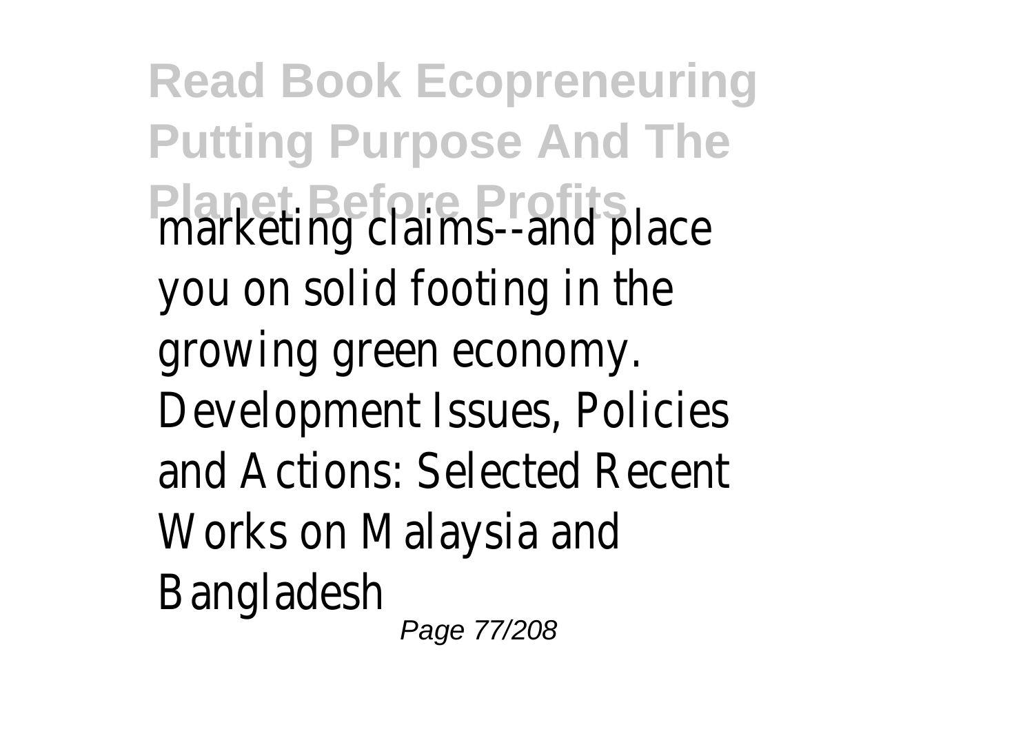marketing claims--and place you on solid footing in the growing green economy.

Development Issues, Policies and Actions: Selected Recent Works on Malaysia and Bangladesh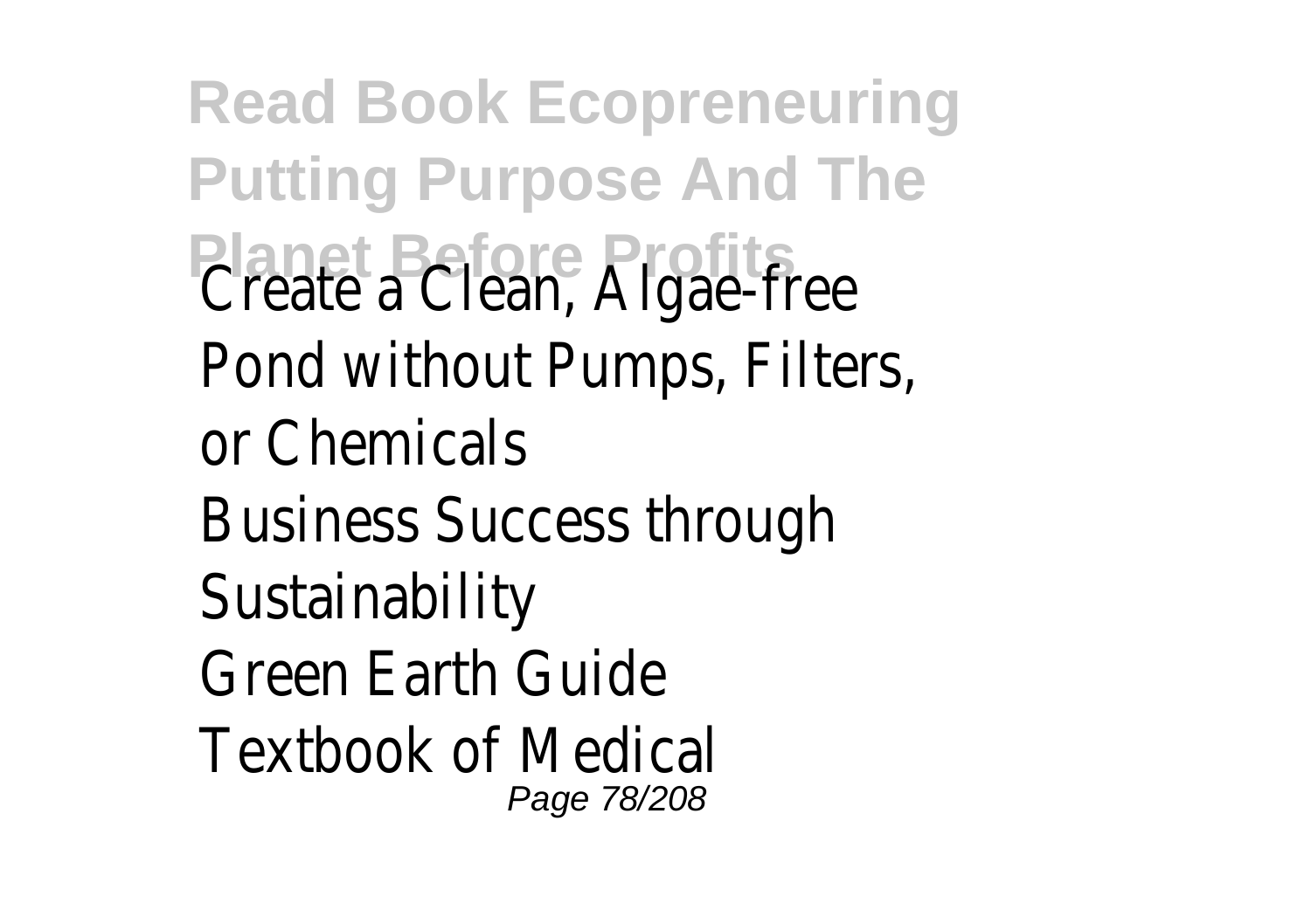Create a Clean, Algae-free Pond without Pumps, Filters, or Chemicals

Business Success through Sustainability

Green Earth Guide

Textbook of Medical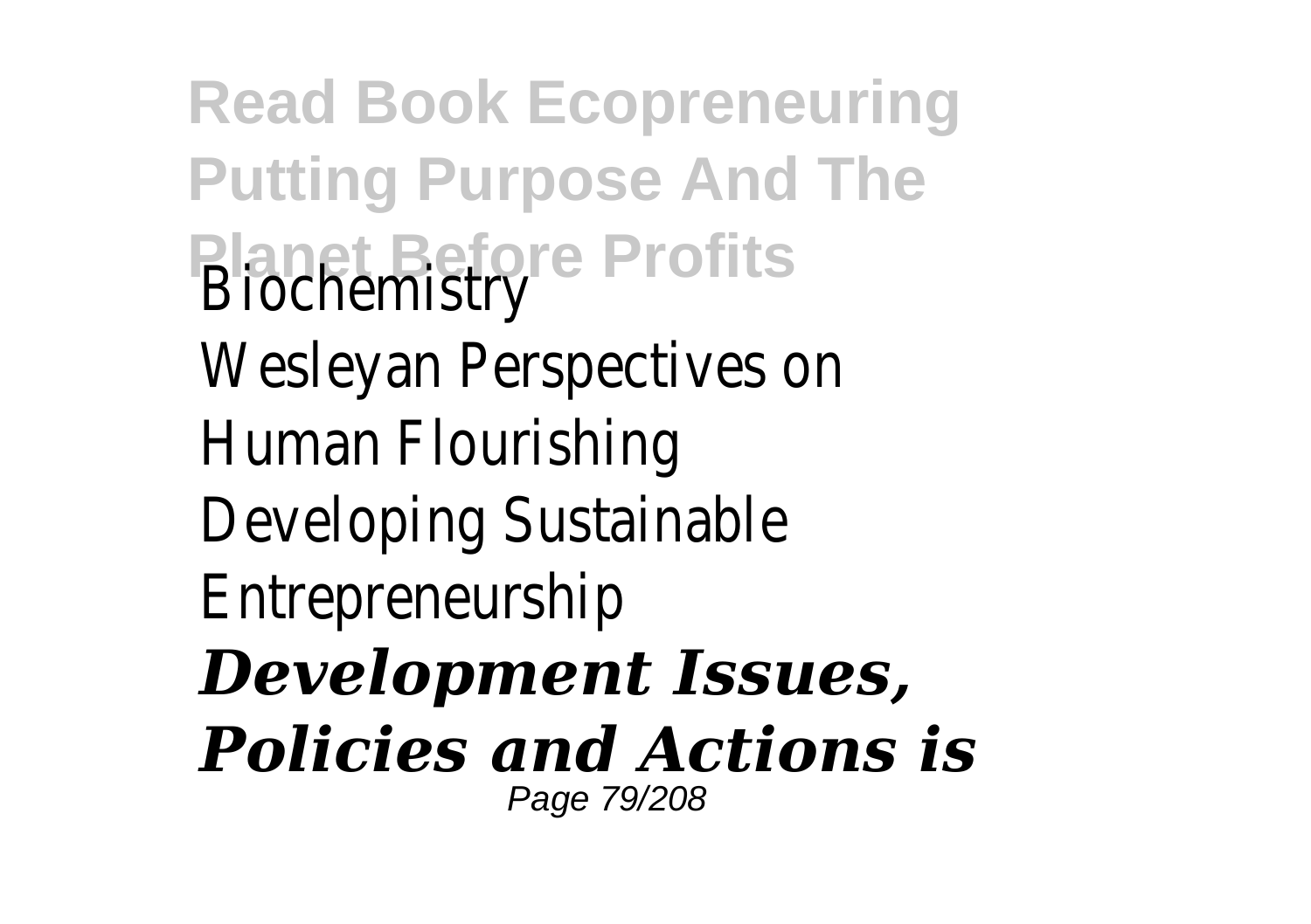Biochemistry

Wesleyan Perspectives on Human Flourishing

Developing Sustainable Entrepreneurship

***Development Issues, Policies and Actions is***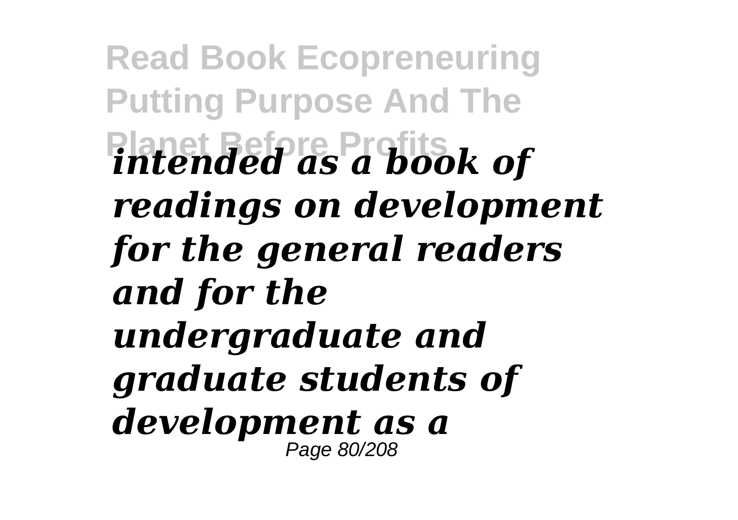*intended as a book of readings on development for the general readers and for the undergraduate and graduate students of development as a*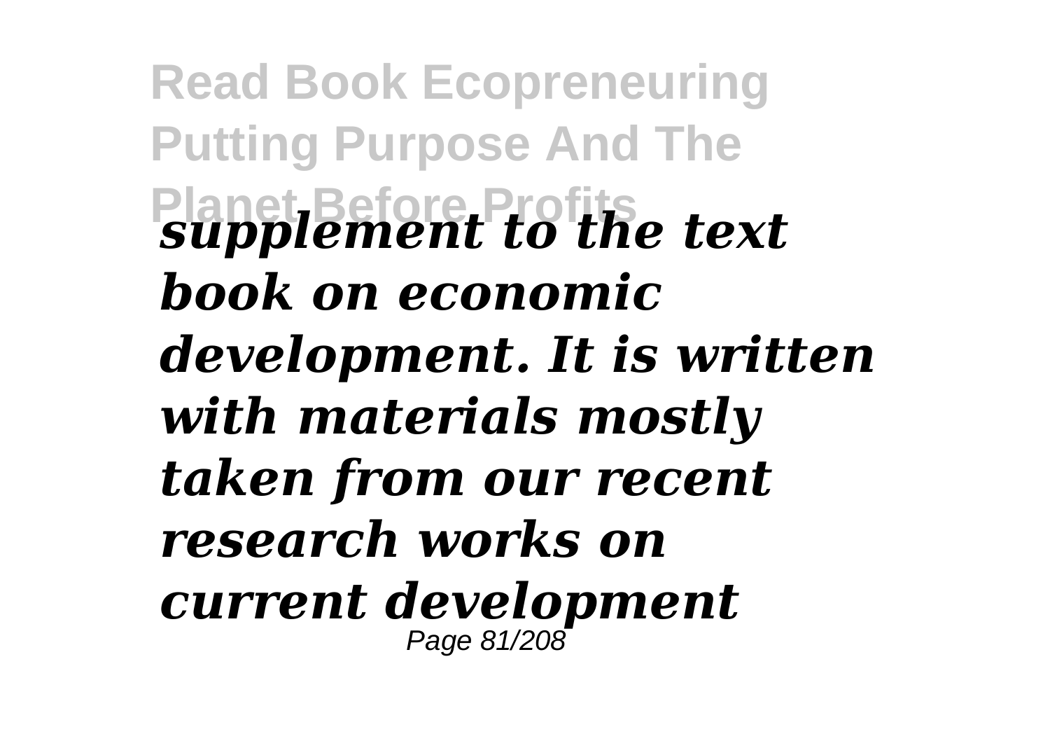*supplement to the text book on economic development. It is written with materials mostly taken from our recent research works on current development*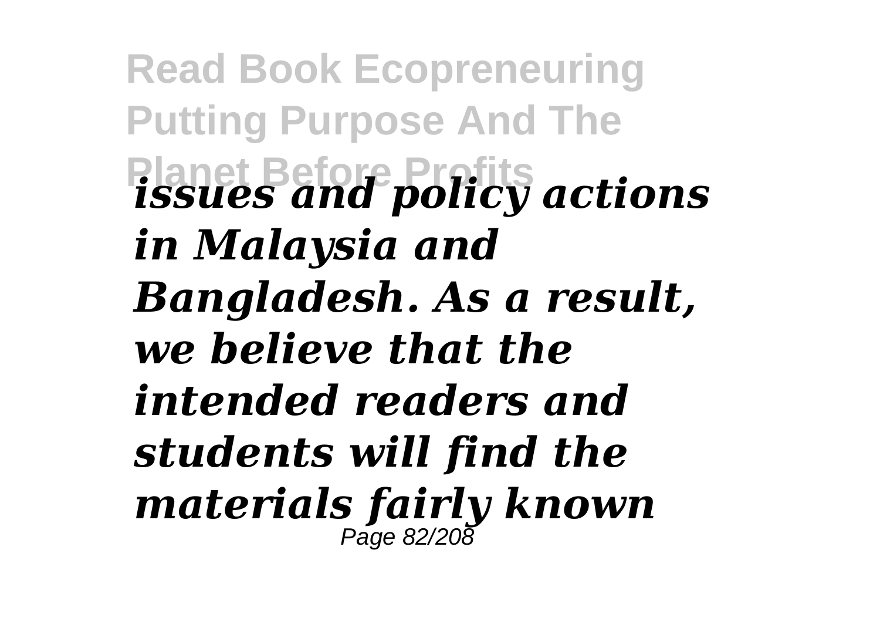*issues and policy actions in Malaysia and Bangladesh. As a result, we believe that the intended readers and students will find the materials fairly known*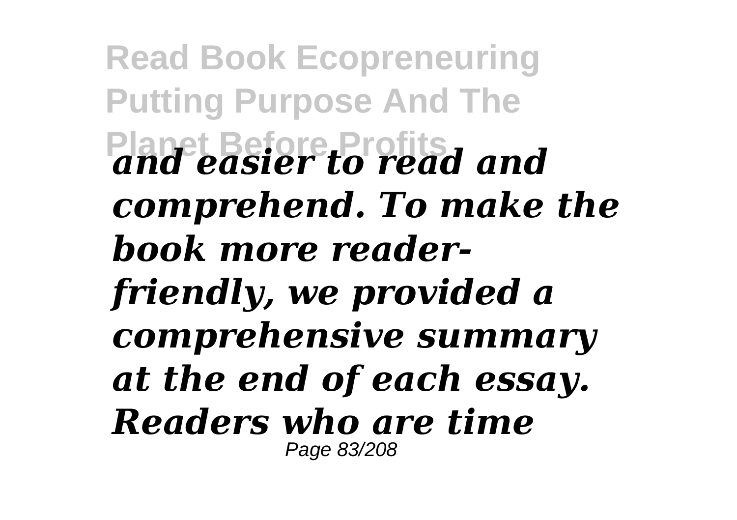***and easier to read and comprehend. To make the book more reader-friendly, we provided a comprehensive summary at the end of each essay. Readers who are time***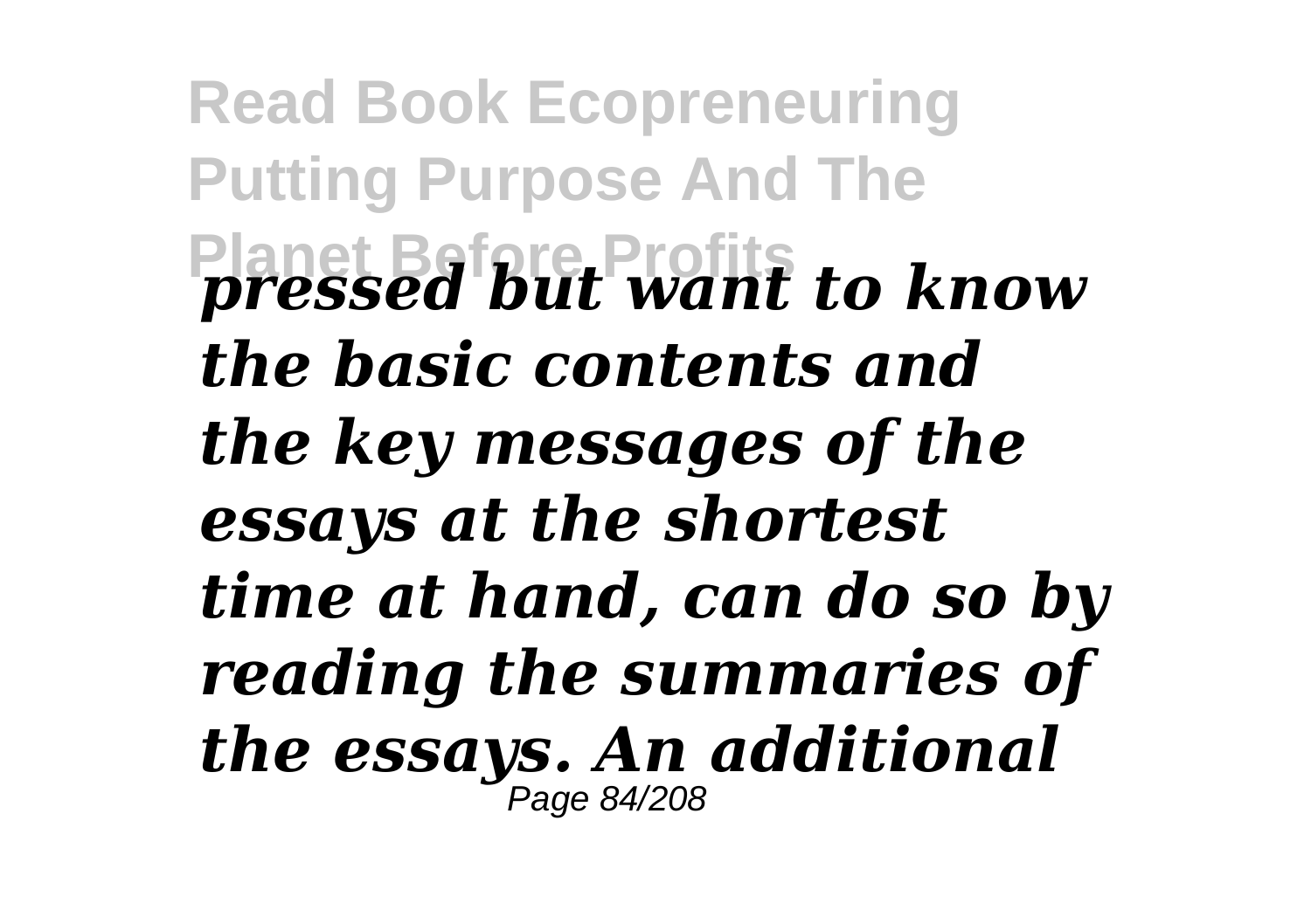*pressed but want to know the basic contents and the key messages of the essays at the shortest time at hand, can do so by reading the summaries of the essays. An additional*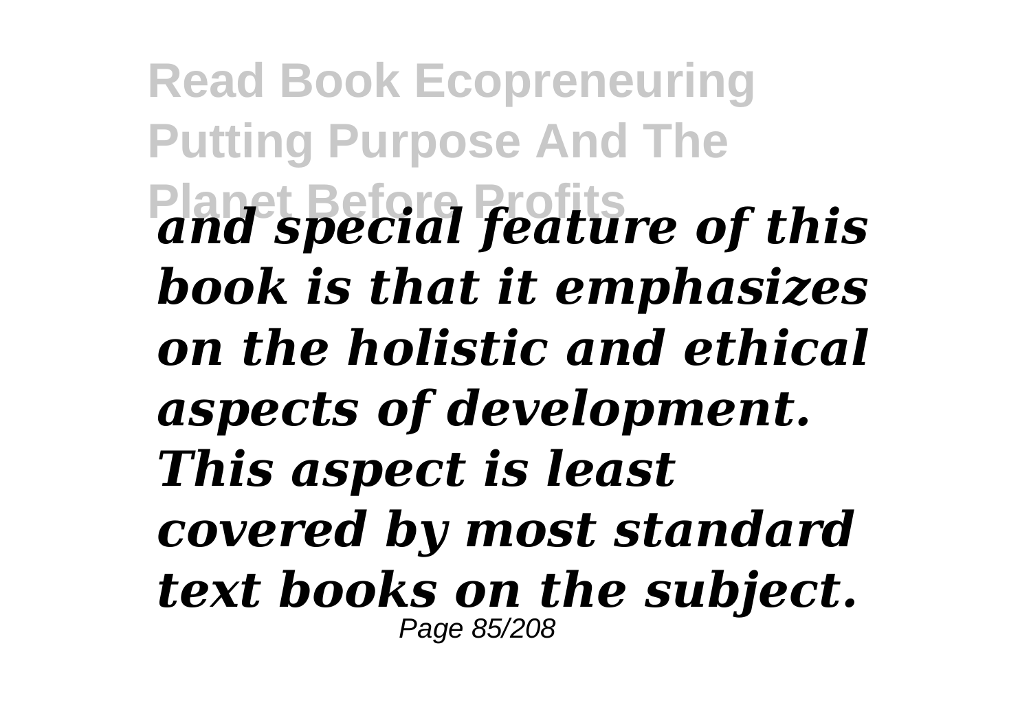***and special feature of this book is that it emphasizes on the holistic and ethical aspects of development. This aspect is least covered by most standard text books on the subject.***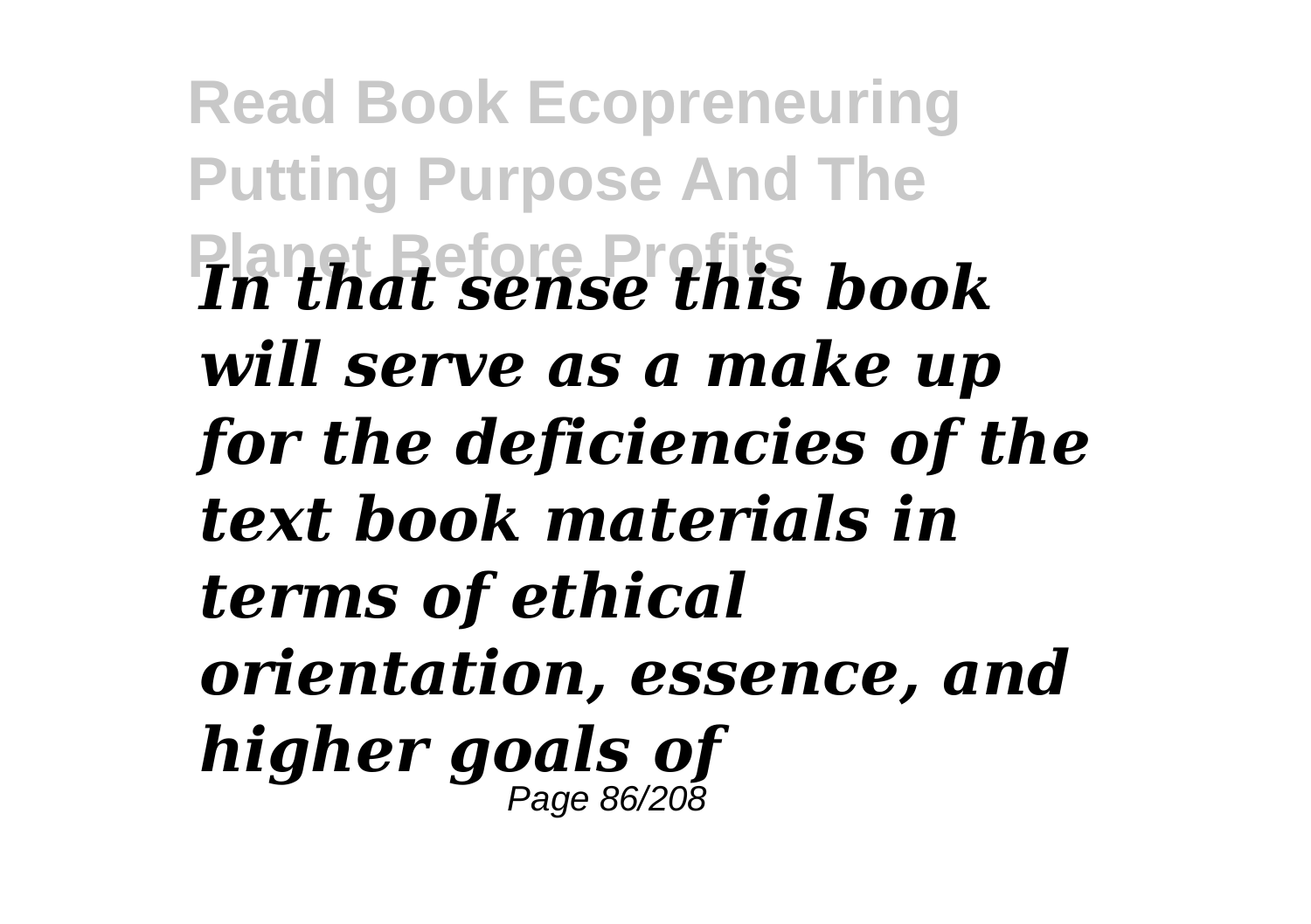*In that sense this book will serve as a make up for the deficiencies of the text book materials in terms of ethical orientation, essence, and higher goals of*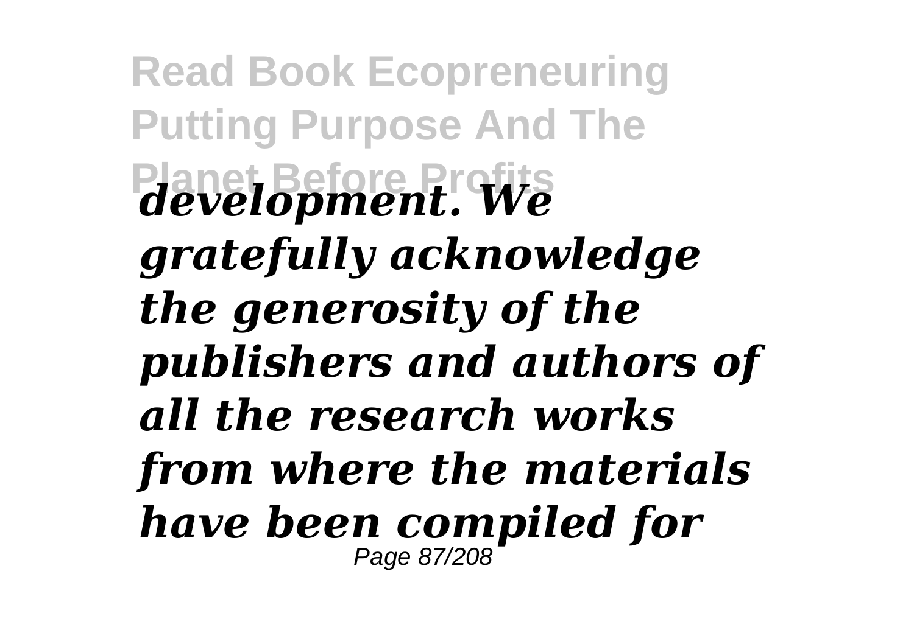*development. We gratefully acknowledge the generosity of the publishers and authors of all the research works from where the materials have been compiled for*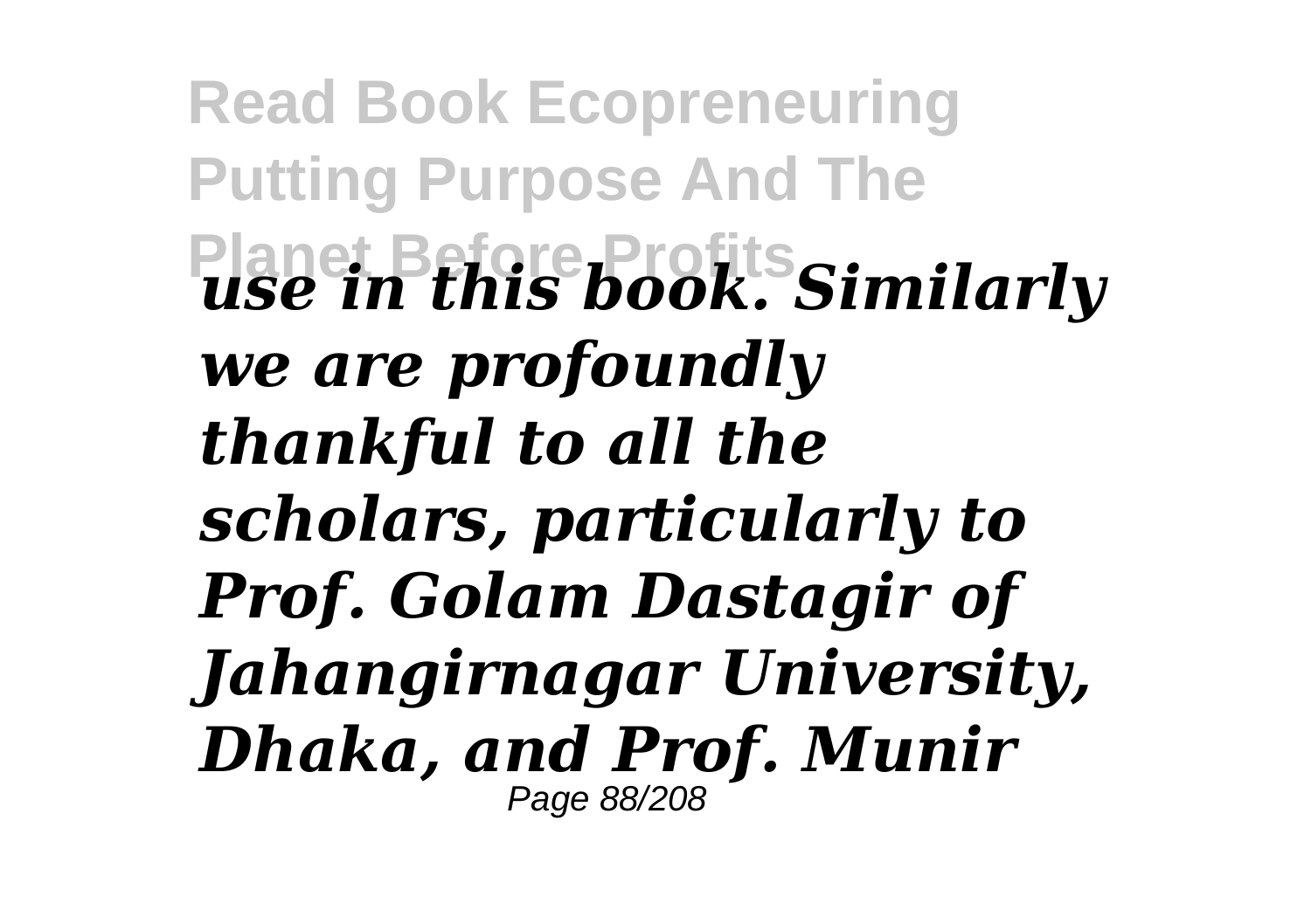*use in this book. Similarly we are profoundly thankful to all the scholars, particularly to Prof. Golam Dastagir of Jahangirnagar University, Dhaka, and Prof. Munir*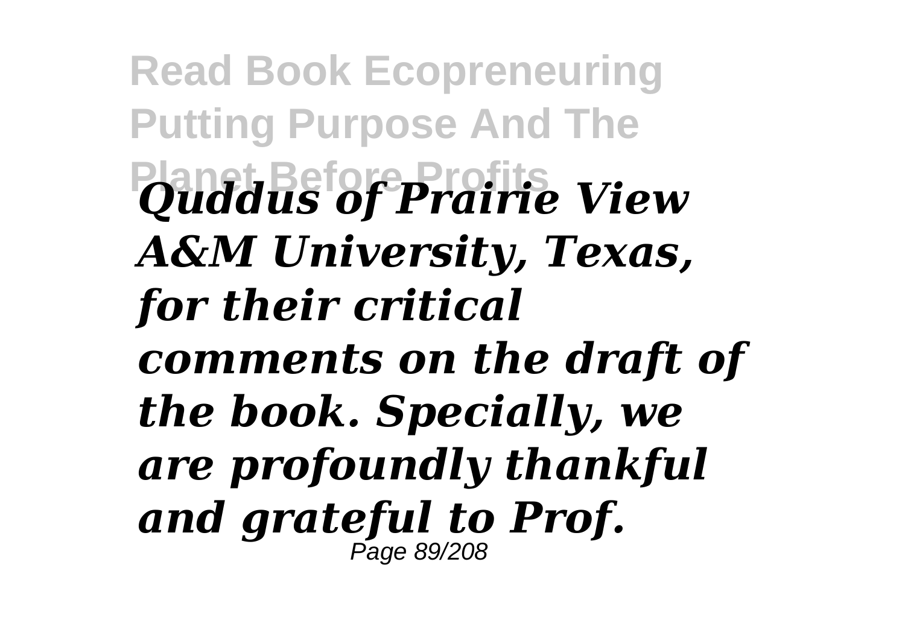*Quddus of Prairie View A&M University, Texas, for their critical comments on the draft of the book. Specially, we are profoundly thankful and grateful to Prof.*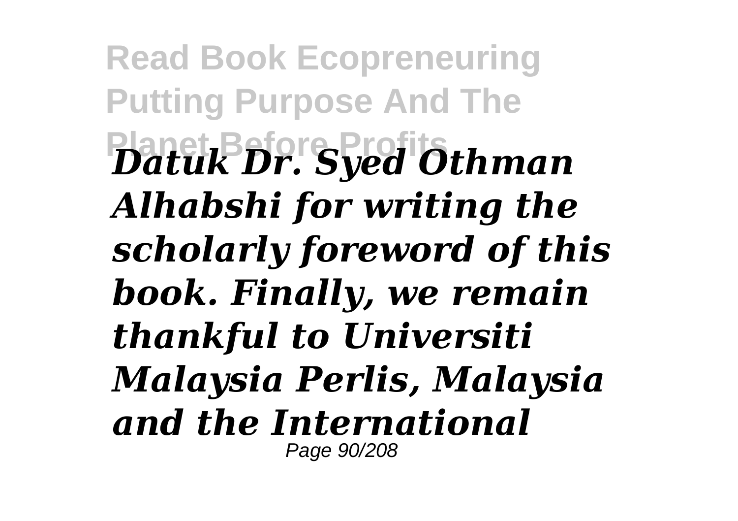*Datuk Dr. Syed Othman Alhabshi for writing the scholarly foreword of this book. Finally, we remain thankful to Universiti Malaysia Perlis, Malaysia and the International*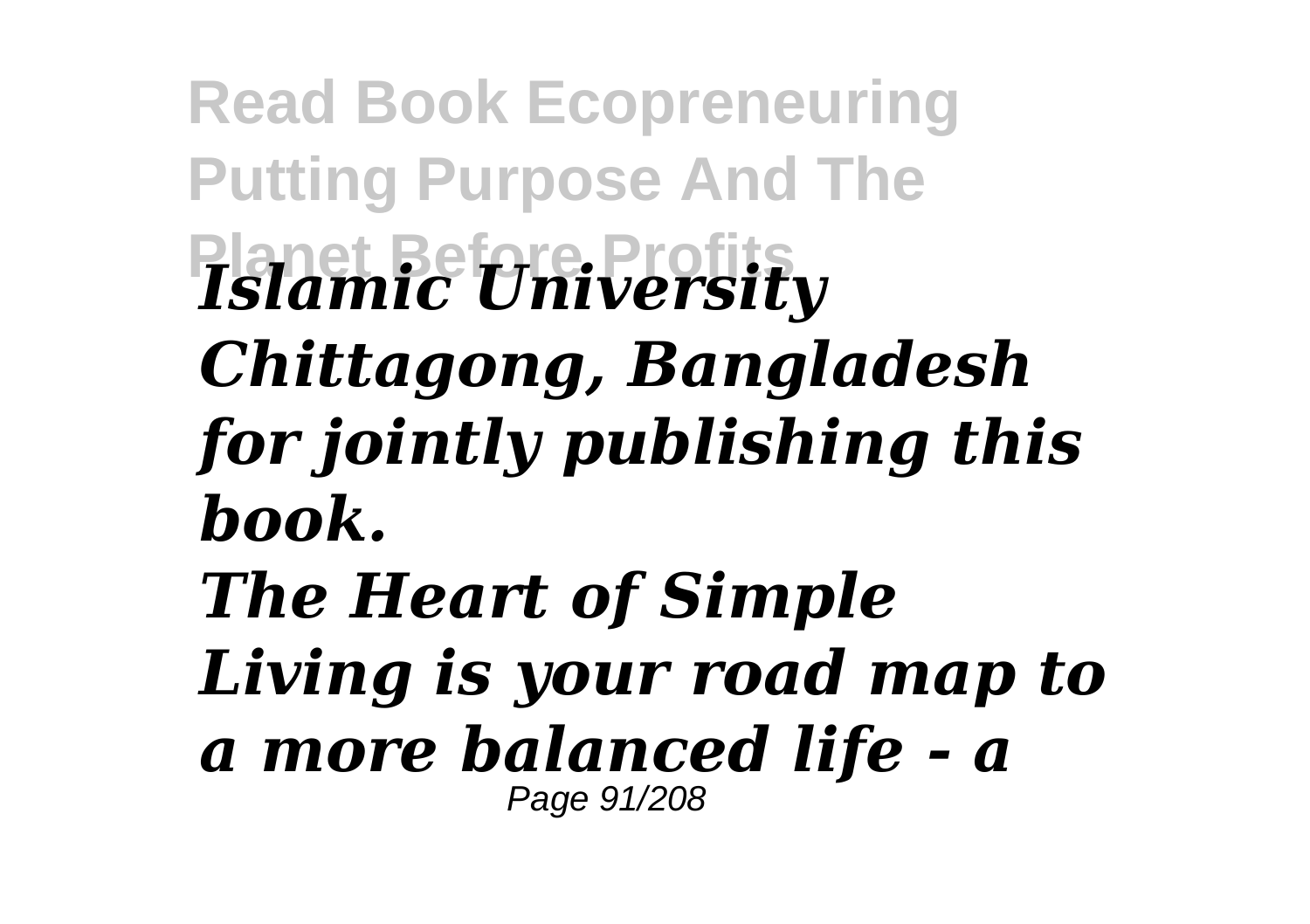*Islamic University Chittagong, Bangladesh for jointly publishing this book.*

*The Heart of Simple Living is your road map to a more balanced life - a*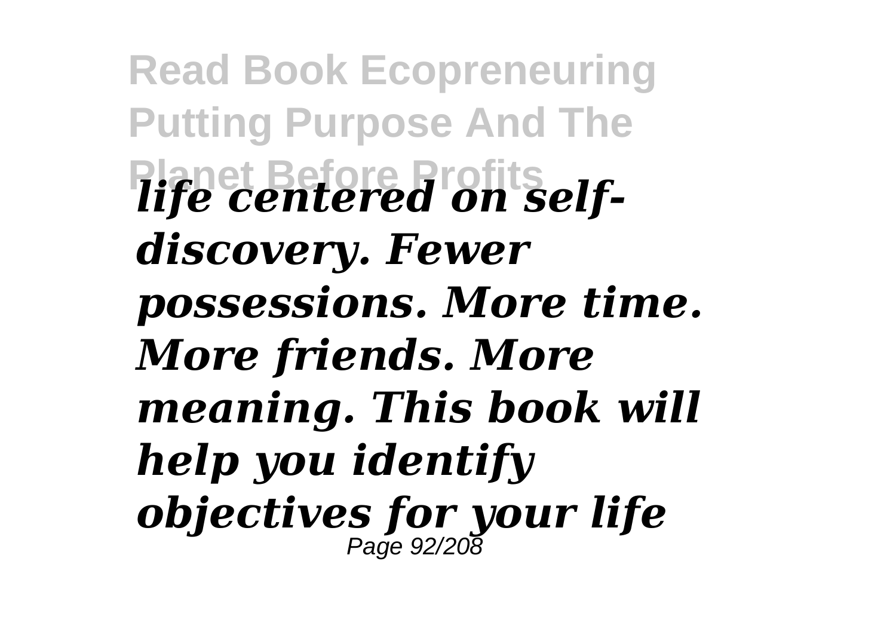*life centered on self-discovery. Fewer possessions. More time. More friends. More meaning. This book will help you identify objectives for your life*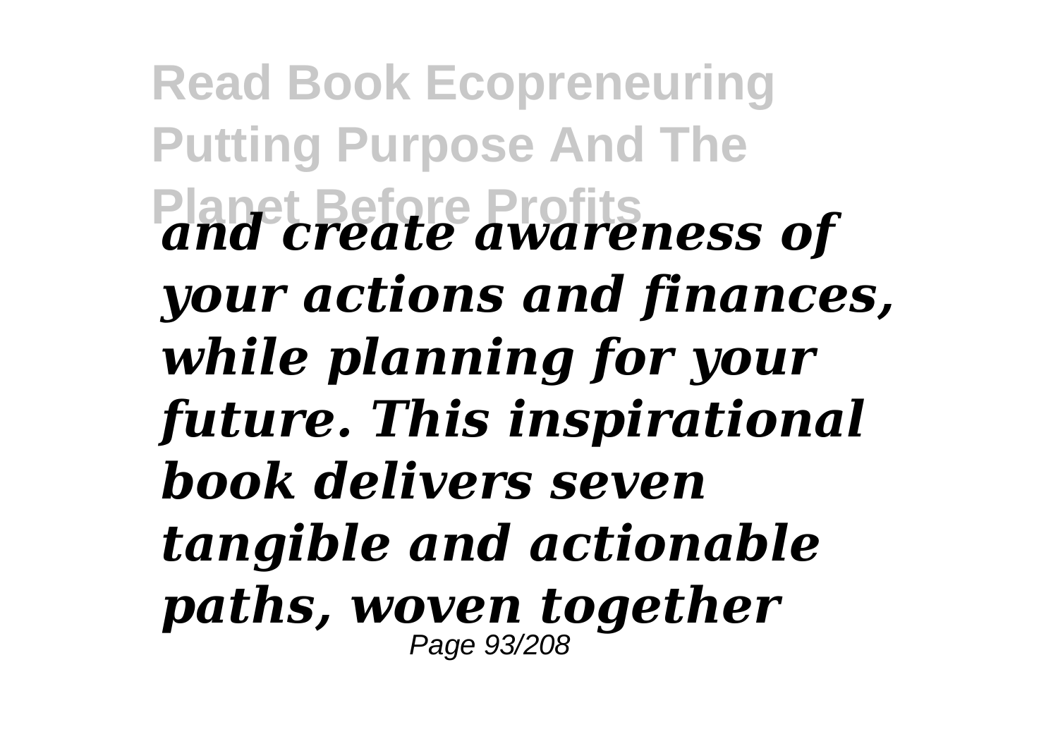*and create awareness of your actions and finances, while planning for your future. This inspirational book delivers seven tangible and actionable paths, woven together*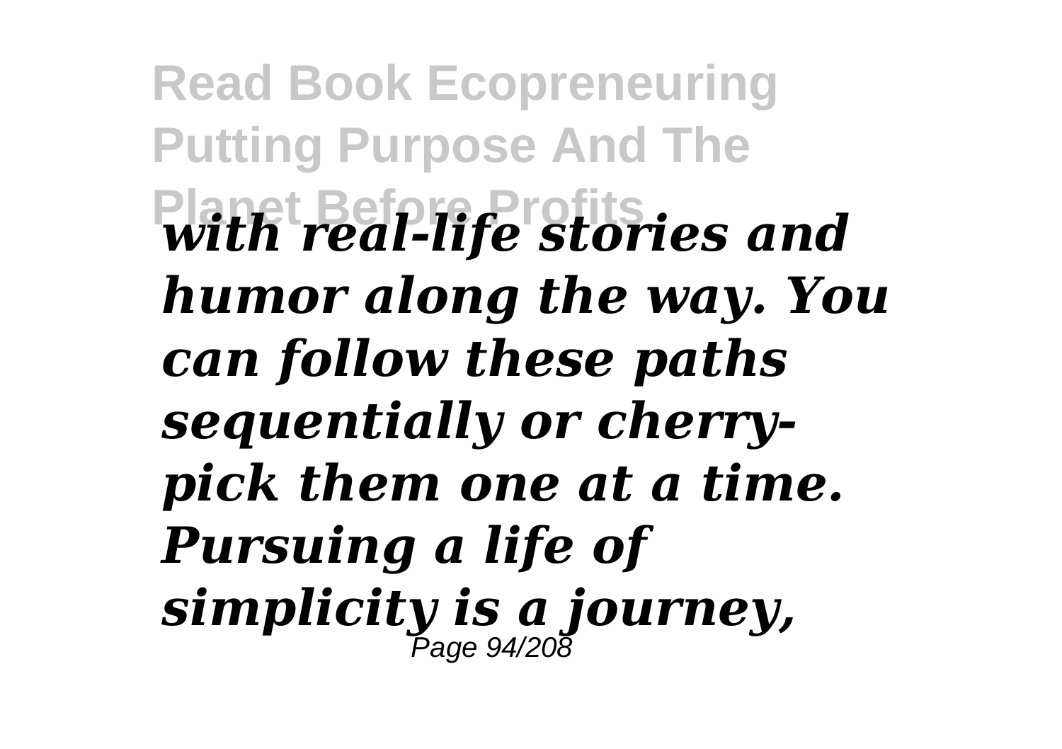*with real-life stories and humor along the way. You can follow these paths sequentially or cherry-pick them one at a time. Pursuing a life of simplicity is a journey,*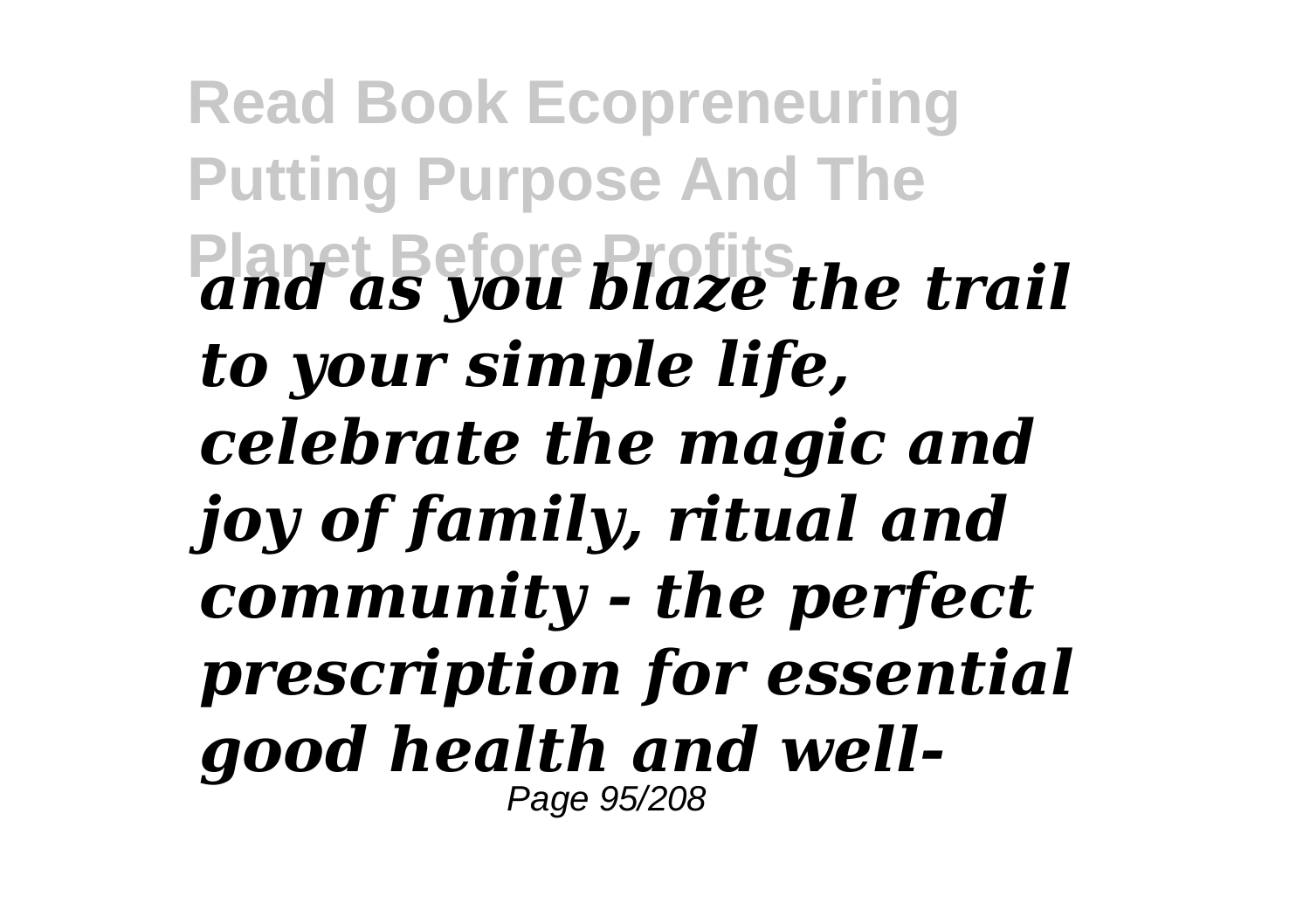*and as you blaze the trail to your simple life, celebrate the magic and joy of family, ritual and community - the perfect prescription for essential good health and well-*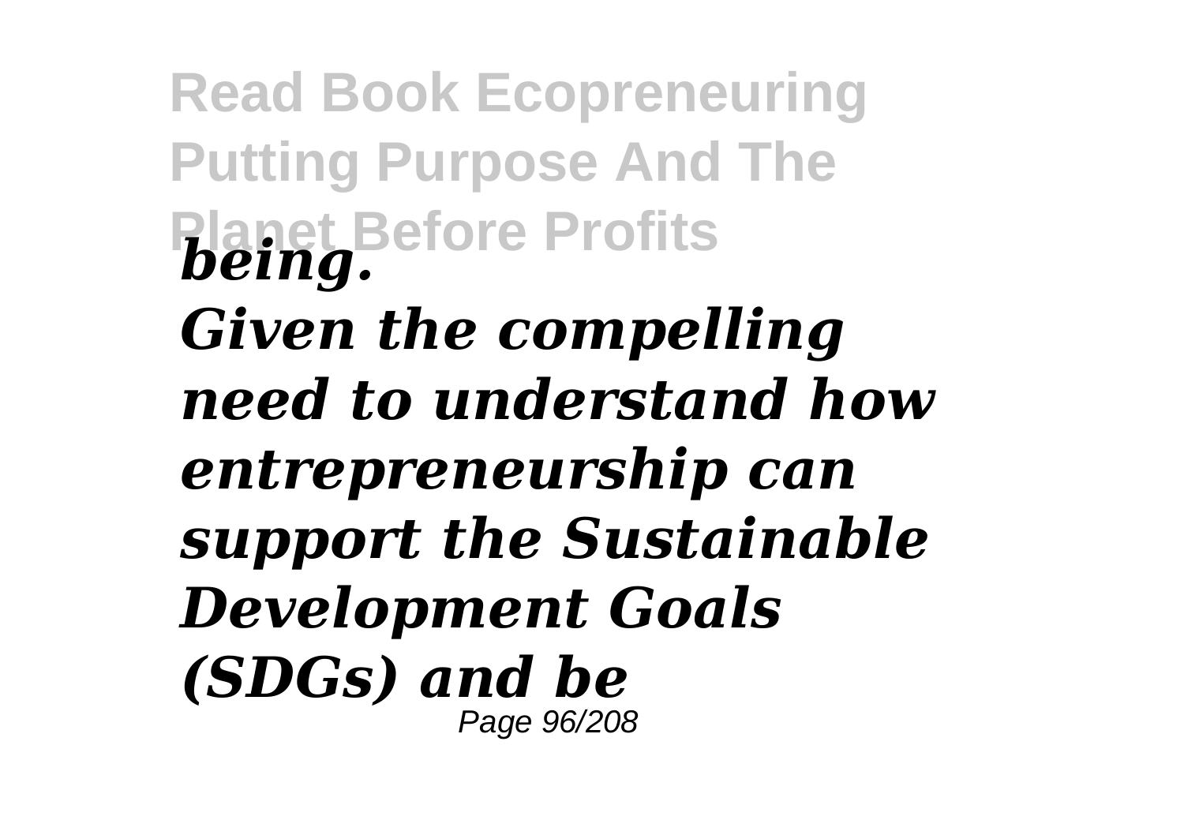***being.***

***Given the compelling need to understand how entrepreneurship can support the Sustainable Development Goals (SDGs) and be***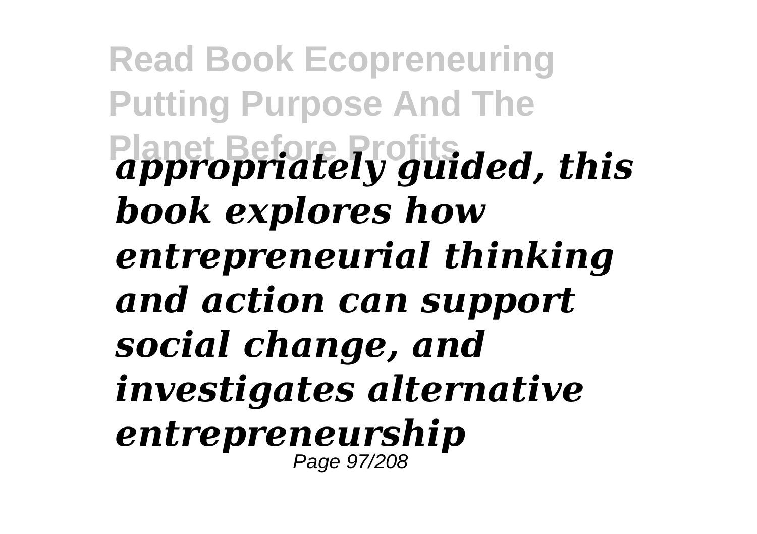*appropriately guided, this book explores how entrepreneurial thinking and action can support social change, and investigates alternative entrepreneurship*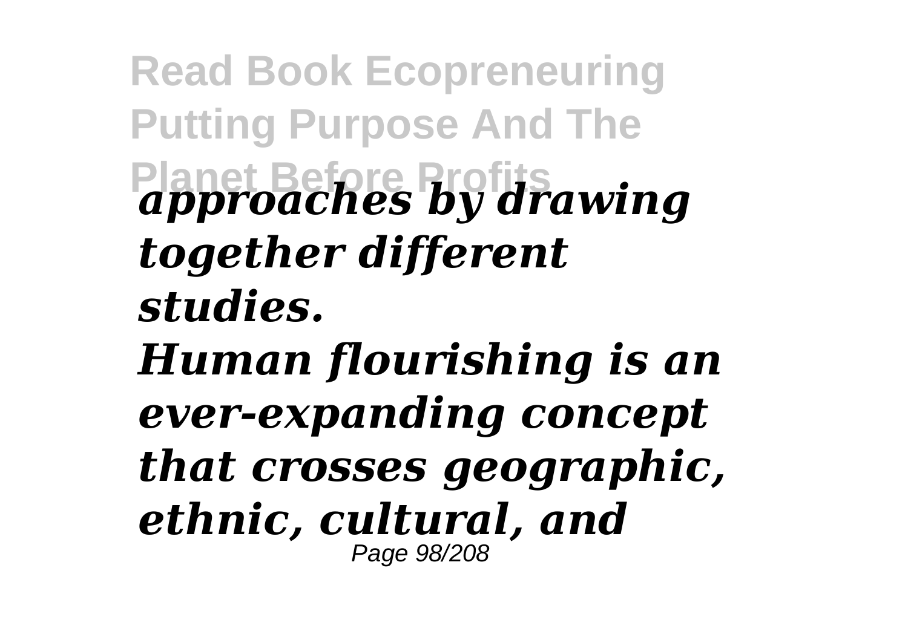*approaches by drawing together different studies.*

*Human flourishing is an ever-expanding concept that crosses geographic, ethnic, cultural, and*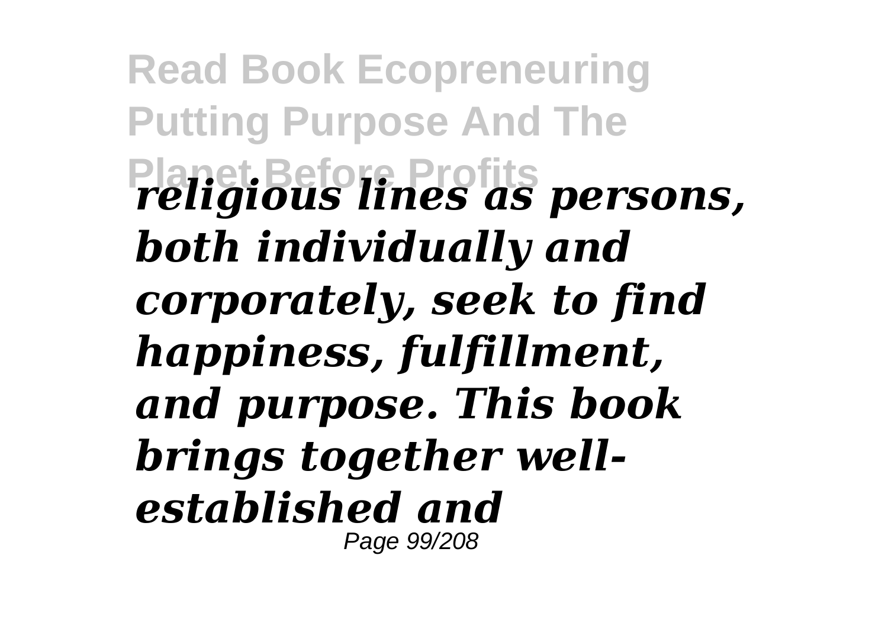*religious lines as persons, both individually and corporately, seek to find happiness, fulfillment, and purpose. This book brings together well-established and*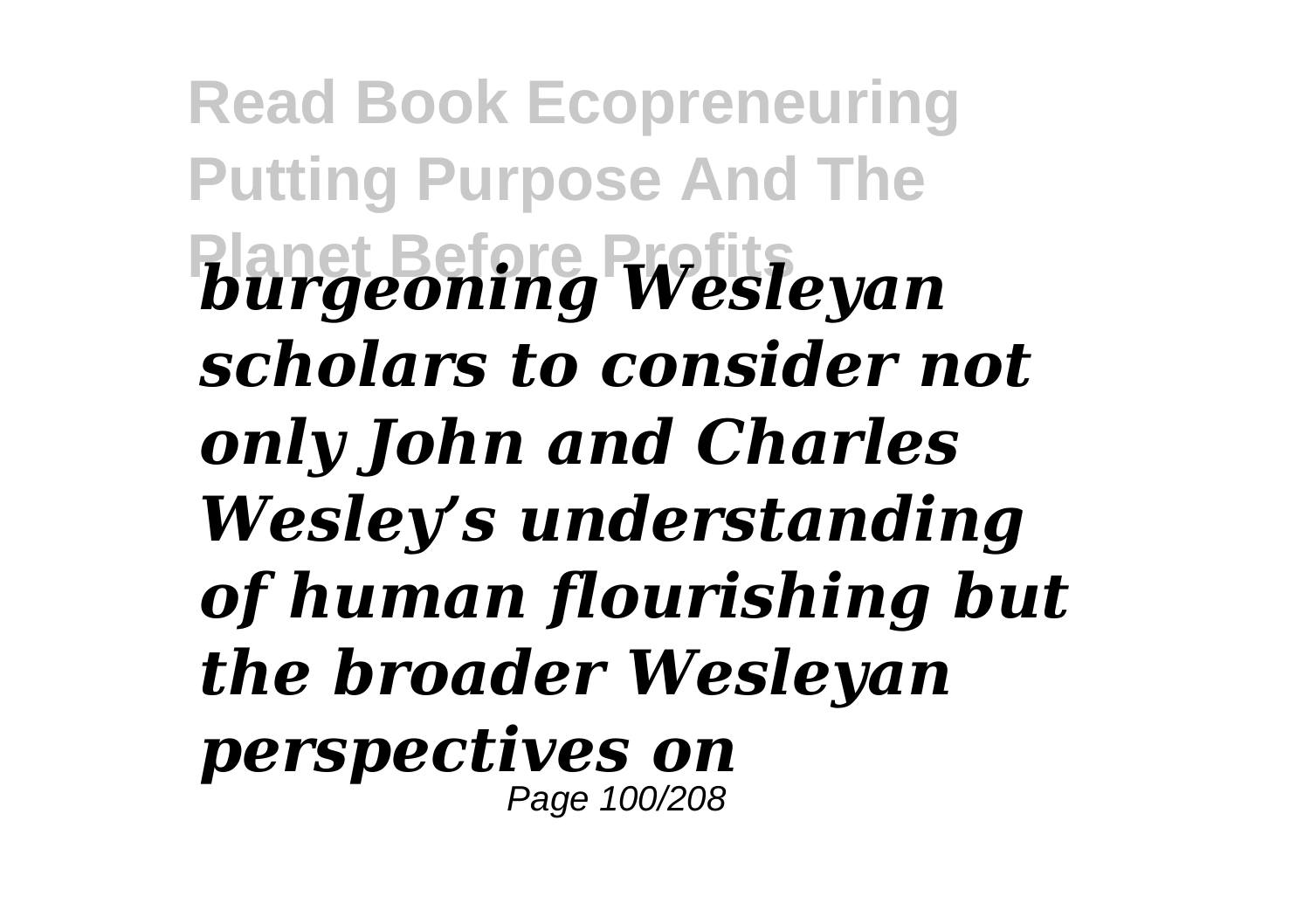*burgeoning Wesleyan scholars to consider not only John and Charles Wesley's understanding of human flourishing but the broader Wesleyan perspectives on*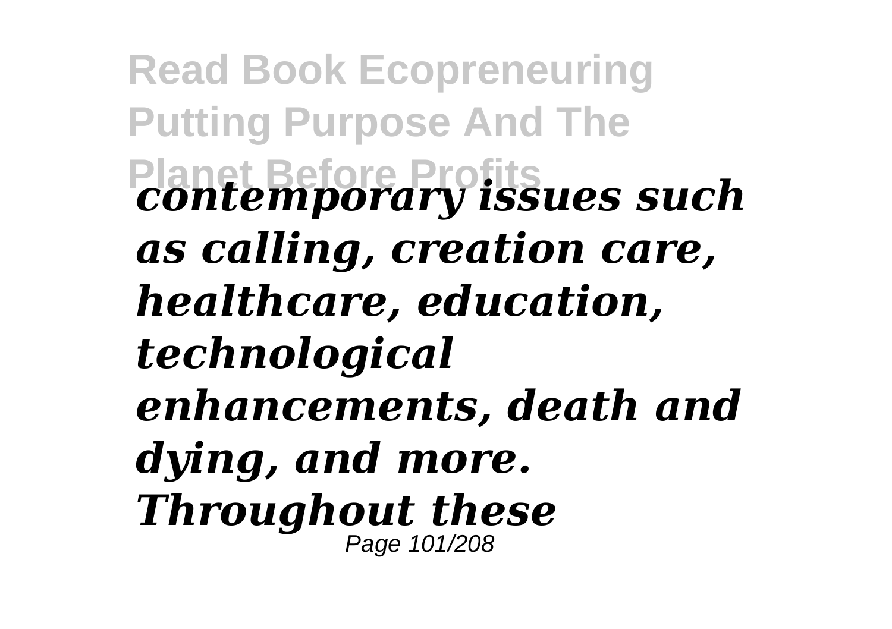*contemporary issues such as calling, creation care, healthcare, education, technological enhancements, death and dying, and more. Throughout these*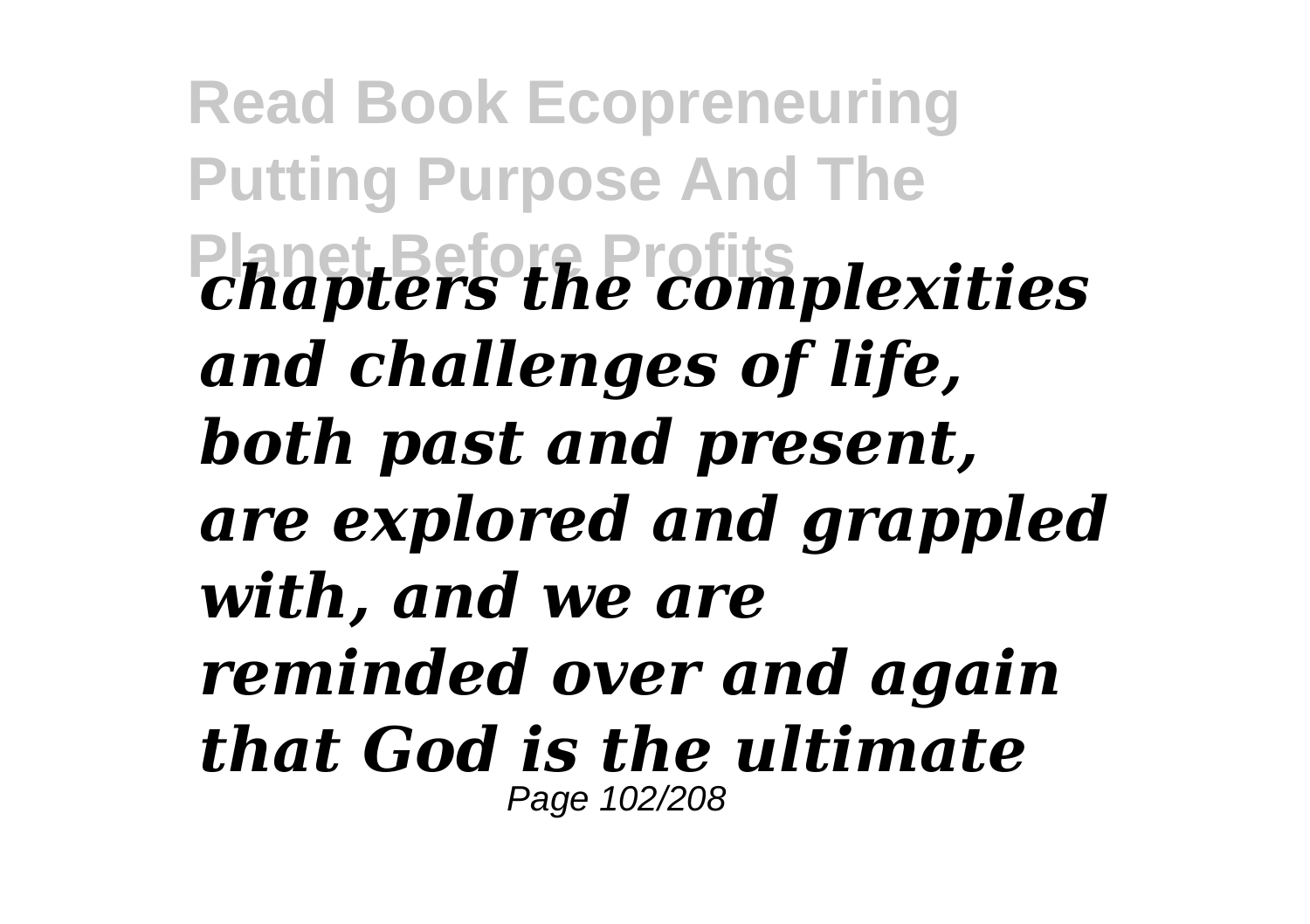*chapters the complexities and challenges of life, both past and present, are explored and grappled with, and we are reminded over and again that God is the ultimate*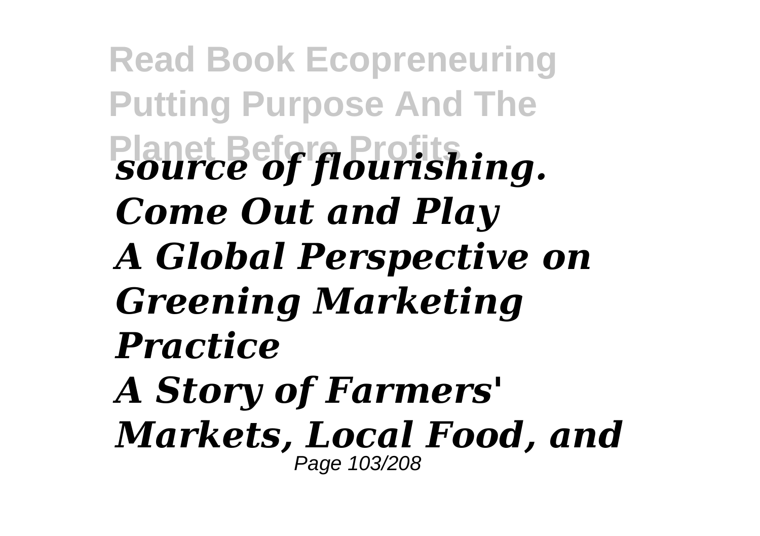***source of flourishing.***
***Come Out and Play***
***A Global Perspective on Greening Marketing Practice***
***A Story of Farmers' Markets, Local Food, and***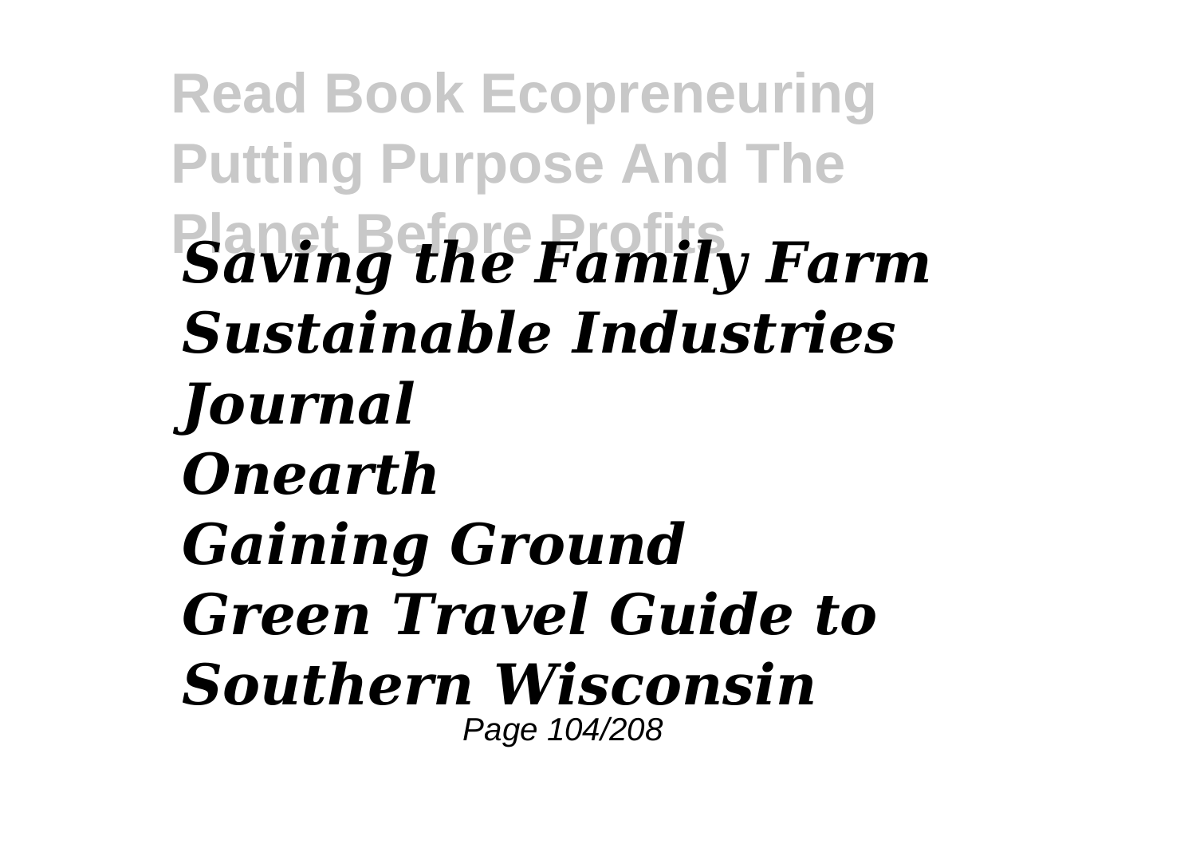*Saving the Family Farm*
*Sustainable Industries Journal*
*Onearth*
*Gaining Ground*
*Green Travel Guide to Southern Wisconsin*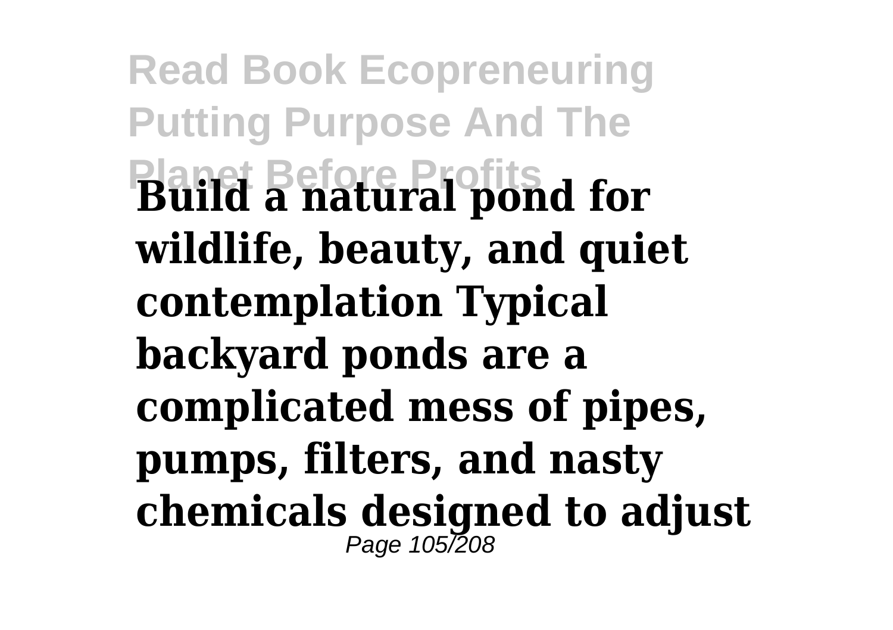**Build a natural pond for wildlife, beauty, and quiet contemplation Typical backyard ponds are a complicated mess of pipes, pumps, filters, and nasty chemicals designed to adjust**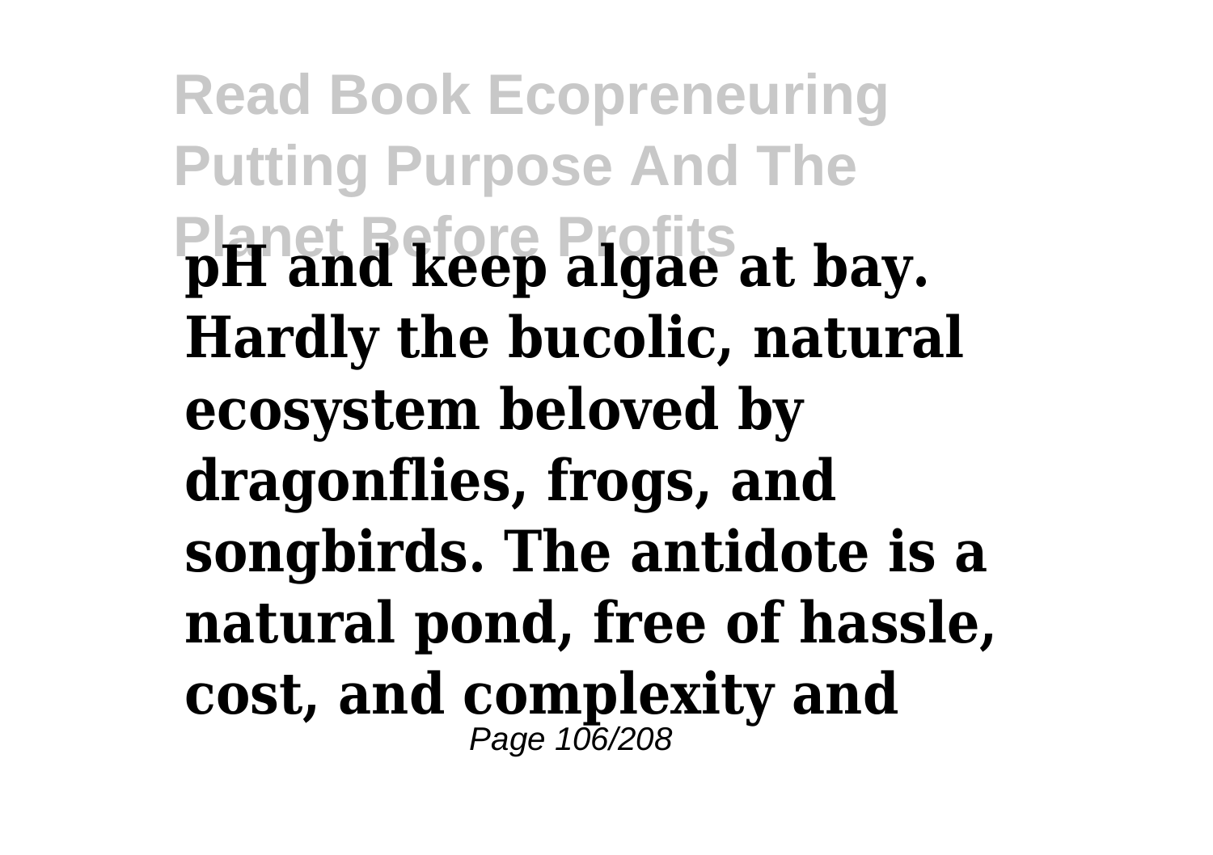**pH and keep algae at bay. Hardly the bucolic, natural ecosystem beloved by dragonflies, frogs, and songbirds. The antidote is a natural pond, free of hassle, cost, and complexity and**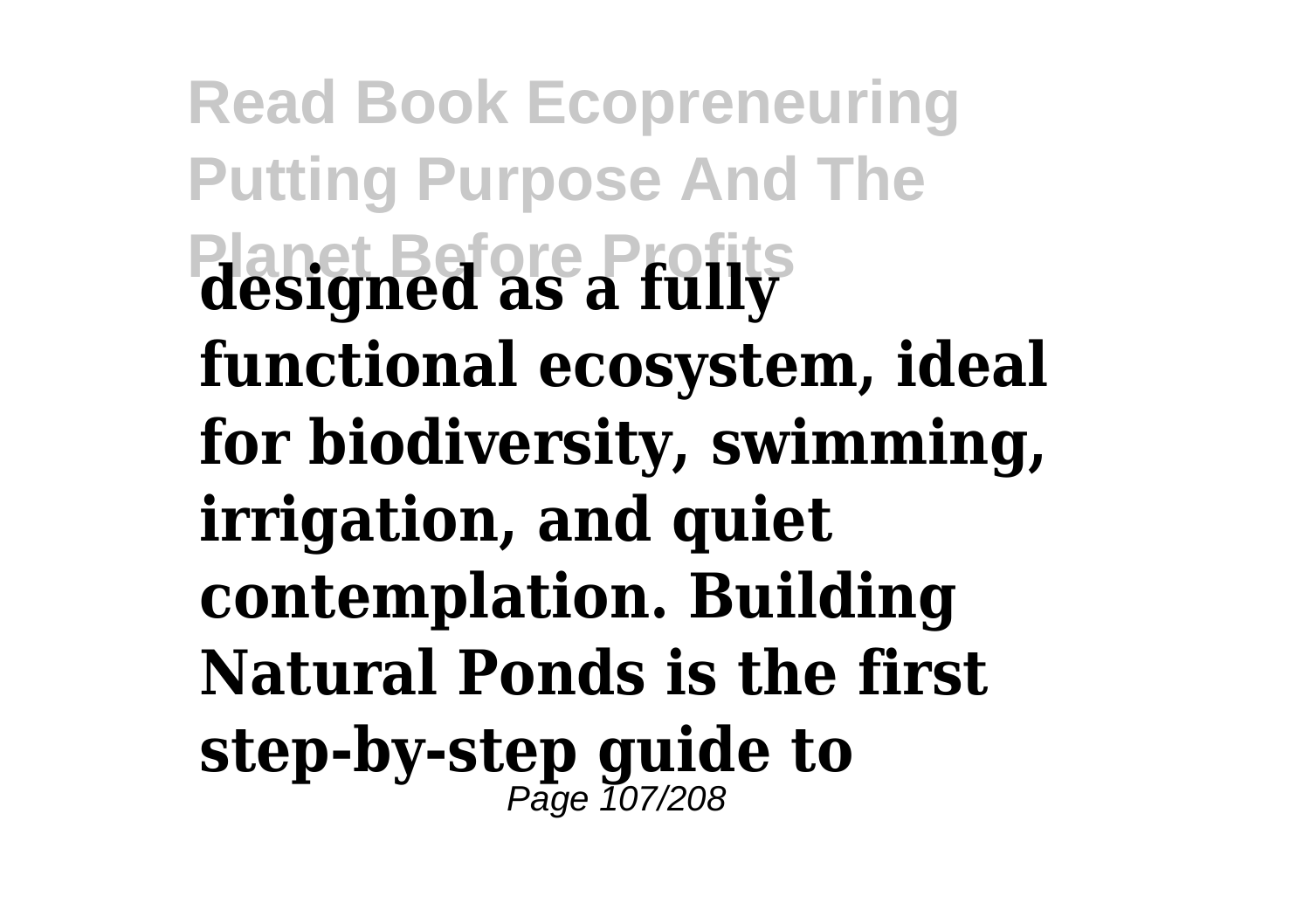**designed as a fully functional ecosystem, ideal for biodiversity, swimming, irrigation, and quiet contemplation. Building Natural Ponds is the first step-by-step guide to**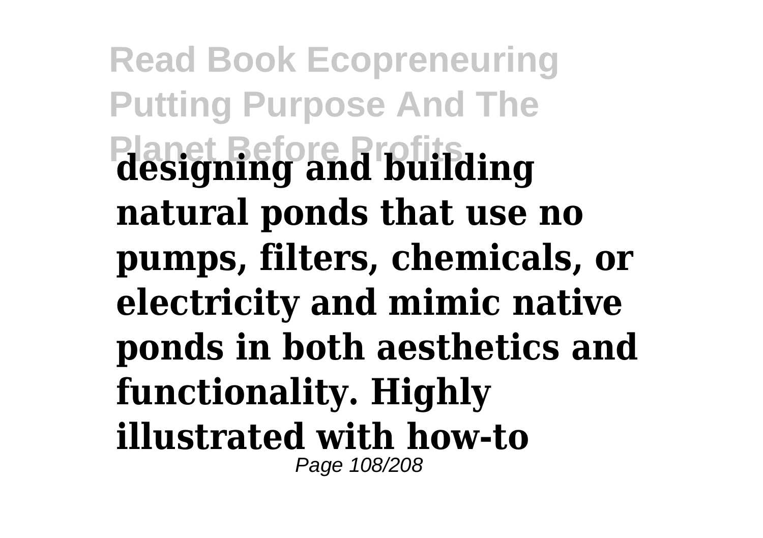**designing and building natural ponds that use no pumps, filters, chemicals, or electricity and mimic native ponds in both aesthetics and functionality. Highly illustrated with how-to**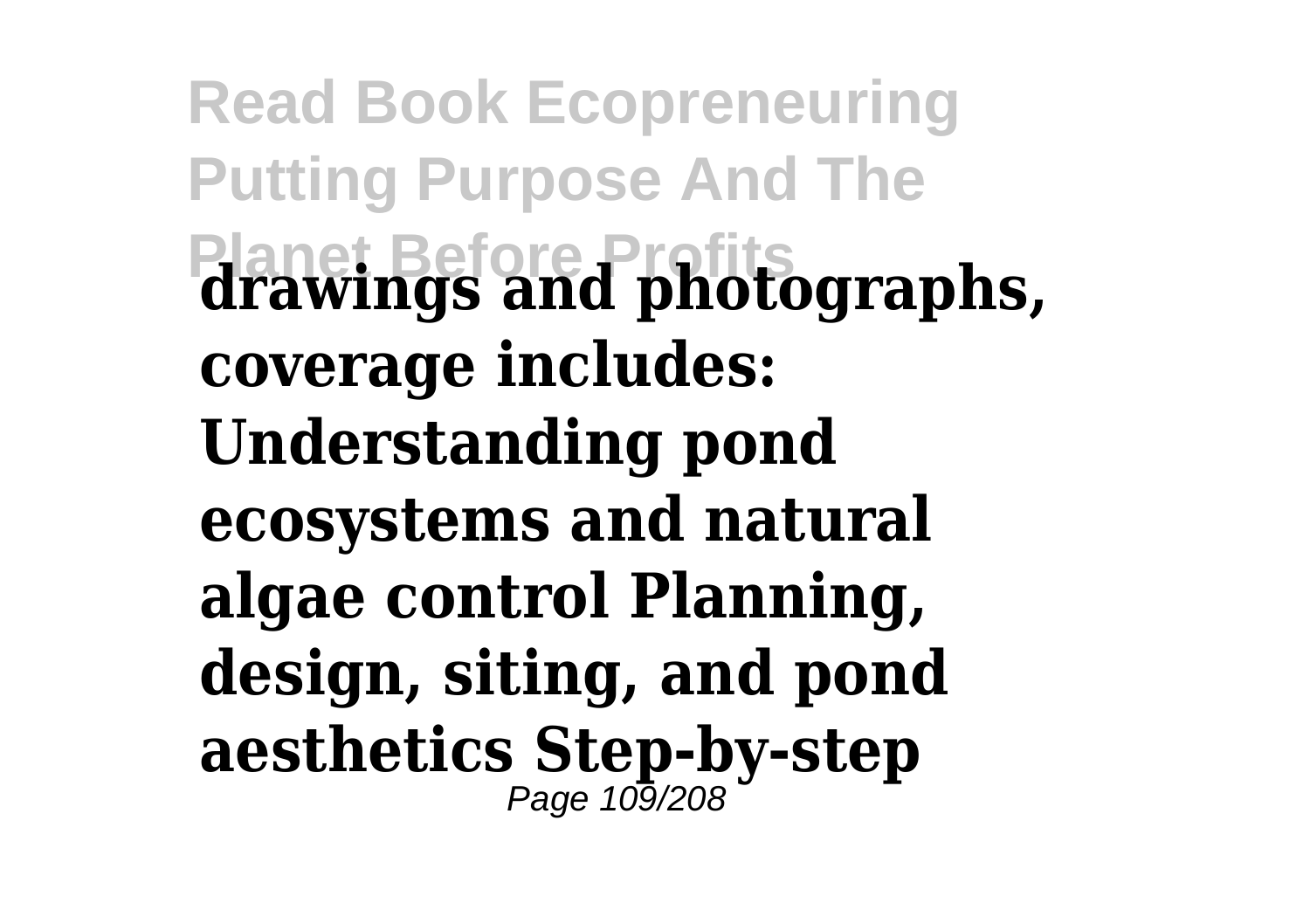**drawings and photographs, coverage includes: Understanding pond ecosystems and natural algae control Planning, design, siting, and pond aesthetics Step-by-step**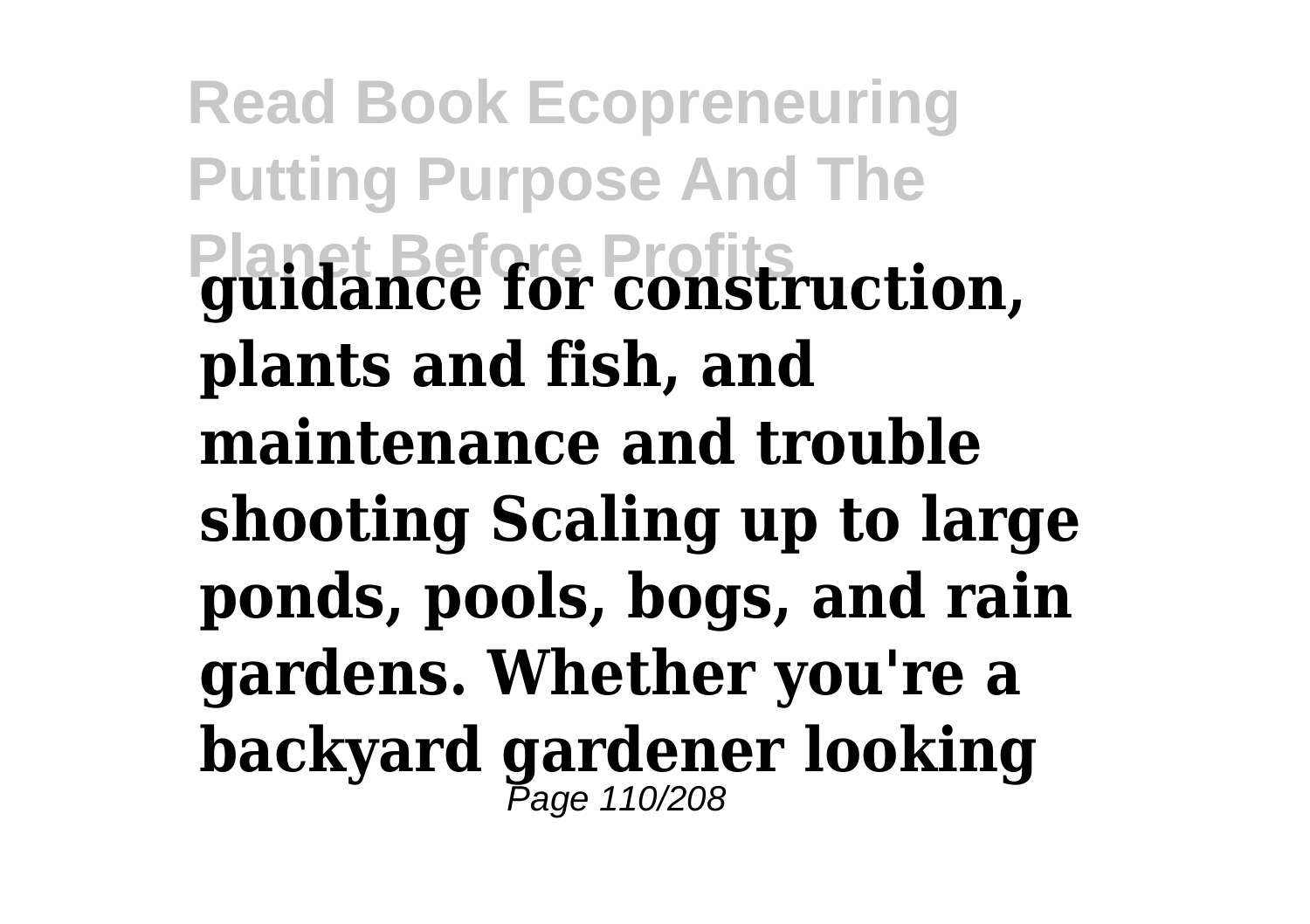**guidance for construction, plants and fish, and maintenance and trouble shooting Scaling up to large ponds, pools, bogs, and rain gardens. Whether you're a backyard gardener looking**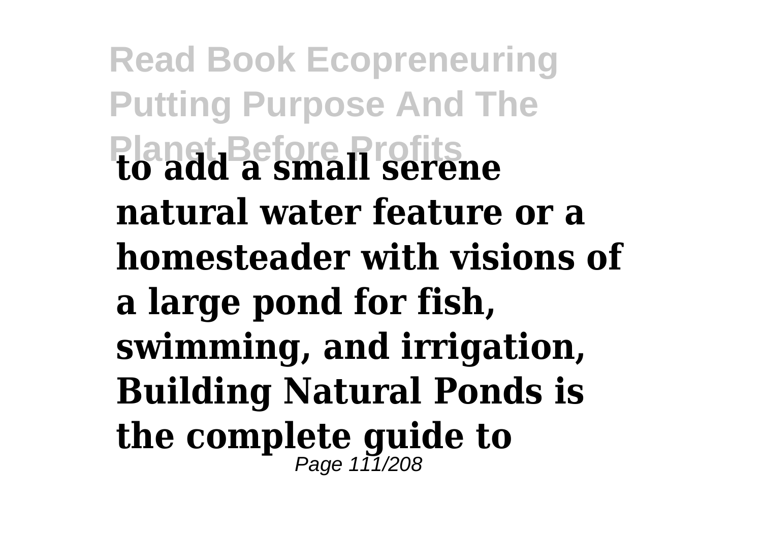**to add a small serene natural water feature or a homesteader with visions of a large pond for fish, swimming, and irrigation, Building Natural Ponds is the complete guide to**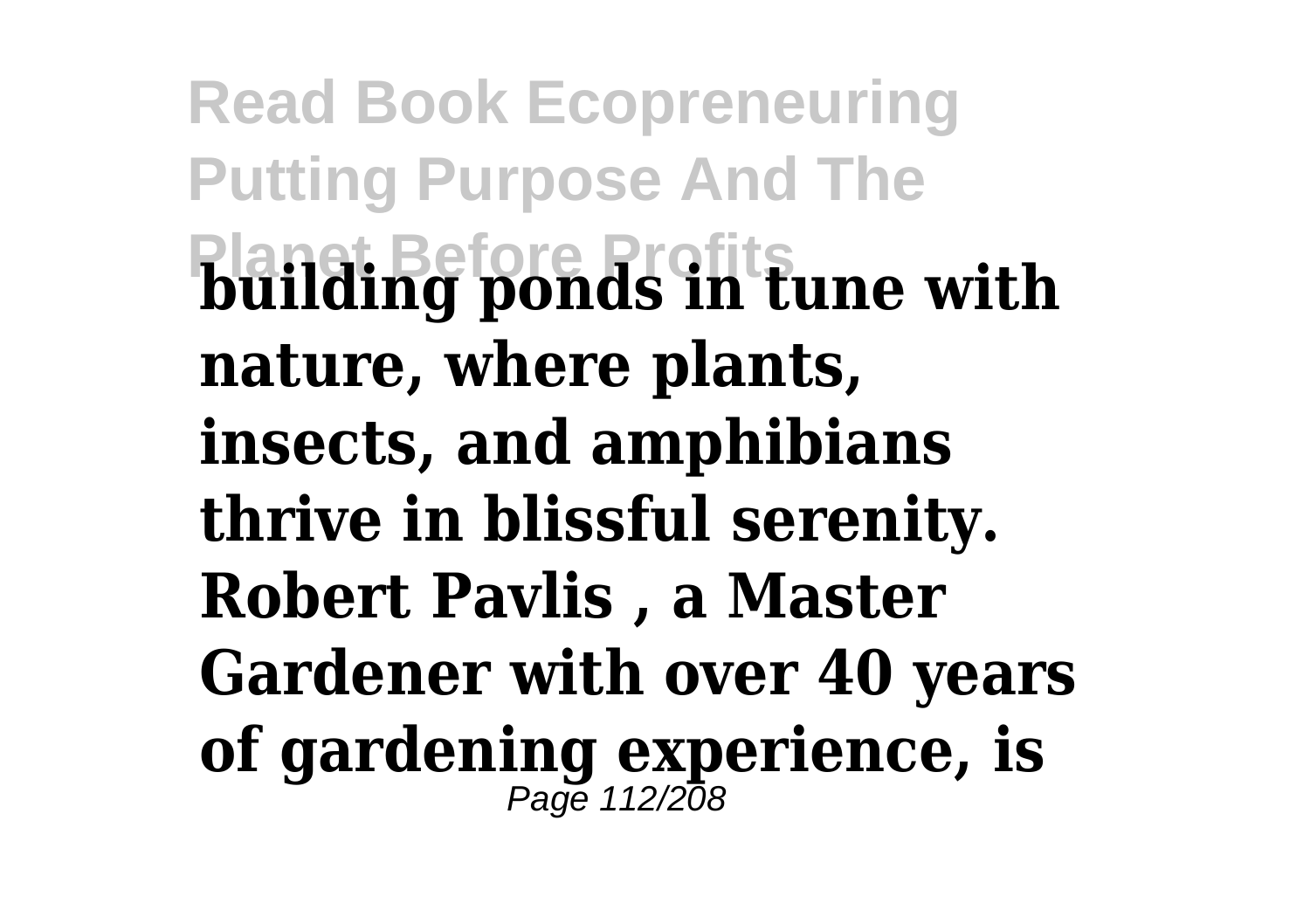**building ponds in tune with nature, where plants, insects, and amphibians thrive in blissful serenity. Robert Pavlis , a Master Gardener with over 40 years of gardening experience, is**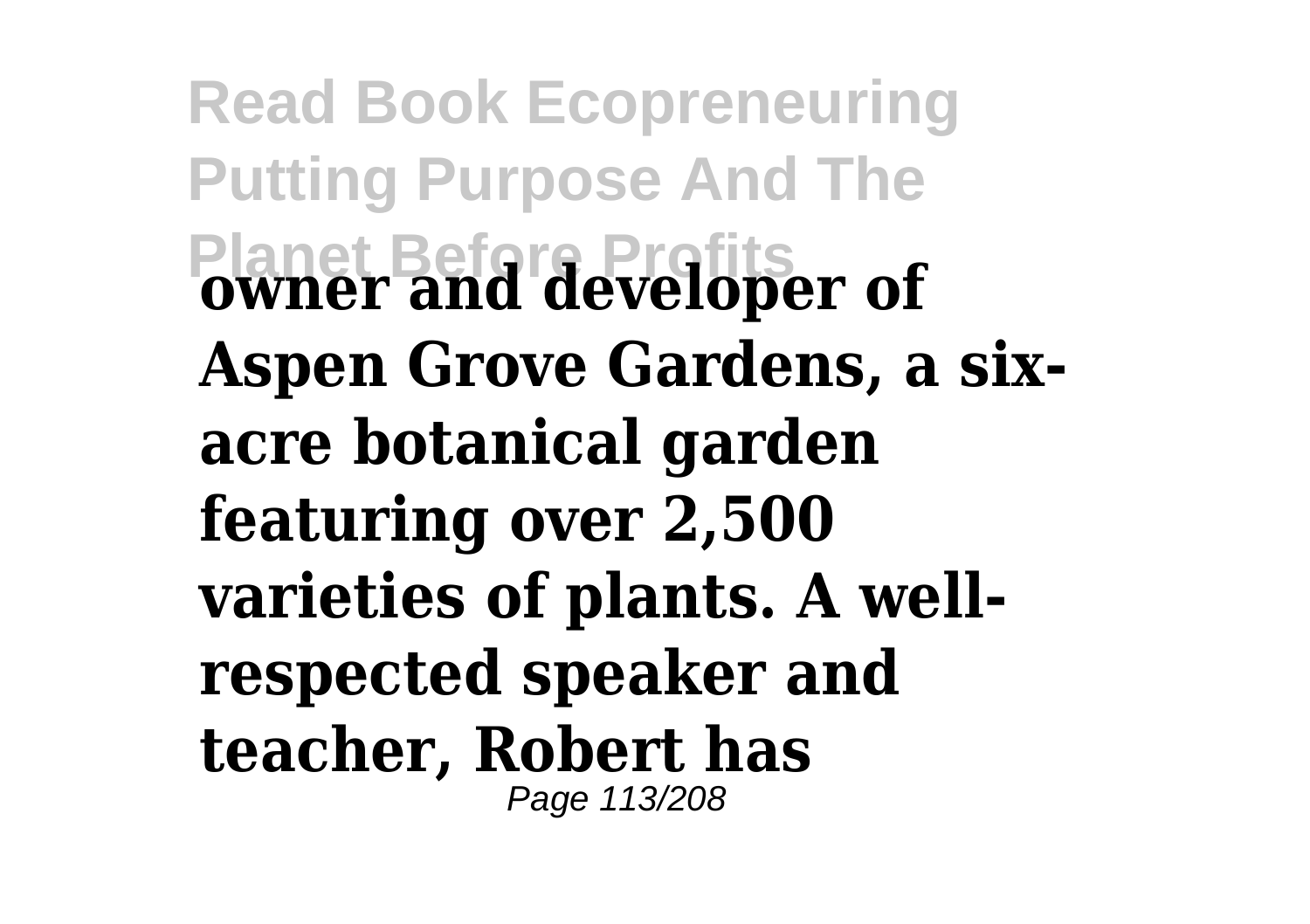**owner and developer of Aspen Grove Gardens, a six-acre botanical garden featuring over 2,500 varieties of plants. A well-respected speaker and teacher, Robert has**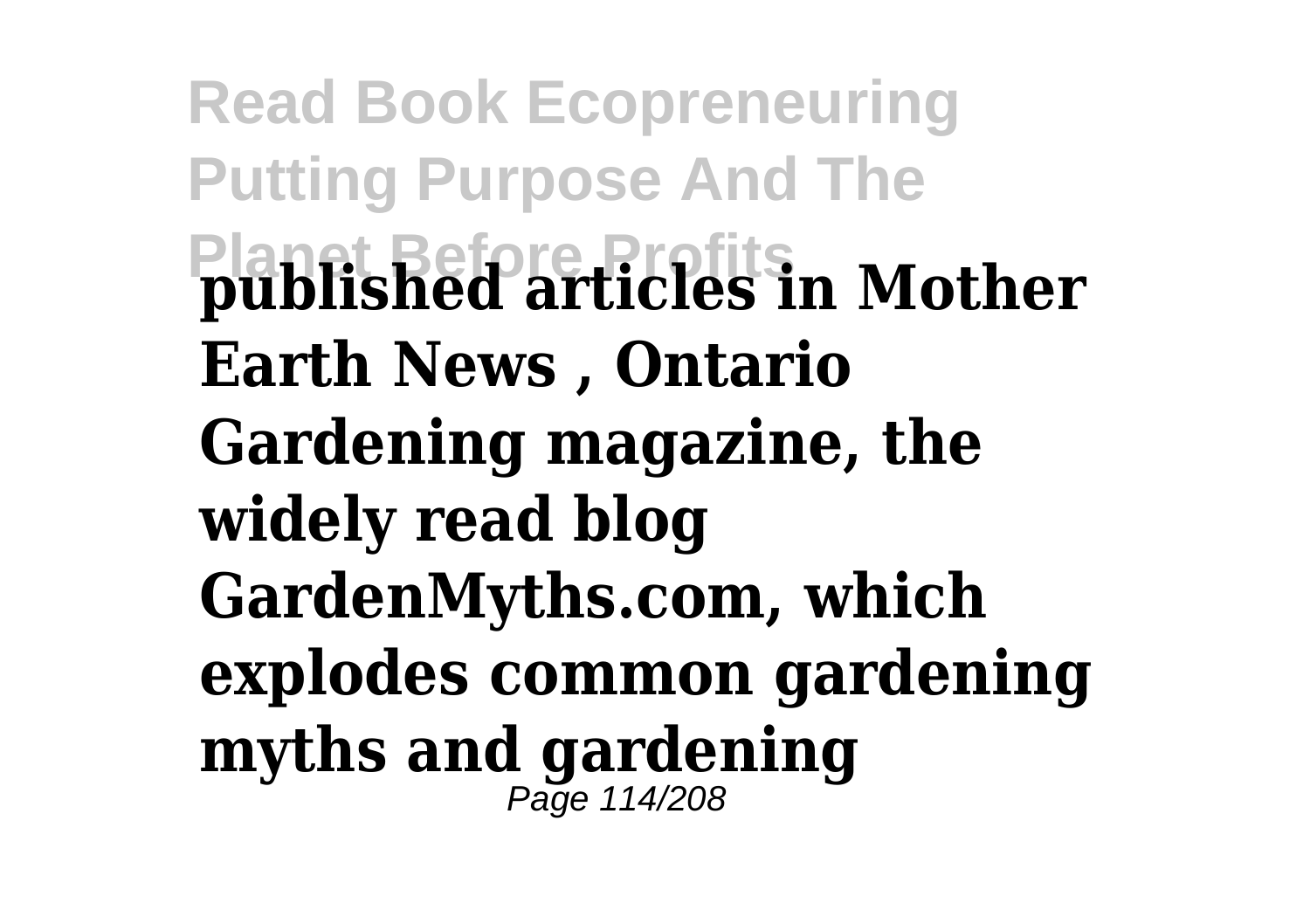**published articles in Mother Earth News , Ontario Gardening magazine, the widely read blog GardenMyths.com, which explodes common gardening myths and gardening**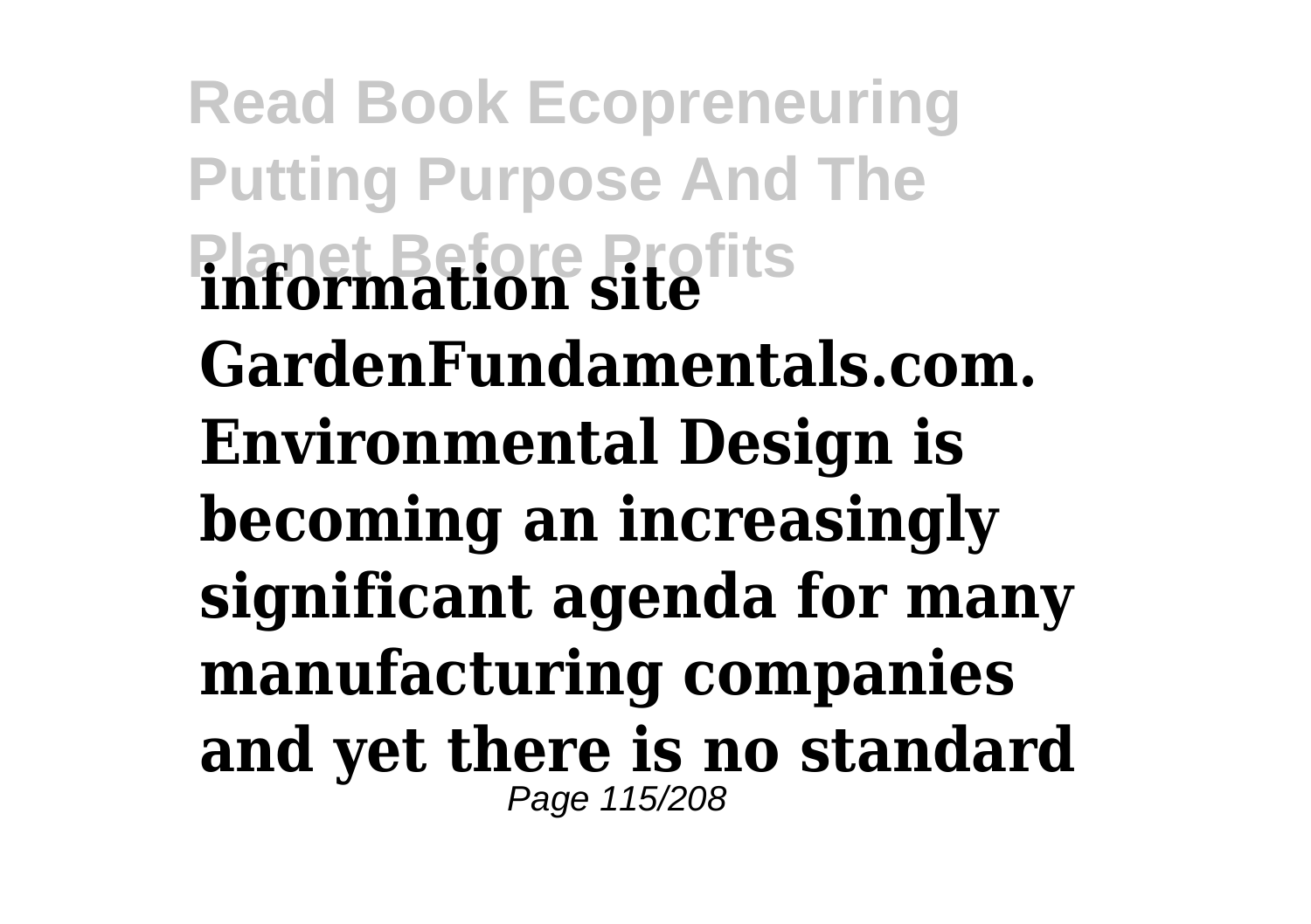**information site GardenFundamentals.com. Environmental Design is becoming an increasingly significant agenda for many manufacturing companies and yet there is no standard**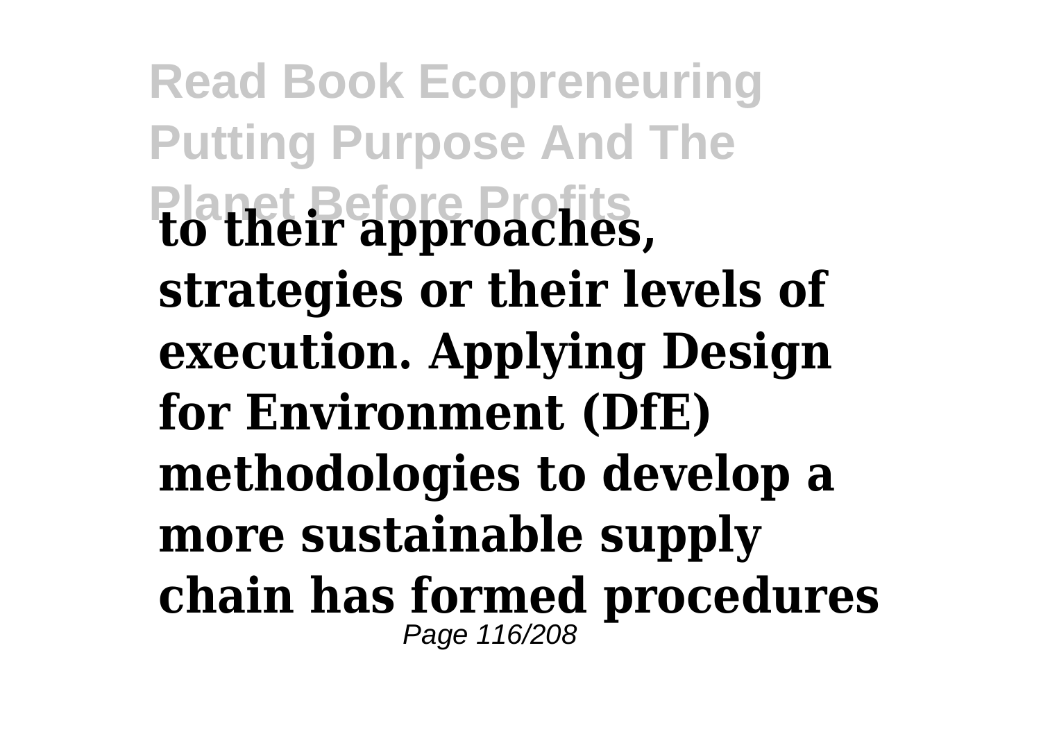**to their approaches, strategies or their levels of execution. Applying Design for Environment (DfE) methodologies to develop a more sustainable supply chain has formed procedures**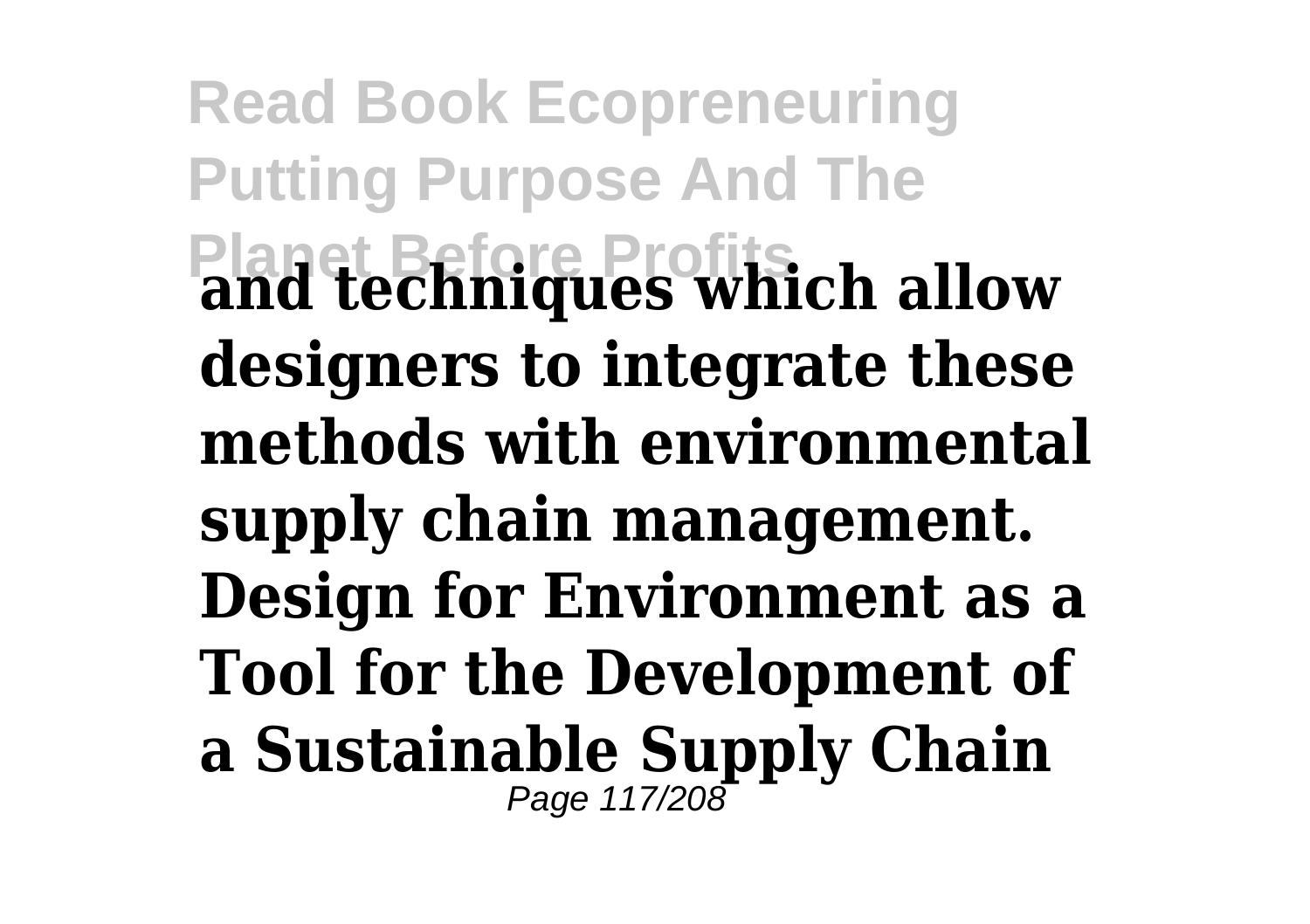**and techniques which allow designers to integrate these methods with environmental supply chain management. Design for Environment as a Tool for the Development of a Sustainable Supply Chain**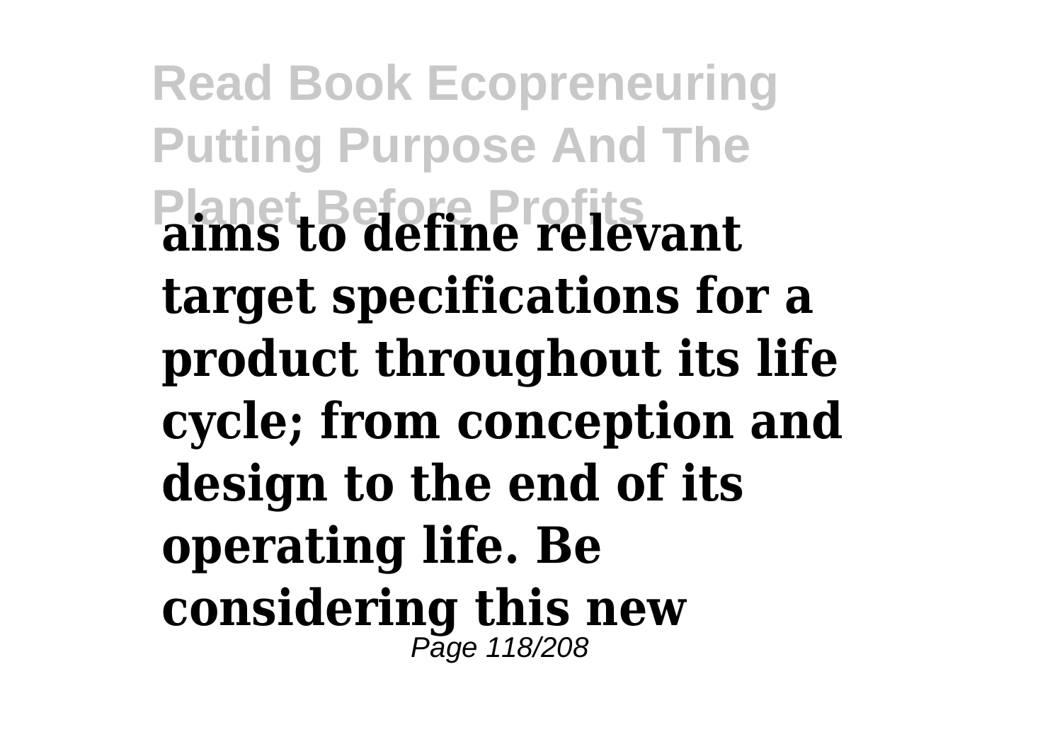**aims to define relevant target specifications for a product throughout its life cycle; from conception and design to the end of its operating life. Be considering this new**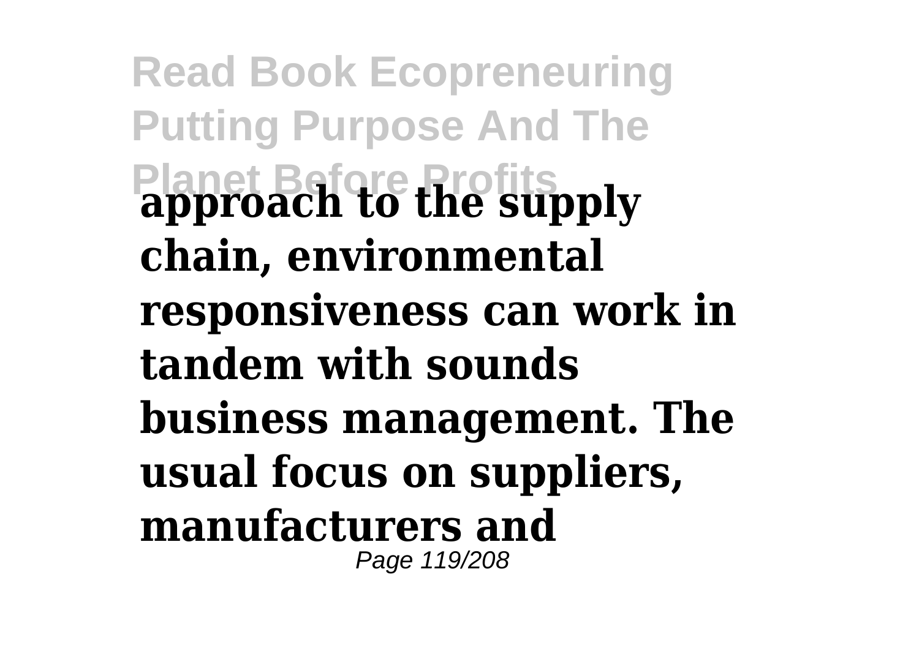**approach to the supply chain, environmental responsiveness can work in tandem with sounds business management. The usual focus on suppliers, manufacturers and**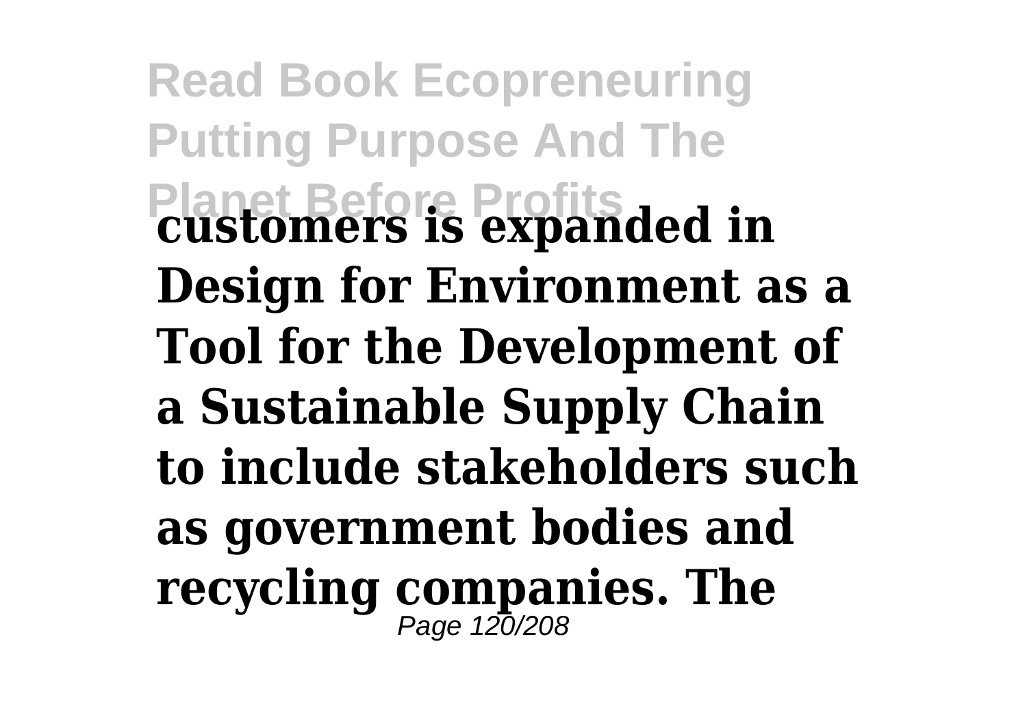**customers is expanded in Design for Environment as a Tool for the Development of a Sustainable Supply Chain to include stakeholders such as government bodies and recycling companies. The**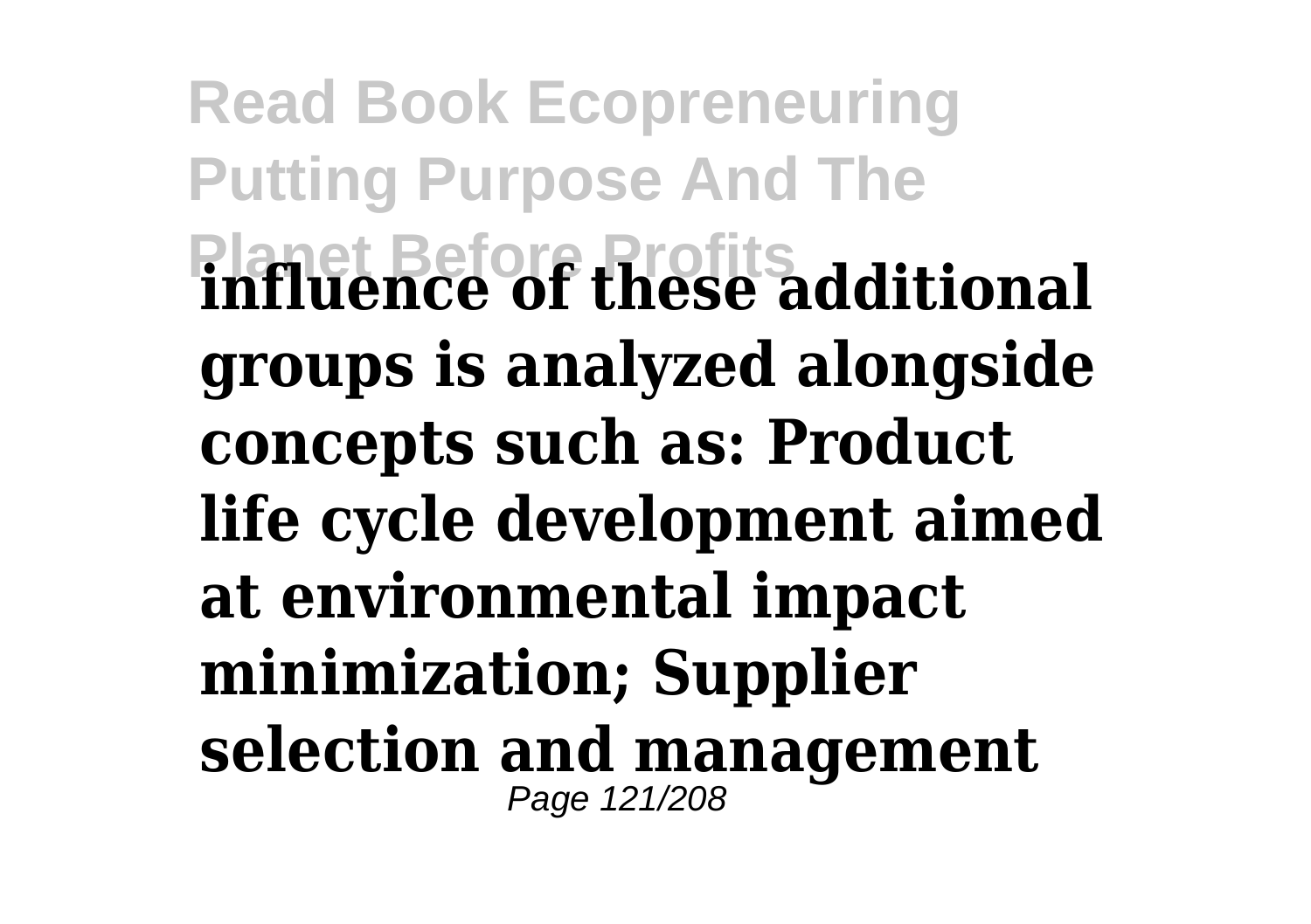**influence of these additional groups is analyzed alongside concepts such as: Product life cycle development aimed at environmental impact minimization; Supplier selection and management**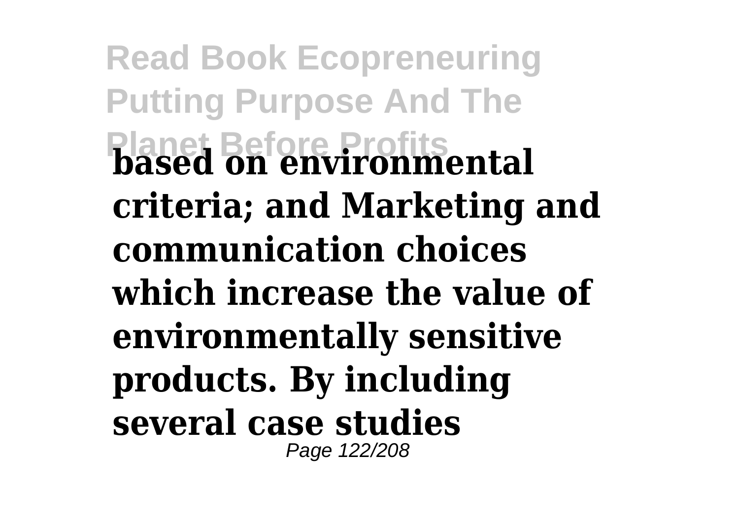**based on environmental criteria; and Marketing and communication choices which increase the value of environmentally sensitive products. By including several case studies**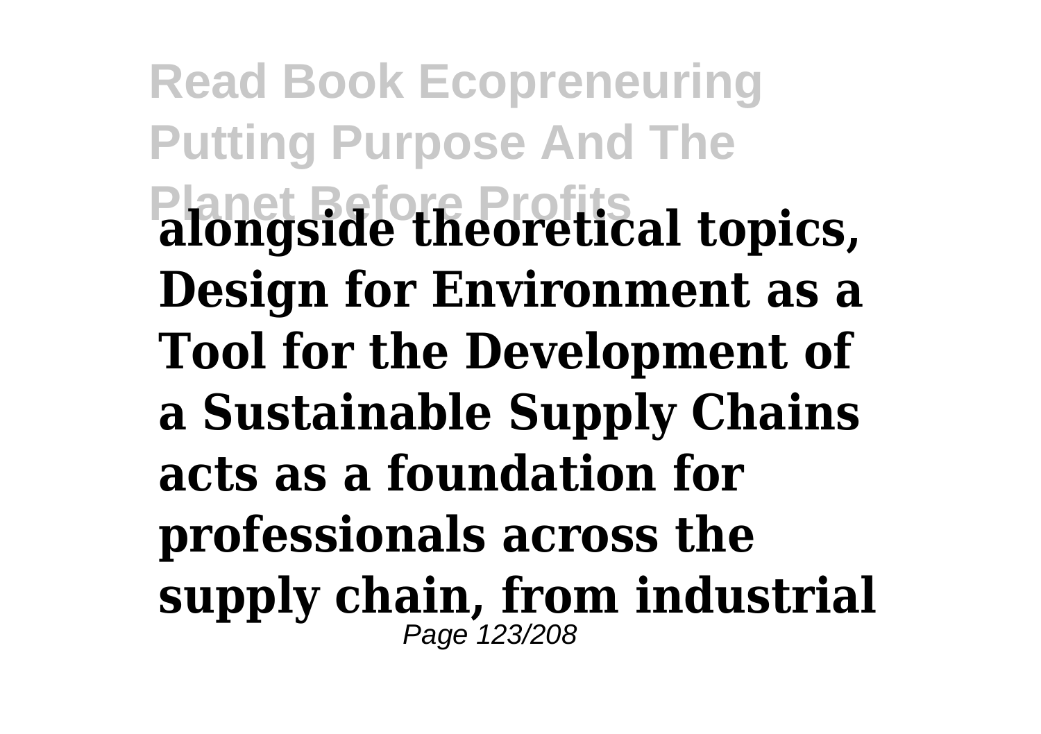**alongside theoretical topics, Design for Environment as a Tool for the Development of a Sustainable Supply Chains acts as a foundation for professionals across the supply chain, from industrial**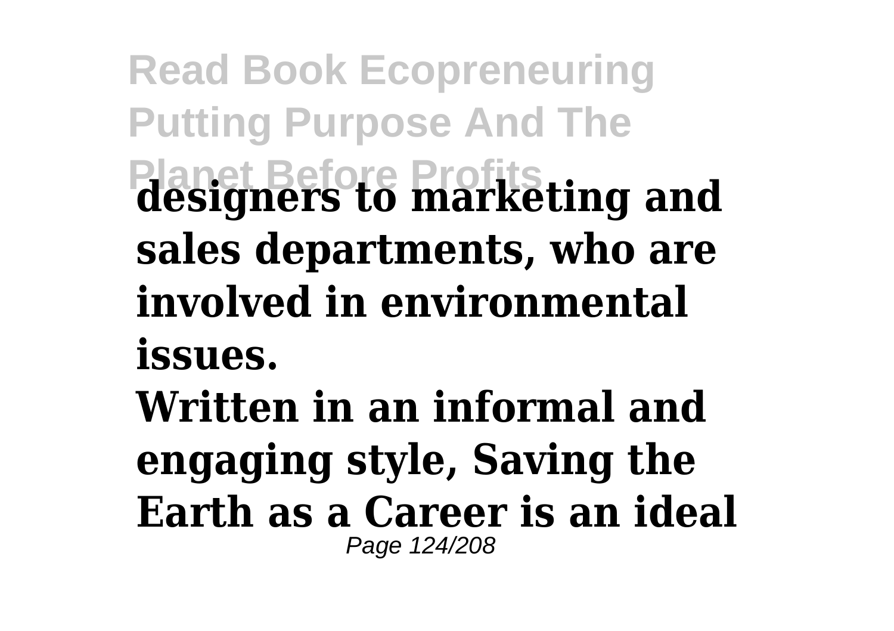**designers to marketing and sales departments, who are involved in environmental issues.**

**Written in an informal and engaging style, Saving the Earth as a Career is an ideal**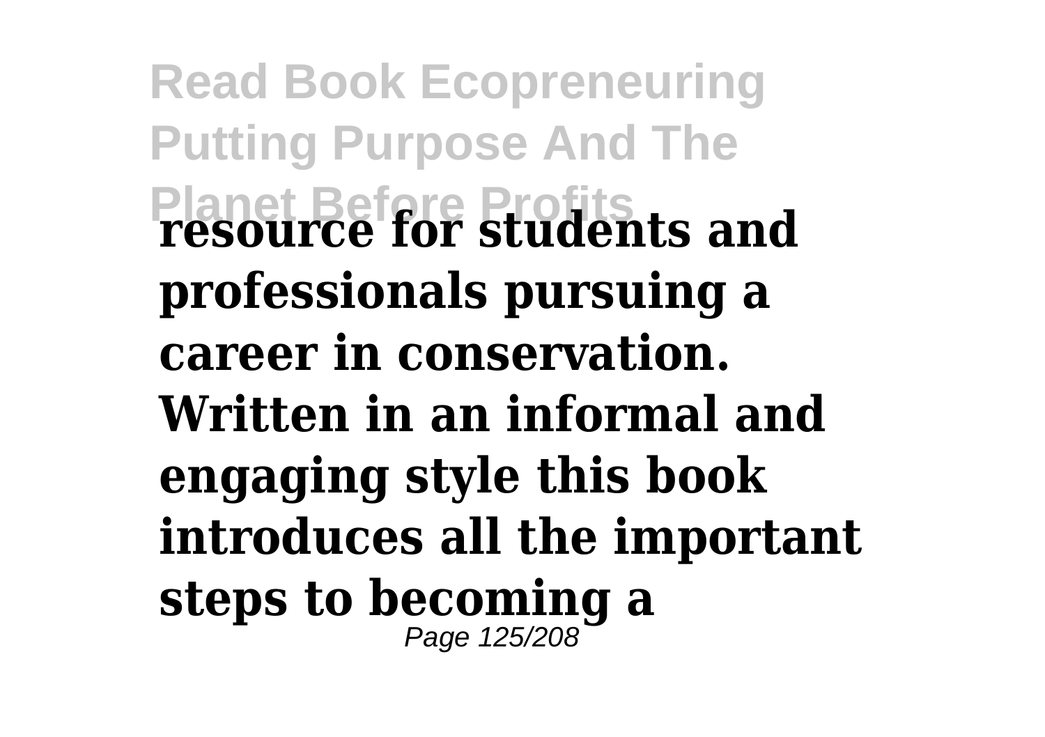**resource for students and professionals pursuing a career in conservation. Written in an informal and engaging style this book introduces all the important steps to becoming a**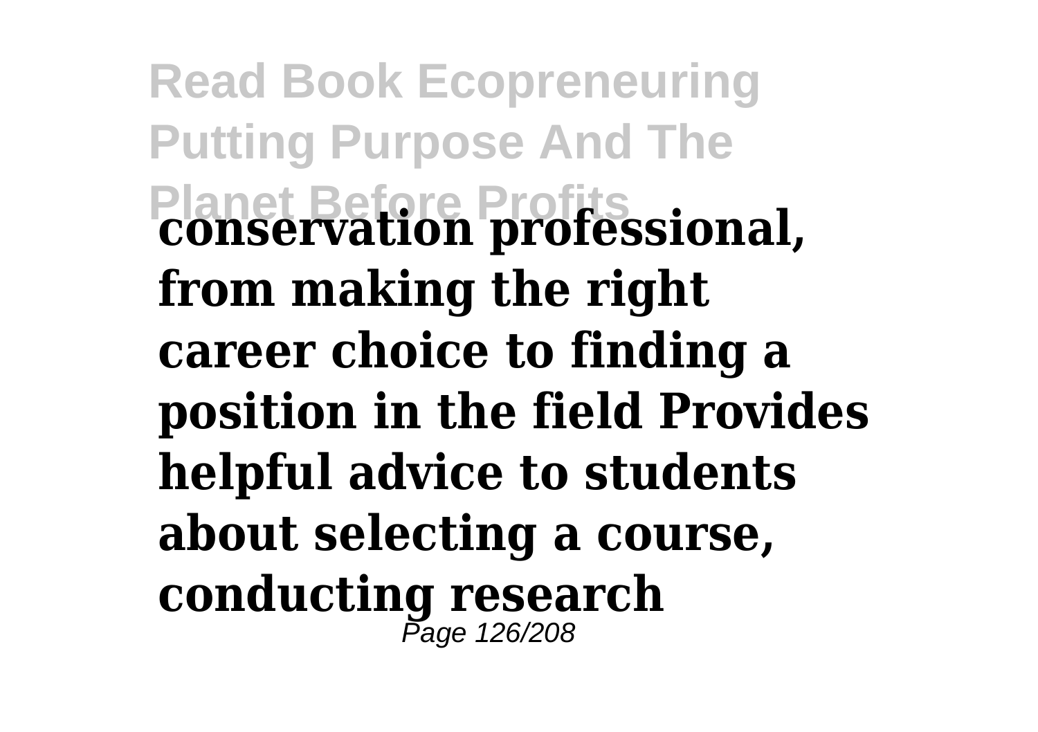**conservation professional, from making the right career choice to finding a position in the field Provides helpful advice to students about selecting a course, conducting research**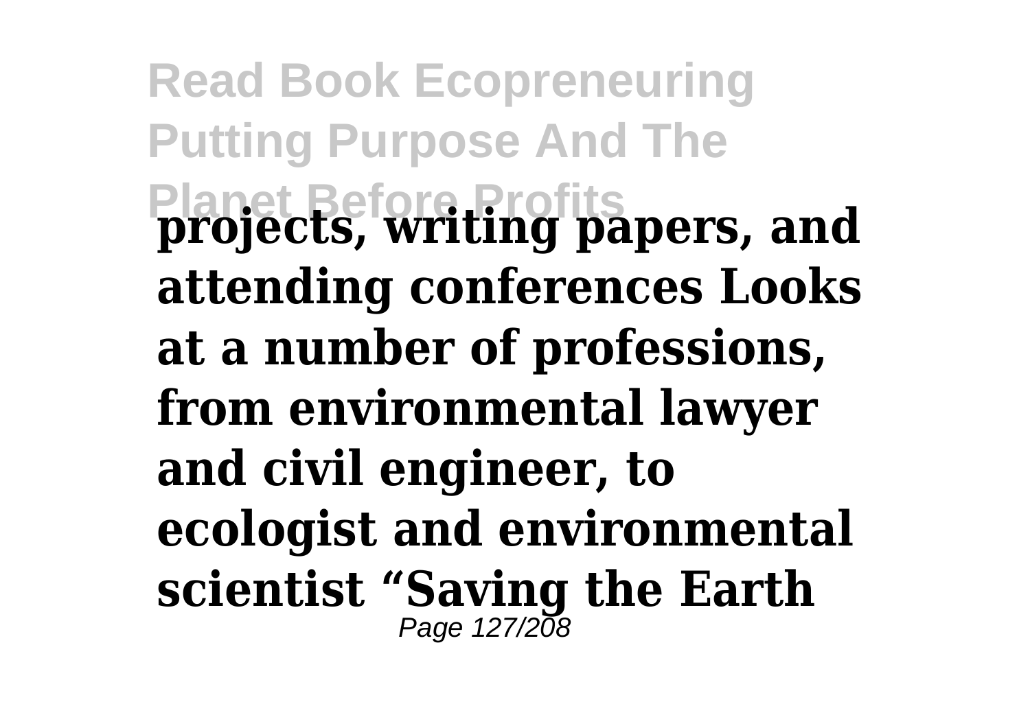**projects, writing papers, and attending conferences Looks at a number of professions, from environmental lawyer and civil engineer, to ecologist and environmental scientist "Saving the Earth**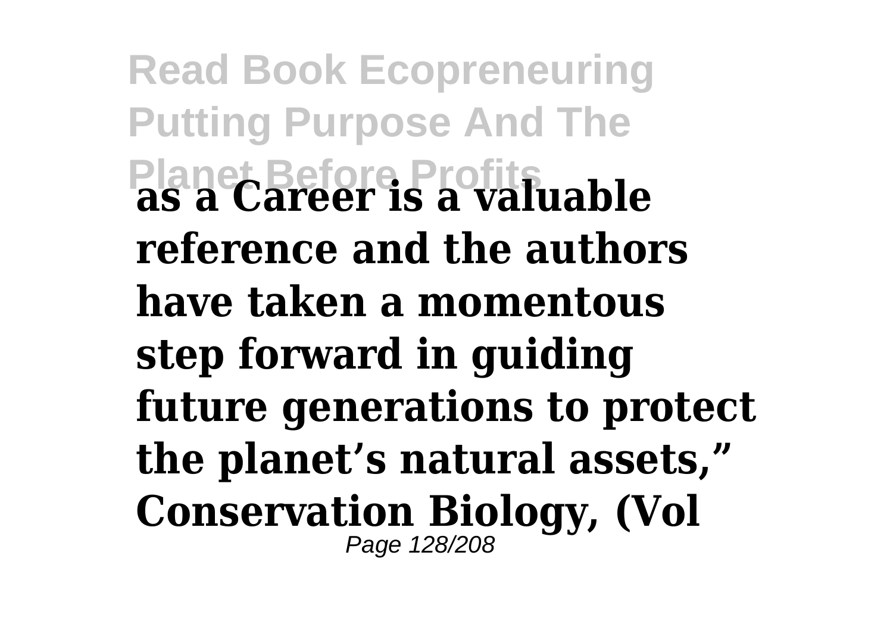**as a Career is a valuable reference and the authors have taken a momentous step forward in guiding future generations to protect the planet's natural assets," Conservation Biology, (Vol**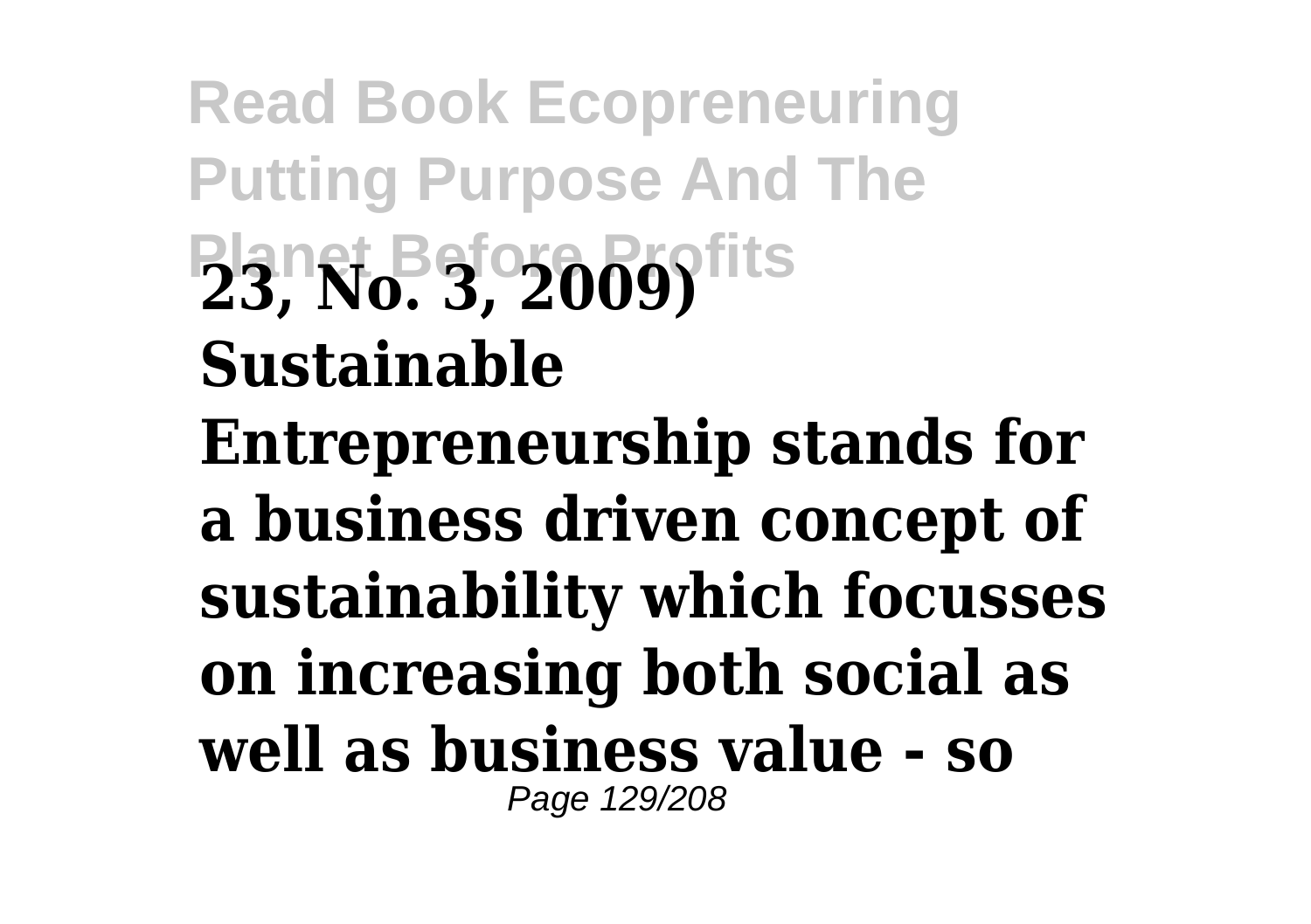**23, No. 3, 2009)**
**Sustainable Entrepreneurship stands for a business driven concept of sustainability which focusses on increasing both social as well as business value - so**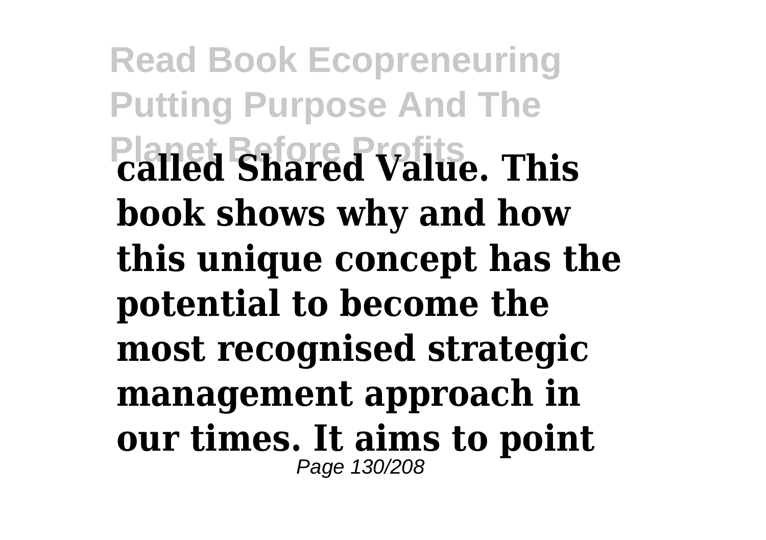**called Shared Value. This book shows why and how this unique concept has the potential to become the most recognised strategic management approach in our times. It aims to point**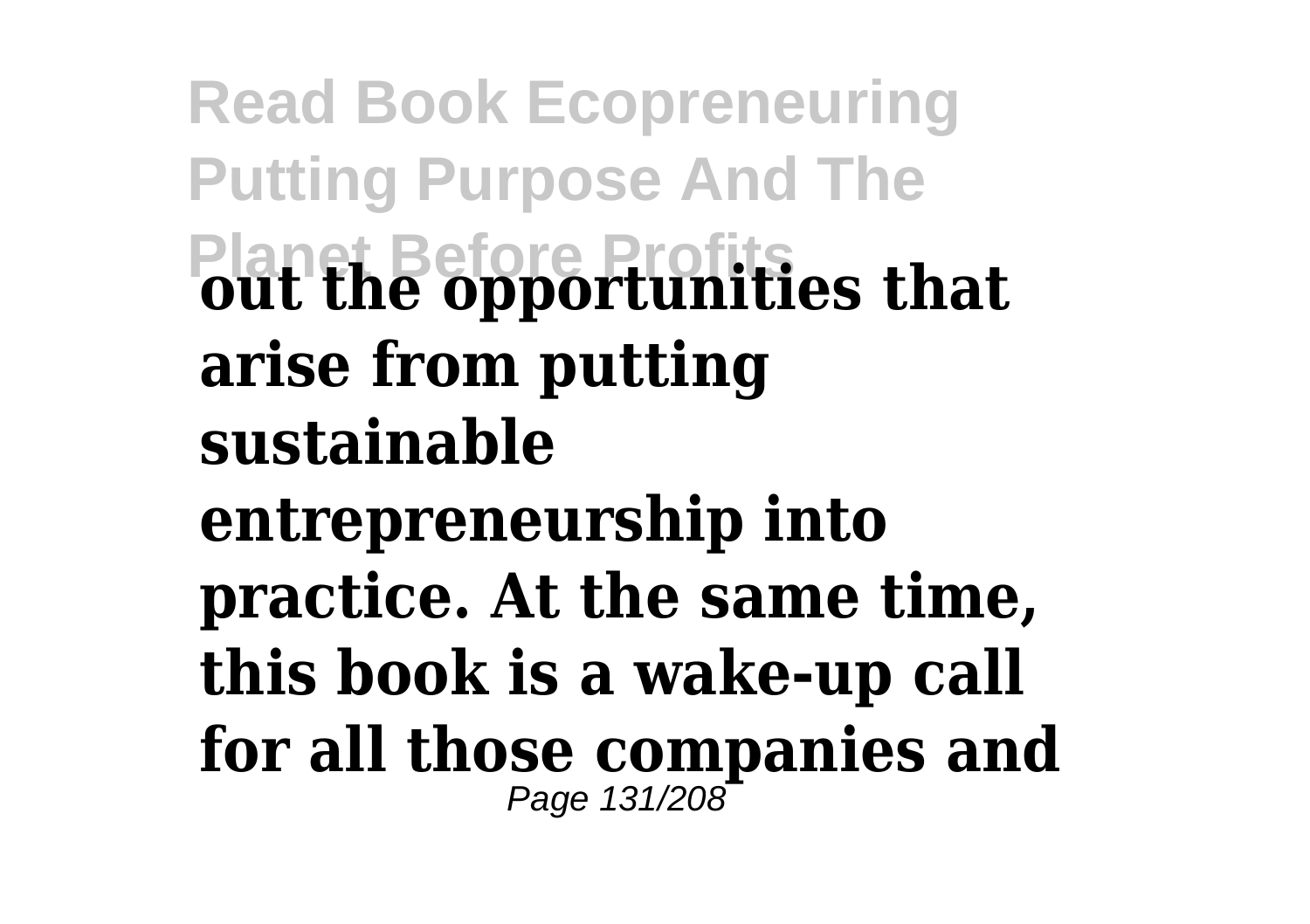**out the opportunities that arise from putting sustainable entrepreneurship into practice. At the same time, this book is a wake-up call for all those companies and**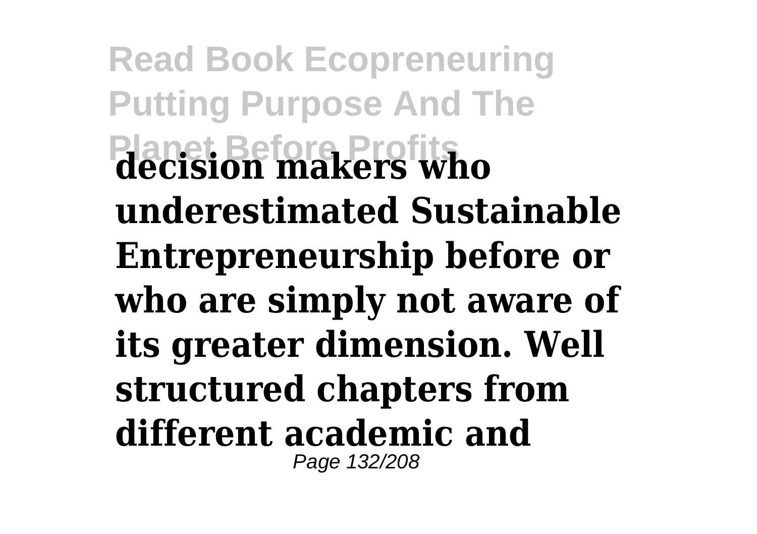**decision makers who underestimated Sustainable Entrepreneurship before or who are simply not aware of its greater dimension. Well structured chapters from different academic and**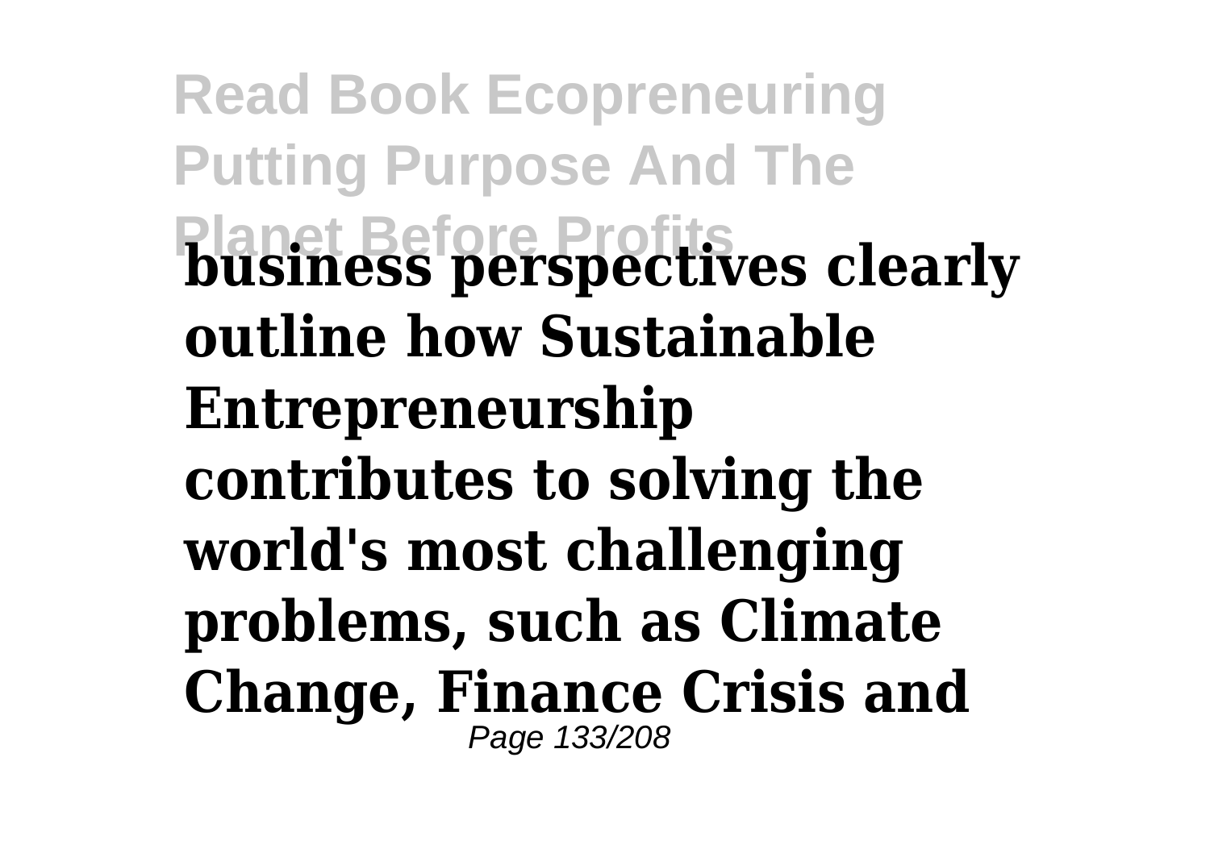**business perspectives clearly outline how Sustainable Entrepreneurship contributes to solving the world's most challenging problems, such as Climate Change, Finance Crisis and**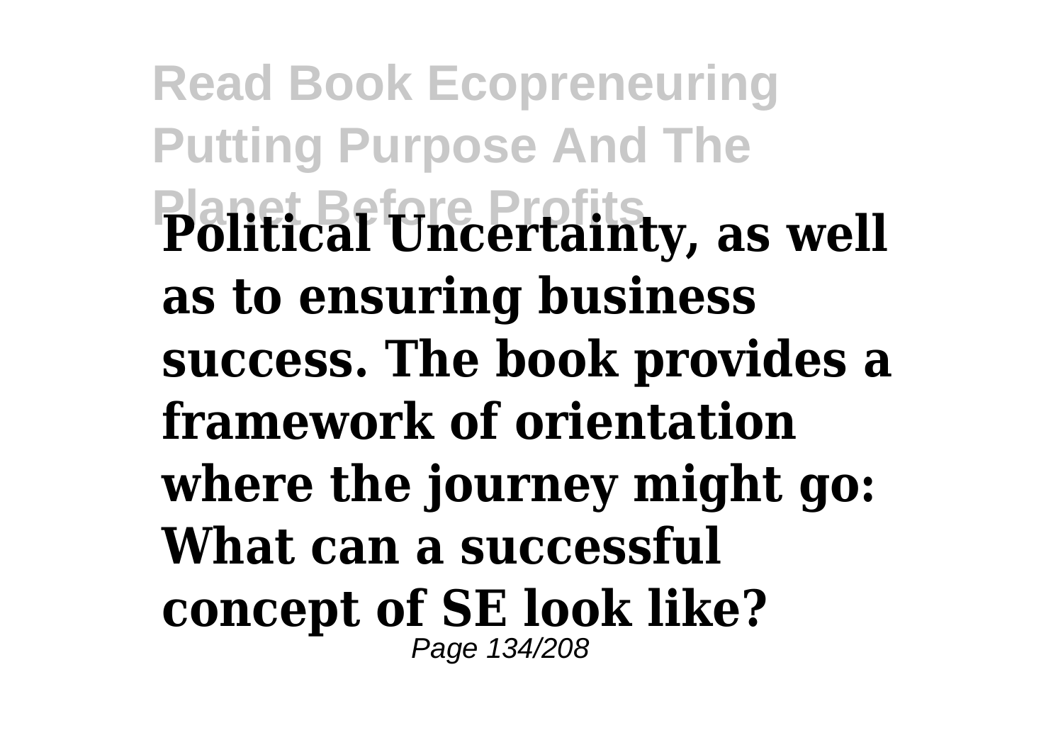**Political Uncertainty, as well as to ensuring business success. The book provides a framework of orientation where the journey might go: What can a successful concept of SE look like?**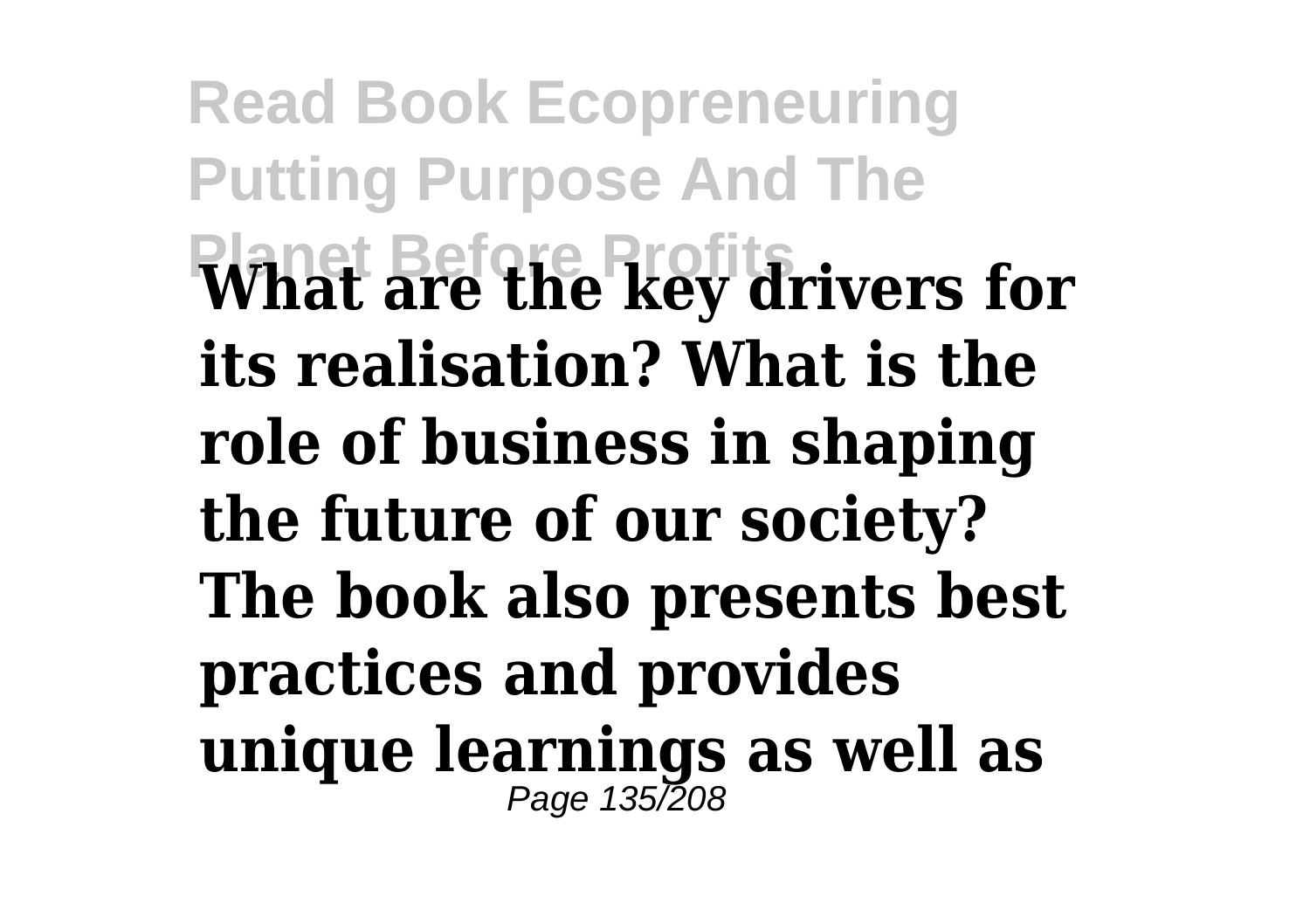**What are the key drivers for its realisation? What is the role of business in shaping the future of our society? The book also presents best practices and provides unique learnings as well as**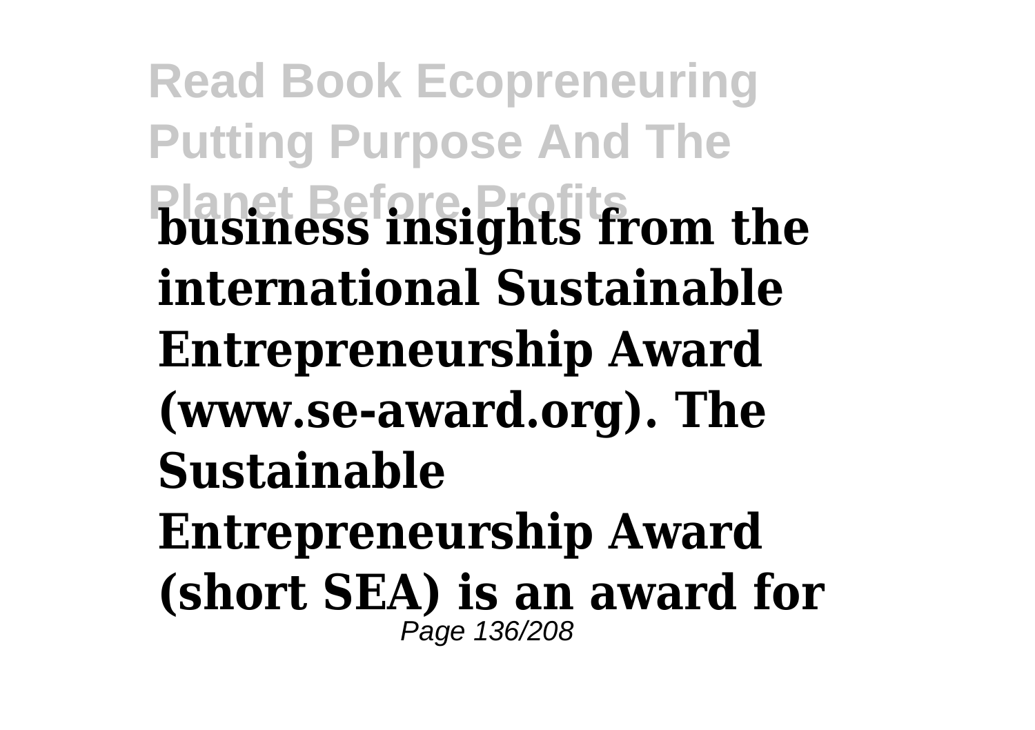**business insights from the international Sustainable Entrepreneurship Award (www.se-award.org). The Sustainable Entrepreneurship Award (short SEA) is an award for**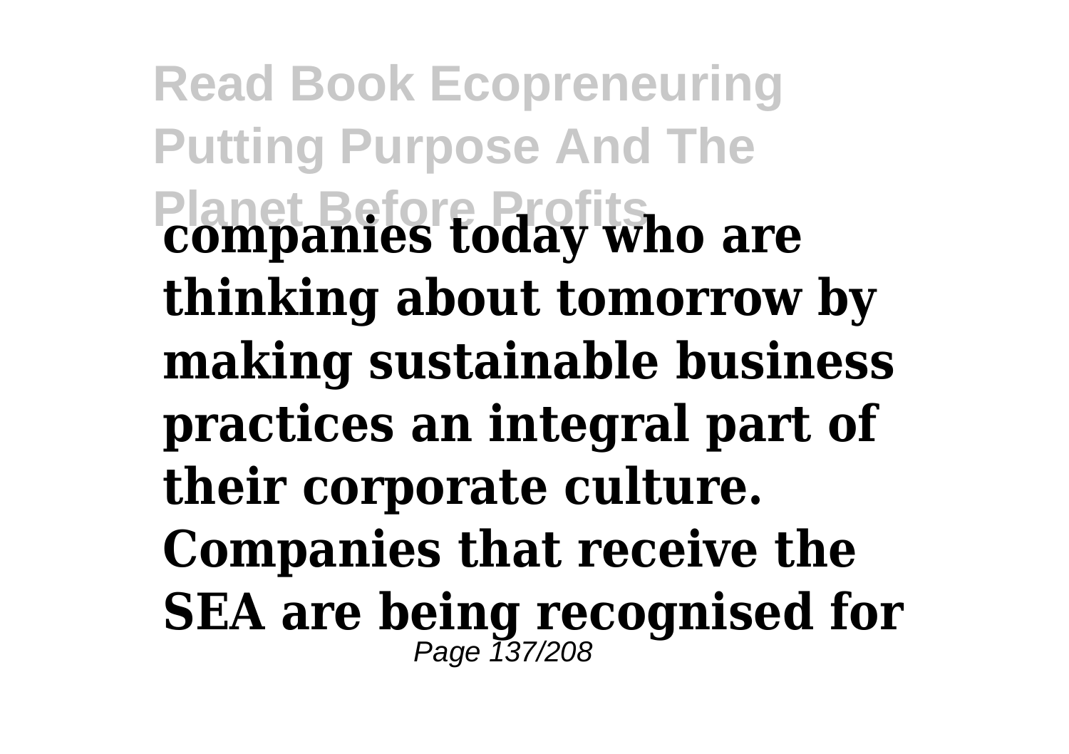**companies today who are thinking about tomorrow by making sustainable business practices an integral part of their corporate culture. Companies that receive the SEA are being recognised for**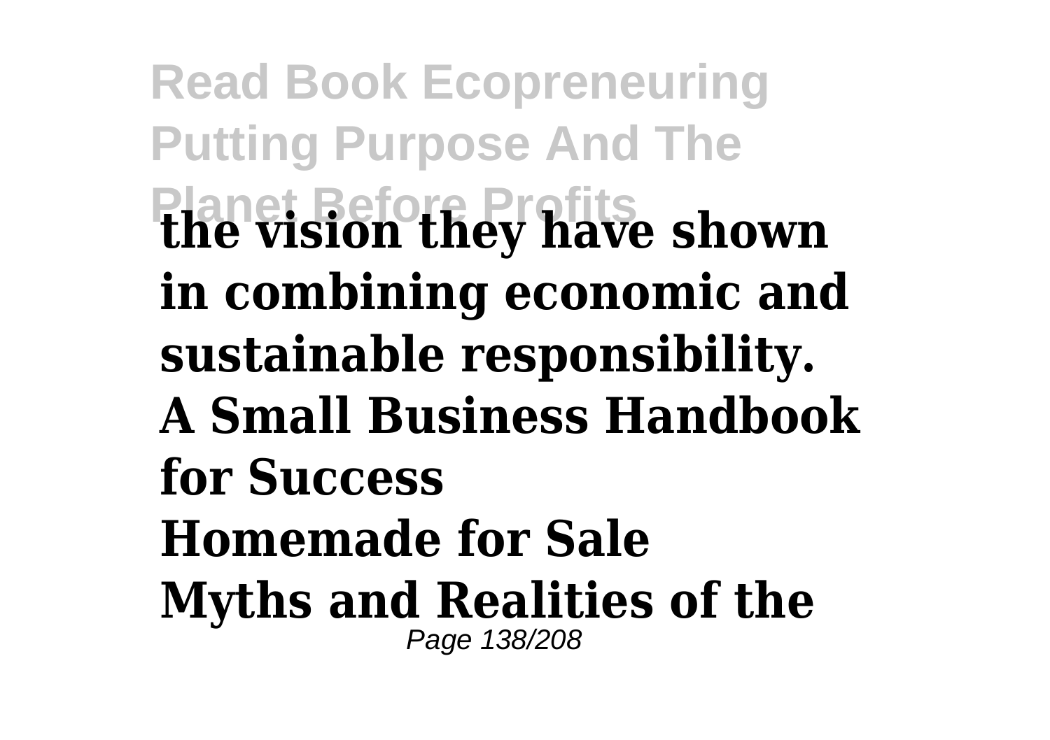**the vision they have shown in combining economic and sustainable responsibility.**

**A Small Business Handbook for Success**

**Homemade for Sale**

**Myths and Realities of the**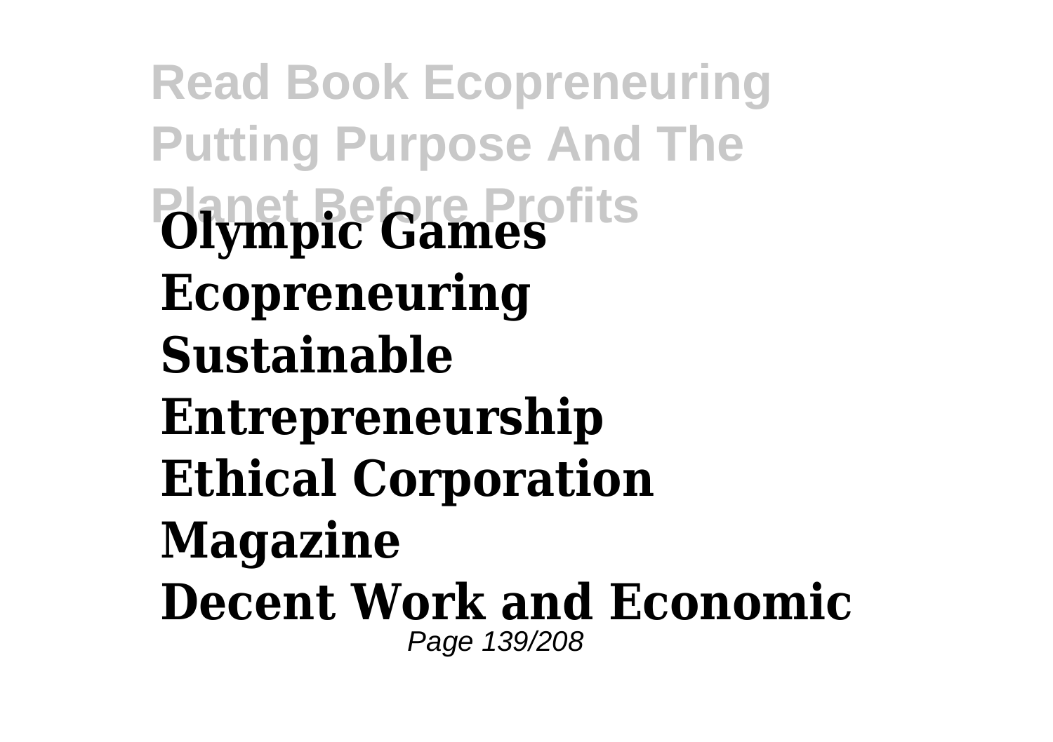**Olympic Games**
**Ecopreneuring**
**Sustainable Entrepreneurship**
**Ethical Corporation Magazine**
**Decent Work and Economic**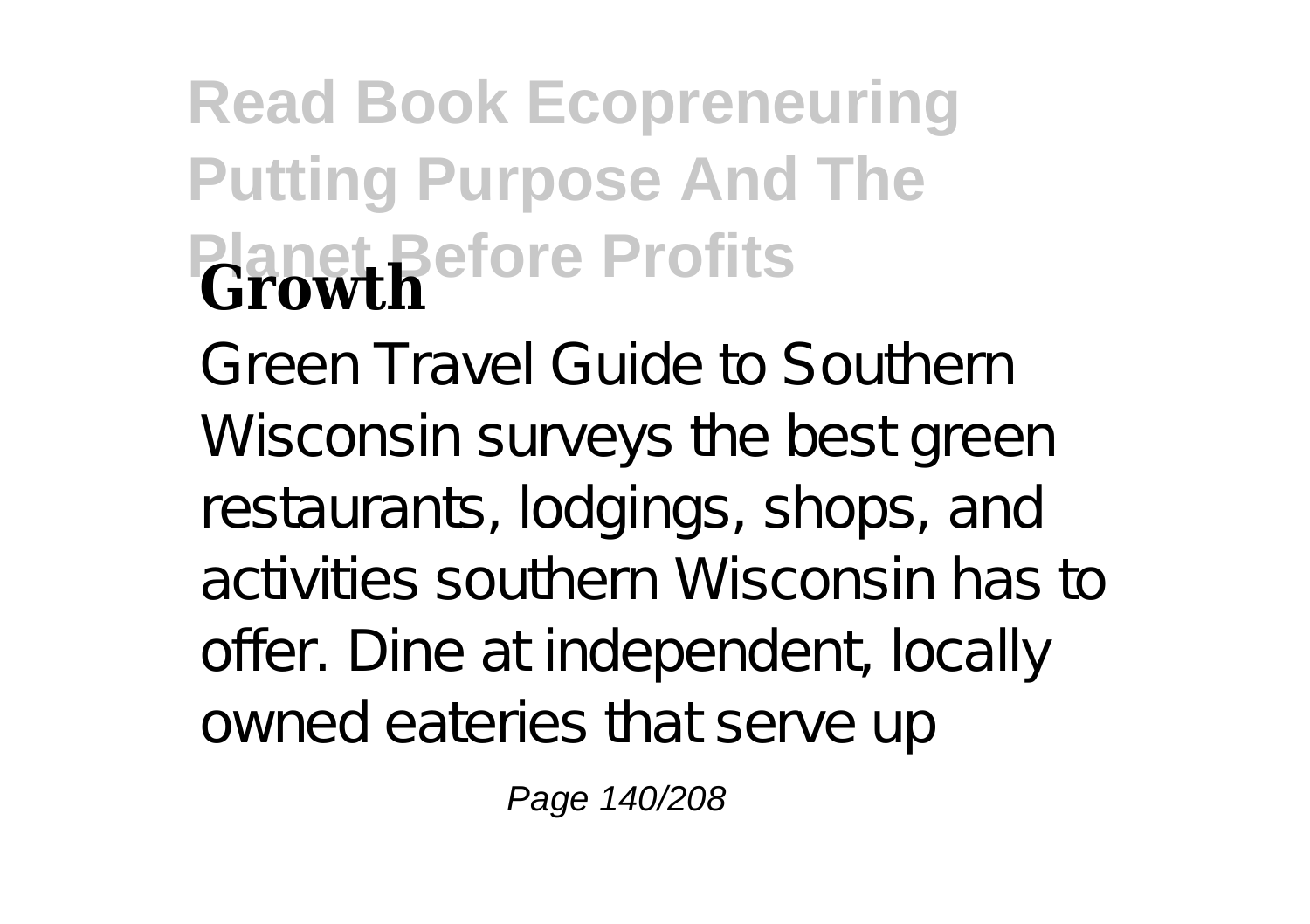**Growth**

Green Travel Guide to Southern Wisconsin surveys the best green restaurants, lodgings, shops, and activities southern Wisconsin has to offer. Dine at independent, locally owned eateries that serve up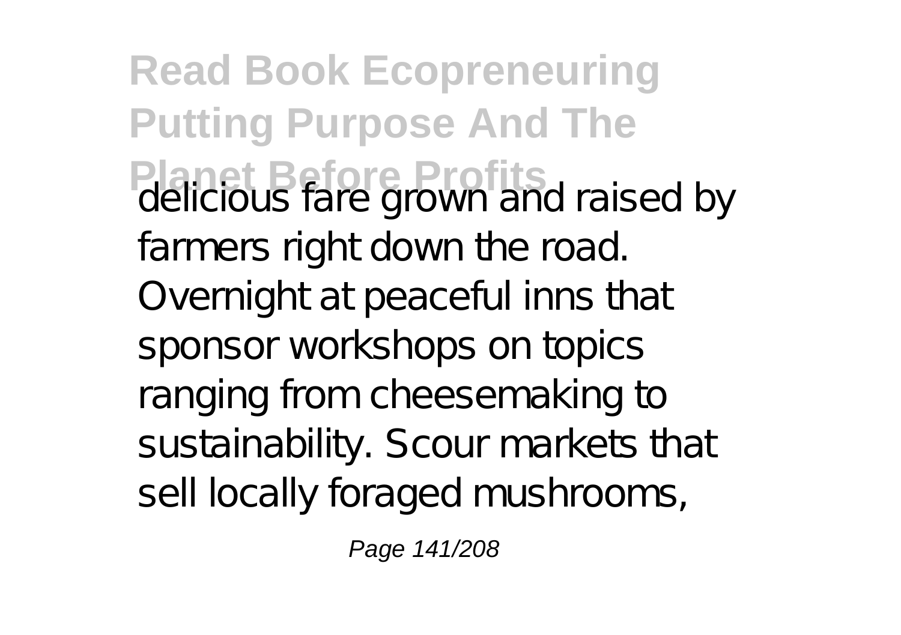delicious fare grown and raised by farmers right down the road. Overnight at peaceful inns that sponsor workshops on topics ranging from cheesemaking to sustainability. Scour markets that sell locally foraged mushrooms,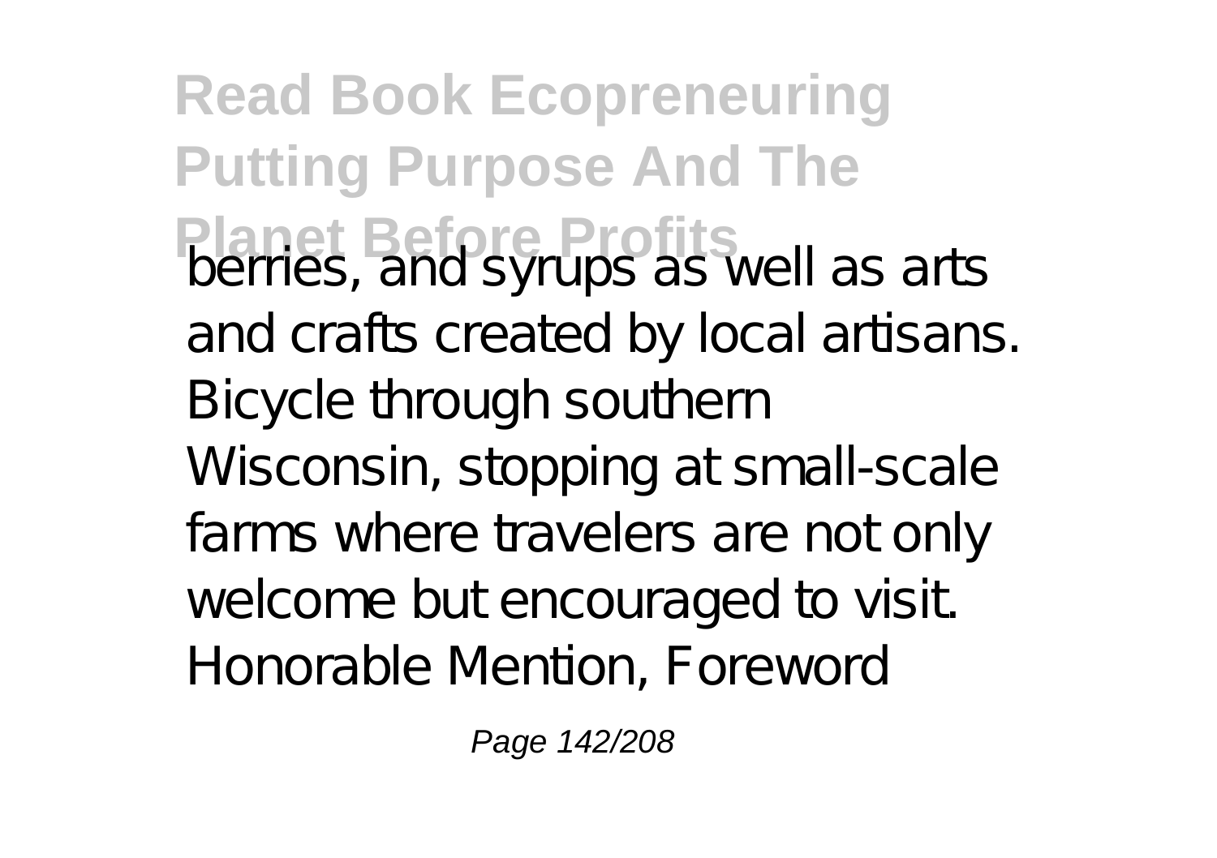berries, and syrups as well as arts and crafts created by local artisans. Bicycle through southern Wisconsin, stopping at small-scale farms where travelers are not only welcome but encouraged to visit. Honorable Mention, Foreword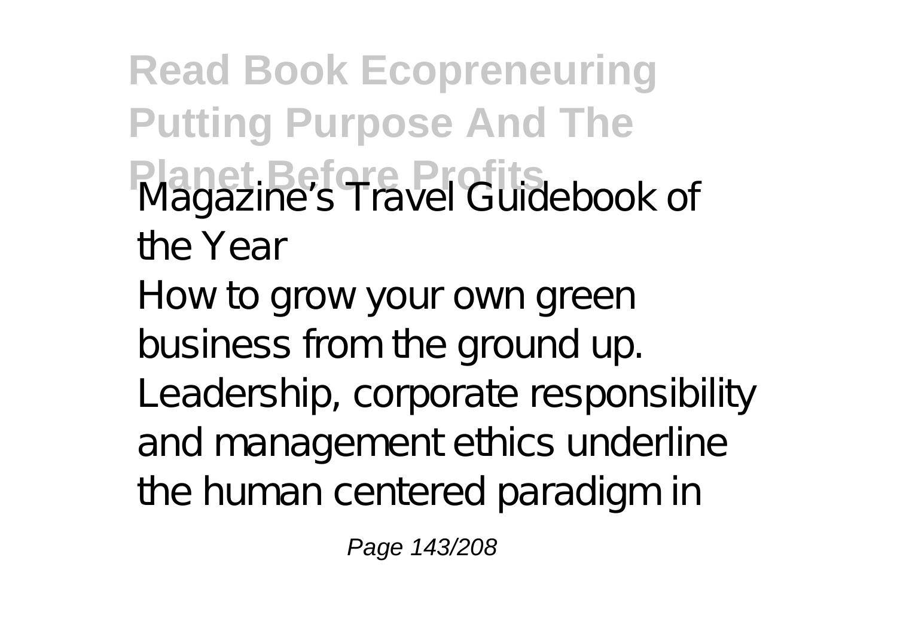Magazine's Travel Guidebook of the Year

How to grow your own green business from the ground up.

Leadership, corporate responsibility and management ethics underline the human centered paradigm in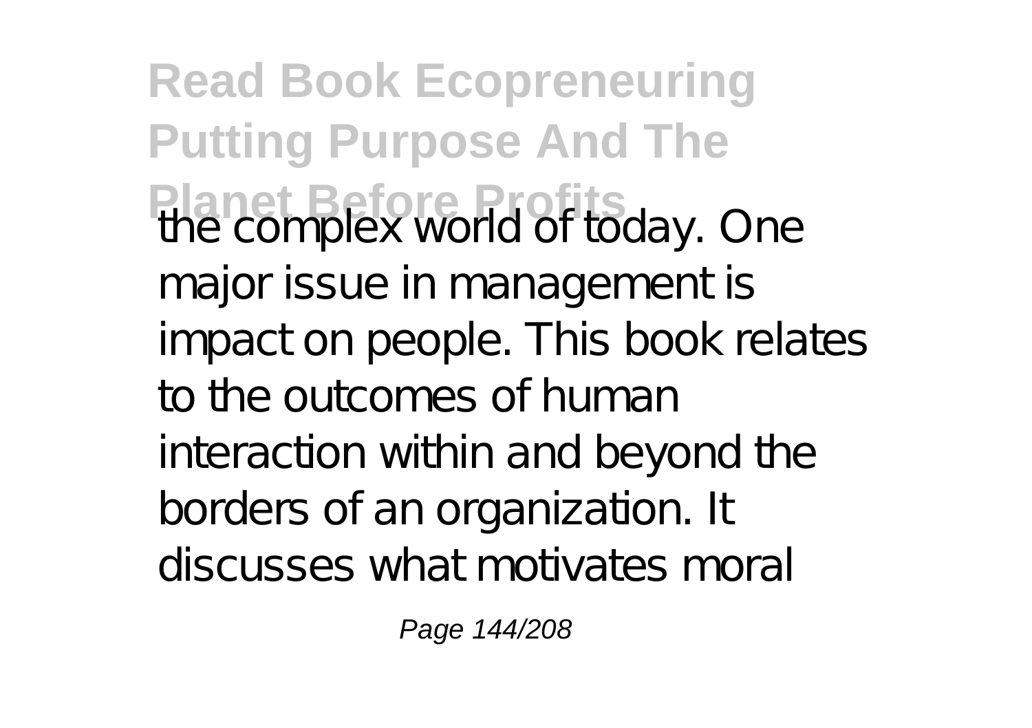the complex world of today. One major issue in management is impact on people. This book relates to the outcomes of human interaction within and beyond the borders of an organization. It discusses what motivates moral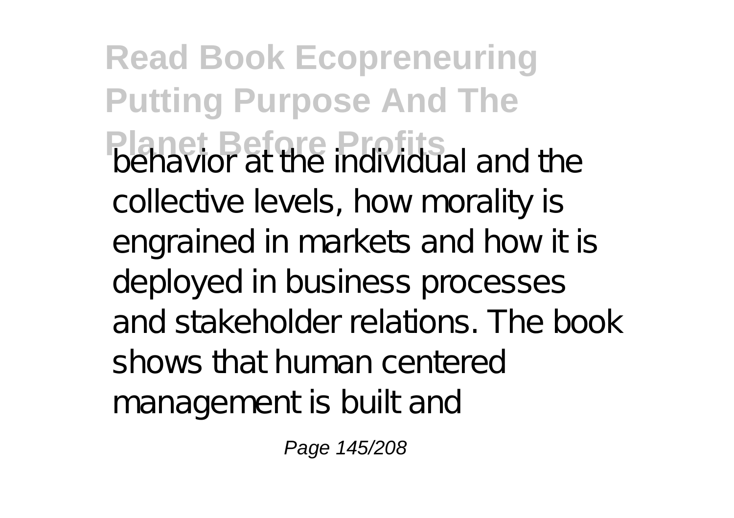behavior at the individual and the collective levels, how morality is engrained in markets and how it is deployed in business processes and stakeholder relations. The book shows that human centered management is built and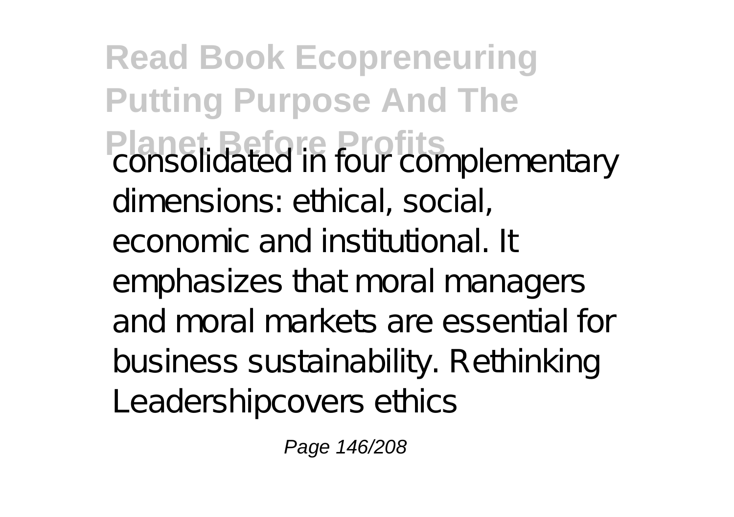consolidated in four complementary dimensions: ethical, social, economic and institutional. It emphasizes that moral managers and moral markets are essential for business sustainability. Rethinking Leadershipcovers ethics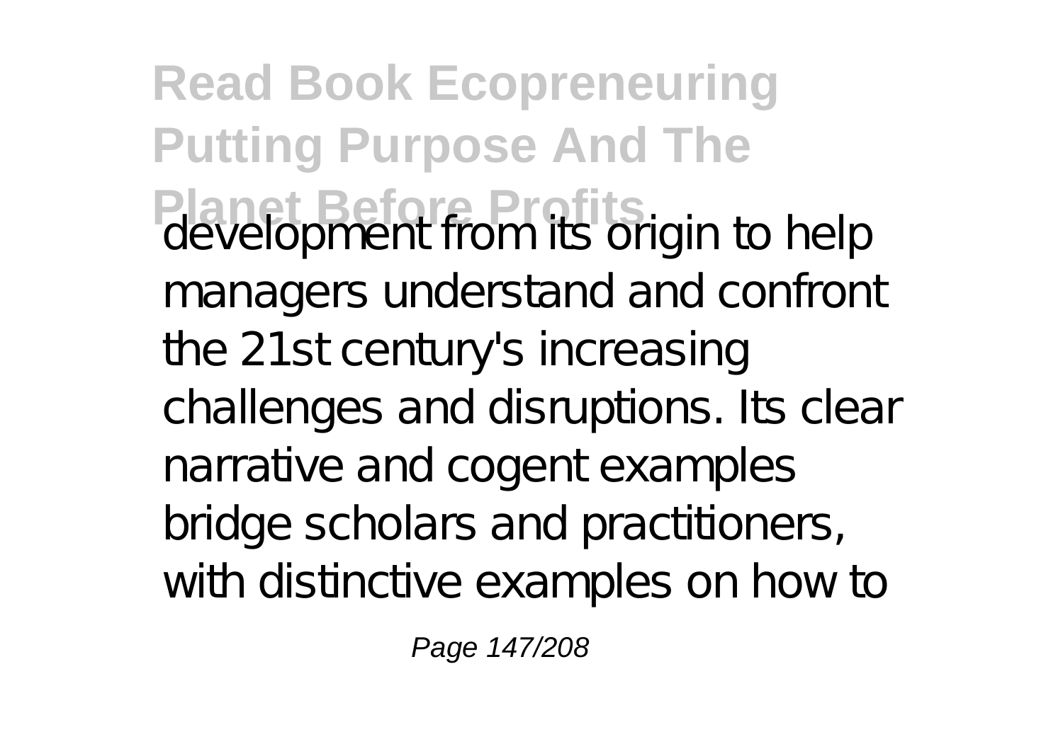development from its origin to help managers understand and confront the 21st century's increasing challenges and disruptions. Its clear narrative and cogent examples bridge scholars and practitioners, with distinctive examples on how to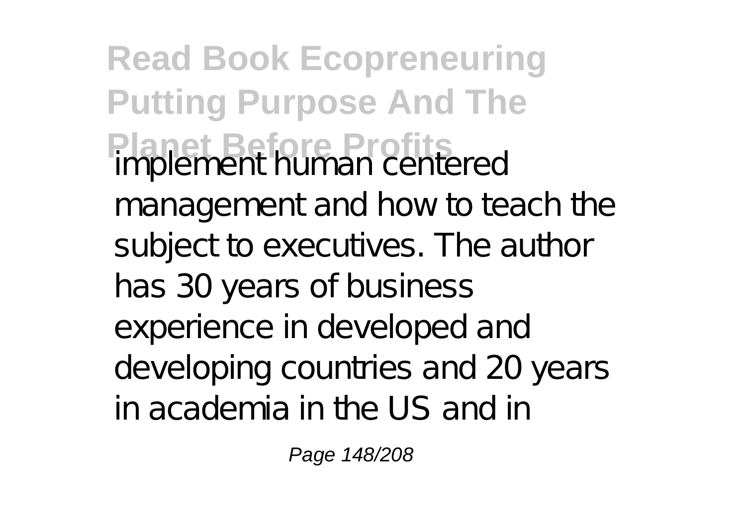implement human centered management and how to teach the subject to executives. The author has 30 years of business experience in developed and developing countries and 20 years in academia in the US and in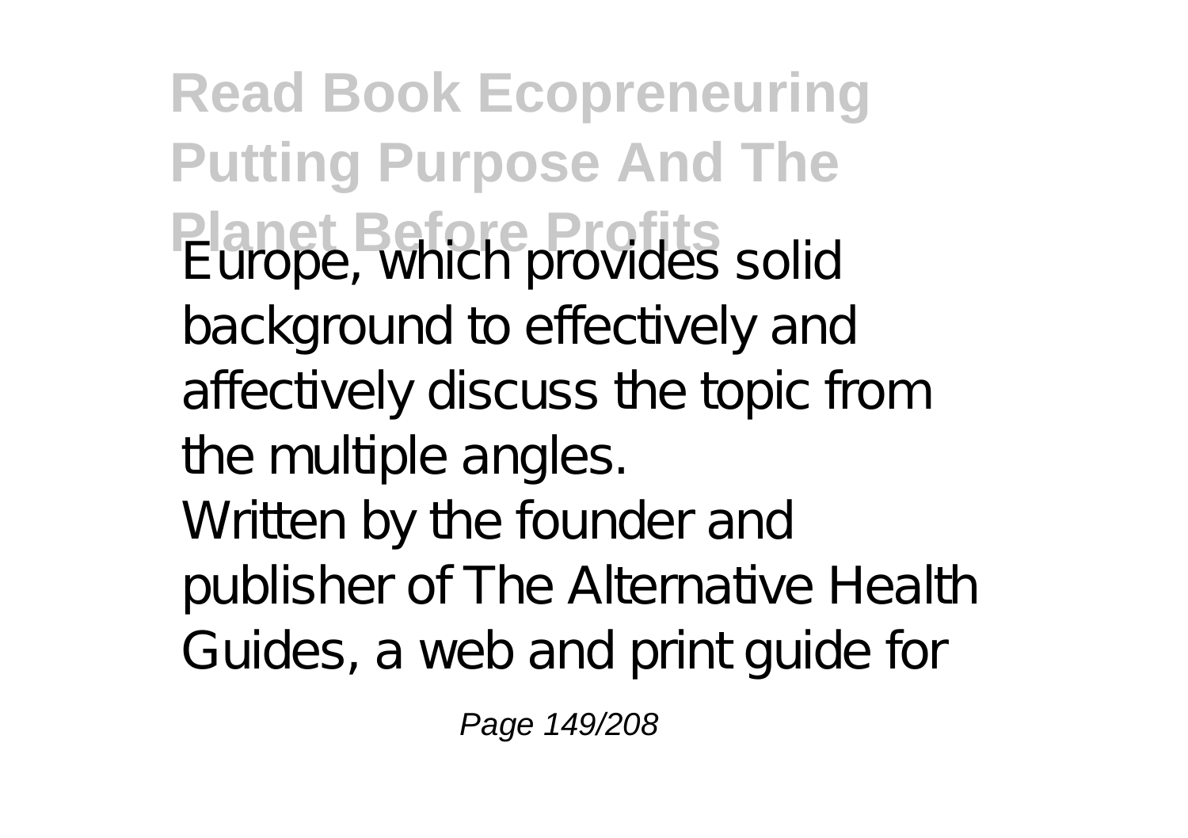Europe, which provides solid background to effectively and affectively discuss the topic from the multiple angles.

Written by the founder and publisher of The Alternative Health Guides, a web and print guide for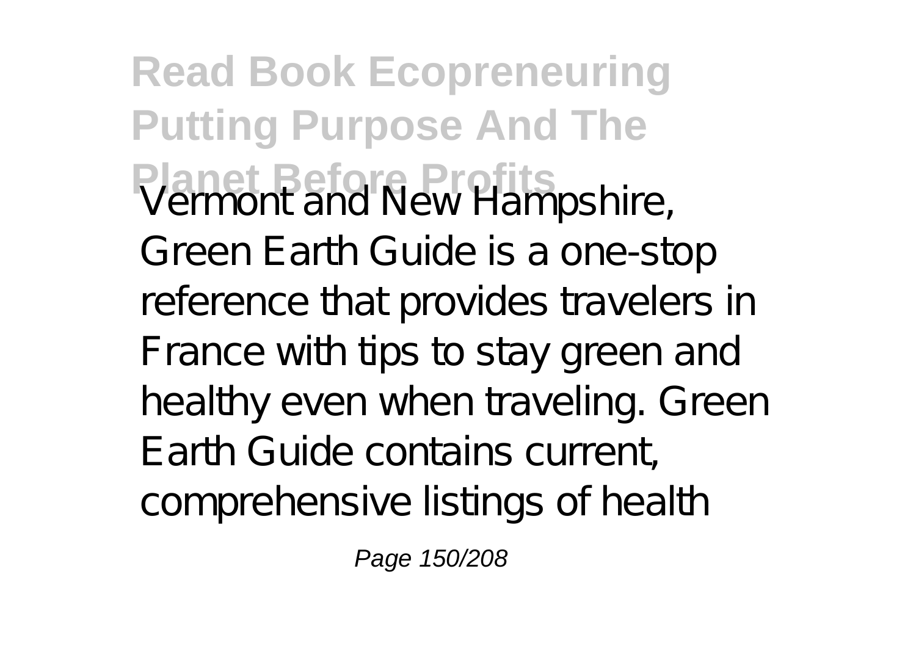Vermont and New Hampshire, Green Earth Guide is a one-stop reference that provides travelers in France with tips to stay green and healthy even when traveling. Green Earth Guide contains current, comprehensive listings of health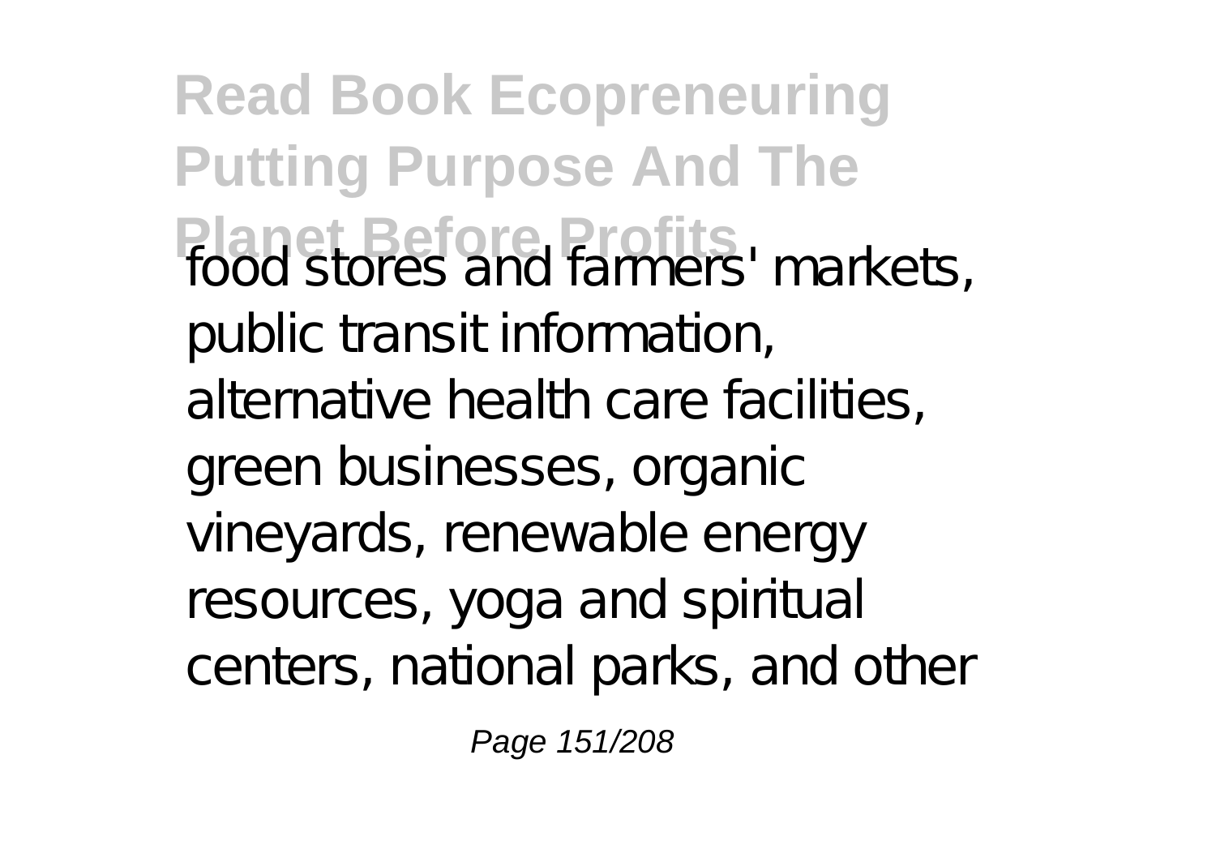food stores and farmers' markets, public transit information, alternative health care facilities, green businesses, organic vineyards, renewable energy resources, yoga and spiritual centers, national parks, and other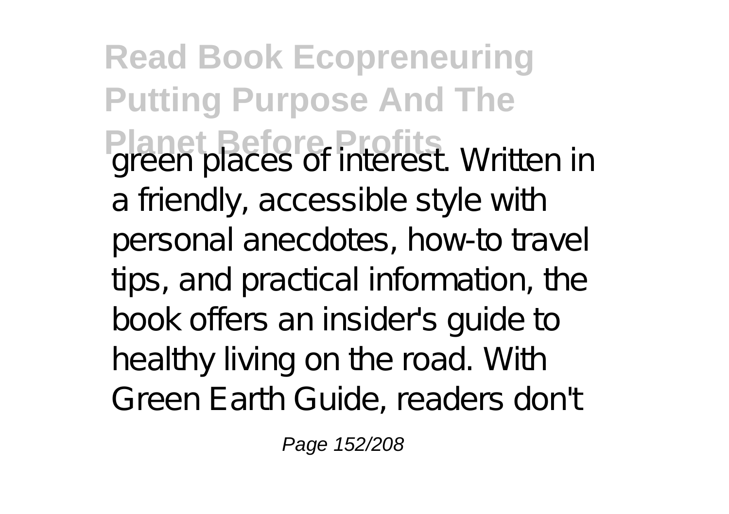green places of interest. Written in a friendly, accessible style with personal anecdotes, how-to travel tips, and practical information, the book offers an insider's guide to healthy living on the road. With Green Earth Guide, readers don't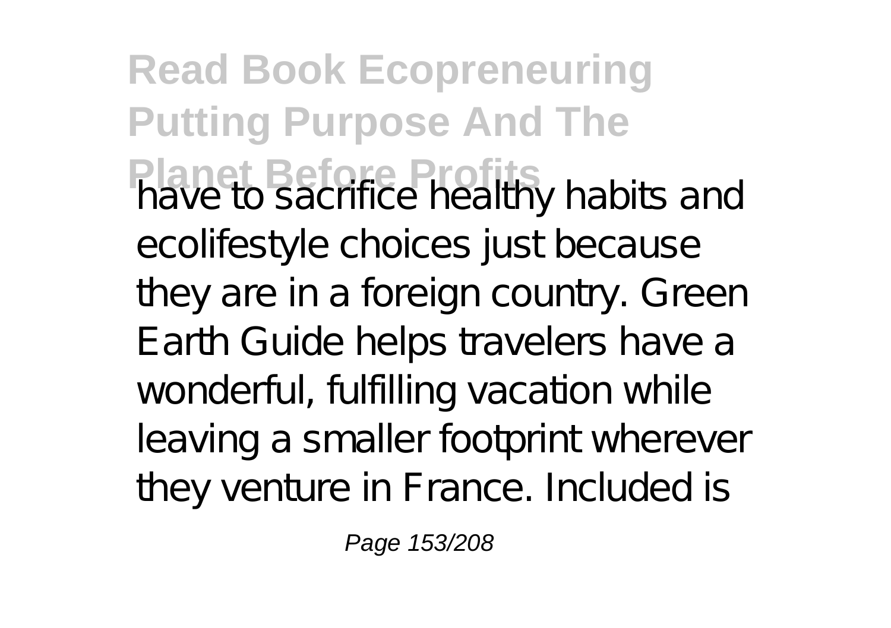have to sacrifice healthy habits and ecolifestyle choices just because they are in a foreign country. Green Earth Guide helps travelers have a wonderful, fulfilling vacation while leaving a smaller footprint wherever they venture in France. Included is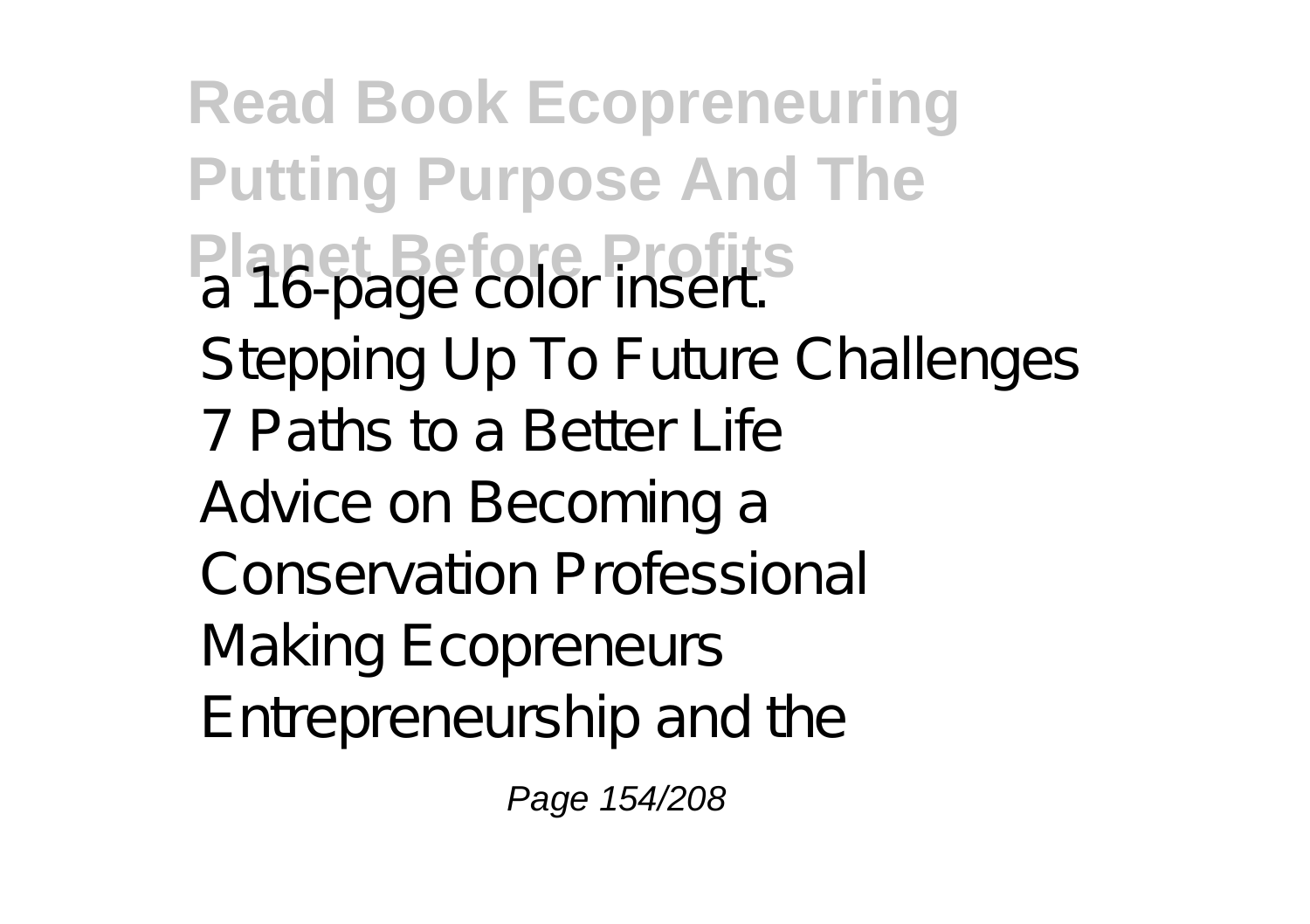a 16-page color insert.

Stepping Up To Future Challenges

7 Paths to a Better Life

Advice on Becoming a Conservation Professional

Making Ecopreneurs

Entrepreneurship and the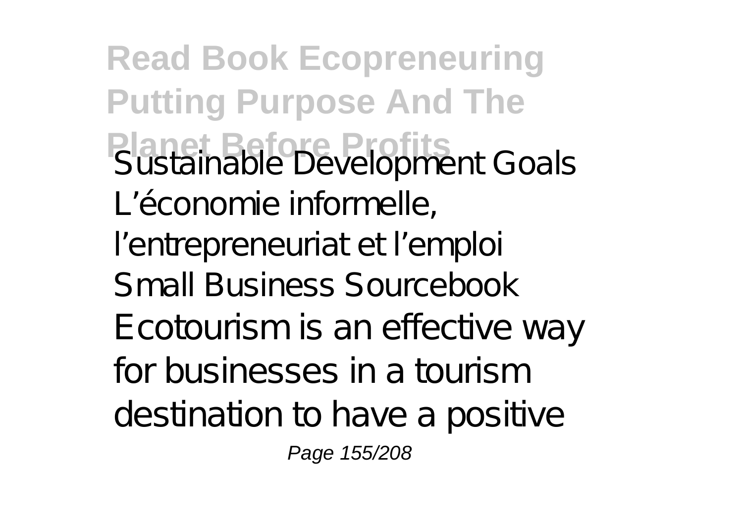Sustainable Development Goals
L'économie informelle, l'entrepreneuriat et l'emploi
Small Business Sourcebook
Ecotourism is an effective way for businesses in a tourism destination to have a positive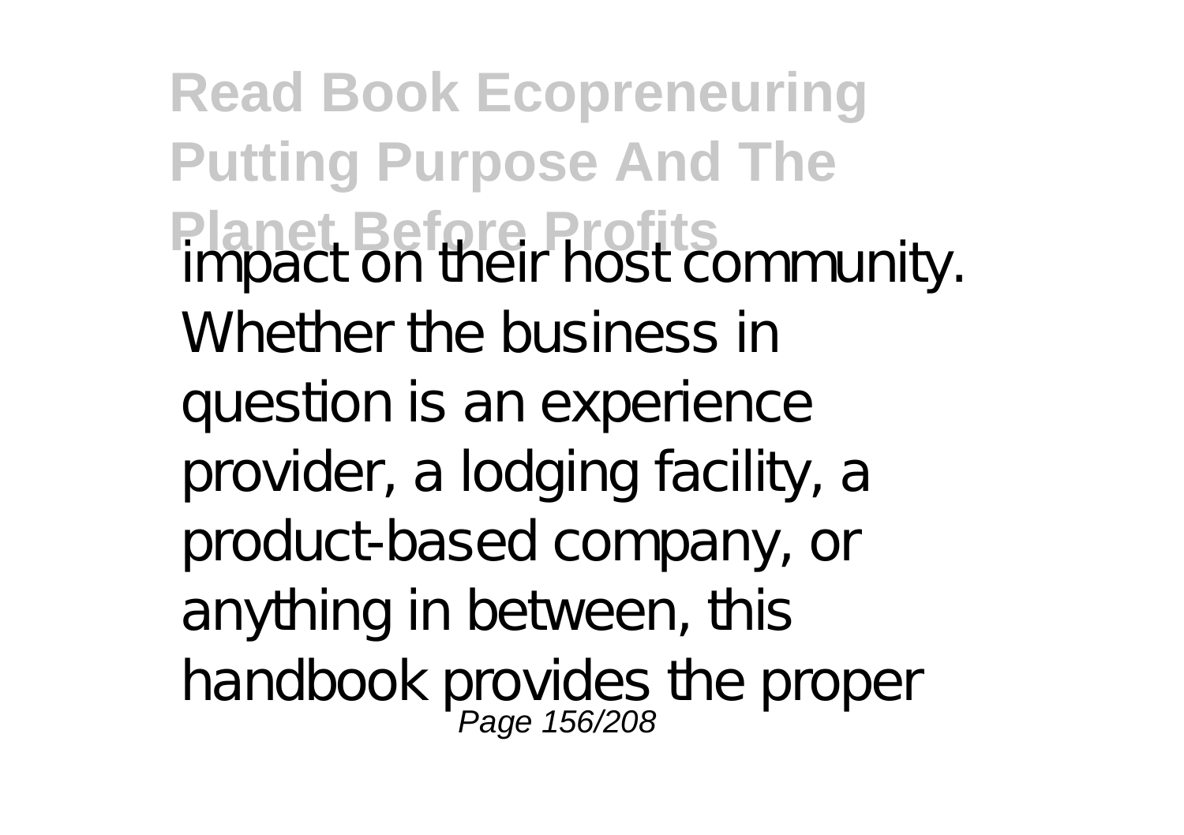impact on their host community. Whether the business in question is an experience provider, a lodging facility, a product-based company, or anything in between, this handbook provides the proper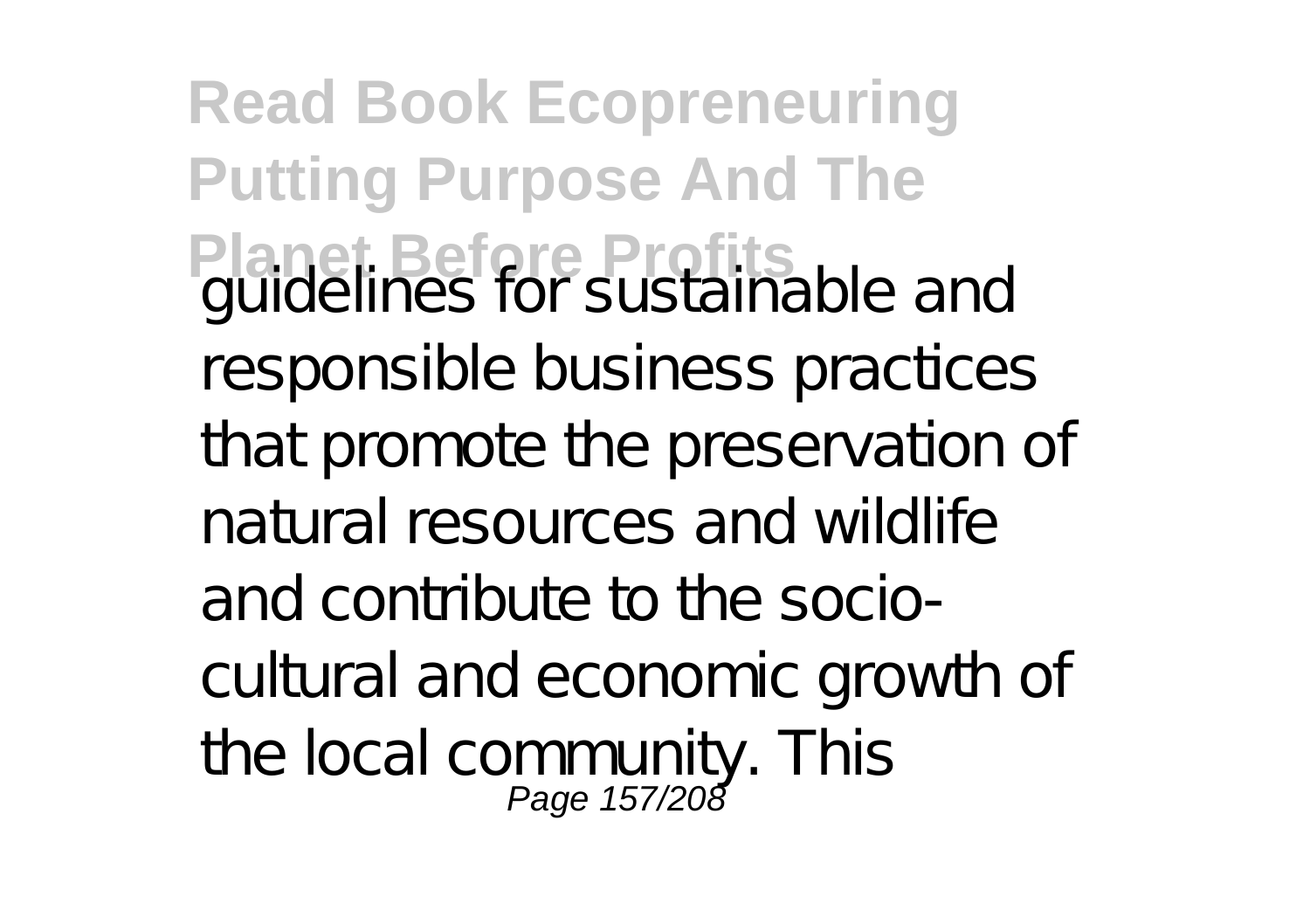guidelines for sustainable and responsible business practices that promote the preservation of natural resources and wildlife and contribute to the socio-cultural and economic growth of the local community. This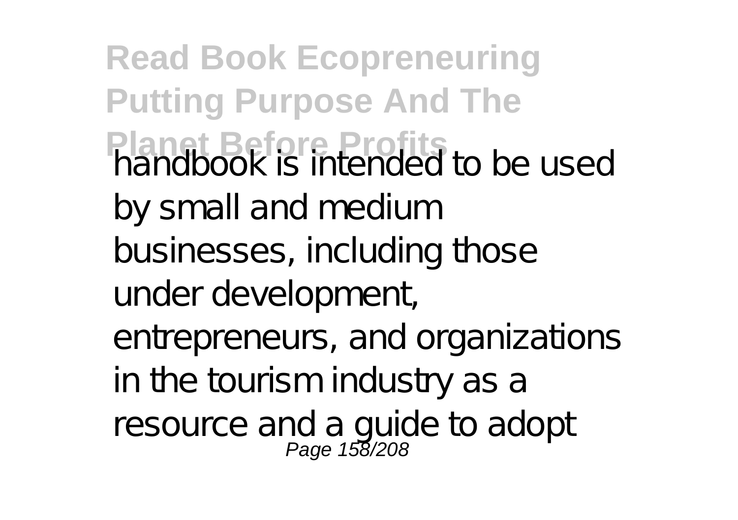handbook is intended to be used by small and medium businesses, including those under development, entrepreneurs, and organizations in the tourism industry as a resource and a guide to adopt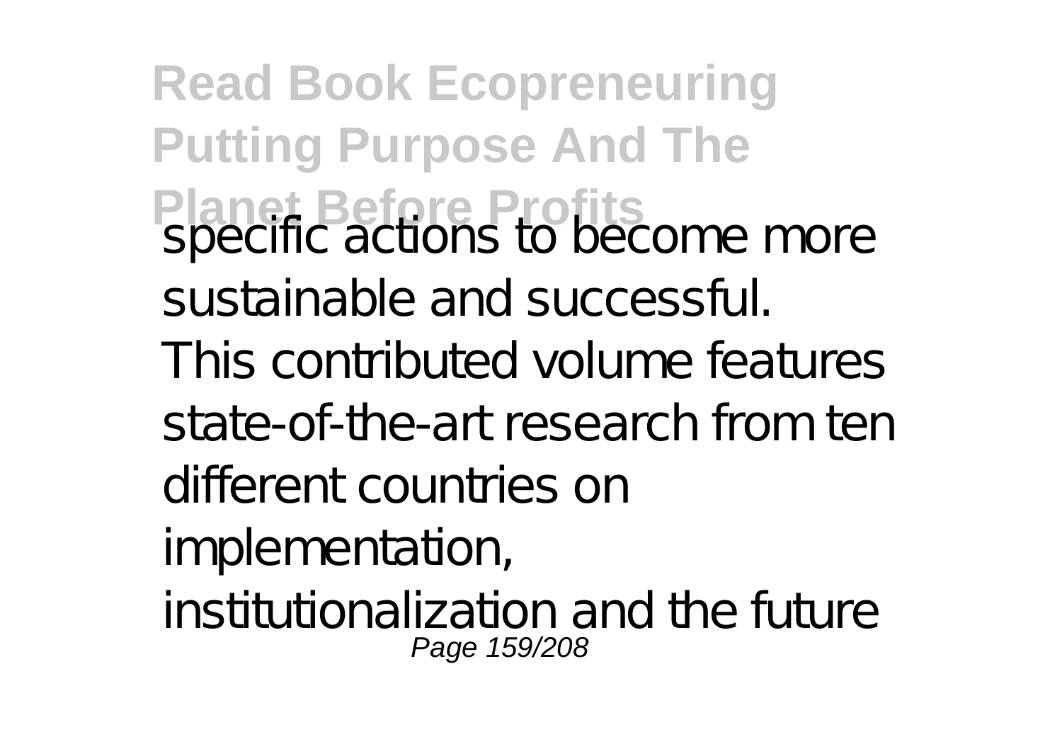specific actions to become more sustainable and successful.

This contributed volume features state-of-the-art research from ten different countries on implementation, institutionalization and the future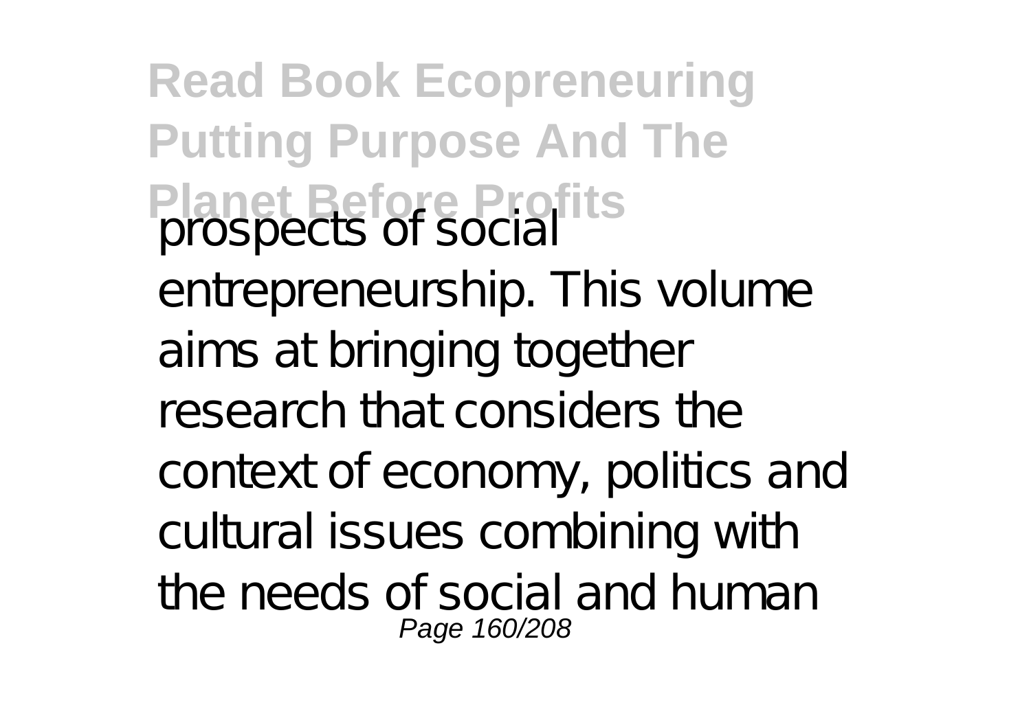prospects of social entrepreneurship. This volume aims at bringing together research that considers the context of economy, politics and cultural issues combining with the needs of social and human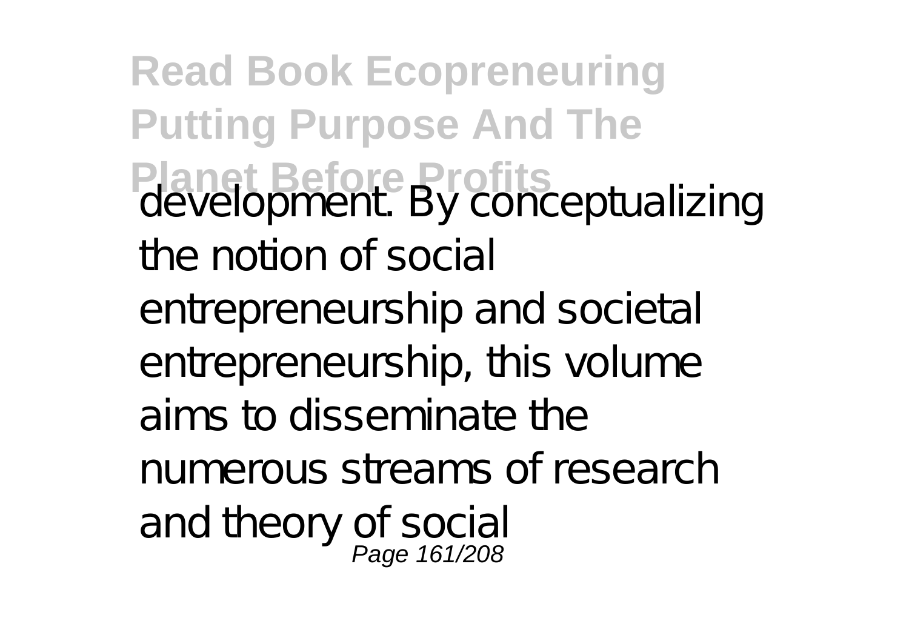development. By conceptualizing the notion of social entrepreneurship and societal entrepreneurship, this volume aims to disseminate the numerous streams of research and theory of social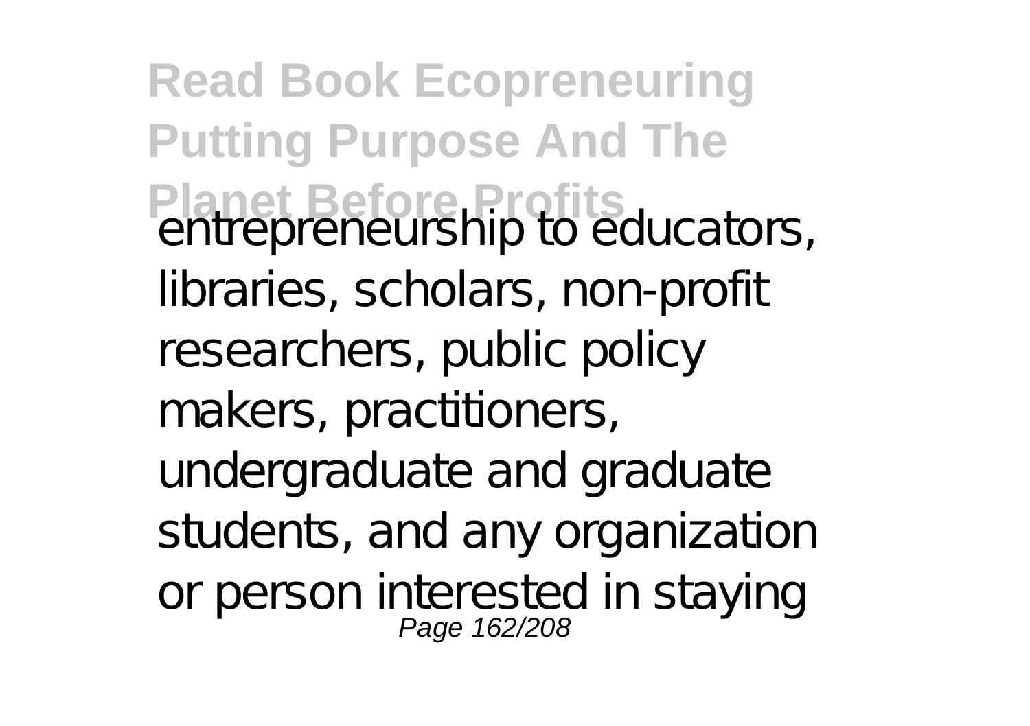entrepreneurship to educators, libraries, scholars, non-profit researchers, public policy makers, practitioners, undergraduate and graduate students, and any organization or person interested in staying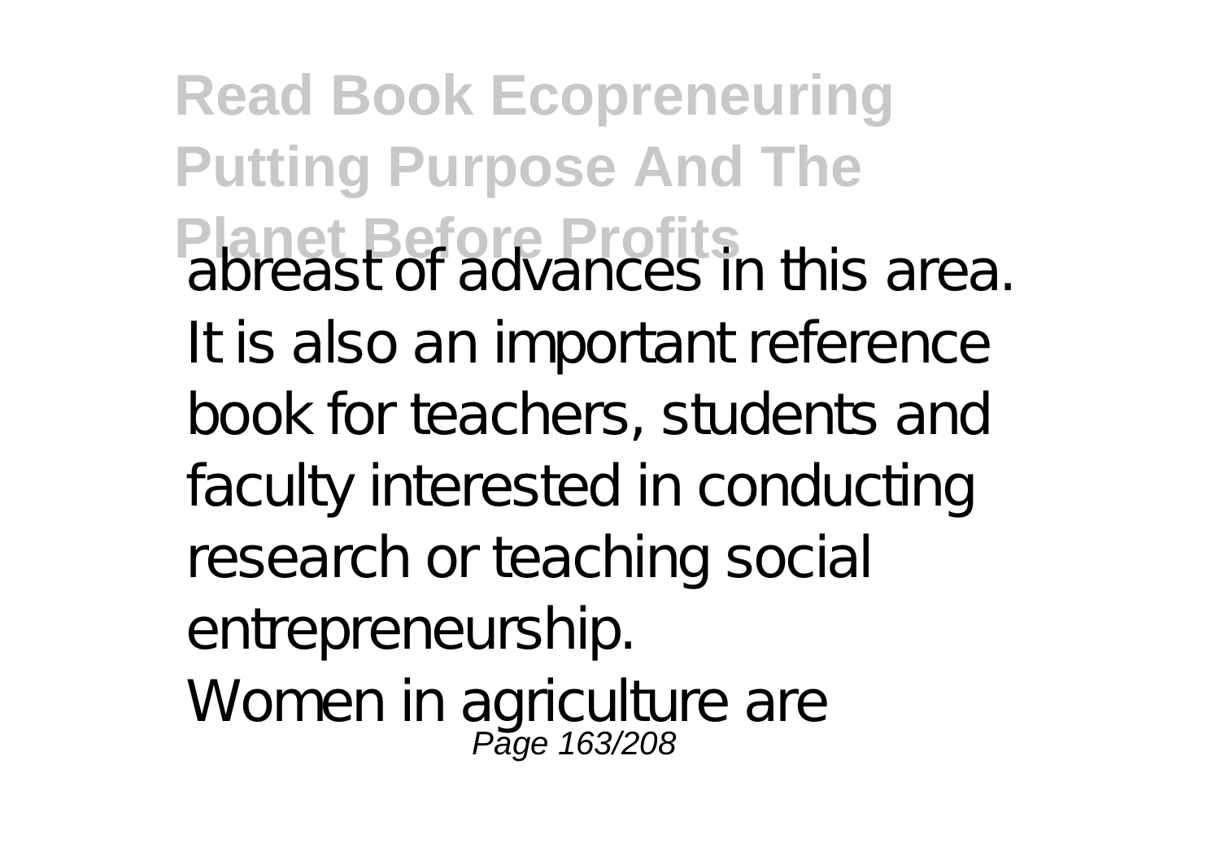abreast of advances in this area. It is also an important reference book for teachers, students and faculty interested in conducting research or teaching social entrepreneurship.

Women in agriculture are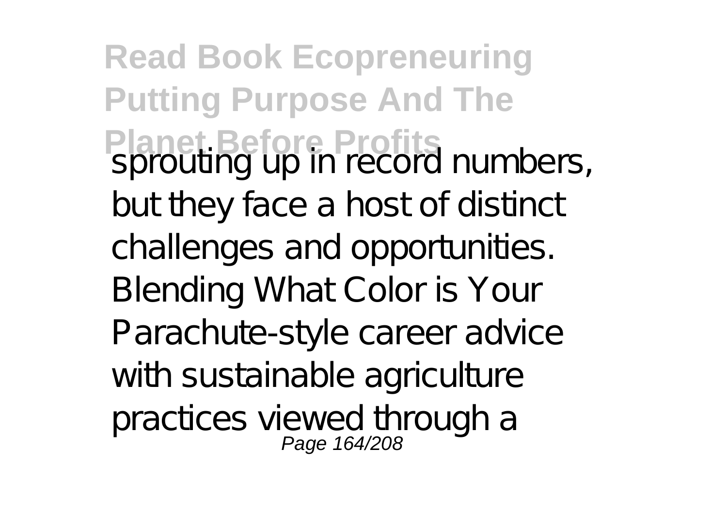sprouting up in record numbers, but they face a host of distinct challenges and opportunities. Blending What Color is Your Parachute-style career advice with sustainable agriculture practices viewed through a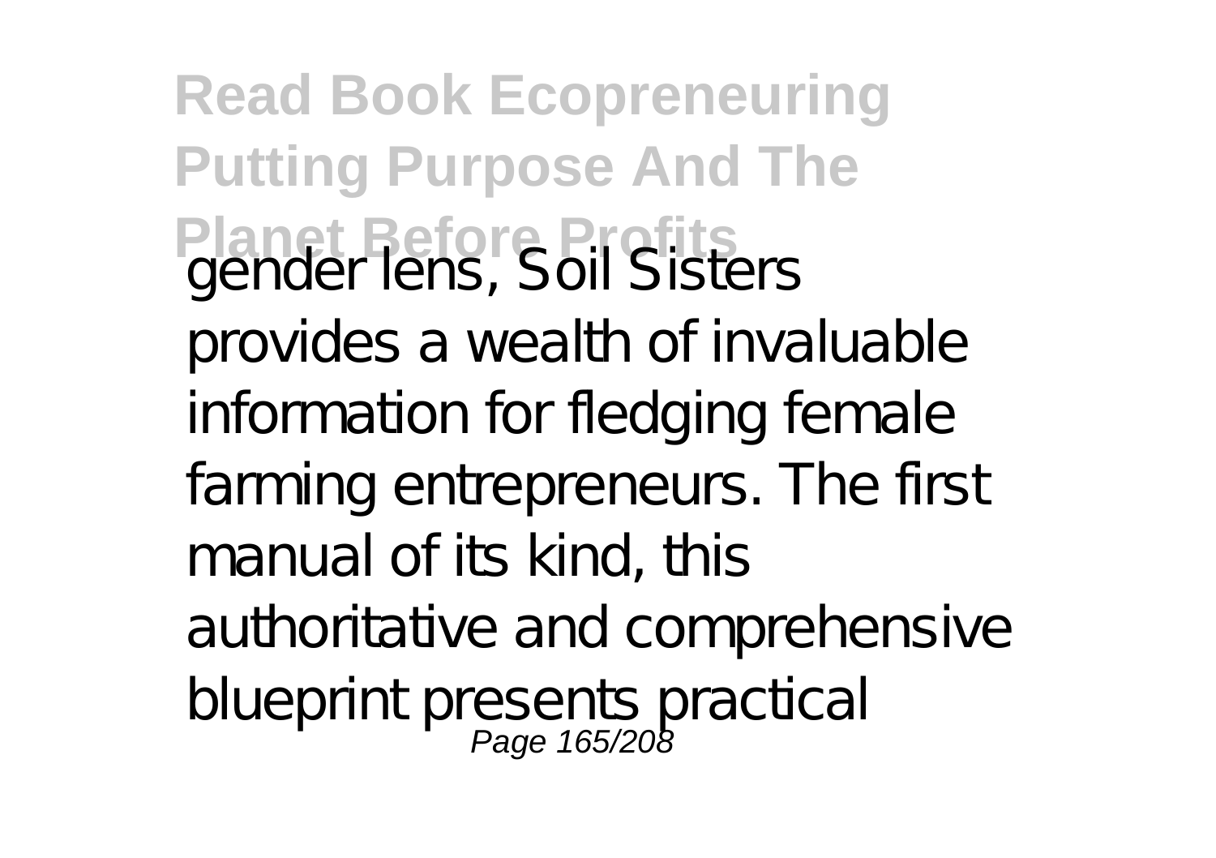gender lens, Soil Sisters provides a wealth of invaluable information for fledging female farming entrepreneurs. The first manual of its kind, this authoritative and comprehensive blueprint presents practical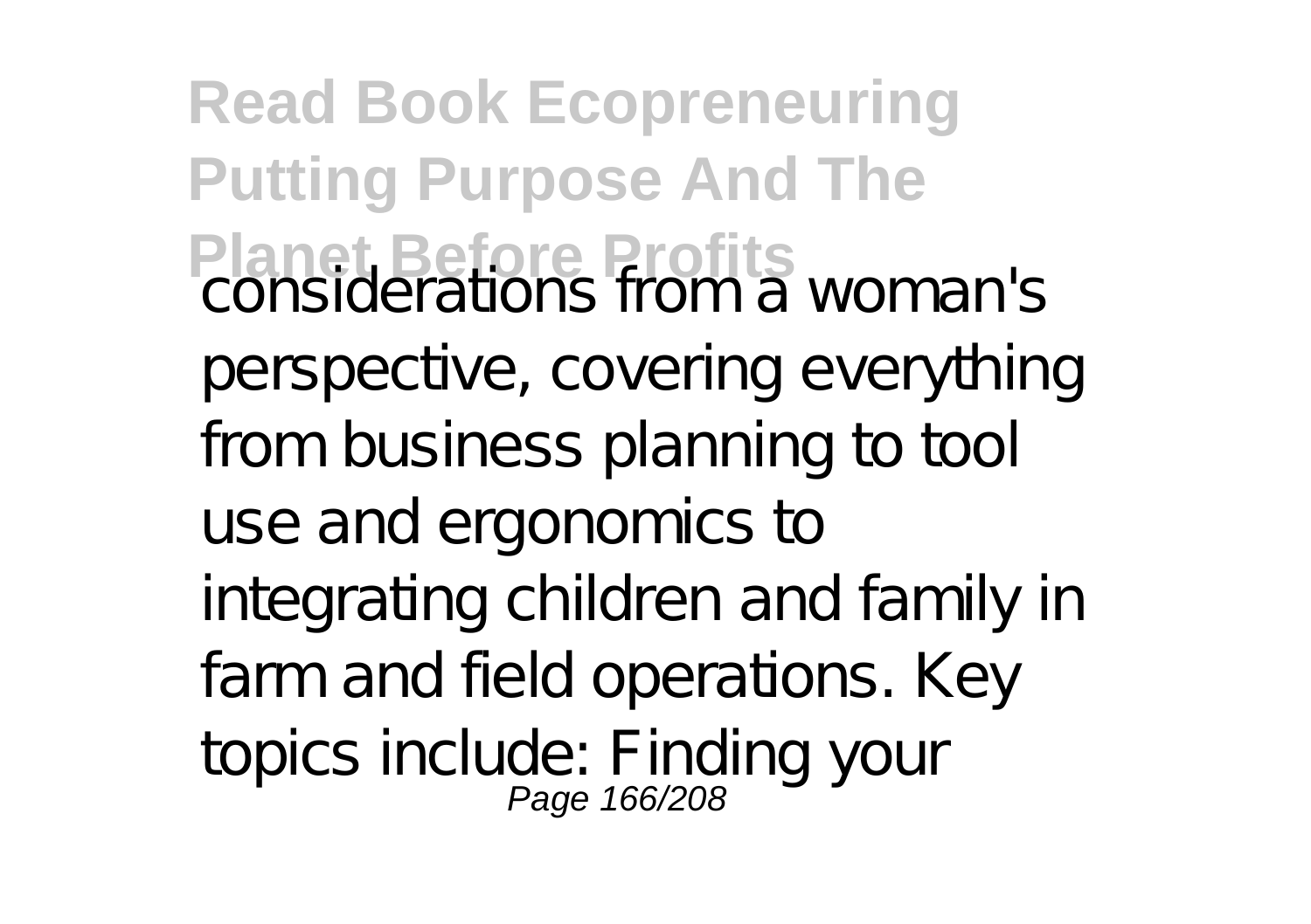considerations from a woman's perspective, covering everything from business planning to tool use and ergonomics to integrating children and family in farm and field operations. Key topics include: Finding your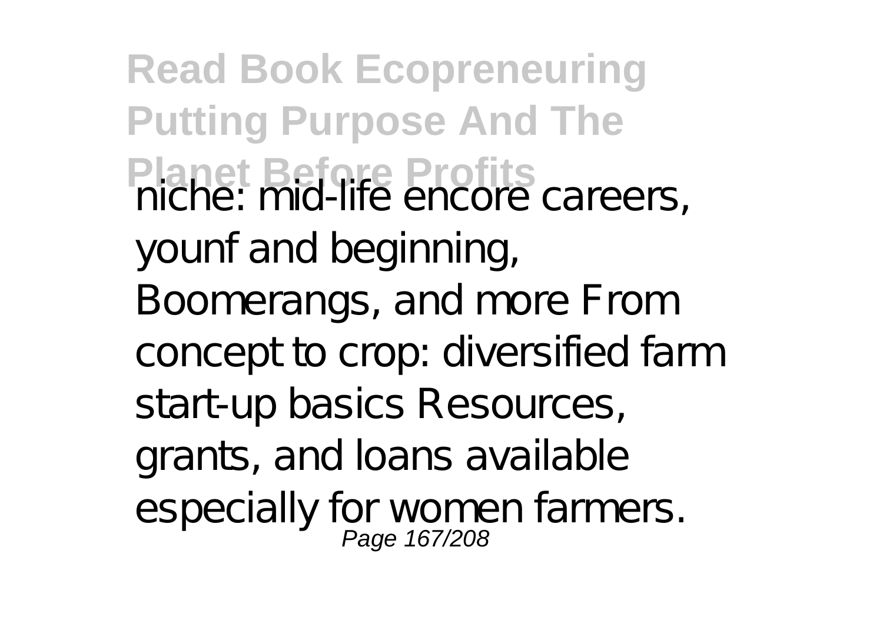niche: mid-life encore careers, younf and beginning, Boomerangs, and more From concept to crop: diversified farm start-up basics Resources, grants, and loans available especially for women farmers.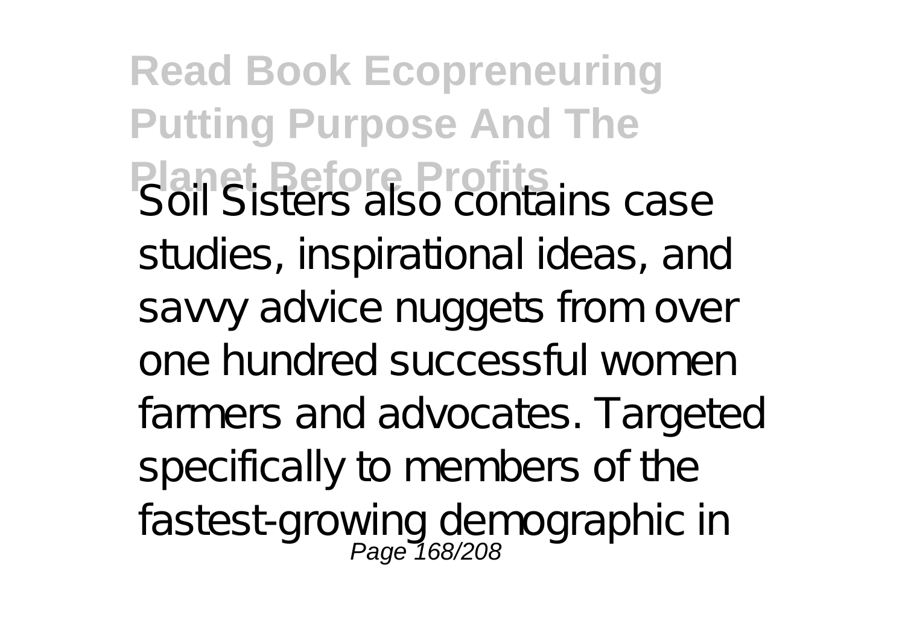Soil Sisters also contains case studies, inspirational ideas, and savvy advice nuggets from over one hundred successful women farmers and advocates. Targeted specifically to members of the fastest-growing demographic in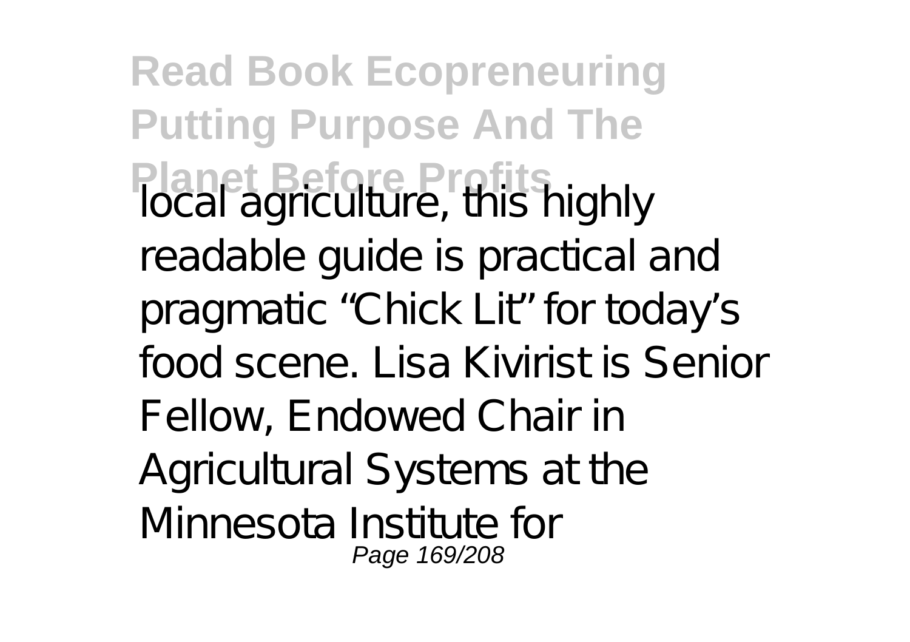local agriculture, this highly readable guide is practical and pragmatic “Chick Lit” for today’s food scene. Lisa Kivirist is Senior Fellow, Endowed Chair in Agricultural Systems at the Minnesota Institute for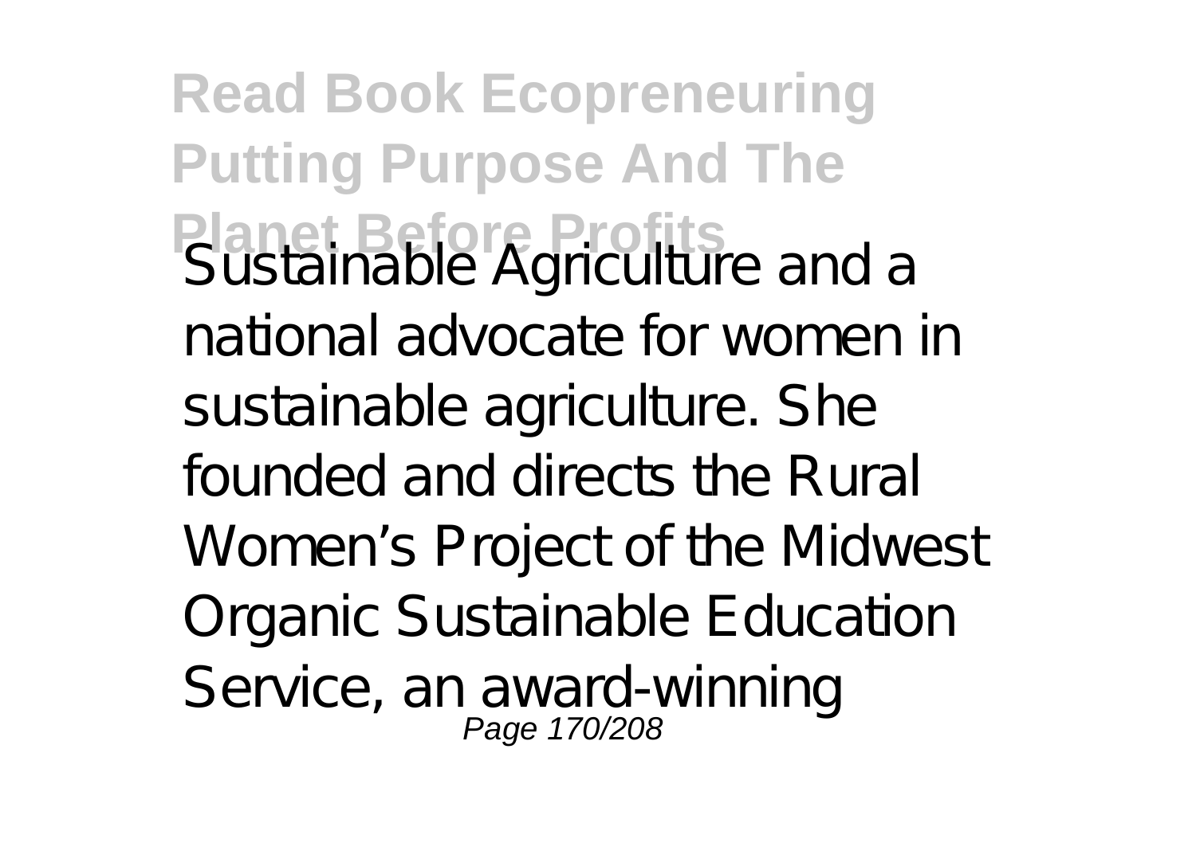Sustainable Agriculture and a national advocate for women in sustainable agriculture. She founded and directs the Rural Women's Project of the Midwest Organic Sustainable Education Service, an award-winning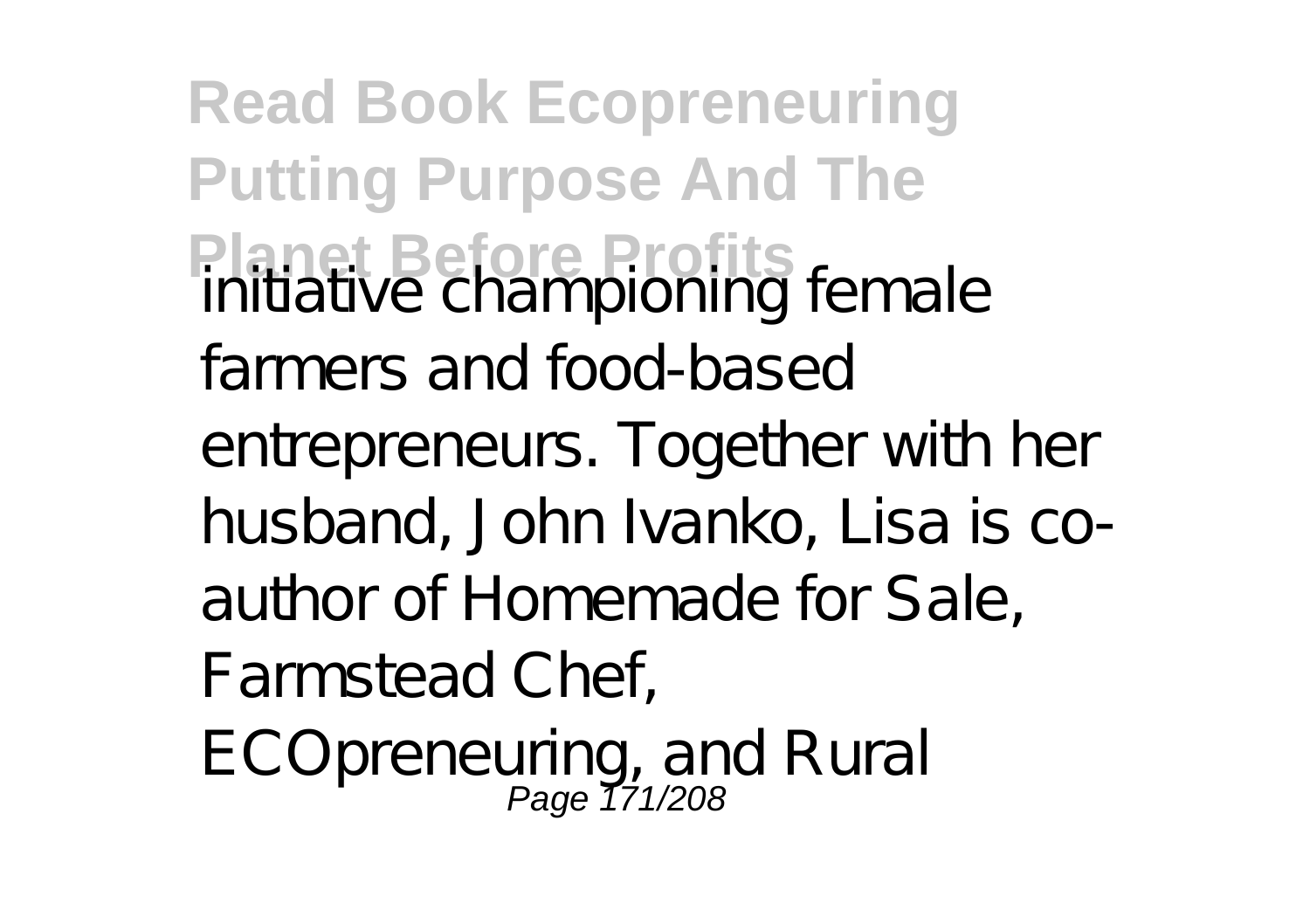initiative championing female farmers and food-based entrepreneurs. Together with her husband, John Ivanko, Lisa is co-author of Homemade for Sale, Farmstead Chef, ECOpreneuring, and Rural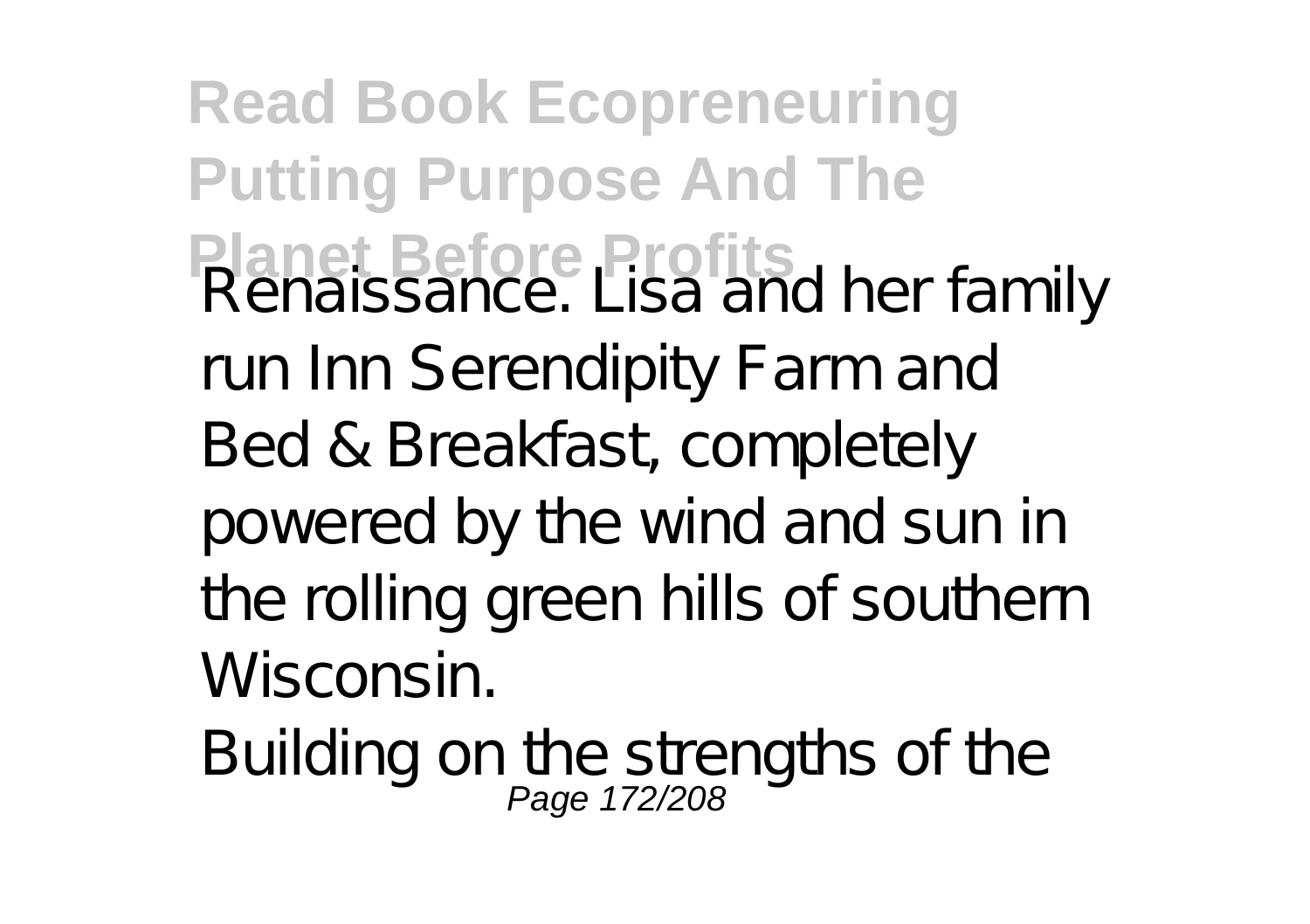Renaissance. Lisa and her family run Inn Serendipity Farm and Bed & Breakfast, completely powered by the wind and sun in the rolling green hills of southern Wisconsin.

Building on the strengths of the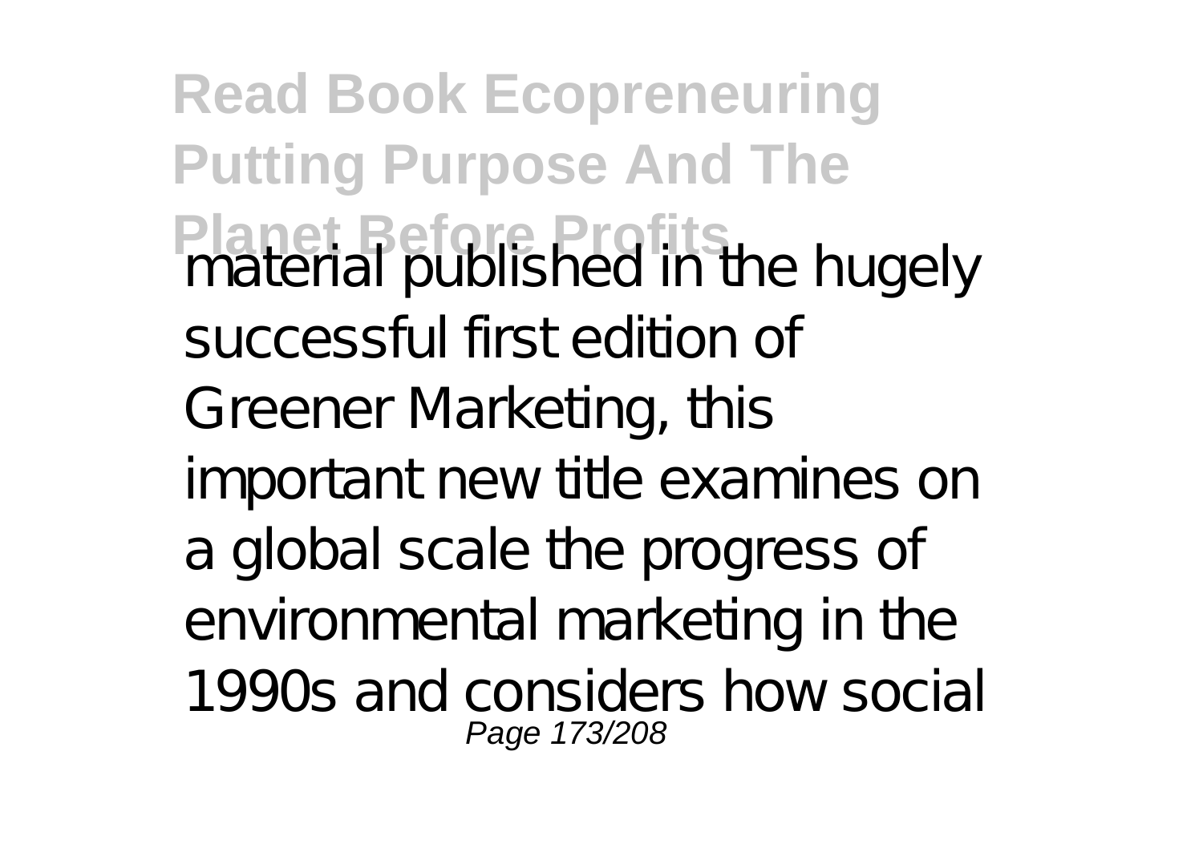material published in the hugely successful first edition of Greener Marketing, this important new title examines on a global scale the progress of environmental marketing in the 1990s and considers how social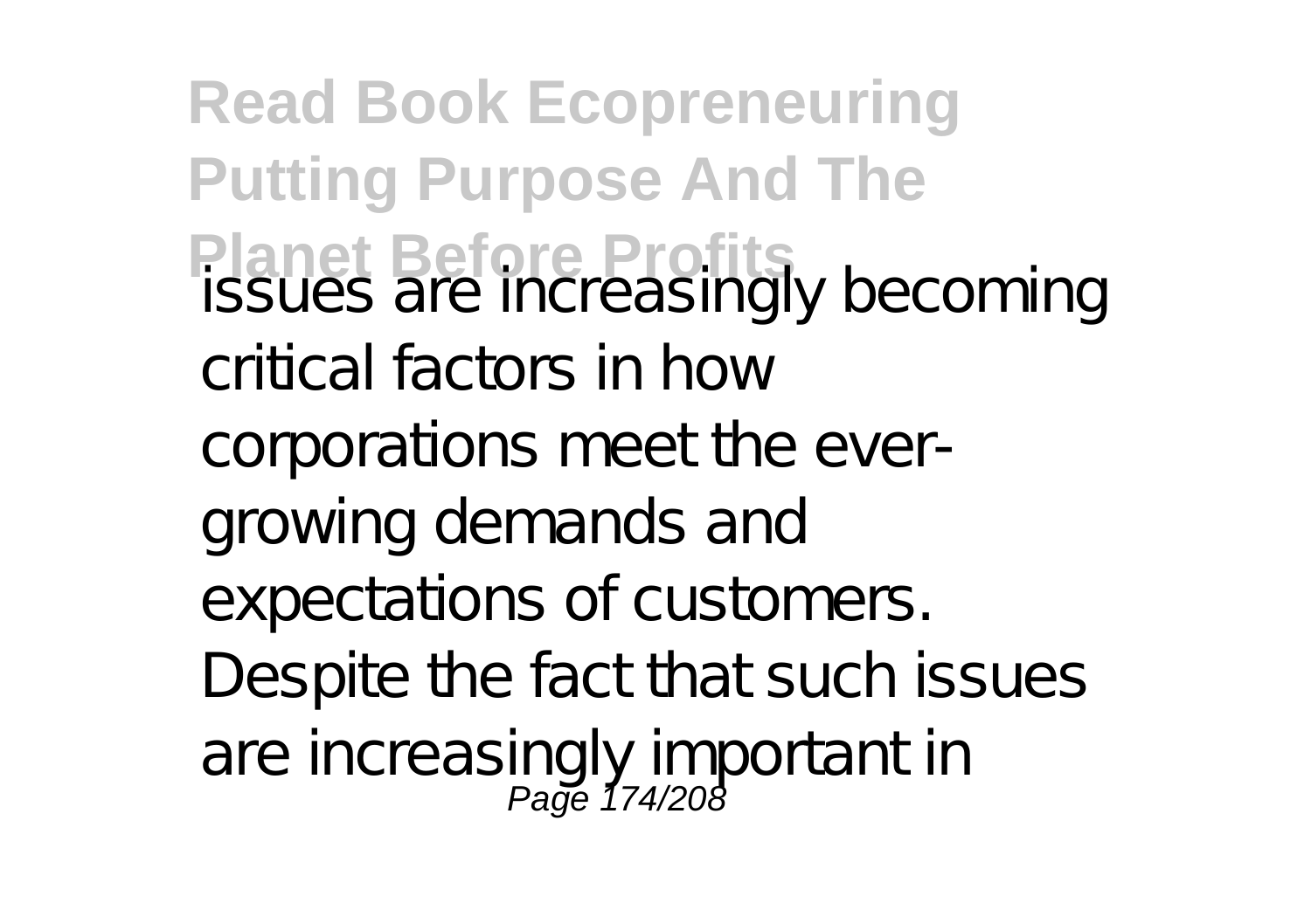issues are increasingly becoming critical factors in how corporations meet the ever-growing demands and expectations of customers. Despite the fact that such issues are increasingly important in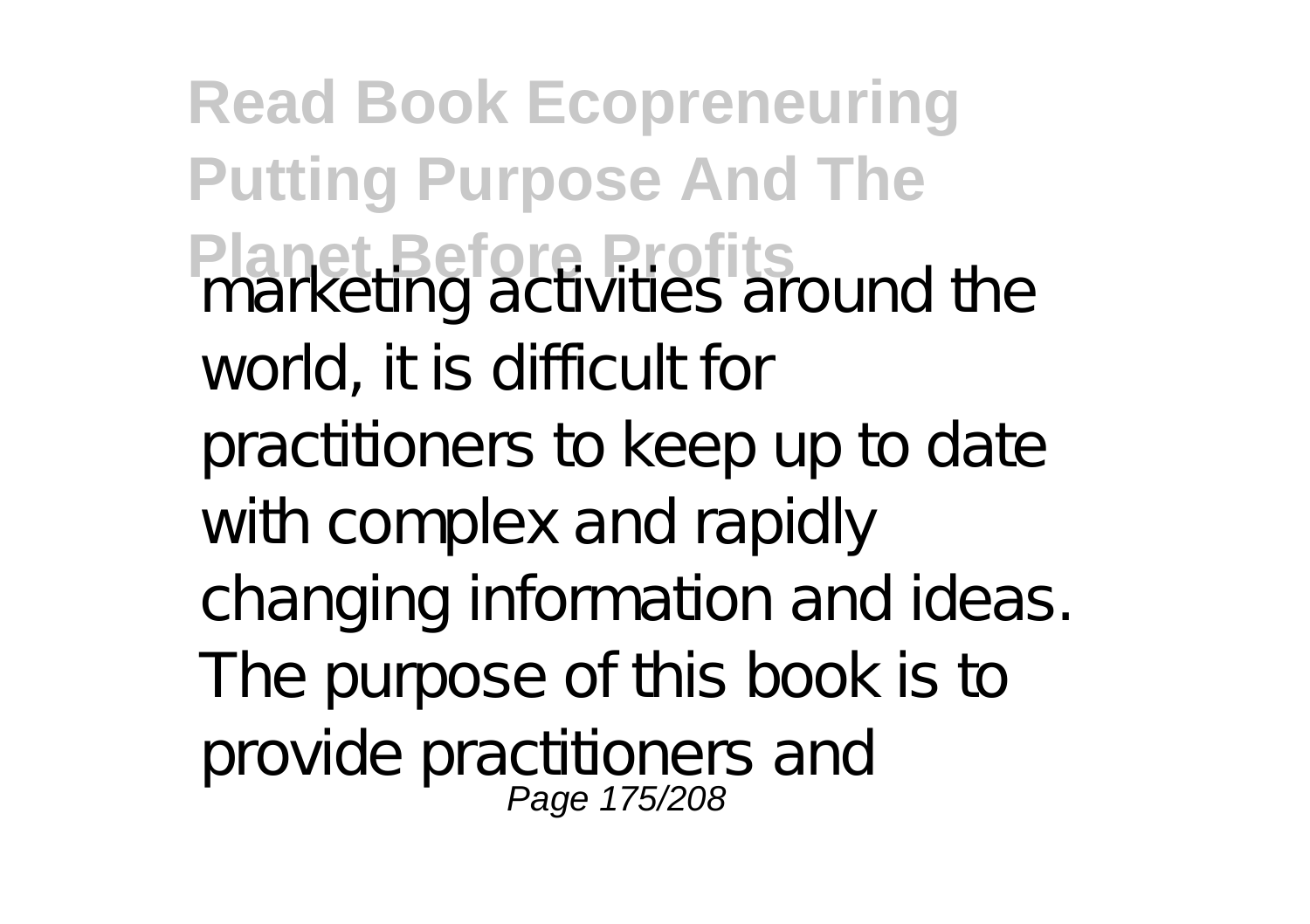marketing activities around the world, it is difficult for practitioners to keep up to date with complex and rapidly changing information and ideas. The purpose of this book is to provide practitioners and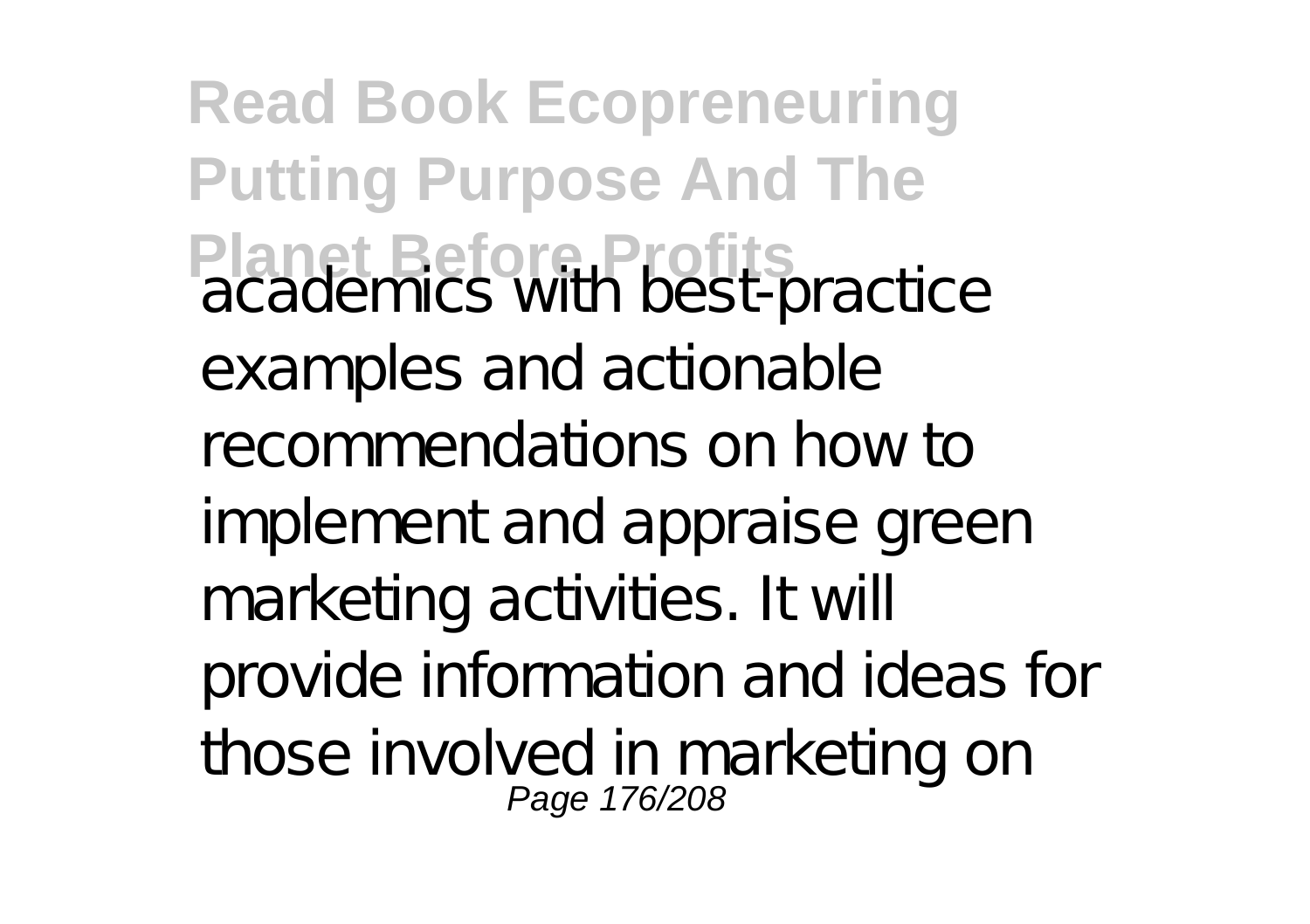academics with best-practice examples and actionable recommendations on how to implement and appraise green marketing activities. It will provide information and ideas for those involved in marketing on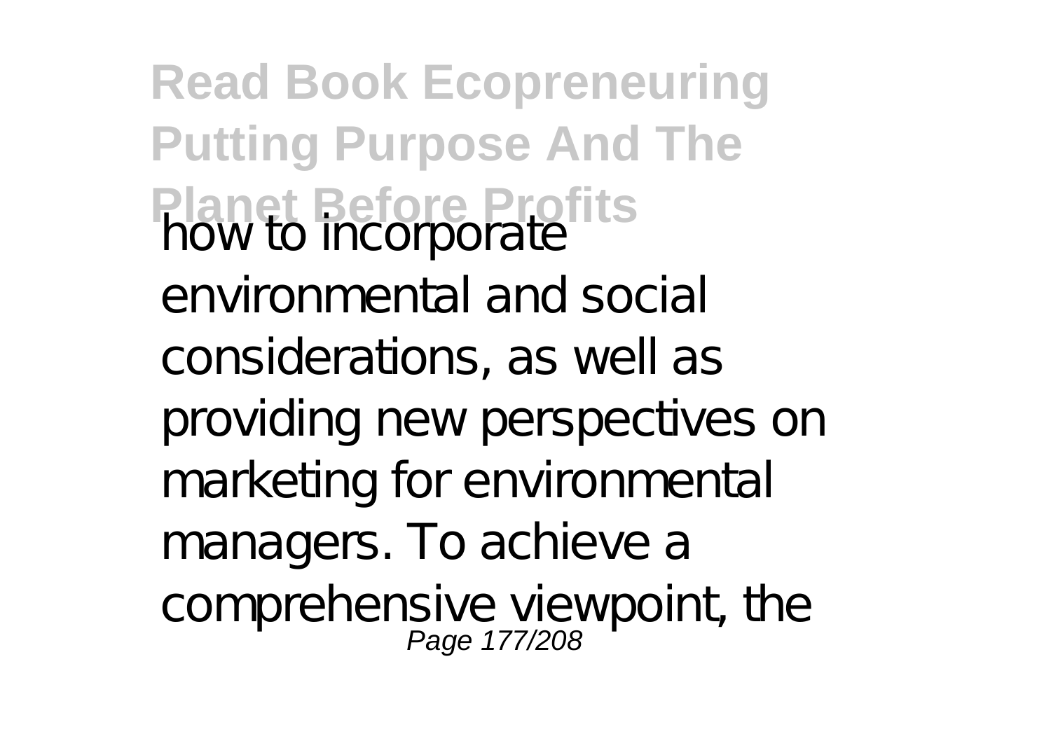how to incorporate environmental and social considerations, as well as providing new perspectives on marketing for environmental managers. To achieve a comprehensive viewpoint, the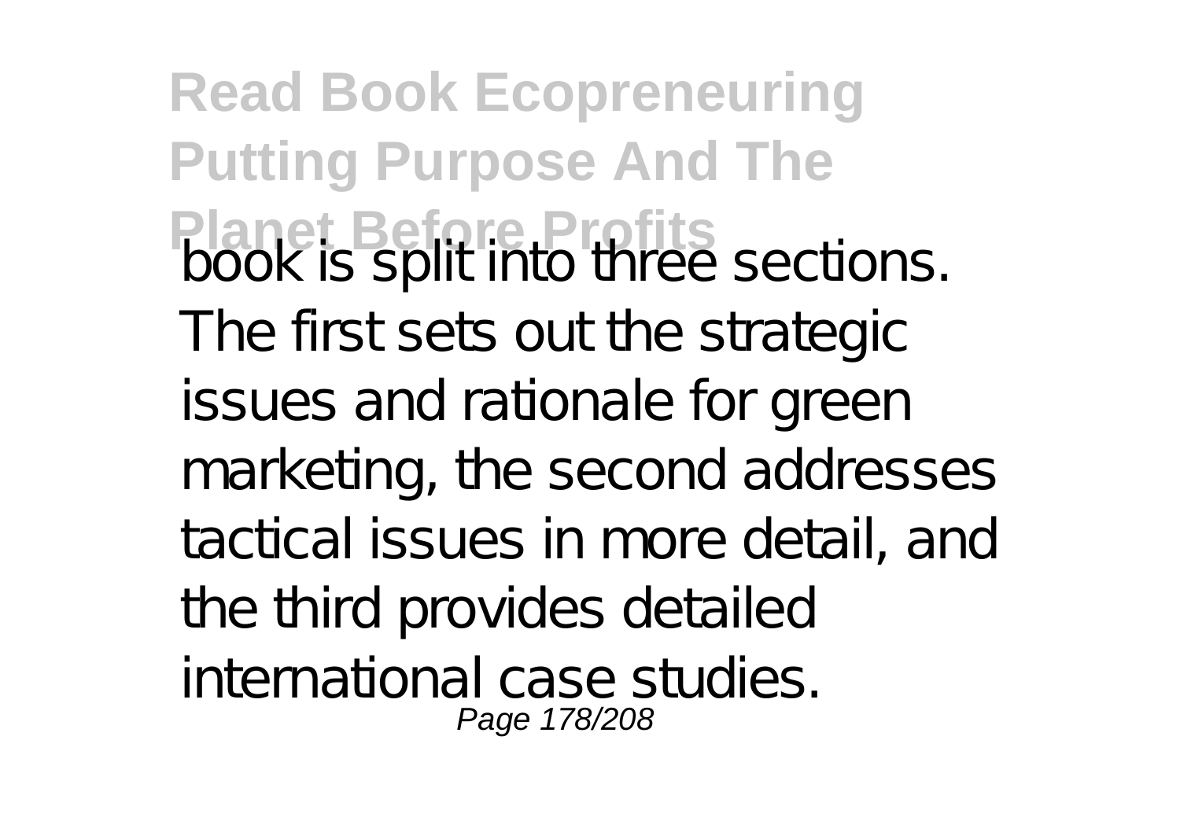book is split into three sections. The first sets out the strategic issues and rationale for green marketing, the second addresses tactical issues in more detail, and the third provides detailed international case studies.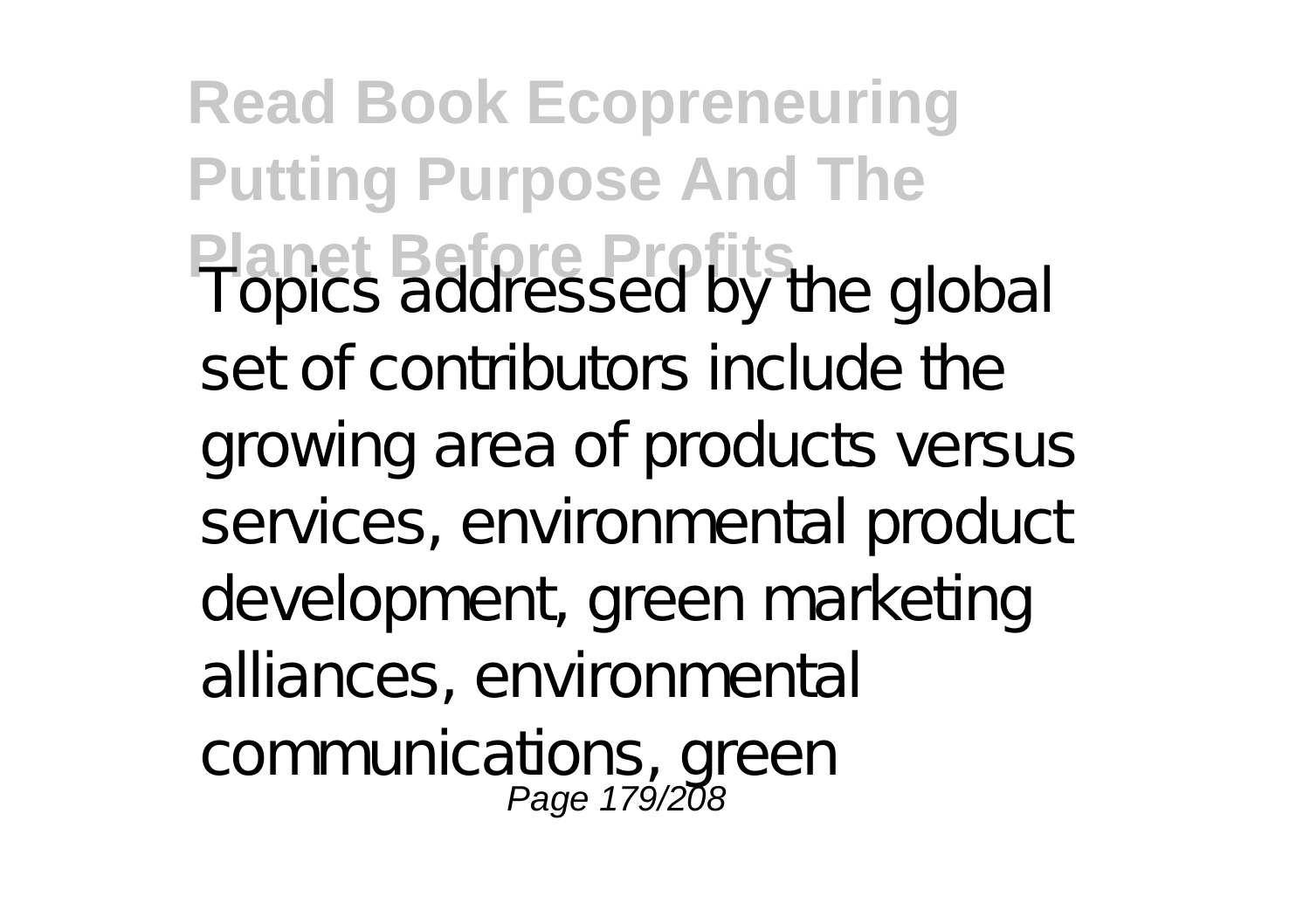Topics addressed by the global set of contributors include the growing area of products versus services, environmental product development, green marketing alliances, environmental communications, green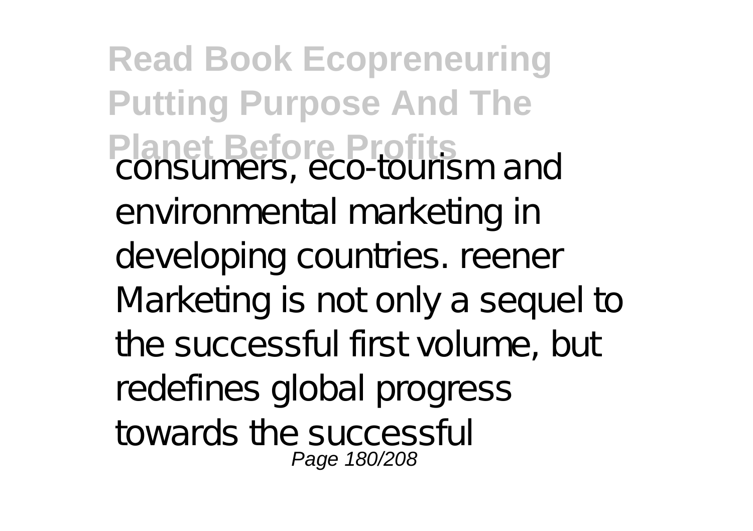consumers, eco-tourism and environmental marketing in developing countries. reener Marketing is not only a sequel to the successful first volume, but redefines global progress towards the successful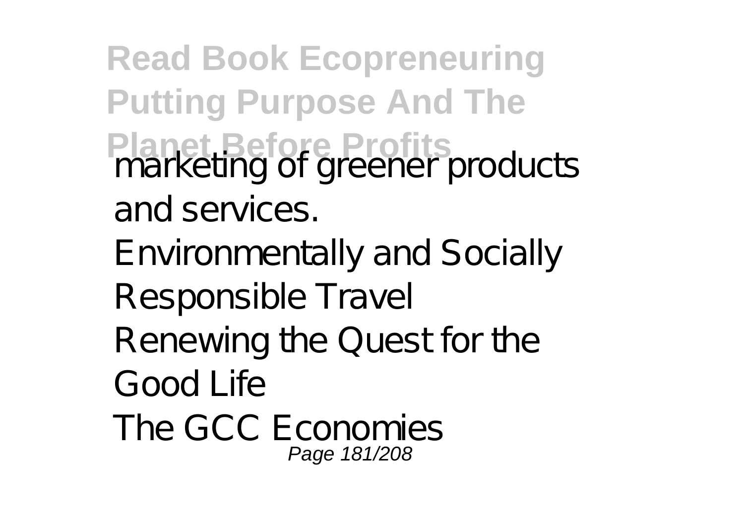marketing of greener products and services.

Environmentally and Socially Responsible Travel

Renewing the Quest for the Good Life

The GCC Economies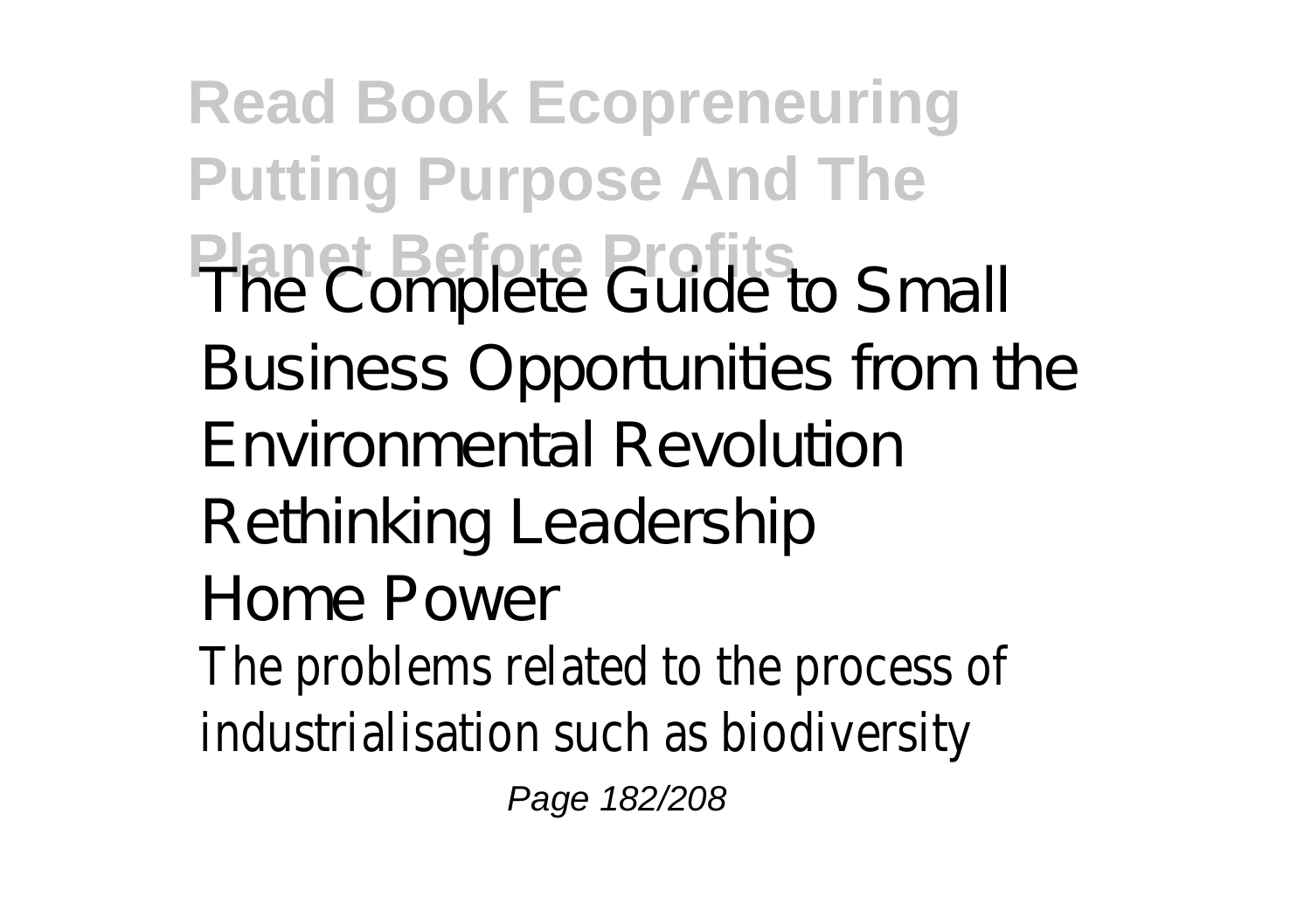The Complete Guide to Small Business Opportunities from the Environmental Revolution
Rethinking Leadership
Home Power
The problems related to the process of industrialisation such as biodiversity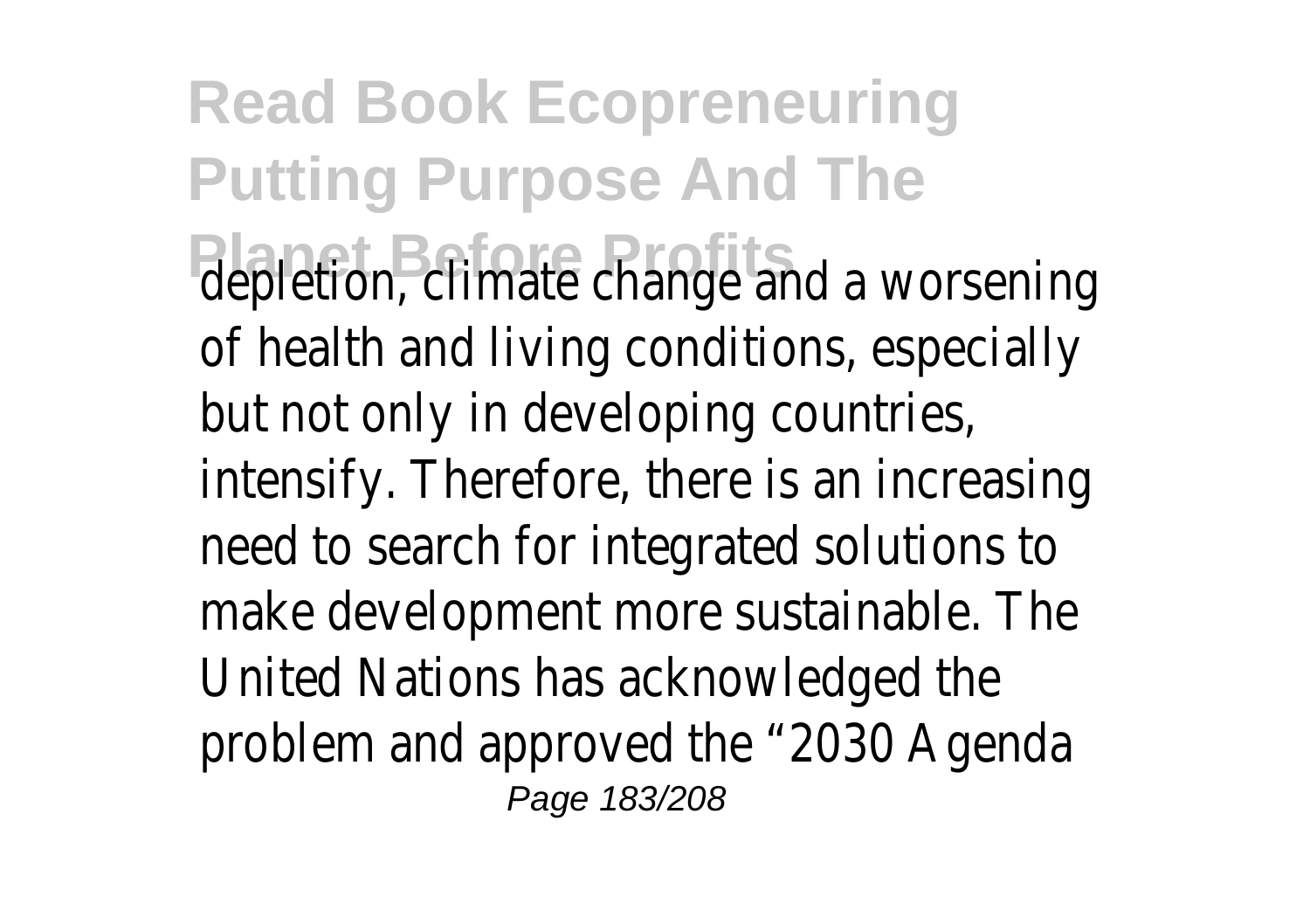depletion, climate change and a worsening of health and living conditions, especially but not only in developing countries, intensify. Therefore, there is an increasing need to search for integrated solutions to make development more sustainable. The United Nations has acknowledged the problem and approved the “2030 Agenda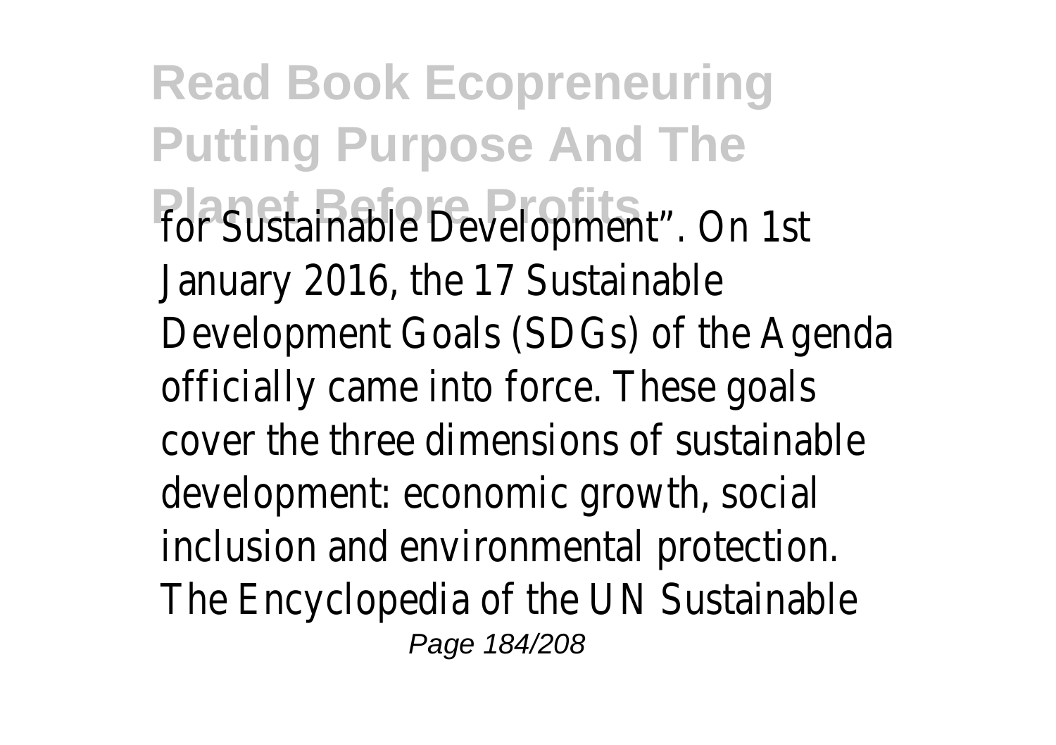for Sustainable Development". On 1st January 2016, the 17 Sustainable Development Goals (SDGs) of the Agenda officially came into force. These goals cover the three dimensions of sustainable development: economic growth, social inclusion and environmental protection. The Encyclopedia of the UN Sustainable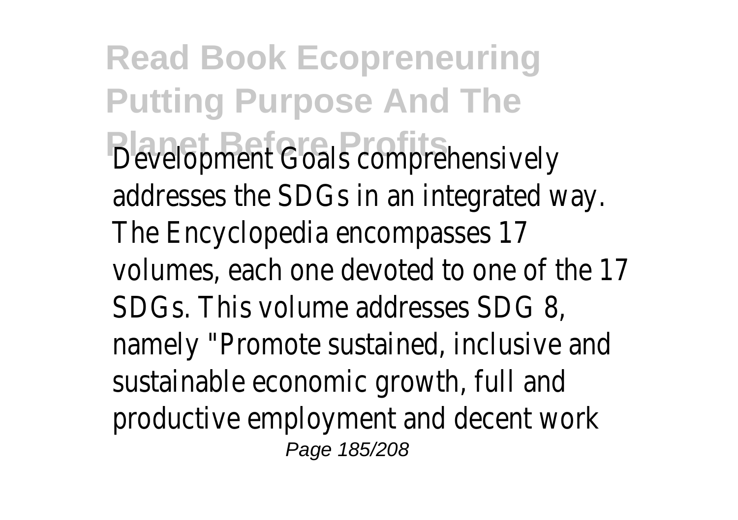Development Goals comprehensively addresses the SDGs in an integrated way. The Encyclopedia encompasses 17 volumes, each one devoted to one of the 17 SDGs. This volume addresses SDG 8, namely "Promote sustained, inclusive and sustainable economic growth, full and productive employment and decent work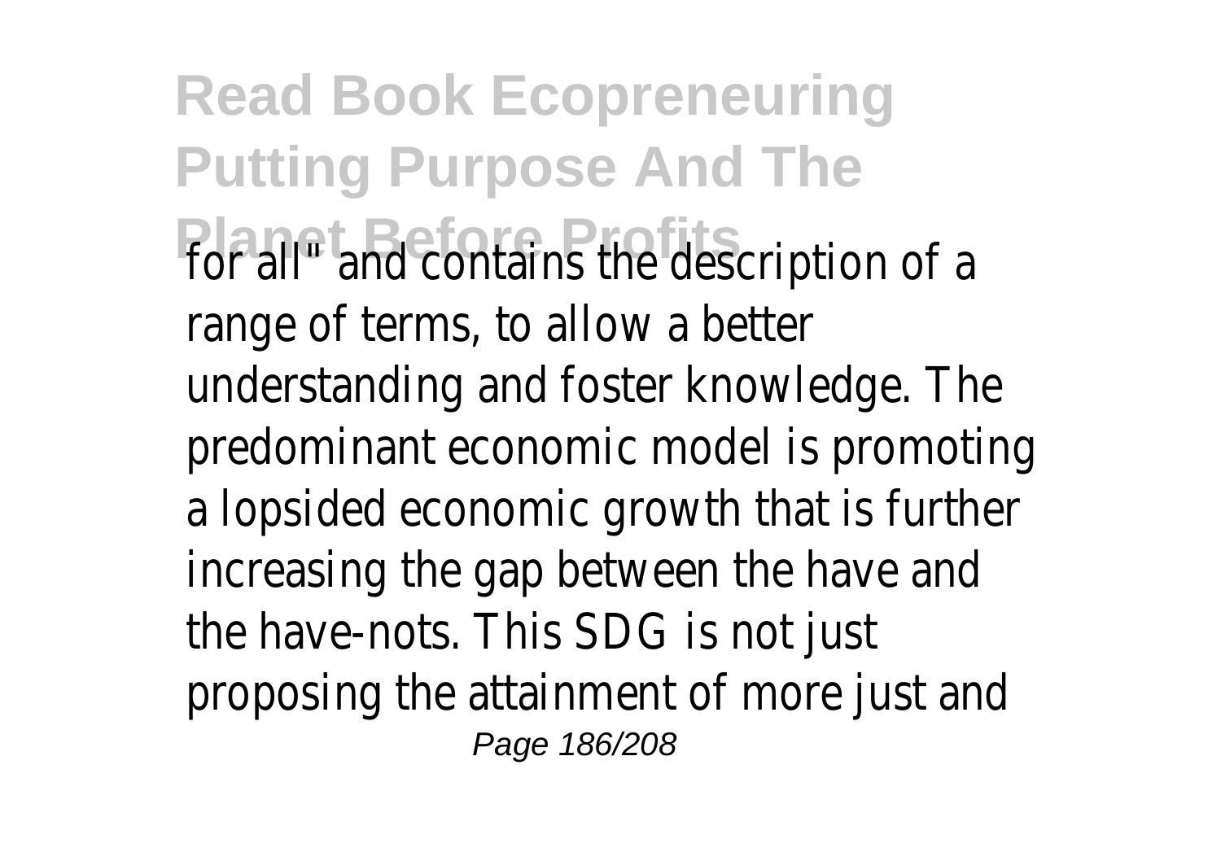for all" and contains the description of a range of terms, to allow a better understanding and foster knowledge. The predominant economic model is promoting a lopsided economic growth that is further increasing the gap between the have and the have-nots. This SDG is not just proposing the attainment of more just and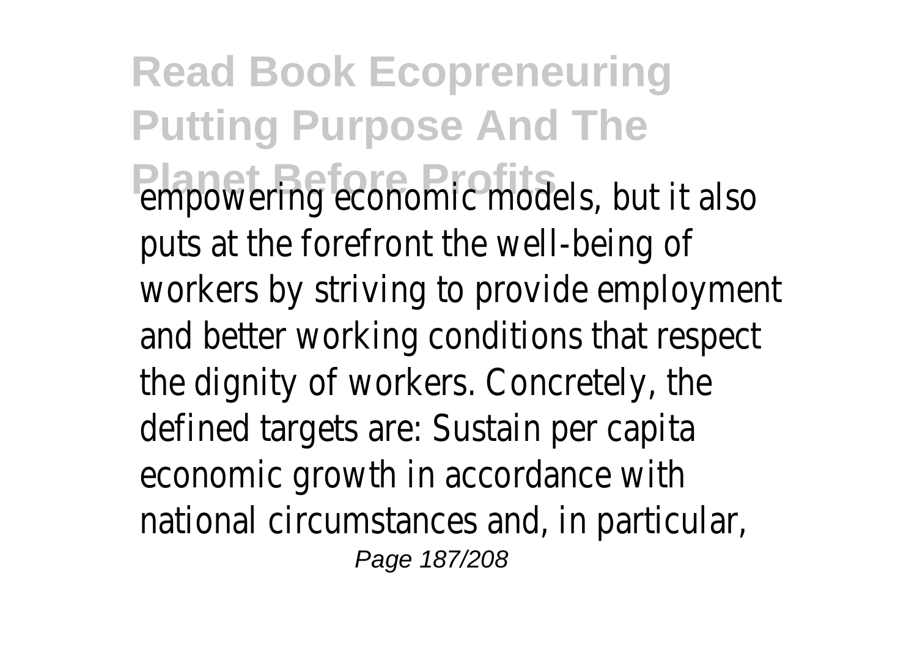empowering economic models, but it also puts at the forefront the well-being of workers by striving to provide employment and better working conditions that respect the dignity of workers. Concretely, the defined targets are: Sustain per capita economic growth in accordance with national circumstances and, in particular,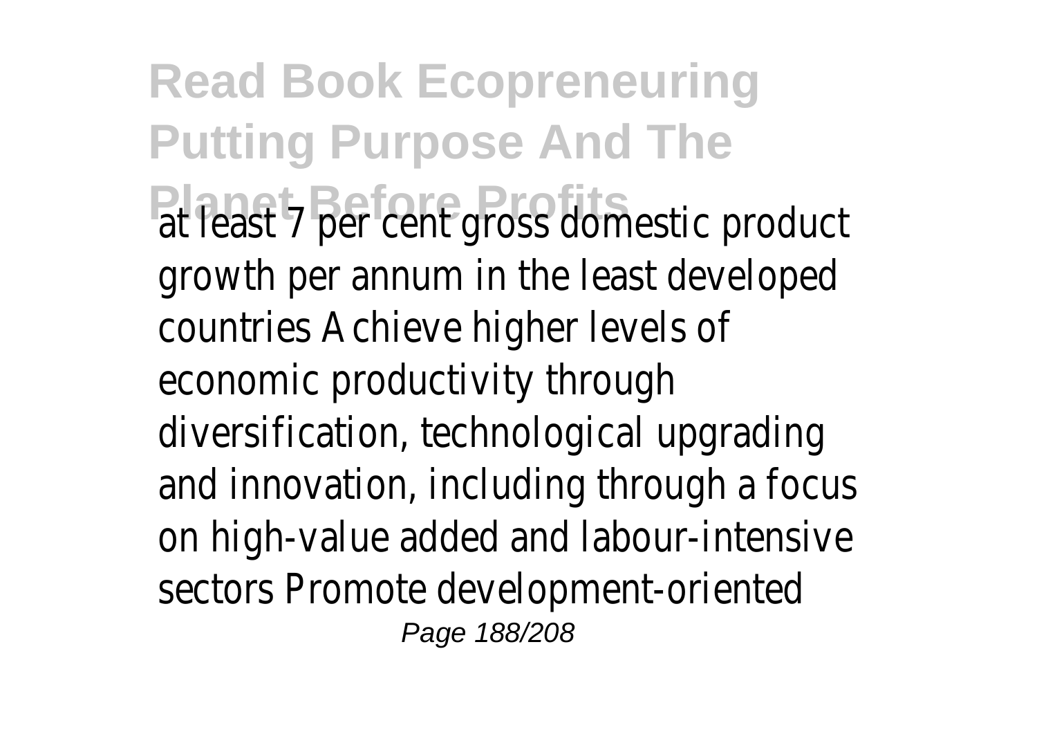at least 7 per cent gross domestic product growth per annum in the least developed countries Achieve higher levels of economic productivity through diversification, technological upgrading and innovation, including through a focus on high-value added and labour-intensive sectors Promote development-oriented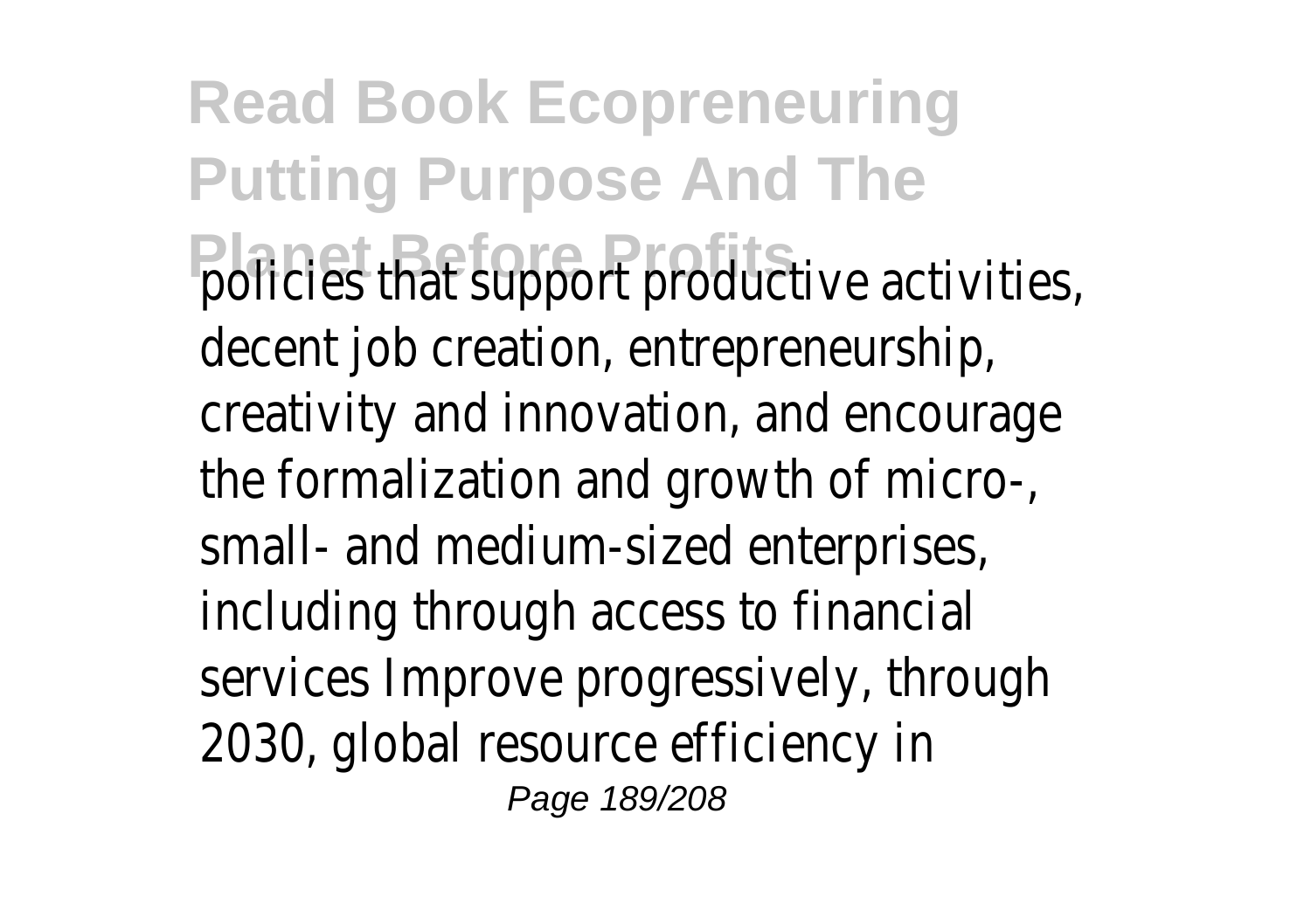policies that support productive activities, decent job creation, entrepreneurship, creativity and innovation, and encourage the formalization and growth of micro-, small- and medium-sized enterprises, including through access to financial services Improve progressively, through 2030, global resource efficiency in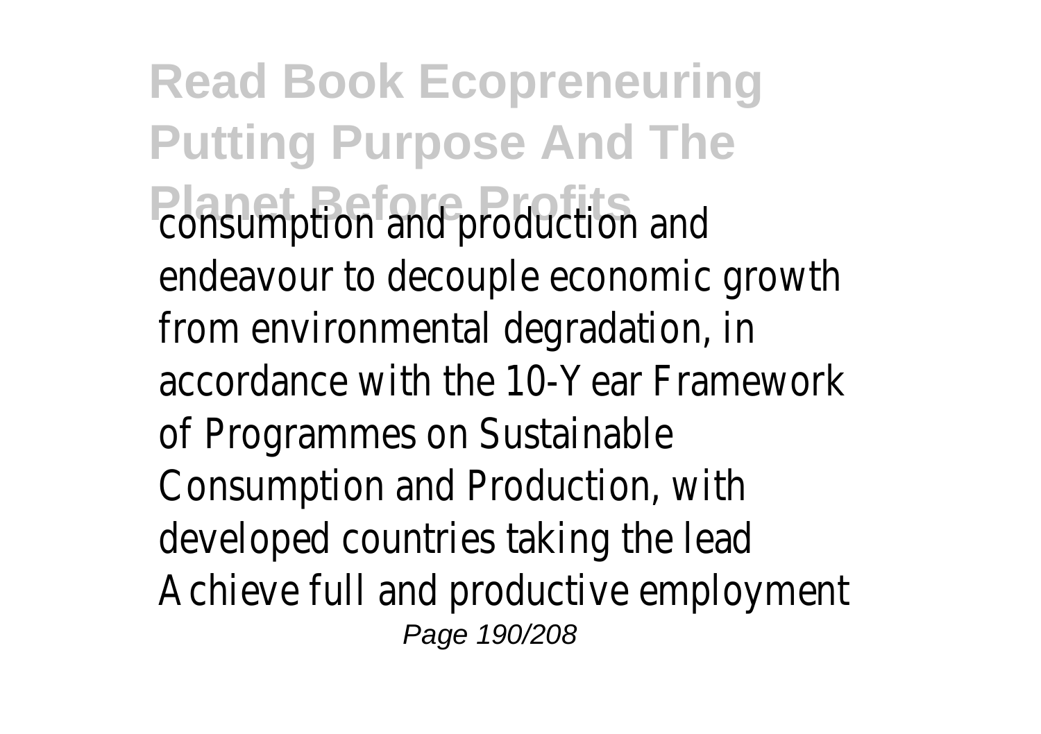consumption and production and endeavour to decouple economic growth from environmental degradation, in accordance with the 10-Year Framework of Programmes on Sustainable Consumption and Production, with developed countries taking the lead Achieve full and productive employment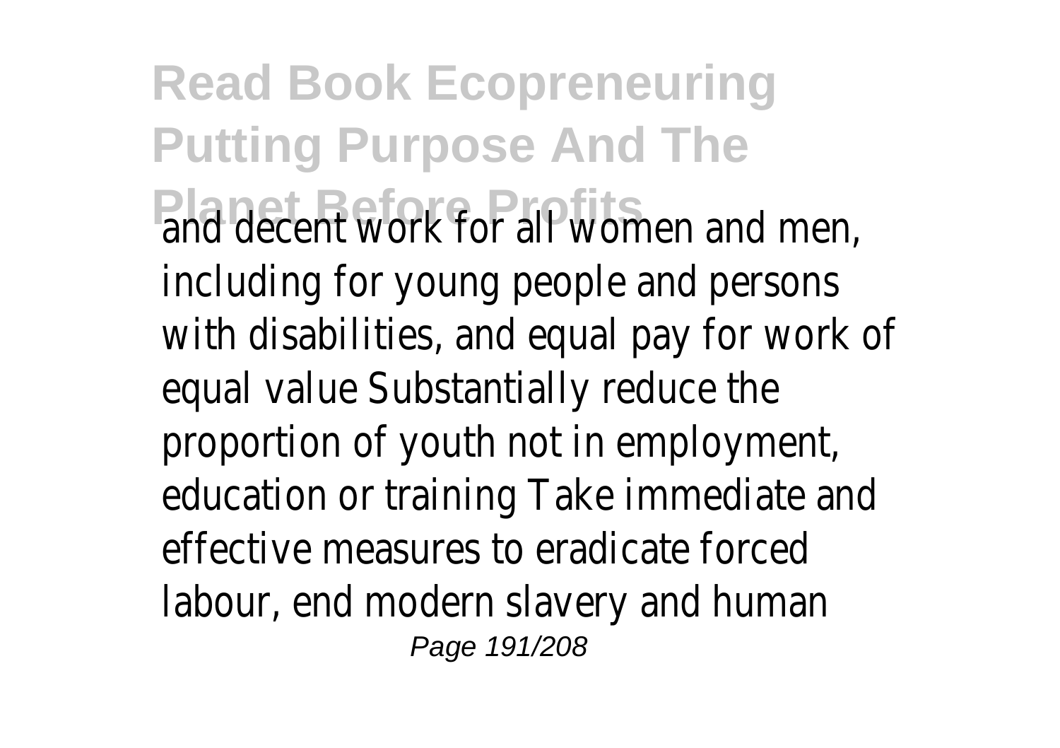and decent work for all women and men, including for young people and persons with disabilities, and equal pay for work of equal value Substantially reduce the proportion of youth not in employment, education or training Take immediate and effective measures to eradicate forced labour, end modern slavery and human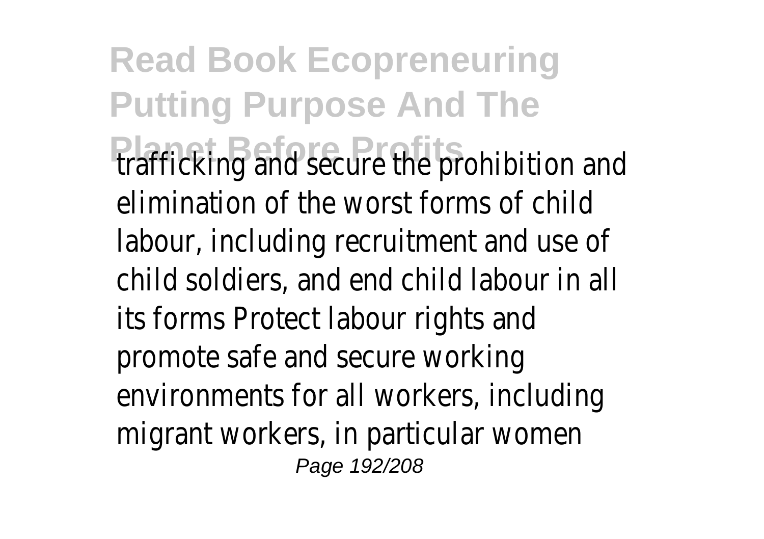trafficking and secure the prohibition and elimination of the worst forms of child labour, including recruitment and use of child soldiers, and end child labour in all its forms Protect labour rights and promote safe and secure working environments for all workers, including migrant workers, in particular women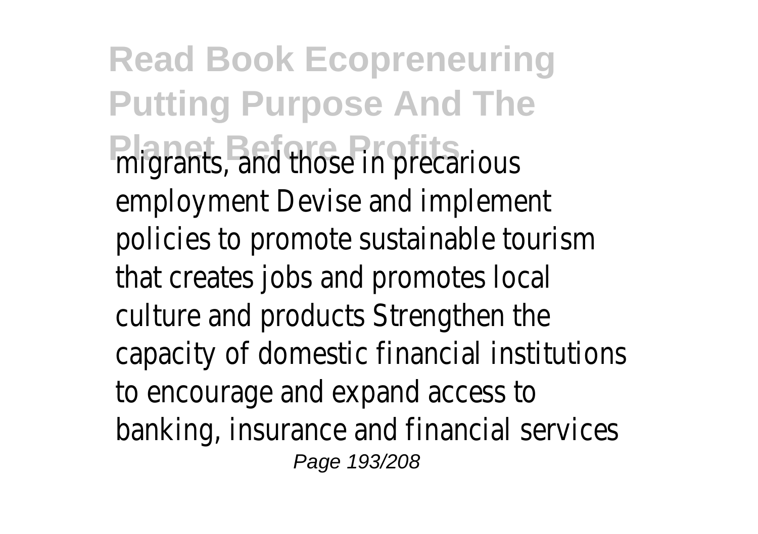migrants, and those in precarious employment Devise and implement policies to promote sustainable tourism that creates jobs and promotes local culture and products Strengthen the capacity of domestic financial institutions to encourage and expand access to banking, insurance and financial services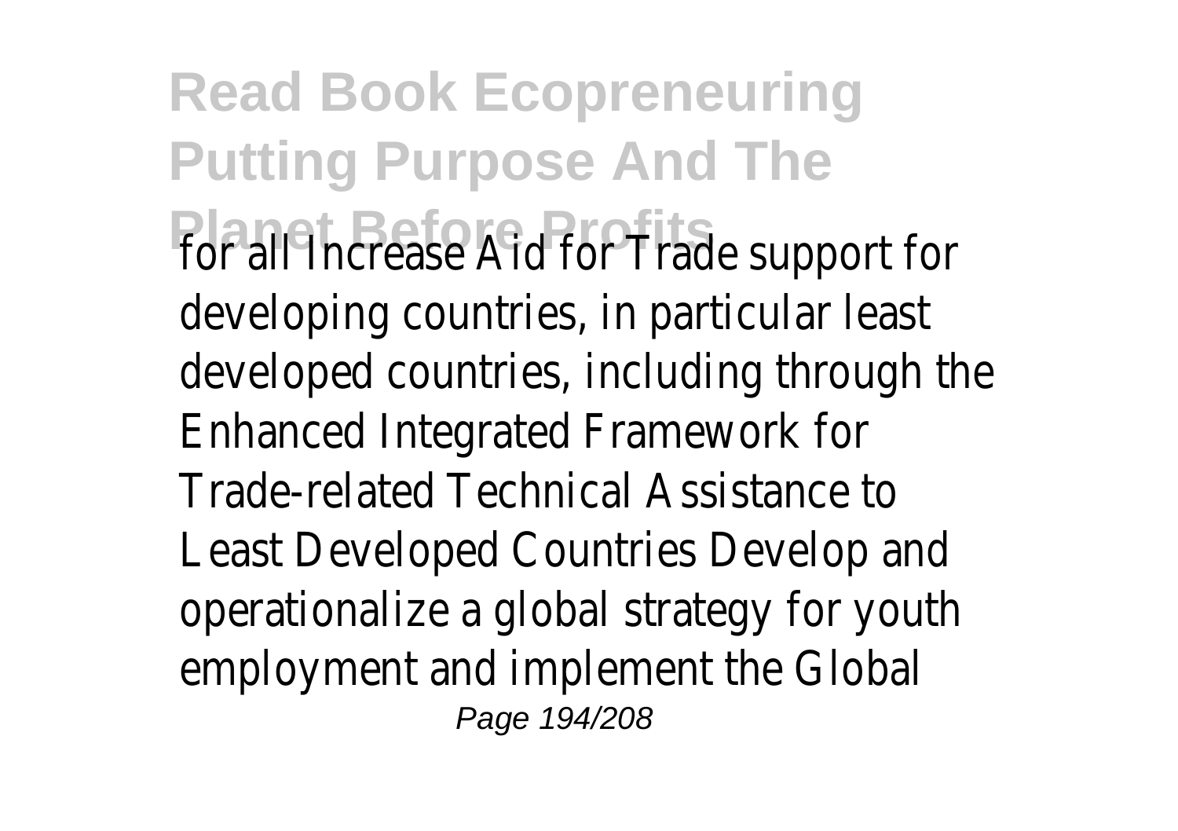for all Increase Aid for Trade support for developing countries, in particular least developed countries, including through the Enhanced Integrated Framework for Trade-related Technical Assistance to Least Developed Countries Develop and operationalize a global strategy for youth employment and implement the Global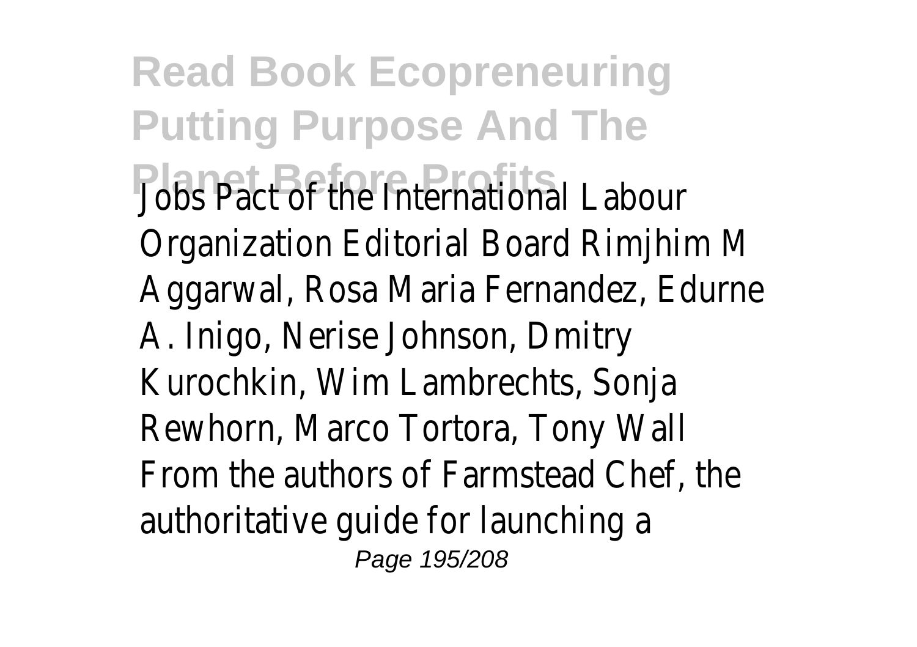Jobs Pact of the International Labour Organization Editorial Board Rimjhim M Aggarwal, Rosa Maria Fernandez, Edurne A. Inigo, Nerise Johnson, Dmitry Kurochkin, Wim Lambrechts, Sonja Rewhorn, Marco Tortora, Tony Wall From the authors of Farmstead Chef, the authoritative guide for launching a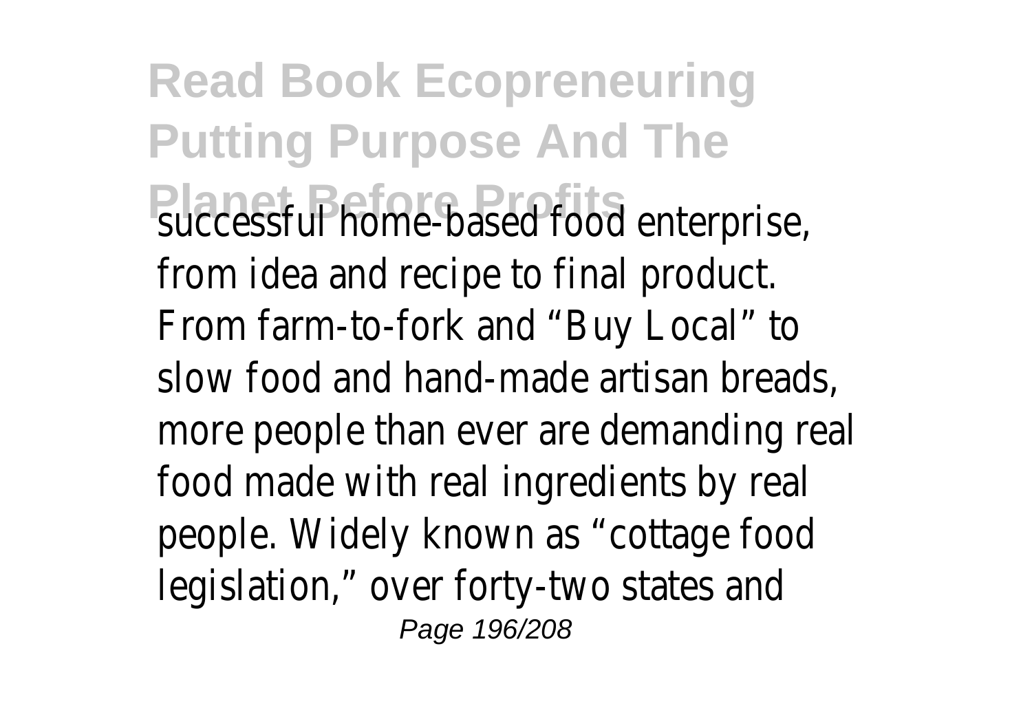successful home-based food enterprise, from idea and recipe to final product. From farm-to-fork and "Buy Local" to slow food and hand-made artisan breads, more people than ever are demanding real food made with real ingredients by real people. Widely known as "cottage food legislation," over forty-two states and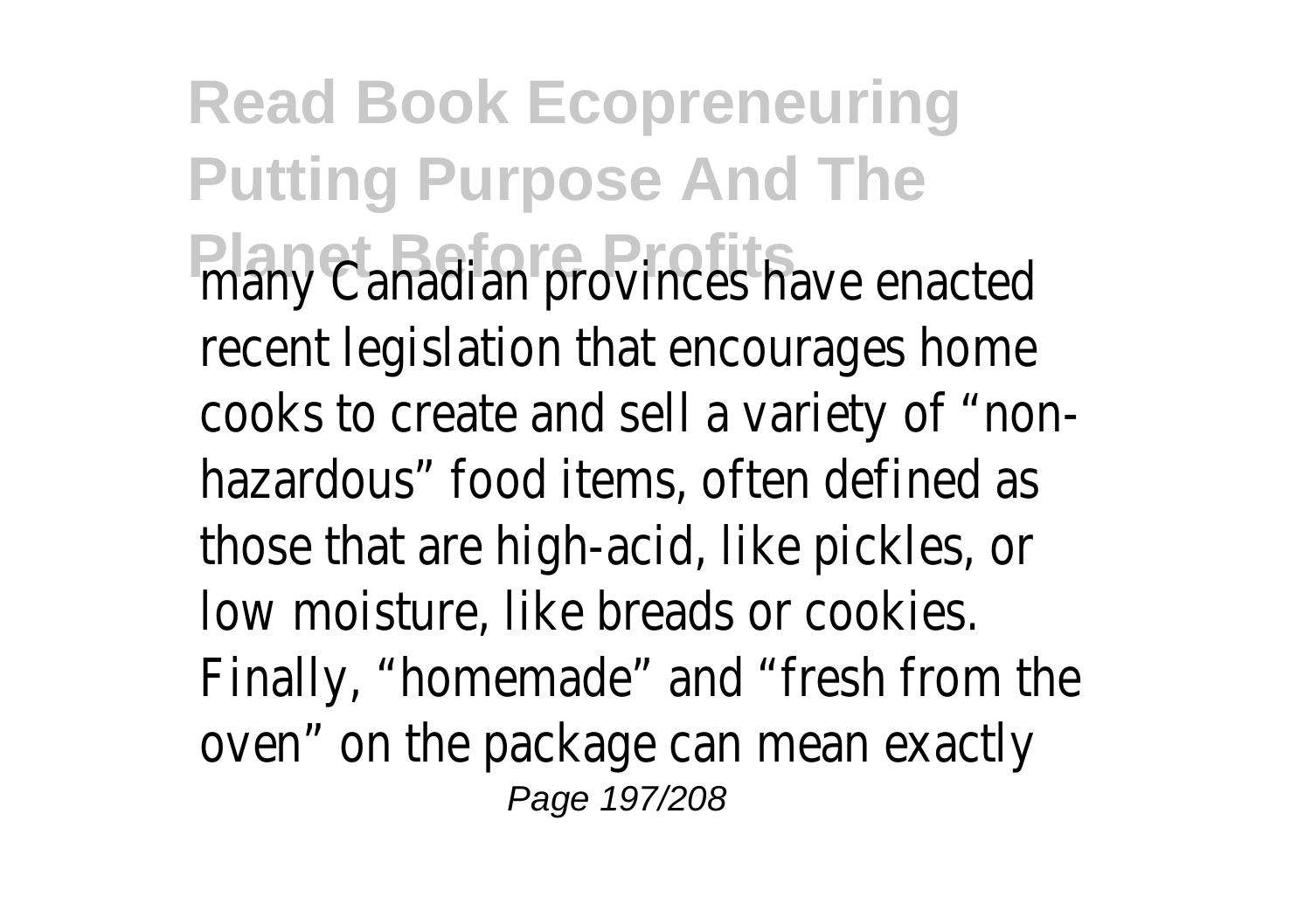many Canadian provinces have enacted recent legislation that encourages home cooks to create and sell a variety of "non-hazardous" food items, often defined as those that are high-acid, like pickles, or low moisture, like breads or cookies. Finally, "homemade" and "fresh from the oven" on the package can mean exactly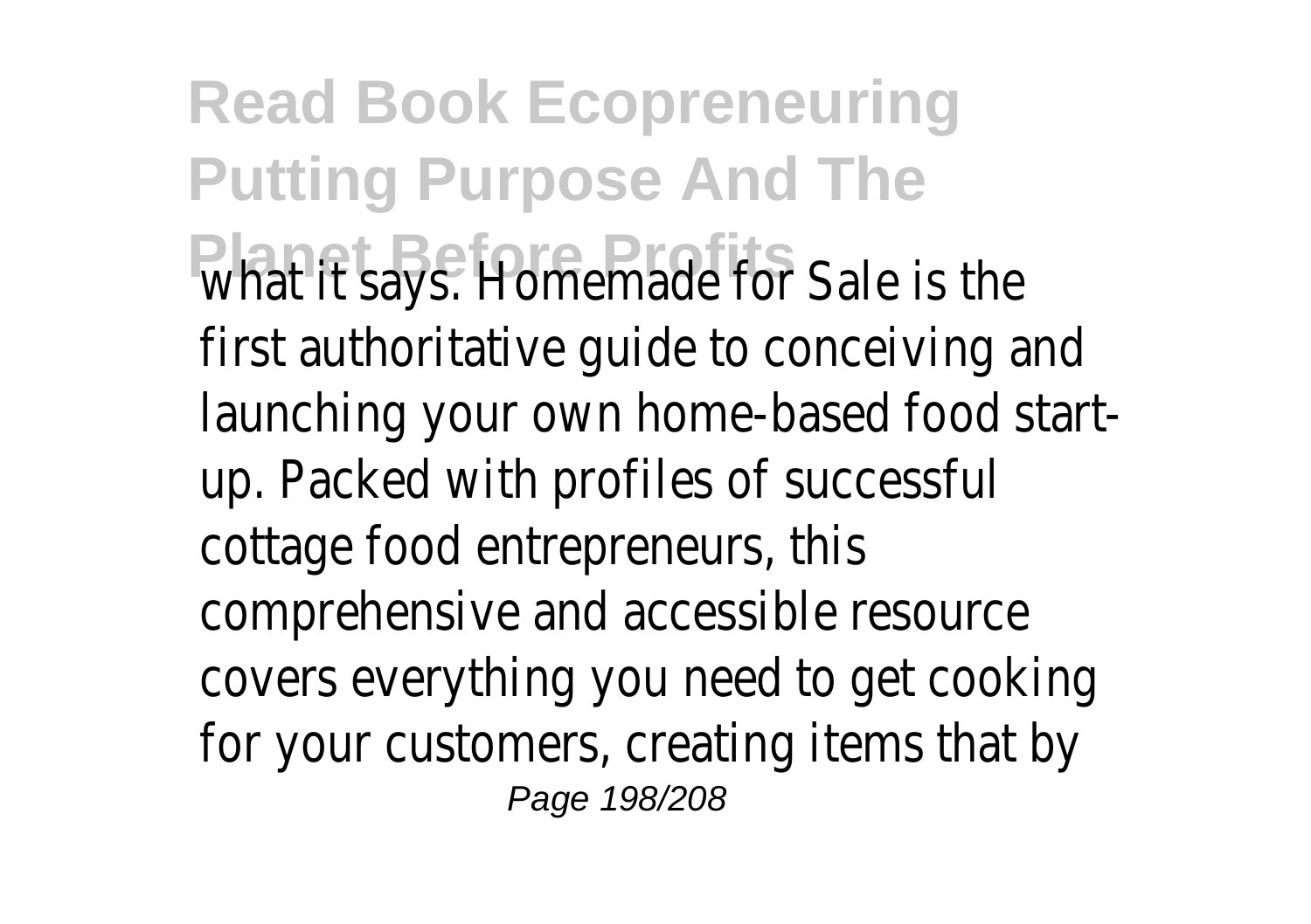what it says. Homemade for Sale is the first authoritative guide to conceiving and launching your own home-based food start-up. Packed with profiles of successful cottage food entrepreneurs, this comprehensive and accessible resource covers everything you need to get cooking for your customers, creating items that by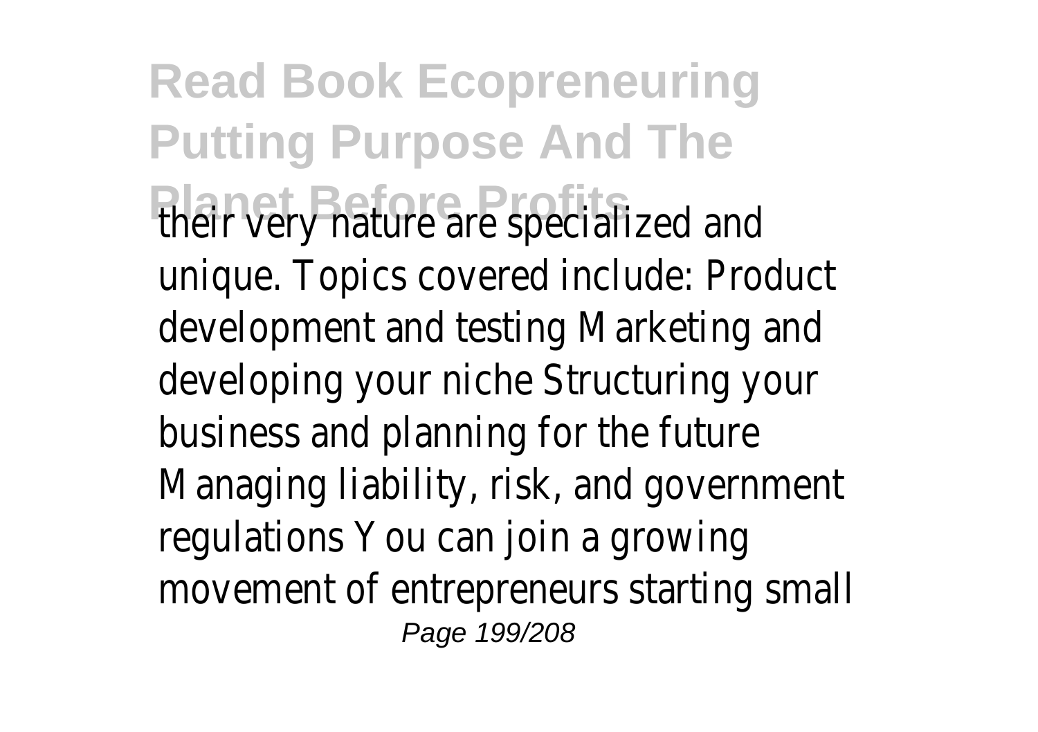their very nature are specialized and unique. Topics covered include: Product development and testing Marketing and developing your niche Structuring your business and planning for the future Managing liability, risk, and government regulations You can join a growing movement of entrepreneurs starting small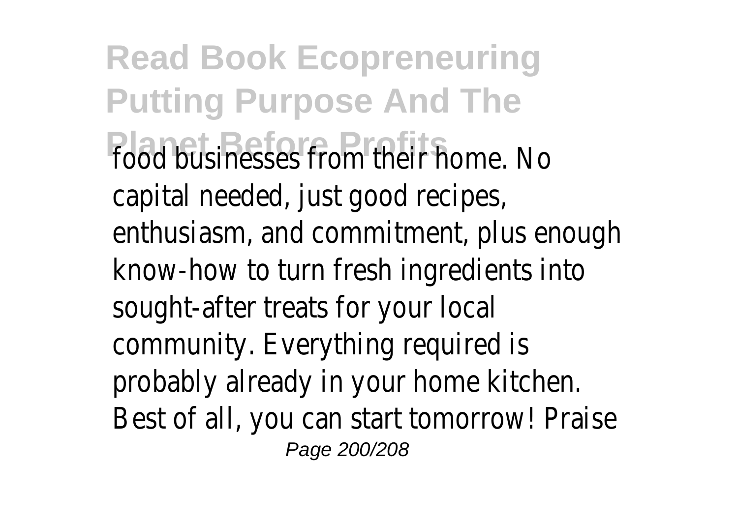food businesses from their home. No capital needed, just good recipes, enthusiasm, and commitment, plus enough know-how to turn fresh ingredients into sought-after treats for your local community. Everything required is probably already in your home kitchen. Best of all, you can start tomorrow! Praise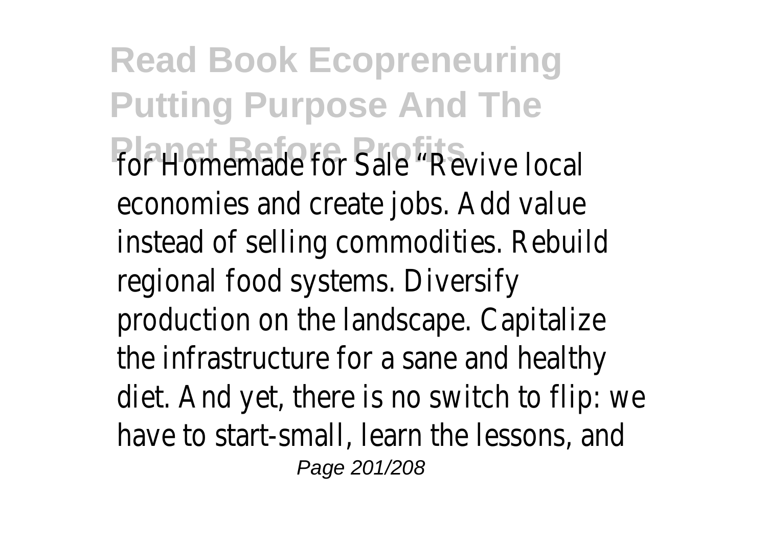for Homemade for Sale "Revive local economies and create jobs. Add value instead of selling commodities. Rebuild regional food systems. Diversify production on the landscape. Capitalize the infrastructure for a sane and healthy diet. And yet, there is no switch to flip: we have to start-small, learn the lessons, and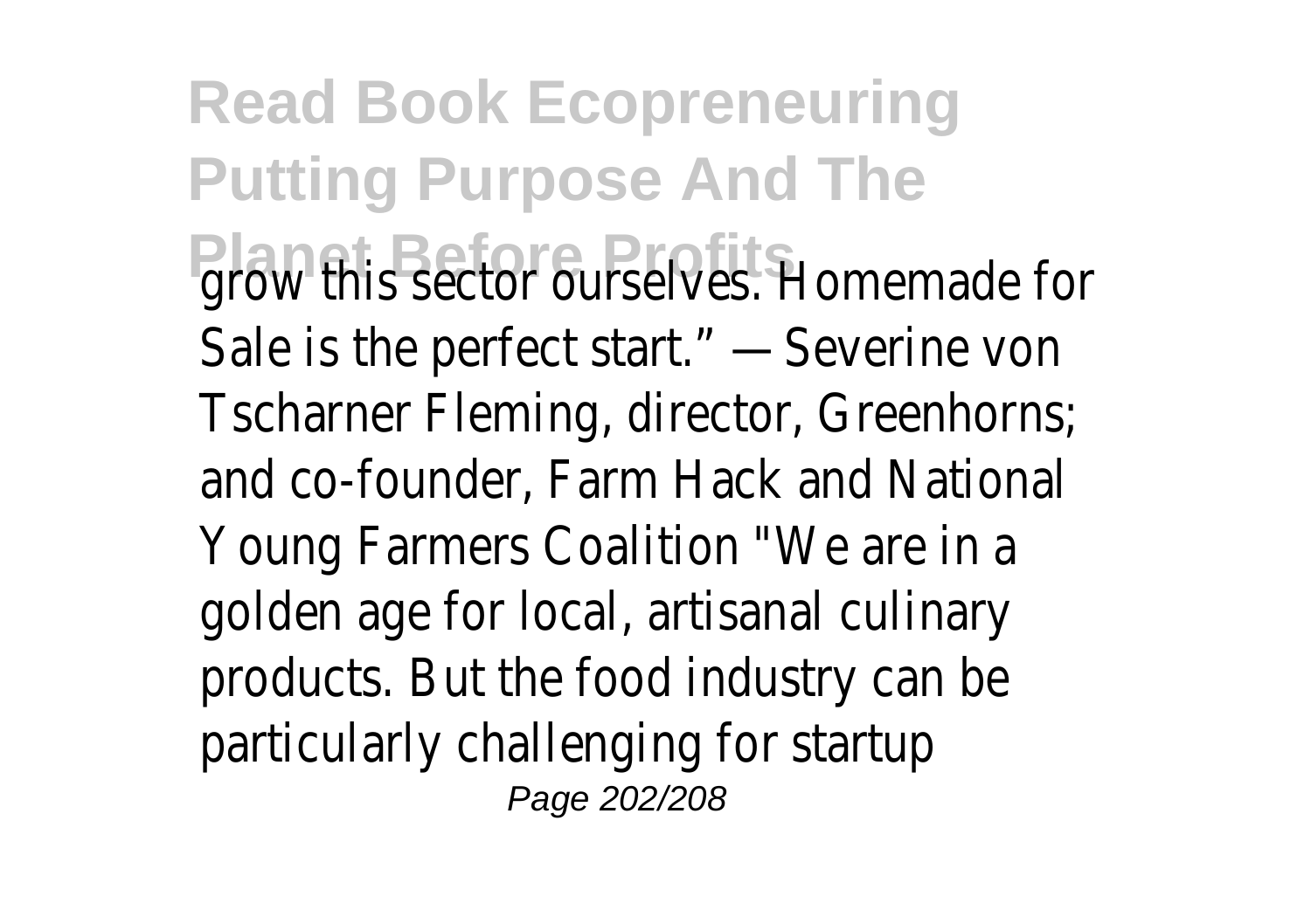grow this sector ourselves. Homemade for Sale is the perfect start." —Severine von Tscharner Fleming, director, Greenhorns; and co-founder, Farm Hack and National Young Farmers Coalition "We are in a golden age for local, artisanal culinary products. But the food industry can be particularly challenging for startup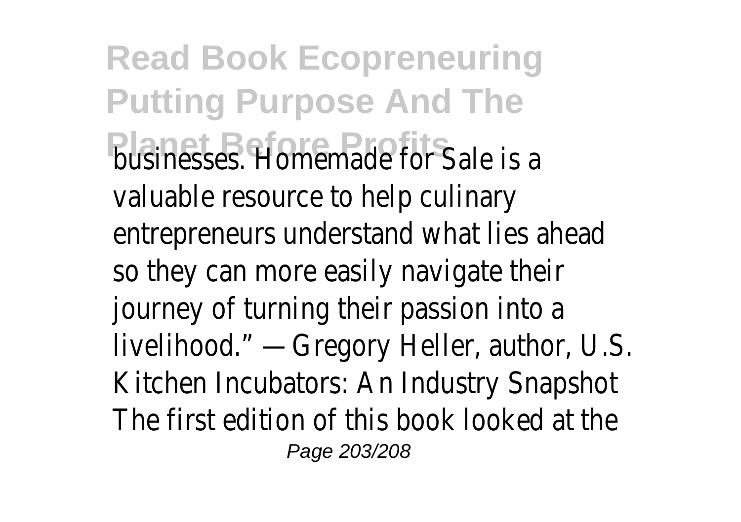businesses. Homemade for Sale is a valuable resource to help culinary entrepreneurs understand what lies ahead so they can more easily navigate their journey of turning their passion into a livelihood." —Gregory Heller, author, U.S. Kitchen Incubators: An Industry Snapshot The first edition of this book looked at the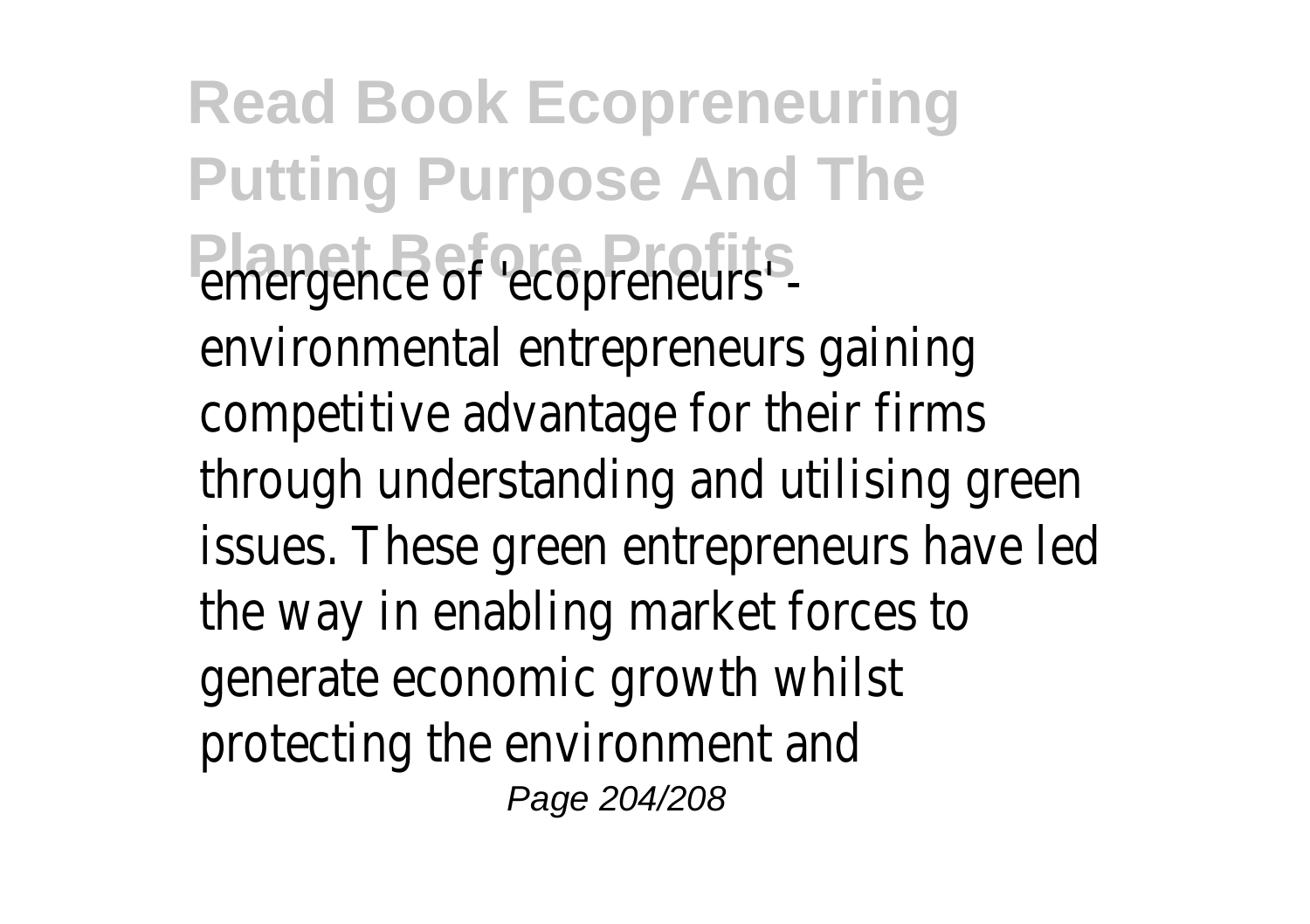emergence of 'ecopreneurs' - environmental entrepreneurs gaining competitive advantage for their firms through understanding and utilising green issues. These green entrepreneurs have led the way in enabling market forces to generate economic growth whilst protecting the environment and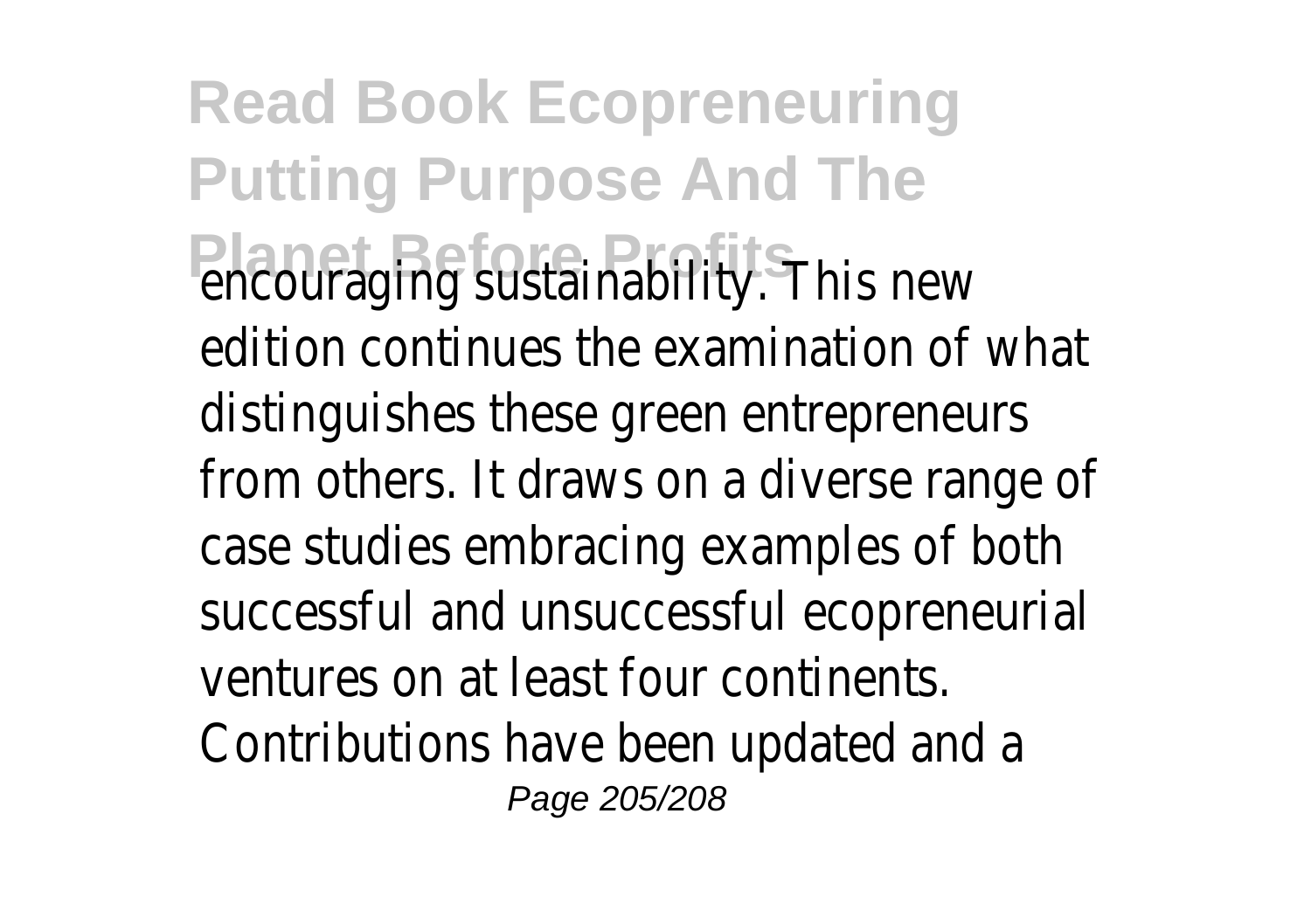encouraging sustainability. This new edition continues the examination of what distinguishes these green entrepreneurs from others. It draws on a diverse range of case studies embracing examples of both successful and unsuccessful ecopreneurial ventures on at least four continents. Contributions have been updated and a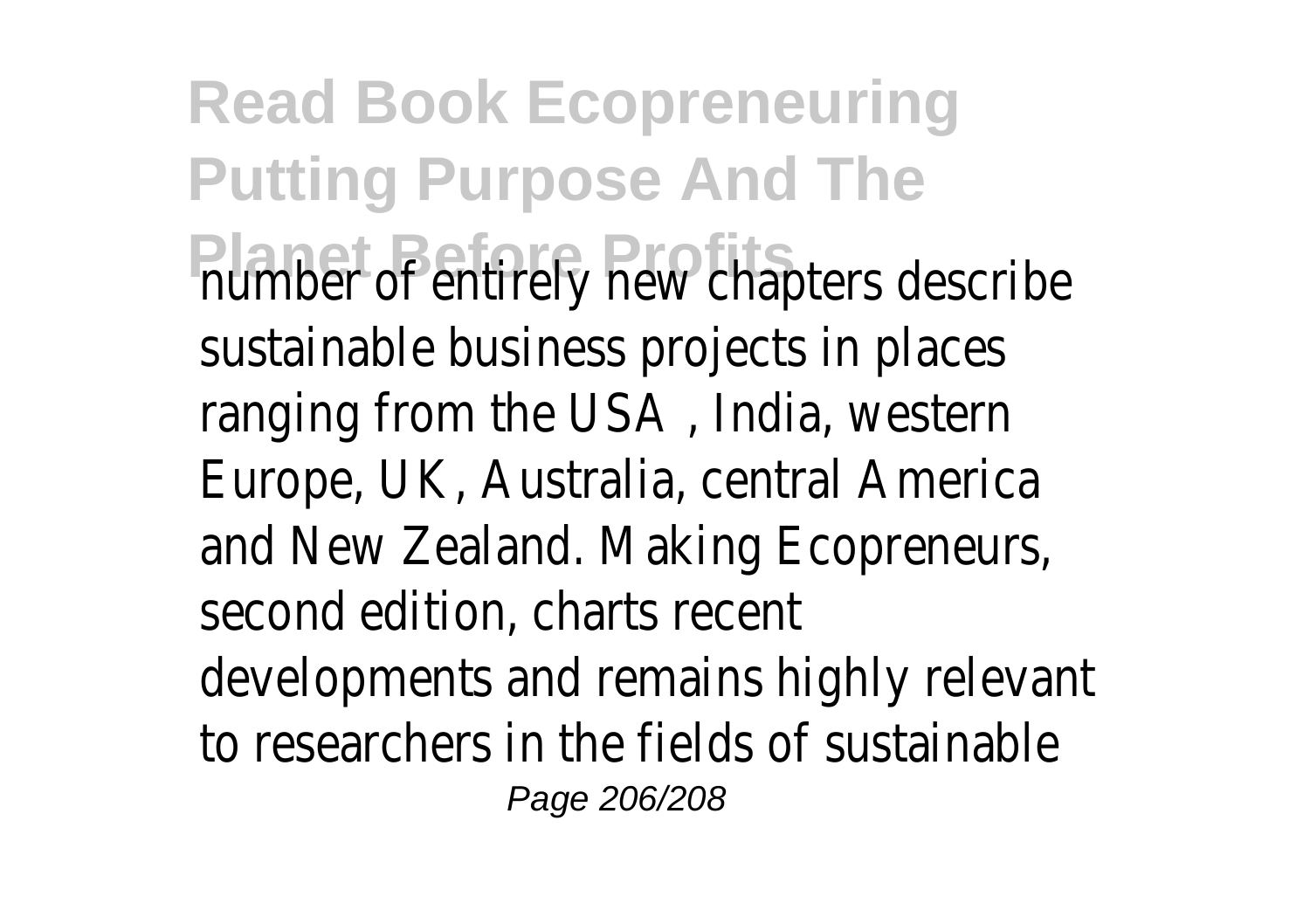number of entirely new chapters describe sustainable business projects in places ranging from the USA , India, western Europe, UK, Australia, central America and New Zealand. Making Ecopreneurs, second edition, charts recent developments and remains highly relevant to researchers in the fields of sustainable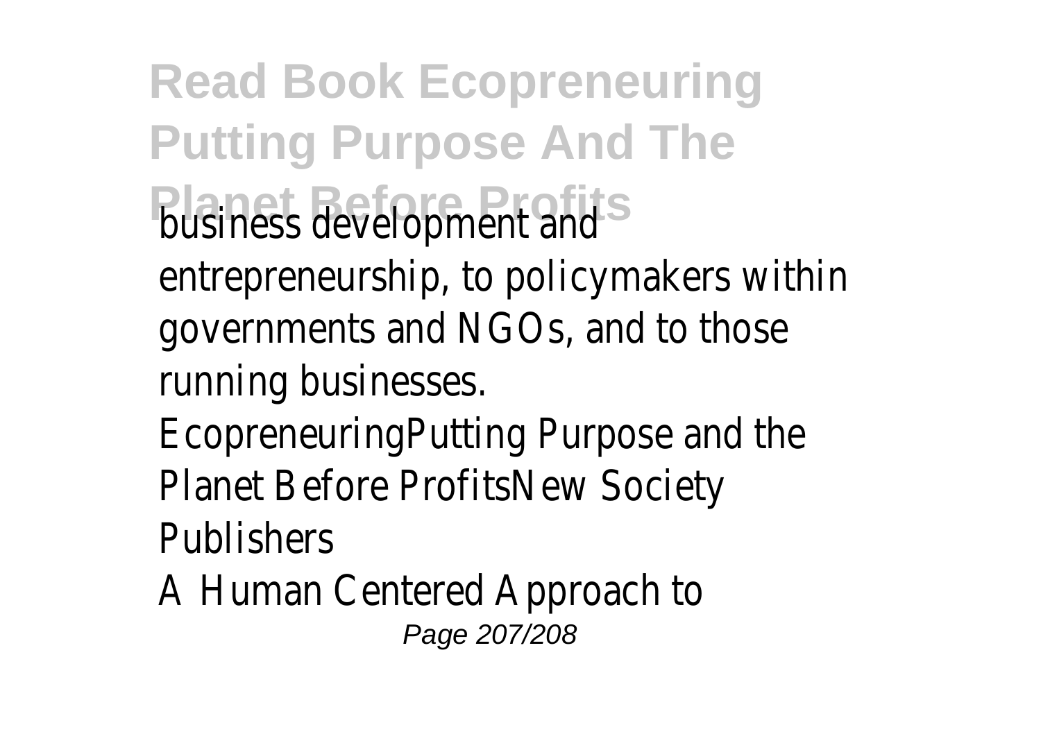business development and entrepreneurship, to policymakers within governments and NGOs, and to those running businesses.

EcopreneuringPutting Purpose and the Planet Before ProfitsNew Society Publishers

A Human Centered Approach to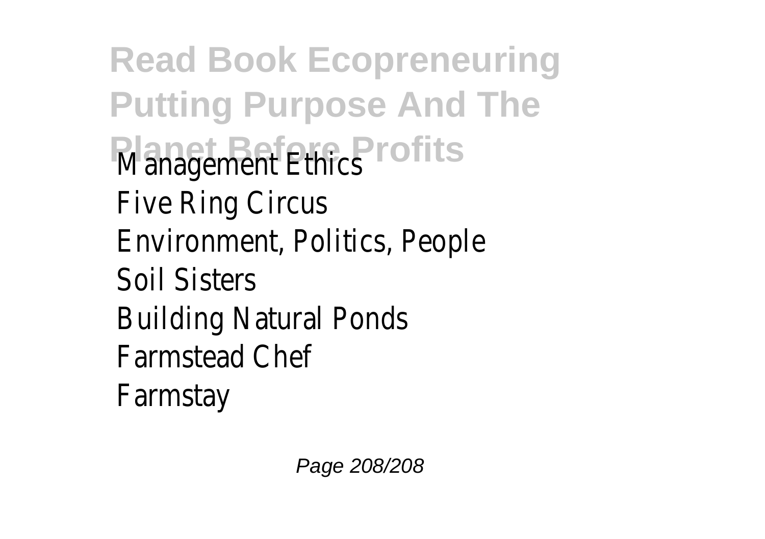**Read Book Ecopreneuring Putting Purpose And The Planet Before Profits**

Management Ethics
Five Ring Circus
Environment, Politics, People
Soil Sisters
Building Natural Ponds
Farmstead Chef
Farmstay